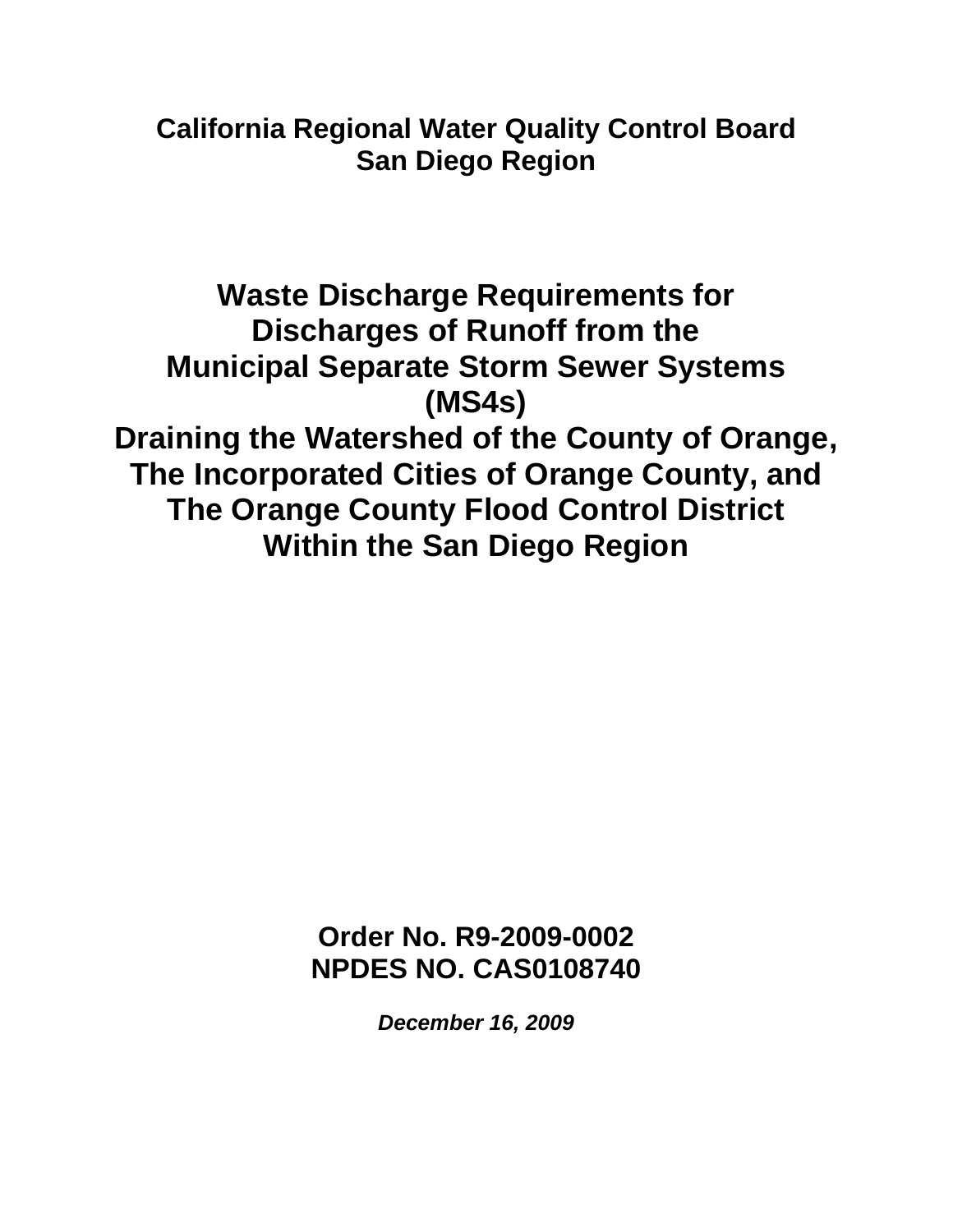**California Regional Water Quality Control Board**
**San Diego Region**

# Waste Discharge Requirements for Discharges of Runoff from the Municipal Separate Storm Sewer Systems (MS4s) Draining the Watershed of the County of Orange, The Incorporated Cities of Orange County, and The Orange County Flood Control District Within the San Diego Region

**Order No. R9-2009-0002**
**NPDES NO. CAS0108740**

***December 16, 2009***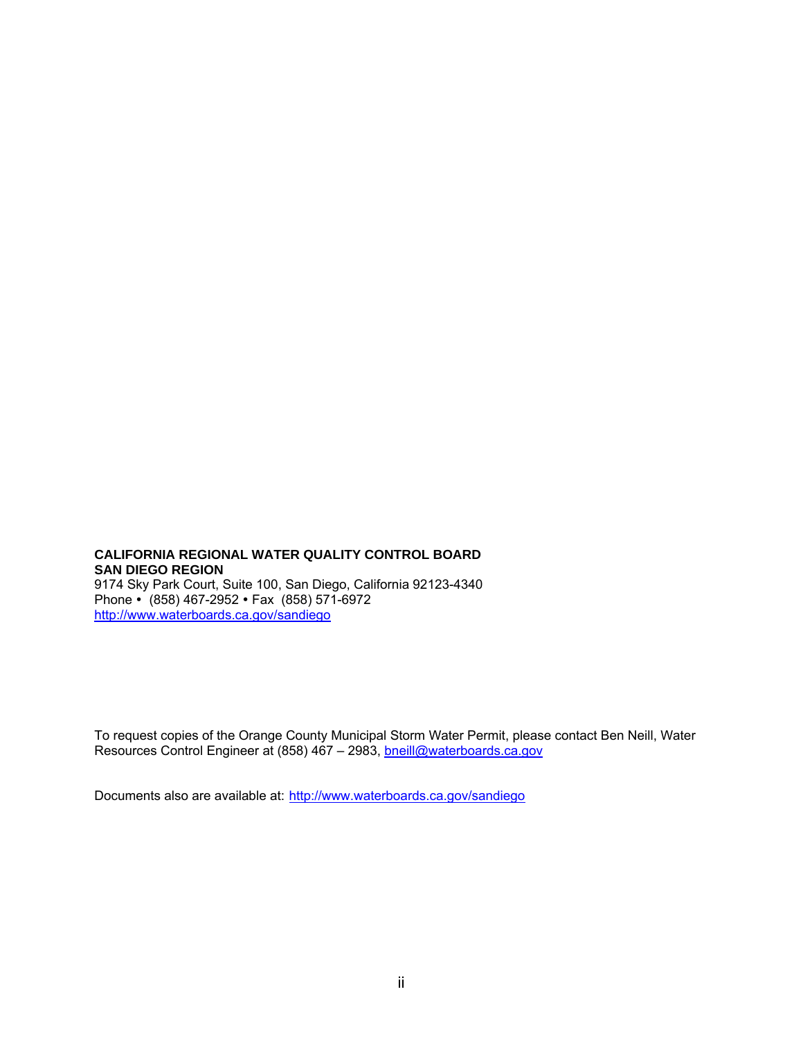**CALIFORNIA REGIONAL WATER QUALITY CONTROL BOARD**
**SAN DIEGO REGION**
9174 Sky Park Court, Suite 100, San Diego, California 92123-4340
Phone • (858) 467-2952 • Fax (858) 571-6972
http://www.waterboards.ca.gov/sandiego

To request copies of the Orange County Municipal Storm Water Permit, please contact Ben Neill, Water Resources Control Engineer at (858) 467 – 2983, bneill@waterboards.ca.gov

Documents also are available at: http://www.waterboards.ca.gov/sandiego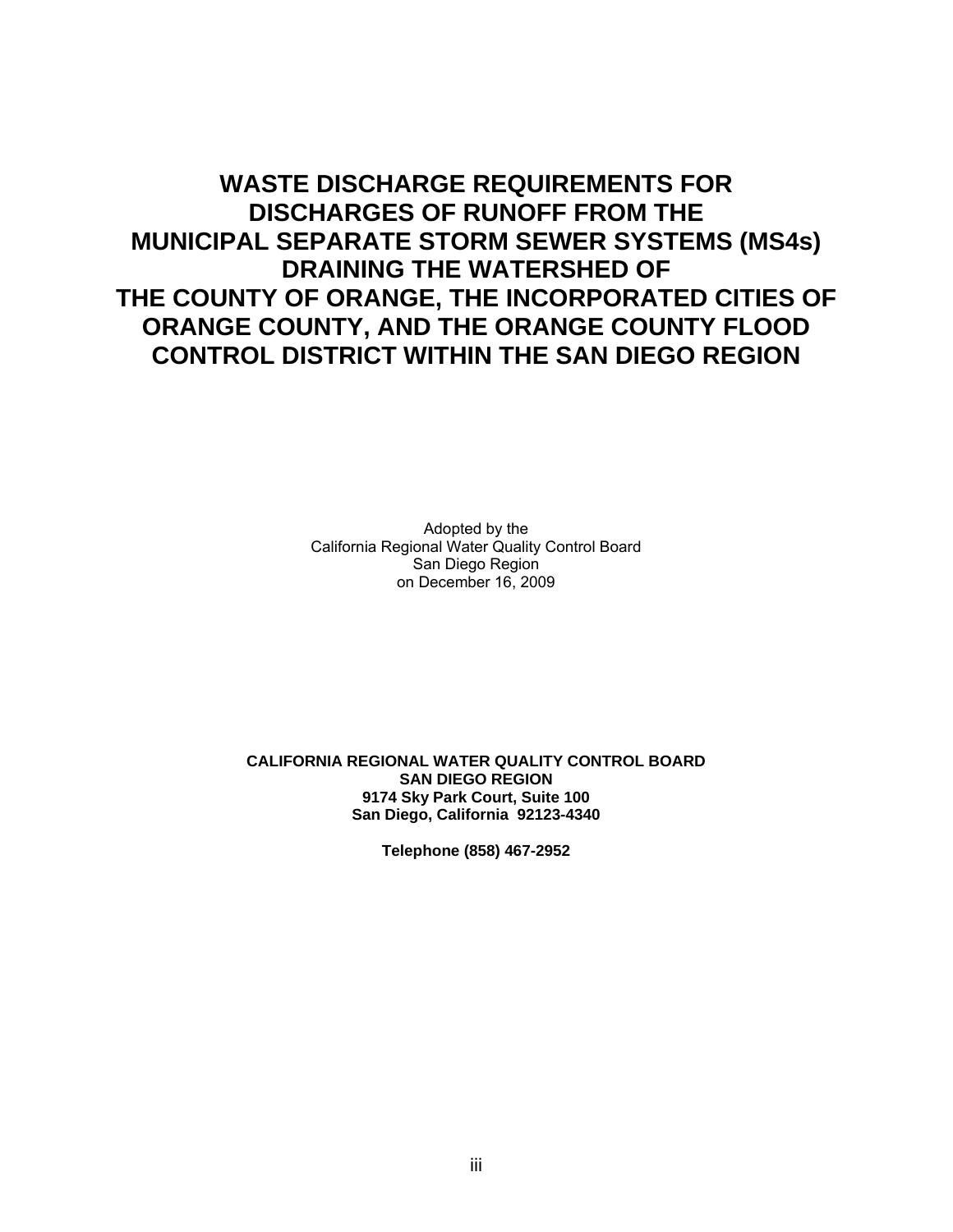# WASTE DISCHARGE REQUIREMENTS FOR DISCHARGES OF RUNOFF FROM THE MUNICIPAL SEPARATE STORM SEWER SYSTEMS (MS4s) DRAINING THE WATERSHED OF THE COUNTY OF ORANGE, THE INCORPORATED CITIES OF ORANGE COUNTY, AND THE ORANGE COUNTY FLOOD CONTROL DISTRICT WITHIN THE SAN DIEGO REGION

Adopted by the
California Regional Water Quality Control Board
San Diego Region
on December 16, 2009

**CALIFORNIA REGIONAL WATER QUALITY CONTROL BOARD**
**SAN DIEGO REGION**
**9174 Sky Park Court, Suite 100**
**San Diego, California 92123-4340**

**Telephone (858) 467-2952**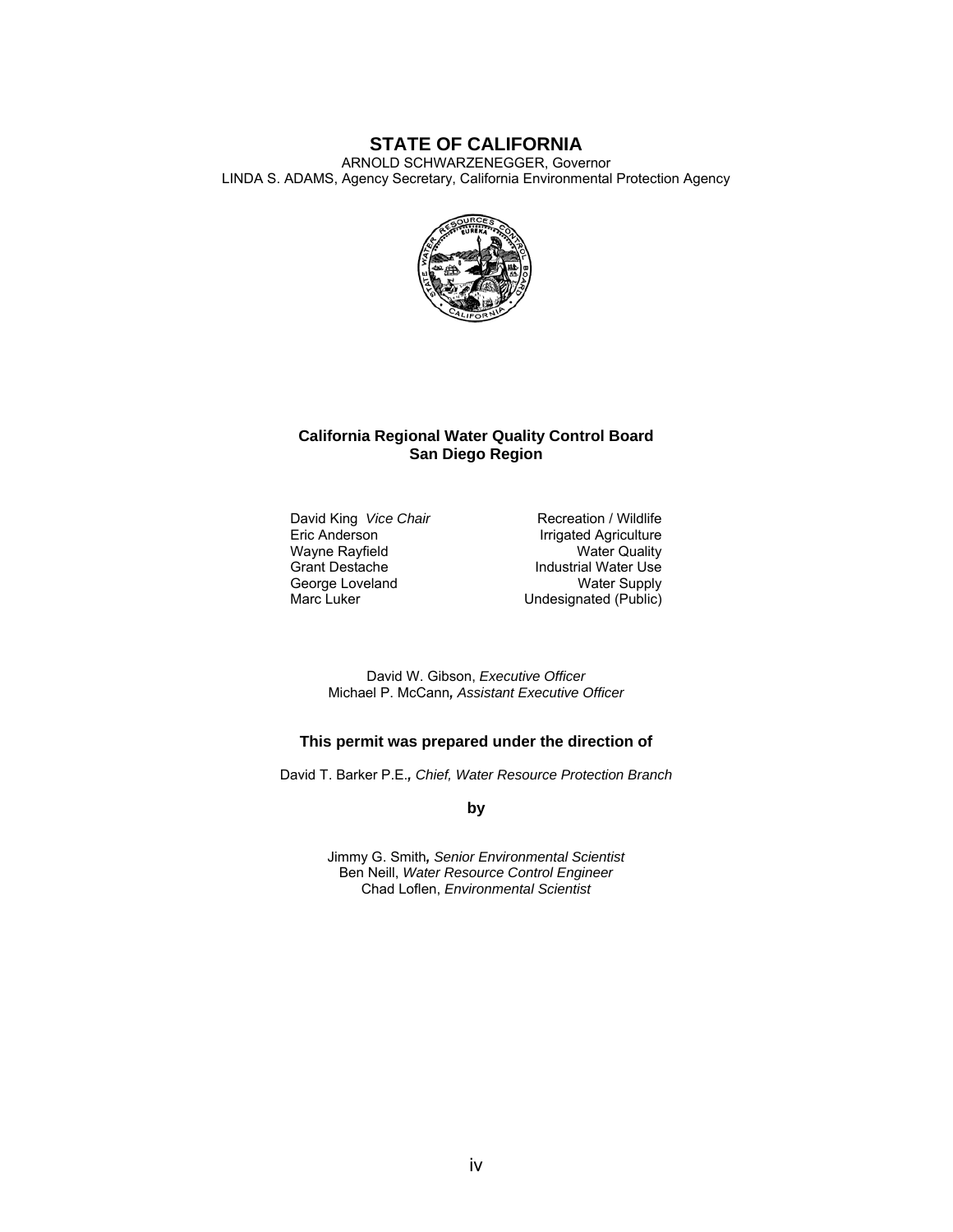# STATE OF CALIFORNIA

ARNOLD SCHWARZENEGGER, Governor
LINDA S. ADAMS, Agency Secretary, California Environmental Protection Agency

**California Regional Water Quality Control Board**
**San Diego Region**

| | |
|---|---|
| David King *Vice Chair* | Recreation / Wildlife |
| Eric Anderson | Irrigated Agriculture |
| Wayne Rayfield | Water Quality |
| Grant Destache | Industrial Water Use |
| George Loveland | Water Supply |
| Marc Luker | Undesignated (Public) |

David W. Gibson, *Executive Officer*
Michael P. McCann*, Assistant Executive Officer*

**This permit was prepared under the direction of**

David T. Barker P.E.*, Chief, Water Resource Protection Branch*

**by**

Jimmy G. Smith*, Senior Environmental Scientist*
Ben Neill, *Water Resource Control Engineer*
Chad Loflen, *Environmental Scientist*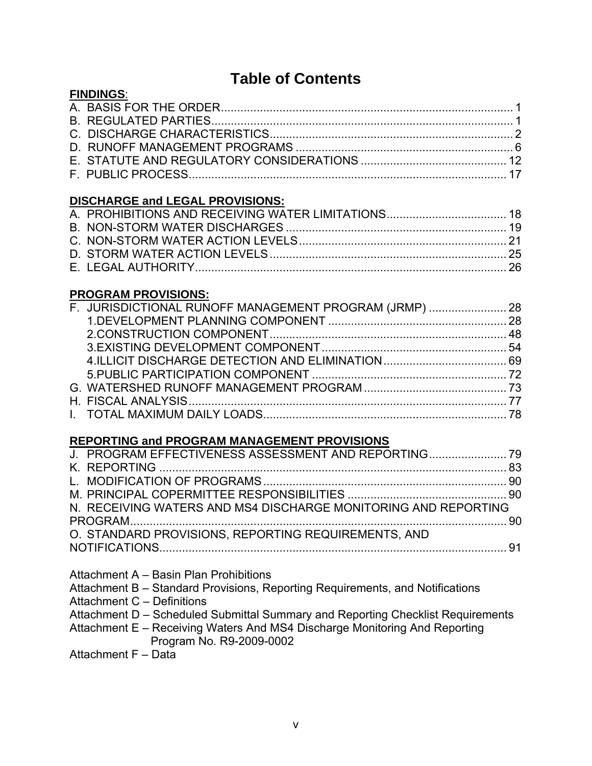# Table of Contents

**FINDINGS:**

A. BASIS FOR THE ORDER .......... 1
B. REGULATED PARTIES .......... 1
C. DISCHARGE CHARACTERISTICS .......... 2
D. RUNOFF MANAGEMENT PROGRAMS .......... 6
E. STATUTE AND REGULATORY CONSIDERATIONS .......... 12
F. PUBLIC PROCESS .......... 17

**DISCHARGE and LEGAL PROVISIONS:**

A. PROHIBITIONS AND RECEIVING WATER LIMITATIONS .......... 18
B. NON-STORM WATER DISCHARGES .......... 19
C. NON-STORM WATER ACTION LEVELS .......... 21
D. STORM WATER ACTION LEVELS .......... 25
E. LEGAL AUTHORITY .......... 26

**PROGRAM PROVISIONS:**

F. JURISDICTIONAL RUNOFF MANAGEMENT PROGRAM (JRMP) .......... 28
    1. DEVELOPMENT PLANNING COMPONENT .......... 28
    2. CONSTRUCTION COMPONENT .......... 48
    3. EXISTING DEVELOPMENT COMPONENT .......... 54
    4. ILLICIT DISCHARGE DETECTION AND ELIMINATION .......... 69
    5. PUBLIC PARTICIPATION COMPONENT .......... 72
G. WATERSHED RUNOFF MANAGEMENT PROGRAM .......... 73
H. FISCAL ANALYSIS .......... 77
I. TOTAL MAXIMUM DAILY LOADS .......... 78

**REPORTING and PROGRAM MANAGEMENT PROVISIONS**

J. PROGRAM EFFECTIVENESS ASSESSMENT AND REPORTING .......... 79
K. REPORTING .......... 83
L. MODIFICATION OF PROGRAMS .......... 90
M. PRINCIPAL COPERMITTEE RESPONSIBILITIES .......... 90
N. RECEIVING WATERS AND MS4 DISCHARGE MONITORING AND REPORTING PROGRAM .......... 90
O. STANDARD PROVISIONS, REPORTING REQUIREMENTS, AND NOTIFICATIONS .......... 91

Attachment A – Basin Plan Prohibitions
Attachment B – Standard Provisions, Reporting Requirements, and Notifications
Attachment C – Definitions
Attachment D – Scheduled Submittal Summary and Reporting Checklist Requirements
Attachment E – Receiving Waters And MS4 Discharge Monitoring And Reporting Program No. R9-2009-0002
Attachment F – Data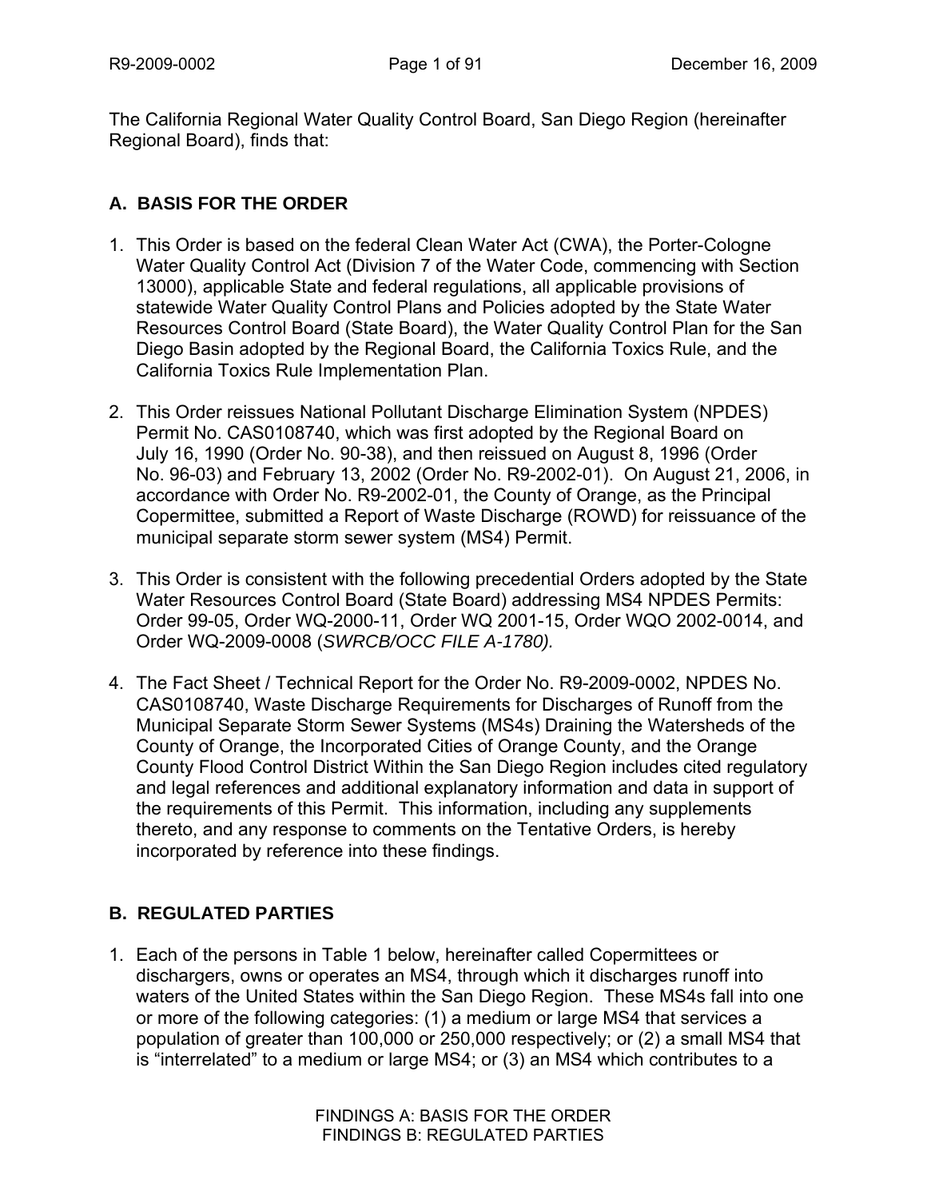The California Regional Water Quality Control Board, San Diego Region (hereinafter Regional Board), finds that:

## A. BASIS FOR THE ORDER

1. This Order is based on the federal Clean Water Act (CWA), the Porter-Cologne Water Quality Control Act (Division 7 of the Water Code, commencing with Section 13000), applicable State and federal regulations, all applicable provisions of statewide Water Quality Control Plans and Policies adopted by the State Water Resources Control Board (State Board), the Water Quality Control Plan for the San Diego Basin adopted by the Regional Board, the California Toxics Rule, and the California Toxics Rule Implementation Plan.

2. This Order reissues National Pollutant Discharge Elimination System (NPDES) Permit No. CAS0108740, which was first adopted by the Regional Board on July 16, 1990 (Order No. 90-38), and then reissued on August 8, 1996 (Order No. 96-03) and February 13, 2002 (Order No. R9-2002-01). On August 21, 2006, in accordance with Order No. R9-2002-01, the County of Orange, as the Principal Copermittee, submitted a Report of Waste Discharge (ROWD) for reissuance of the municipal separate storm sewer system (MS4) Permit.

3. This Order is consistent with the following precedential Orders adopted by the State Water Resources Control Board (State Board) addressing MS4 NPDES Permits: Order 99-05, Order WQ-2000-11, Order WQ 2001-15, Order WQO 2002-0014, and Order WQ-2009-0008 (*SWRCB/OCC FILE A-1780).*

4. The Fact Sheet / Technical Report for the Order No. R9-2009-0002, NPDES No. CAS0108740, Waste Discharge Requirements for Discharges of Runoff from the Municipal Separate Storm Sewer Systems (MS4s) Draining the Watersheds of the County of Orange, the Incorporated Cities of Orange County, and the Orange County Flood Control District Within the San Diego Region includes cited regulatory and legal references and additional explanatory information and data in support of the requirements of this Permit. This information, including any supplements thereto, and any response to comments on the Tentative Orders, is hereby incorporated by reference into these findings.

## B. REGULATED PARTIES

1. Each of the persons in Table 1 below, hereinafter called Copermittees or dischargers, owns or operates an MS4, through which it discharges runoff into waters of the United States within the San Diego Region. These MS4s fall into one or more of the following categories: (1) a medium or large MS4 that services a population of greater than 100,000 or 250,000 respectively; or (2) a small MS4 that is "interrelated" to a medium or large MS4; or (3) an MS4 which contributes to a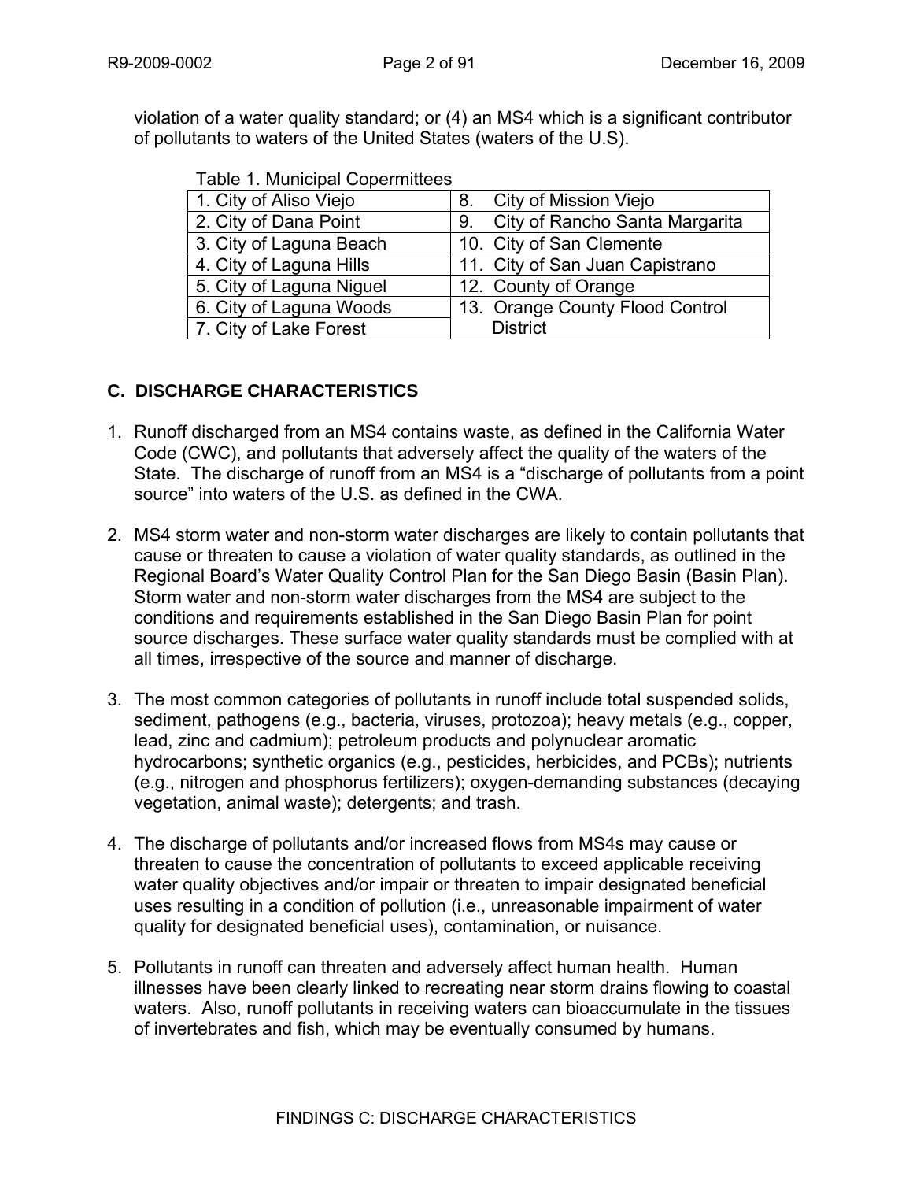violation of a water quality standard; or (4) an MS4 which is a significant contributor of pollutants to waters of the United States (waters of the U.S).

Table 1. Municipal Copermittees

| | |
|---|---|
| 1. City of Aliso Viejo | 8. City of Mission Viejo |
| 2. City of Dana Point | 9. City of Rancho Santa Margarita |
| 3. City of Laguna Beach | 10. City of San Clemente |
| 4. City of Laguna Hills | 11. City of San Juan Capistrano |
| 5. City of Laguna Niguel | 12. County of Orange |
| 6. City of Laguna Woods | 13. Orange County Flood Control District |
| 7. City of Lake Forest | |

## C. DISCHARGE CHARACTERISTICS

1. Runoff discharged from an MS4 contains waste, as defined in the California Water Code (CWC), and pollutants that adversely affect the quality of the waters of the State. The discharge of runoff from an MS4 is a "discharge of pollutants from a point source" into waters of the U.S. as defined in the CWA.

2. MS4 storm water and non-storm water discharges are likely to contain pollutants that cause or threaten to cause a violation of water quality standards, as outlined in the Regional Board's Water Quality Control Plan for the San Diego Basin (Basin Plan). Storm water and non-storm water discharges from the MS4 are subject to the conditions and requirements established in the San Diego Basin Plan for point source discharges. These surface water quality standards must be complied with at all times, irrespective of the source and manner of discharge.

3. The most common categories of pollutants in runoff include total suspended solids, sediment, pathogens (e.g., bacteria, viruses, protozoa); heavy metals (e.g., copper, lead, zinc and cadmium); petroleum products and polynuclear aromatic hydrocarbons; synthetic organics (e.g., pesticides, herbicides, and PCBs); nutrients (e.g., nitrogen and phosphorus fertilizers); oxygen-demanding substances (decaying vegetation, animal waste); detergents; and trash.

4. The discharge of pollutants and/or increased flows from MS4s may cause or threaten to cause the concentration of pollutants to exceed applicable receiving water quality objectives and/or impair or threaten to impair designated beneficial uses resulting in a condition of pollution (i.e., unreasonable impairment of water quality for designated beneficial uses), contamination, or nuisance.

5. Pollutants in runoff can threaten and adversely affect human health. Human illnesses have been clearly linked to recreating near storm drains flowing to coastal waters. Also, runoff pollutants in receiving waters can bioaccumulate in the tissues of invertebrates and fish, which may be eventually consumed by humans.

FINDINGS C: DISCHARGE CHARACTERISTICS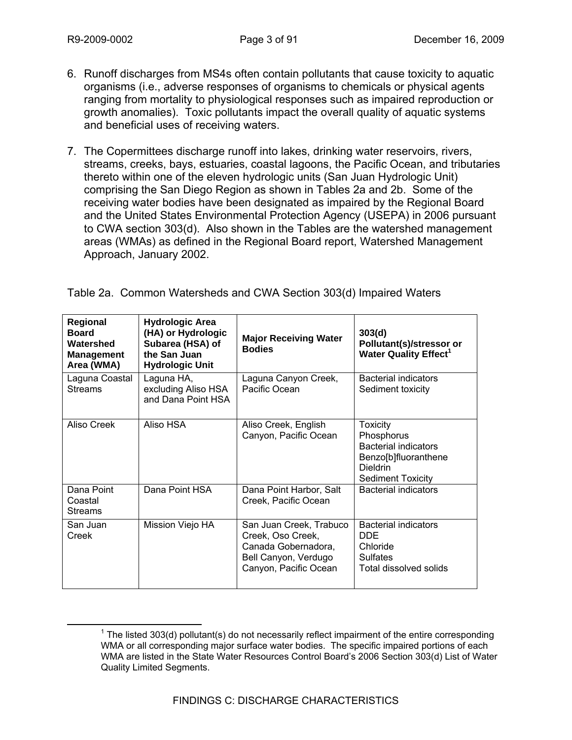6. Runoff discharges from MS4s often contain pollutants that cause toxicity to aquatic organisms (i.e., adverse responses of organisms to chemicals or physical agents ranging from mortality to physiological responses such as impaired reproduction or growth anomalies). Toxic pollutants impact the overall quality of aquatic systems and beneficial uses of receiving waters.

7. The Copermittees discharge runoff into lakes, drinking water reservoirs, rivers, streams, creeks, bays, estuaries, coastal lagoons, the Pacific Ocean, and tributaries thereto within one of the eleven hydrologic units (San Juan Hydrologic Unit) comprising the San Diego Region as shown in Tables 2a and 2b. Some of the receiving water bodies have been designated as impaired by the Regional Board and the United States Environmental Protection Agency (USEPA) in 2006 pursuant to CWA section 303(d). Also shown in the Tables are the watershed management areas (WMAs) as defined in the Regional Board report, Watershed Management Approach, January 2002.

Table 2a. Common Watersheds and CWA Section 303(d) Impaired Waters

| Regional Board Watershed Management Area (WMA) | Hydrologic Area (HA) or Hydrologic Subarea (HSA) of the San Juan Hydrologic Unit | Major Receiving Water Bodies | 303(d) Pollutant(s)/stressor or Water Quality Effect[1] |
|---|---|---|---|
| Laguna Coastal Streams | Laguna HA, excluding Aliso HSA and Dana Point HSA | Laguna Canyon Creek, Pacific Ocean | Bacterial indicators<br>Sediment toxicity |
| Aliso Creek | Aliso HSA | Aliso Creek, English Canyon, Pacific Ocean | Toxicity<br>Phosphorus<br>Bacterial indicators<br>Benzo[b]fluoranthene<br>Dieldrin<br>Sediment Toxicity |
| Dana Point Coastal Streams | Dana Point HSA | Dana Point Harbor, Salt Creek, Pacific Ocean | Bacterial indicators |
| San Juan Creek | Mission Viejo HA | San Juan Creek, Trabuco Creek, Oso Creek, Canada Gobernadora, Bell Canyon, Verdugo Canyon, Pacific Ocean | Bacterial indicators<br>DDE<br>Chloride<br>Sulfates<br>Total dissolved solids |

[1] The listed 303(d) pollutant(s) do not necessarily reflect impairment of the entire corresponding WMA or all corresponding major surface water bodies. The specific impaired portions of each WMA are listed in the State Water Resources Control Board's 2006 Section 303(d) List of Water Quality Limited Segments.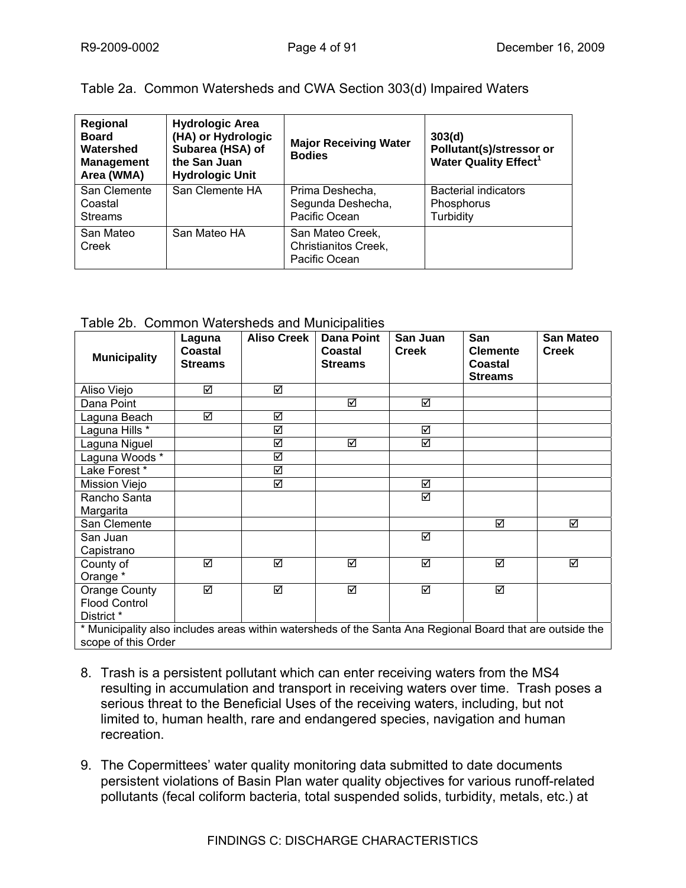Table 2a. Common Watersheds and CWA Section 303(d) Impaired Waters

| Regional Board Watershed Management Area (WMA) | Hydrologic Area (HA) or Hydrologic Subarea (HSA) of the San Juan Hydrologic Unit | Major Receiving Water Bodies | 303(d) Pollutant(s)/stressor or Water Quality Effect[1] |
|---|---|---|---|
| San Clemente Coastal Streams | San Clemente HA | Prima Deshecha, Segunda Deshecha, Pacific Ocean | Bacterial indicators<br>Phosphorus<br>Turbidity |
| San Mateo Creek | San Mateo HA | San Mateo Creek, Christianitos Creek, Pacific Ocean | |

Table 2b. Common Watersheds and Municipalities

| Municipality | Laguna Coastal Streams | Aliso Creek | Dana Point Coastal Streams | San Juan Creek | San Clemente Coastal Streams | San Mateo Creek |
|---|---|---|---|---|---|---|
| Aliso Viejo | ☑ | ☑ | | | | |
| Dana Point | | | ☑ | ☑ | | |
| Laguna Beach | ☑ | ☑ | | | | |
| Laguna Hills * | | ☑ | | ☑ | | |
| Laguna Niguel | | ☑ | ☑ | ☑ | | |
| Laguna Woods * | | ☑ | | | | |
| Lake Forest * | | ☑ | | | | |
| Mission Viejo | | ☑ | | ☑ | | |
| Rancho Santa Margarita | | | | ☑ | | |
| San Clemente | | | | | ☑ | ☑ |
| San Juan Capistrano | | | | ☑ | | |
| County of Orange * | ☑ | ☑ | ☑ | ☑ | ☑ | ☑ |
| Orange County Flood Control District * | ☑ | ☑ | ☑ | ☑ | ☑ | |
| * Municipality also includes areas within watersheds of the Santa Ana Regional Board that are outside the scope of this Order | | | | | | |

8. Trash is a persistent pollutant which can enter receiving waters from the MS4 resulting in accumulation and transport in receiving waters over time. Trash poses a serious threat to the Beneficial Uses of the receiving waters, including, but not limited to, human health, rare and endangered species, navigation and human recreation.

9. The Copermittees' water quality monitoring data submitted to date documents persistent violations of Basin Plan water quality objectives for various runoff-related pollutants (fecal coliform bacteria, total suspended solids, turbidity, metals, etc.) at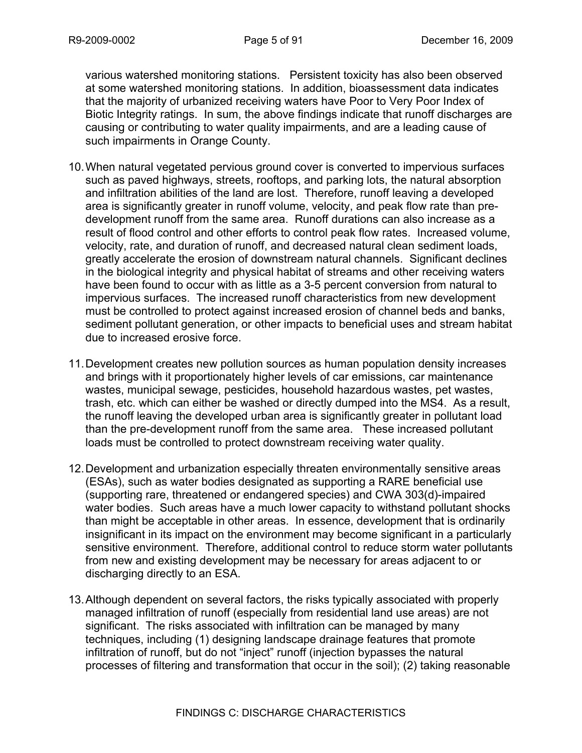various watershed monitoring stations. Persistent toxicity has also been observed at some watershed monitoring stations. In addition, bioassessment data indicates that the majority of urbanized receiving waters have Poor to Very Poor Index of Biotic Integrity ratings. In sum, the above findings indicate that runoff discharges are causing or contributing to water quality impairments, and are a leading cause of such impairments in Orange County.

10. When natural vegetated pervious ground cover is converted to impervious surfaces such as paved highways, streets, rooftops, and parking lots, the natural absorption and infiltration abilities of the land are lost. Therefore, runoff leaving a developed area is significantly greater in runoff volume, velocity, and peak flow rate than pre-development runoff from the same area. Runoff durations can also increase as a result of flood control and other efforts to control peak flow rates. Increased volume, velocity, rate, and duration of runoff, and decreased natural clean sediment loads, greatly accelerate the erosion of downstream natural channels. Significant declines in the biological integrity and physical habitat of streams and other receiving waters have been found to occur with as little as a 3-5 percent conversion from natural to impervious surfaces. The increased runoff characteristics from new development must be controlled to protect against increased erosion of channel beds and banks, sediment pollutant generation, or other impacts to beneficial uses and stream habitat due to increased erosive force.

11. Development creates new pollution sources as human population density increases and brings with it proportionately higher levels of car emissions, car maintenance wastes, municipal sewage, pesticides, household hazardous wastes, pet wastes, trash, etc. which can either be washed or directly dumped into the MS4. As a result, the runoff leaving the developed urban area is significantly greater in pollutant load than the pre-development runoff from the same area. These increased pollutant loads must be controlled to protect downstream receiving water quality.

12. Development and urbanization especially threaten environmentally sensitive areas (ESAs), such as water bodies designated as supporting a RARE beneficial use (supporting rare, threatened or endangered species) and CWA 303(d)-impaired water bodies. Such areas have a much lower capacity to withstand pollutant shocks than might be acceptable in other areas. In essence, development that is ordinarily insignificant in its impact on the environment may become significant in a particularly sensitive environment. Therefore, additional control to reduce storm water pollutants from new and existing development may be necessary for areas adjacent to or discharging directly to an ESA.

13. Although dependent on several factors, the risks typically associated with properly managed infiltration of runoff (especially from residential land use areas) are not significant. The risks associated with infiltration can be managed by many techniques, including (1) designing landscape drainage features that promote infiltration of runoff, but do not "inject" runoff (injection bypasses the natural processes of filtering and transformation that occur in the soil); (2) taking reasonable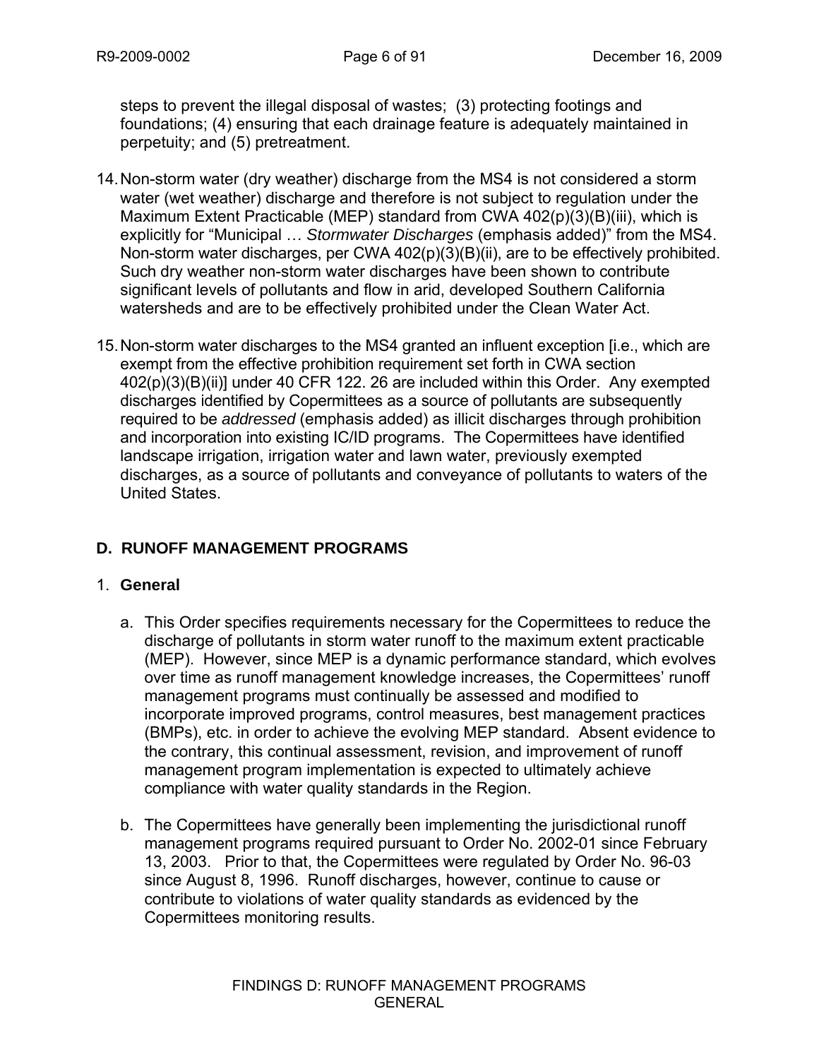steps to prevent the illegal disposal of wastes; (3) protecting footings and foundations; (4) ensuring that each drainage feature is adequately maintained in perpetuity; and (5) pretreatment.

14. Non-storm water (dry weather) discharge from the MS4 is not considered a storm water (wet weather) discharge and therefore is not subject to regulation under the Maximum Extent Practicable (MEP) standard from CWA 402(p)(3)(B)(iii), which is explicitly for "Municipal … *Stormwater Discharges* (emphasis added)" from the MS4. Non-storm water discharges, per CWA 402(p)(3)(B)(ii), are to be effectively prohibited. Such dry weather non-storm water discharges have been shown to contribute significant levels of pollutants and flow in arid, developed Southern California watersheds and are to be effectively prohibited under the Clean Water Act.

15. Non-storm water discharges to the MS4 granted an influent exception [i.e., which are exempt from the effective prohibition requirement set forth in CWA section 402(p)(3)(B)(ii)] under 40 CFR 122. 26 are included within this Order. Any exempted discharges identified by Copermittees as a source of pollutants are subsequently required to be *addressed* (emphasis added) as illicit discharges through prohibition and incorporation into existing IC/ID programs. The Copermittees have identified landscape irrigation, irrigation water and lawn water, previously exempted discharges, as a source of pollutants and conveyance of pollutants to waters of the United States.

## D. RUNOFF MANAGEMENT PROGRAMS

### 1. General

a. This Order specifies requirements necessary for the Copermittees to reduce the discharge of pollutants in storm water runoff to the maximum extent practicable (MEP). However, since MEP is a dynamic performance standard, which evolves over time as runoff management knowledge increases, the Copermittees' runoff management programs must continually be assessed and modified to incorporate improved programs, control measures, best management practices (BMPs), etc. in order to achieve the evolving MEP standard. Absent evidence to the contrary, this continual assessment, revision, and improvement of runoff management program implementation is expected to ultimately achieve compliance with water quality standards in the Region.

b. The Copermittees have generally been implementing the jurisdictional runoff management programs required pursuant to Order No. 2002-01 since February 13, 2003. Prior to that, the Copermittees were regulated by Order No. 96-03 since August 8, 1996. Runoff discharges, however, continue to cause or contribute to violations of water quality standards as evidenced by the Copermittees monitoring results.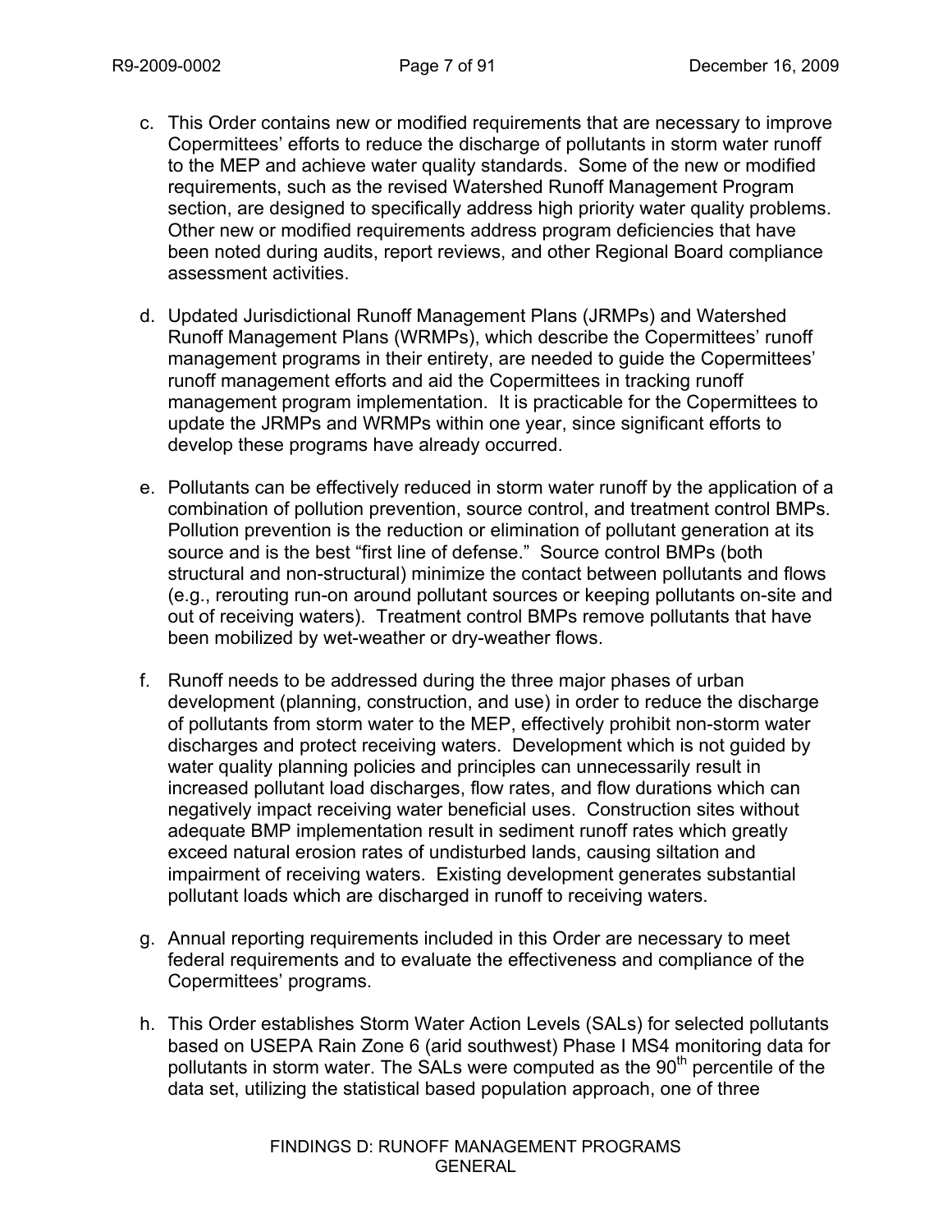c. This Order contains new or modified requirements that are necessary to improve Copermittees' efforts to reduce the discharge of pollutants in storm water runoff to the MEP and achieve water quality standards. Some of the new or modified requirements, such as the revised Watershed Runoff Management Program section, are designed to specifically address high priority water quality problems. Other new or modified requirements address program deficiencies that have been noted during audits, report reviews, and other Regional Board compliance assessment activities.

d. Updated Jurisdictional Runoff Management Plans (JRMPs) and Watershed Runoff Management Plans (WRMPs), which describe the Copermittees' runoff management programs in their entirety, are needed to guide the Copermittees' runoff management efforts and aid the Copermittees in tracking runoff management program implementation. It is practicable for the Copermittees to update the JRMPs and WRMPs within one year, since significant efforts to develop these programs have already occurred.

e. Pollutants can be effectively reduced in storm water runoff by the application of a combination of pollution prevention, source control, and treatment control BMPs. Pollution prevention is the reduction or elimination of pollutant generation at its source and is the best "first line of defense." Source control BMPs (both structural and non-structural) minimize the contact between pollutants and flows (e.g., rerouting run-on around pollutant sources or keeping pollutants on-site and out of receiving waters). Treatment control BMPs remove pollutants that have been mobilized by wet-weather or dry-weather flows.

f. Runoff needs to be addressed during the three major phases of urban development (planning, construction, and use) in order to reduce the discharge of pollutants from storm water to the MEP, effectively prohibit non-storm water discharges and protect receiving waters. Development which is not guided by water quality planning policies and principles can unnecessarily result in increased pollutant load discharges, flow rates, and flow durations which can negatively impact receiving water beneficial uses. Construction sites without adequate BMP implementation result in sediment runoff rates which greatly exceed natural erosion rates of undisturbed lands, causing siltation and impairment of receiving waters. Existing development generates substantial pollutant loads which are discharged in runoff to receiving waters.

g. Annual reporting requirements included in this Order are necessary to meet federal requirements and to evaluate the effectiveness and compliance of the Copermittees' programs.

h. This Order establishes Storm Water Action Levels (SALs) for selected pollutants based on USEPA Rain Zone 6 (arid southwest) Phase I MS4 monitoring data for pollutants in storm water. The SALs were computed as the 90th percentile of the data set, utilizing the statistical based population approach, one of three

FINDINGS D: RUNOFF MANAGEMENT PROGRAMS
GENERAL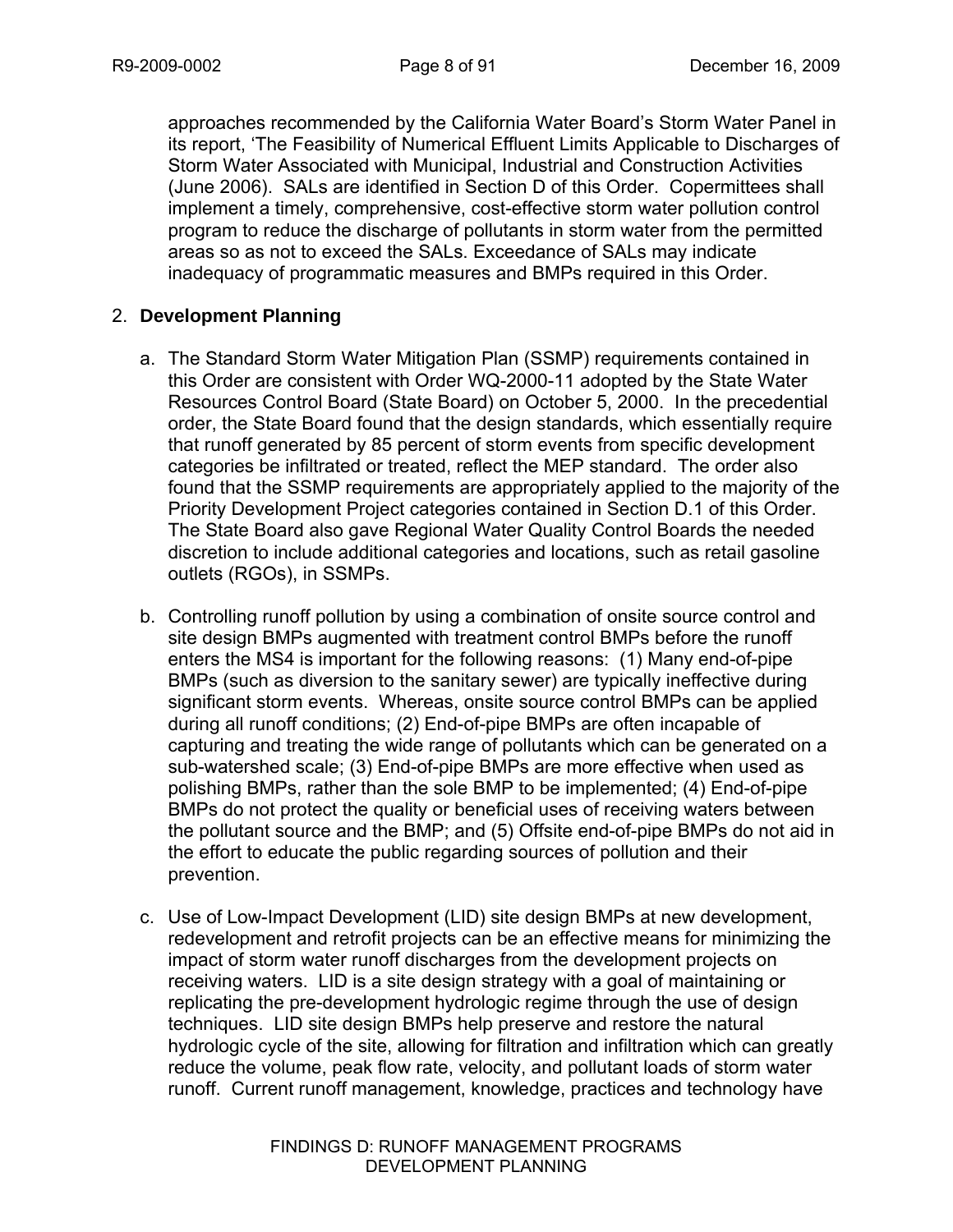approaches recommended by the California Water Board's Storm Water Panel in its report, 'The Feasibility of Numerical Effluent Limits Applicable to Discharges of Storm Water Associated with Municipal, Industrial and Construction Activities (June 2006). SALs are identified in Section D of this Order. Copermittees shall implement a timely, comprehensive, cost-effective storm water pollution control program to reduce the discharge of pollutants in storm water from the permitted areas so as not to exceed the SALs. Exceedance of SALs may indicate inadequacy of programmatic measures and BMPs required in this Order.

2. **Development Planning**

   a. The Standard Storm Water Mitigation Plan (SSMP) requirements contained in this Order are consistent with Order WQ-2000-11 adopted by the State Water Resources Control Board (State Board) on October 5, 2000. In the precedential order, the State Board found that the design standards, which essentially require that runoff generated by 85 percent of storm events from specific development categories be infiltrated or treated, reflect the MEP standard. The order also found that the SSMP requirements are appropriately applied to the majority of the Priority Development Project categories contained in Section D.1 of this Order. The State Board also gave Regional Water Quality Control Boards the needed discretion to include additional categories and locations, such as retail gasoline outlets (RGOs), in SSMPs.

   b. Controlling runoff pollution by using a combination of onsite source control and site design BMPs augmented with treatment control BMPs before the runoff enters the MS4 is important for the following reasons: (1) Many end-of-pipe BMPs (such as diversion to the sanitary sewer) are typically ineffective during significant storm events. Whereas, onsite source control BMPs can be applied during all runoff conditions; (2) End-of-pipe BMPs are often incapable of capturing and treating the wide range of pollutants which can be generated on a sub-watershed scale; (3) End-of-pipe BMPs are more effective when used as polishing BMPs, rather than the sole BMP to be implemented; (4) End-of-pipe BMPs do not protect the quality or beneficial uses of receiving waters between the pollutant source and the BMP; and (5) Offsite end-of-pipe BMPs do not aid in the effort to educate the public regarding sources of pollution and their prevention.

   c. Use of Low-Impact Development (LID) site design BMPs at new development, redevelopment and retrofit projects can be an effective means for minimizing the impact of storm water runoff discharges from the development projects on receiving waters. LID is a site design strategy with a goal of maintaining or replicating the pre-development hydrologic regime through the use of design techniques. LID site design BMPs help preserve and restore the natural hydrologic cycle of the site, allowing for filtration and infiltration which can greatly reduce the volume, peak flow rate, velocity, and pollutant loads of storm water runoff. Current runoff management, knowledge, practices and technology have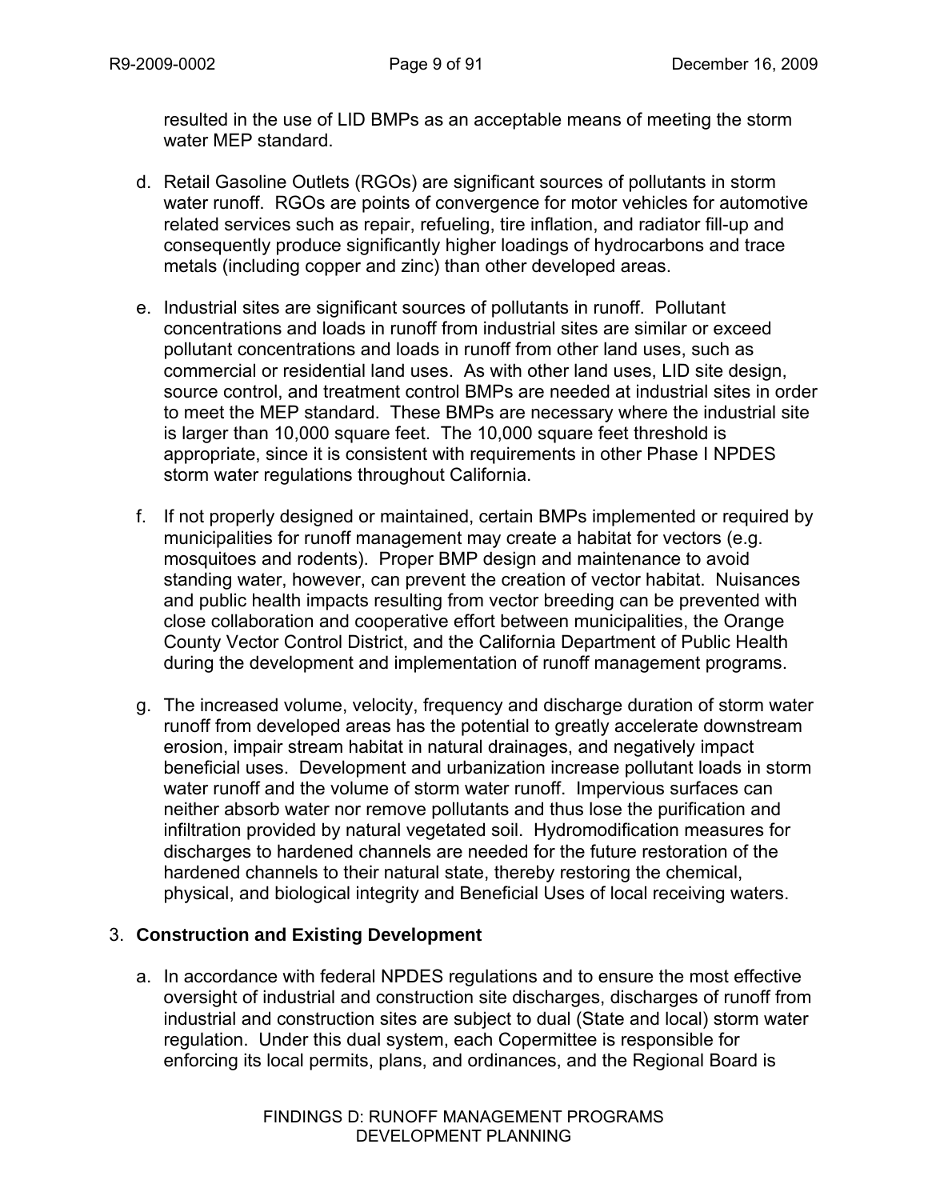resulted in the use of LID BMPs as an acceptable means of meeting the storm water MEP standard.

d. Retail Gasoline Outlets (RGOs) are significant sources of pollutants in storm water runoff. RGOs are points of convergence for motor vehicles for automotive related services such as repair, refueling, tire inflation, and radiator fill-up and consequently produce significantly higher loadings of hydrocarbons and trace metals (including copper and zinc) than other developed areas.

e. Industrial sites are significant sources of pollutants in runoff. Pollutant concentrations and loads in runoff from industrial sites are similar or exceed pollutant concentrations and loads in runoff from other land uses, such as commercial or residential land uses. As with other land uses, LID site design, source control, and treatment control BMPs are needed at industrial sites in order to meet the MEP standard. These BMPs are necessary where the industrial site is larger than 10,000 square feet. The 10,000 square feet threshold is appropriate, since it is consistent with requirements in other Phase I NPDES storm water regulations throughout California.

f. If not properly designed or maintained, certain BMPs implemented or required by municipalities for runoff management may create a habitat for vectors (e.g. mosquitoes and rodents). Proper BMP design and maintenance to avoid standing water, however, can prevent the creation of vector habitat. Nuisances and public health impacts resulting from vector breeding can be prevented with close collaboration and cooperative effort between municipalities, the Orange County Vector Control District, and the California Department of Public Health during the development and implementation of runoff management programs.

g. The increased volume, velocity, frequency and discharge duration of storm water runoff from developed areas has the potential to greatly accelerate downstream erosion, impair stream habitat in natural drainages, and negatively impact beneficial uses. Development and urbanization increase pollutant loads in storm water runoff and the volume of storm water runoff. Impervious surfaces can neither absorb water nor remove pollutants and thus lose the purification and infiltration provided by natural vegetated soil. Hydromodification measures for discharges to hardened channels are needed for the future restoration of the hardened channels to their natural state, thereby restoring the chemical, physical, and biological integrity and Beneficial Uses of local receiving waters.

3. **Construction and Existing Development**

a. In accordance with federal NPDES regulations and to ensure the most effective oversight of industrial and construction site discharges, discharges of runoff from industrial and construction sites are subject to dual (State and local) storm water regulation. Under this dual system, each Copermittee is responsible for enforcing its local permits, plans, and ordinances, and the Regional Board is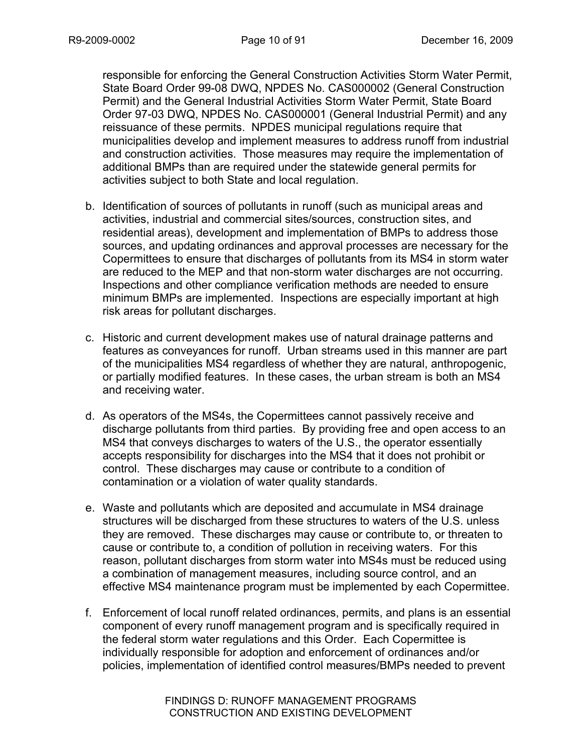responsible for enforcing the General Construction Activities Storm Water Permit, State Board Order 99-08 DWQ, NPDES No. CAS000002 (General Construction Permit) and the General Industrial Activities Storm Water Permit, State Board Order 97-03 DWQ, NPDES No. CAS000001 (General Industrial Permit) and any reissuance of these permits. NPDES municipal regulations require that municipalities develop and implement measures to address runoff from industrial and construction activities. Those measures may require the implementation of additional BMPs than are required under the statewide general permits for activities subject to both State and local regulation.

b. Identification of sources of pollutants in runoff (such as municipal areas and activities, industrial and commercial sites/sources, construction sites, and residential areas), development and implementation of BMPs to address those sources, and updating ordinances and approval processes are necessary for the Copermittees to ensure that discharges of pollutants from its MS4 in storm water are reduced to the MEP and that non-storm water discharges are not occurring. Inspections and other compliance verification methods are needed to ensure minimum BMPs are implemented. Inspections are especially important at high risk areas for pollutant discharges.

c. Historic and current development makes use of natural drainage patterns and features as conveyances for runoff. Urban streams used in this manner are part of the municipalities MS4 regardless of whether they are natural, anthropogenic, or partially modified features. In these cases, the urban stream is both an MS4 and receiving water.

d. As operators of the MS4s, the Copermittees cannot passively receive and discharge pollutants from third parties. By providing free and open access to an MS4 that conveys discharges to waters of the U.S., the operator essentially accepts responsibility for discharges into the MS4 that it does not prohibit or control. These discharges may cause or contribute to a condition of contamination or a violation of water quality standards.

e. Waste and pollutants which are deposited and accumulate in MS4 drainage structures will be discharged from these structures to waters of the U.S. unless they are removed. These discharges may cause or contribute to, or threaten to cause or contribute to, a condition of pollution in receiving waters. For this reason, pollutant discharges from storm water into MS4s must be reduced using a combination of management measures, including source control, and an effective MS4 maintenance program must be implemented by each Copermittee.

f. Enforcement of local runoff related ordinances, permits, and plans is an essential component of every runoff management program and is specifically required in the federal storm water regulations and this Order. Each Copermittee is individually responsible for adoption and enforcement of ordinances and/or policies, implementation of identified control measures/BMPs needed to prevent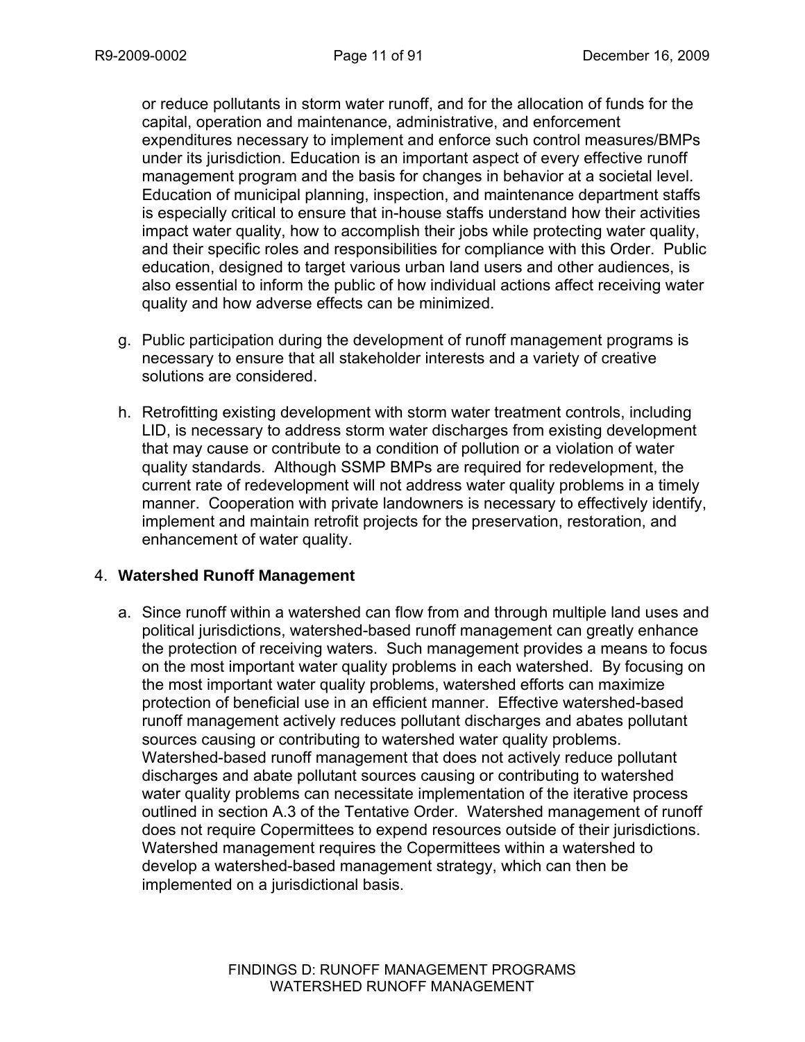or reduce pollutants in storm water runoff, and for the allocation of funds for the capital, operation and maintenance, administrative, and enforcement expenditures necessary to implement and enforce such control measures/BMPs under its jurisdiction. Education is an important aspect of every effective runoff management program and the basis for changes in behavior at a societal level. Education of municipal planning, inspection, and maintenance department staffs is especially critical to ensure that in-house staffs understand how their activities impact water quality, how to accomplish their jobs while protecting water quality, and their specific roles and responsibilities for compliance with this Order. Public education, designed to target various urban land users and other audiences, is also essential to inform the public of how individual actions affect receiving water quality and how adverse effects can be minimized.

g. Public participation during the development of runoff management programs is necessary to ensure that all stakeholder interests and a variety of creative solutions are considered.

h. Retrofitting existing development with storm water treatment controls, including LID, is necessary to address storm water discharges from existing development that may cause or contribute to a condition of pollution or a violation of water quality standards. Although SSMP BMPs are required for redevelopment, the current rate of redevelopment will not address water quality problems in a timely manner. Cooperation with private landowners is necessary to effectively identify, implement and maintain retrofit projects for the preservation, restoration, and enhancement of water quality.

4. **Watershed Runoff Management**

a. Since runoff within a watershed can flow from and through multiple land uses and political jurisdictions, watershed-based runoff management can greatly enhance the protection of receiving waters. Such management provides a means to focus on the most important water quality problems in each watershed. By focusing on the most important water quality problems, watershed efforts can maximize protection of beneficial use in an efficient manner. Effective watershed-based runoff management actively reduces pollutant discharges and abates pollutant sources causing or contributing to watershed water quality problems. Watershed-based runoff management that does not actively reduce pollutant discharges and abate pollutant sources causing or contributing to watershed water quality problems can necessitate implementation of the iterative process outlined in section A.3 of the Tentative Order. Watershed management of runoff does not require Copermittees to expend resources outside of their jurisdictions. Watershed management requires the Copermittees within a watershed to develop a watershed-based management strategy, which can then be implemented on a jurisdictional basis.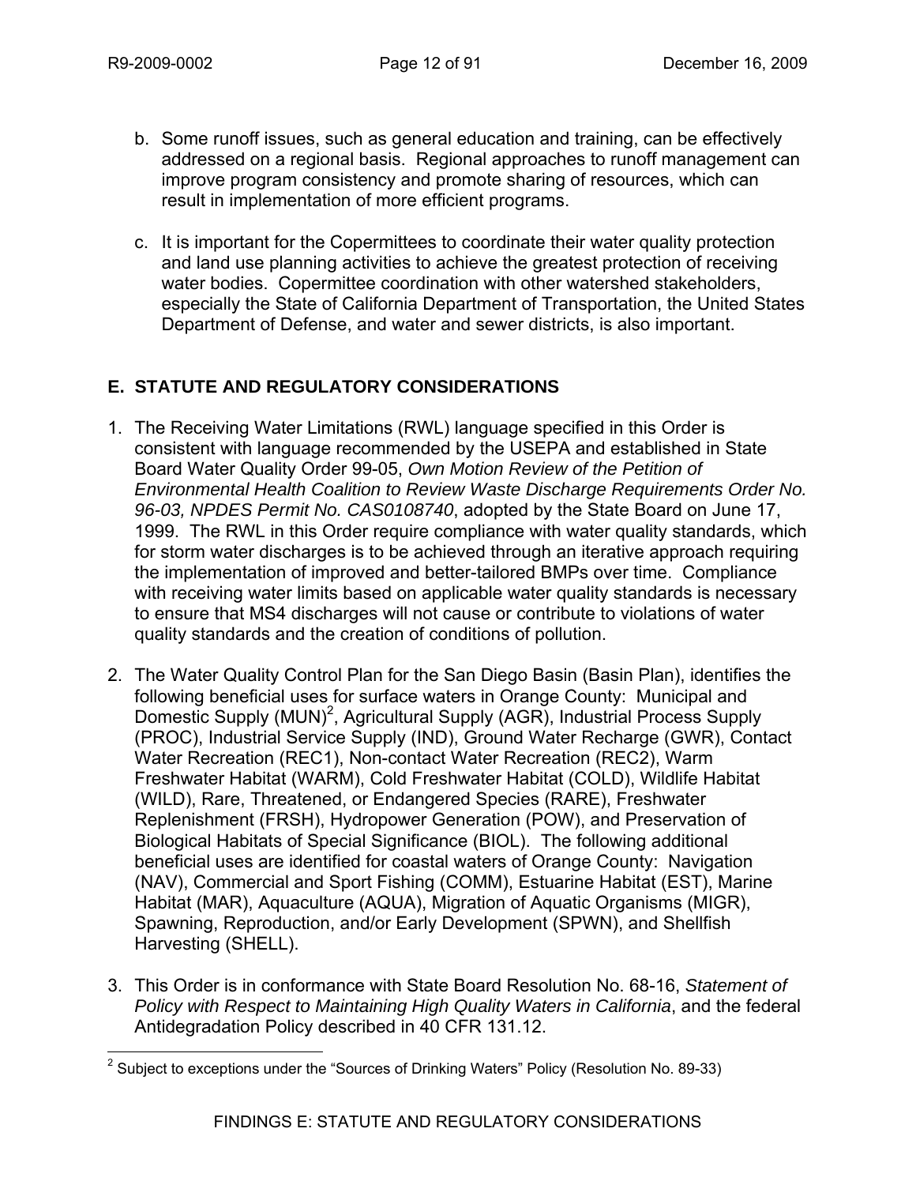b. Some runoff issues, such as general education and training, can be effectively addressed on a regional basis. Regional approaches to runoff management can improve program consistency and promote sharing of resources, which can result in implementation of more efficient programs.

c. It is important for the Copermittees to coordinate their water quality protection and land use planning activities to achieve the greatest protection of receiving water bodies. Copermittee coordination with other watershed stakeholders, especially the State of California Department of Transportation, the United States Department of Defense, and water and sewer districts, is also important.

## E. STATUTE AND REGULATORY CONSIDERATIONS

1. The Receiving Water Limitations (RWL) language specified in this Order is consistent with language recommended by the USEPA and established in State Board Water Quality Order 99-05, *Own Motion Review of the Petition of Environmental Health Coalition to Review Waste Discharge Requirements Order No. 96-03, NPDES Permit No. CAS0108740*, adopted by the State Board on June 17, 1999. The RWL in this Order require compliance with water quality standards, which for storm water discharges is to be achieved through an iterative approach requiring the implementation of improved and better-tailored BMPs over time. Compliance with receiving water limits based on applicable water quality standards is necessary to ensure that MS4 discharges will not cause or contribute to violations of water quality standards and the creation of conditions of pollution.

2. The Water Quality Control Plan for the San Diego Basin (Basin Plan), identifies the following beneficial uses for surface waters in Orange County: Municipal and Domestic Supply (MUN)[2], Agricultural Supply (AGR), Industrial Process Supply (PROC), Industrial Service Supply (IND), Ground Water Recharge (GWR), Contact Water Recreation (REC1), Non-contact Water Recreation (REC2), Warm Freshwater Habitat (WARM), Cold Freshwater Habitat (COLD), Wildlife Habitat (WILD), Rare, Threatened, or Endangered Species (RARE), Freshwater Replenishment (FRSH), Hydropower Generation (POW), and Preservation of Biological Habitats of Special Significance (BIOL). The following additional beneficial uses are identified for coastal waters of Orange County: Navigation (NAV), Commercial and Sport Fishing (COMM), Estuarine Habitat (EST), Marine Habitat (MAR), Aquaculture (AQUA), Migration of Aquatic Organisms (MIGR), Spawning, Reproduction, and/or Early Development (SPWN), and Shellfish Harvesting (SHELL).

3. This Order is in conformance with State Board Resolution No. 68-16, *Statement of Policy with Respect to Maintaining High Quality Waters in California*, and the federal Antidegradation Policy described in 40 CFR 131.12.

[2] Subject to exceptions under the "Sources of Drinking Waters" Policy (Resolution No. 89-33)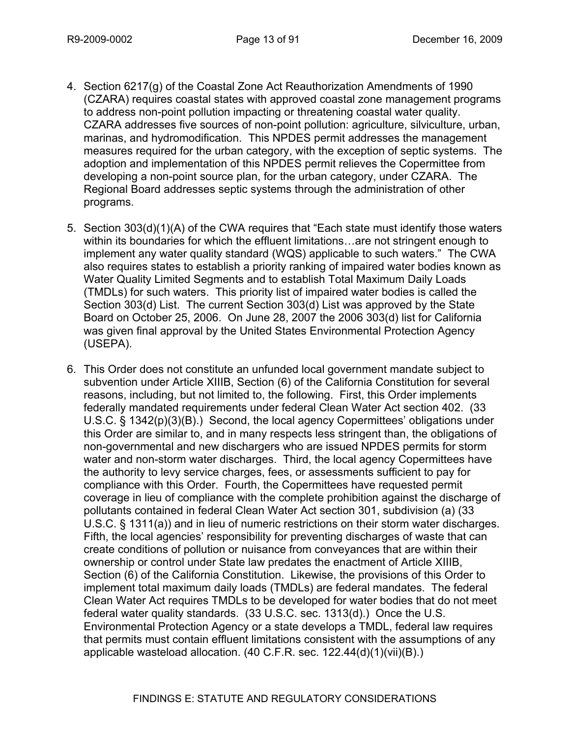4. Section 6217(g) of the Coastal Zone Act Reauthorization Amendments of 1990 (CZARA) requires coastal states with approved coastal zone management programs to address non-point pollution impacting or threatening coastal water quality. CZARA addresses five sources of non-point pollution: agriculture, silviculture, urban, marinas, and hydromodification. This NPDES permit addresses the management measures required for the urban category, with the exception of septic systems. The adoption and implementation of this NPDES permit relieves the Copermittee from developing a non-point source plan, for the urban category, under CZARA. The Regional Board addresses septic systems through the administration of other programs.

5. Section 303(d)(1)(A) of the CWA requires that "Each state must identify those waters within its boundaries for which the effluent limitations…are not stringent enough to implement any water quality standard (WQS) applicable to such waters." The CWA also requires states to establish a priority ranking of impaired water bodies known as Water Quality Limited Segments and to establish Total Maximum Daily Loads (TMDLs) for such waters. This priority list of impaired water bodies is called the Section 303(d) List. The current Section 303(d) List was approved by the State Board on October 25, 2006. On June 28, 2007 the 2006 303(d) list for California was given final approval by the United States Environmental Protection Agency (USEPA).

6. This Order does not constitute an unfunded local government mandate subject to subvention under Article XIIIB, Section (6) of the California Constitution for several reasons, including, but not limited to, the following. First, this Order implements federally mandated requirements under federal Clean Water Act section 402. (33 U.S.C. § 1342(p)(3)(B).) Second, the local agency Copermittees' obligations under this Order are similar to, and in many respects less stringent than, the obligations of non-governmental and new dischargers who are issued NPDES permits for storm water and non-storm water discharges. Third, the local agency Copermittees have the authority to levy service charges, fees, or assessments sufficient to pay for compliance with this Order. Fourth, the Copermittees have requested permit coverage in lieu of compliance with the complete prohibition against the discharge of pollutants contained in federal Clean Water Act section 301, subdivision (a) (33 U.S.C. § 1311(a)) and in lieu of numeric restrictions on their storm water discharges. Fifth, the local agencies' responsibility for preventing discharges of waste that can create conditions of pollution or nuisance from conveyances that are within their ownership or control under State law predates the enactment of Article XIIIB, Section (6) of the California Constitution. Likewise, the provisions of this Order to implement total maximum daily loads (TMDLs) are federal mandates. The federal Clean Water Act requires TMDLs to be developed for water bodies that do not meet federal water quality standards. (33 U.S.C. sec. 1313(d).) Once the U.S. Environmental Protection Agency or a state develops a TMDL, federal law requires that permits must contain effluent limitations consistent with the assumptions of any applicable wasteload allocation. (40 C.F.R. sec. 122.44(d)(1)(vii)(B).)

FINDINGS E: STATUTE AND REGULATORY CONSIDERATIONS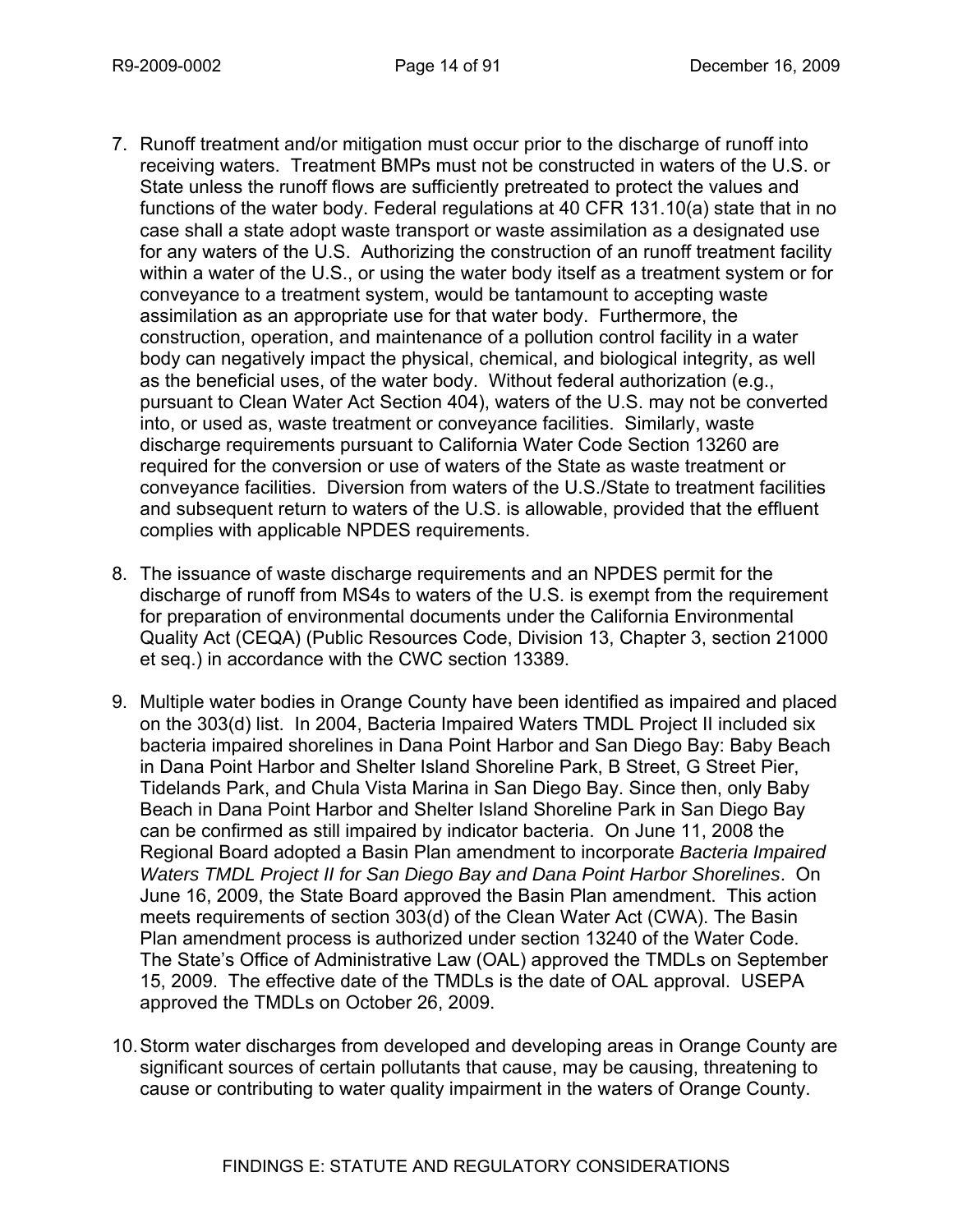7. Runoff treatment and/or mitigation must occur prior to the discharge of runoff into receiving waters. Treatment BMPs must not be constructed in waters of the U.S. or State unless the runoff flows are sufficiently pretreated to protect the values and functions of the water body. Federal regulations at 40 CFR 131.10(a) state that in no case shall a state adopt waste transport or waste assimilation as a designated use for any waters of the U.S. Authorizing the construction of an runoff treatment facility within a water of the U.S., or using the water body itself as a treatment system or for conveyance to a treatment system, would be tantamount to accepting waste assimilation as an appropriate use for that water body. Furthermore, the construction, operation, and maintenance of a pollution control facility in a water body can negatively impact the physical, chemical, and biological integrity, as well as the beneficial uses, of the water body. Without federal authorization (e.g., pursuant to Clean Water Act Section 404), waters of the U.S. may not be converted into, or used as, waste treatment or conveyance facilities. Similarly, waste discharge requirements pursuant to California Water Code Section 13260 are required for the conversion or use of waters of the State as waste treatment or conveyance facilities. Diversion from waters of the U.S./State to treatment facilities and subsequent return to waters of the U.S. is allowable, provided that the effluent complies with applicable NPDES requirements.

8. The issuance of waste discharge requirements and an NPDES permit for the discharge of runoff from MS4s to waters of the U.S. is exempt from the requirement for preparation of environmental documents under the California Environmental Quality Act (CEQA) (Public Resources Code, Division 13, Chapter 3, section 21000 et seq.) in accordance with the CWC section 13389.

9. Multiple water bodies in Orange County have been identified as impaired and placed on the 303(d) list. In 2004, Bacteria Impaired Waters TMDL Project II included six bacteria impaired shorelines in Dana Point Harbor and San Diego Bay: Baby Beach in Dana Point Harbor and Shelter Island Shoreline Park, B Street, G Street Pier, Tidelands Park, and Chula Vista Marina in San Diego Bay. Since then, only Baby Beach in Dana Point Harbor and Shelter Island Shoreline Park in San Diego Bay can be confirmed as still impaired by indicator bacteria. On June 11, 2008 the Regional Board adopted a Basin Plan amendment to incorporate *Bacteria Impaired Waters TMDL Project II for San Diego Bay and Dana Point Harbor Shorelines*. On June 16, 2009, the State Board approved the Basin Plan amendment. This action meets requirements of section 303(d) of the Clean Water Act (CWA). The Basin Plan amendment process is authorized under section 13240 of the Water Code. The State's Office of Administrative Law (OAL) approved the TMDLs on September 15, 2009. The effective date of the TMDLs is the date of OAL approval. USEPA approved the TMDLs on October 26, 2009.

10. Storm water discharges from developed and developing areas in Orange County are significant sources of certain pollutants that cause, may be causing, threatening to cause or contributing to water quality impairment in the waters of Orange County.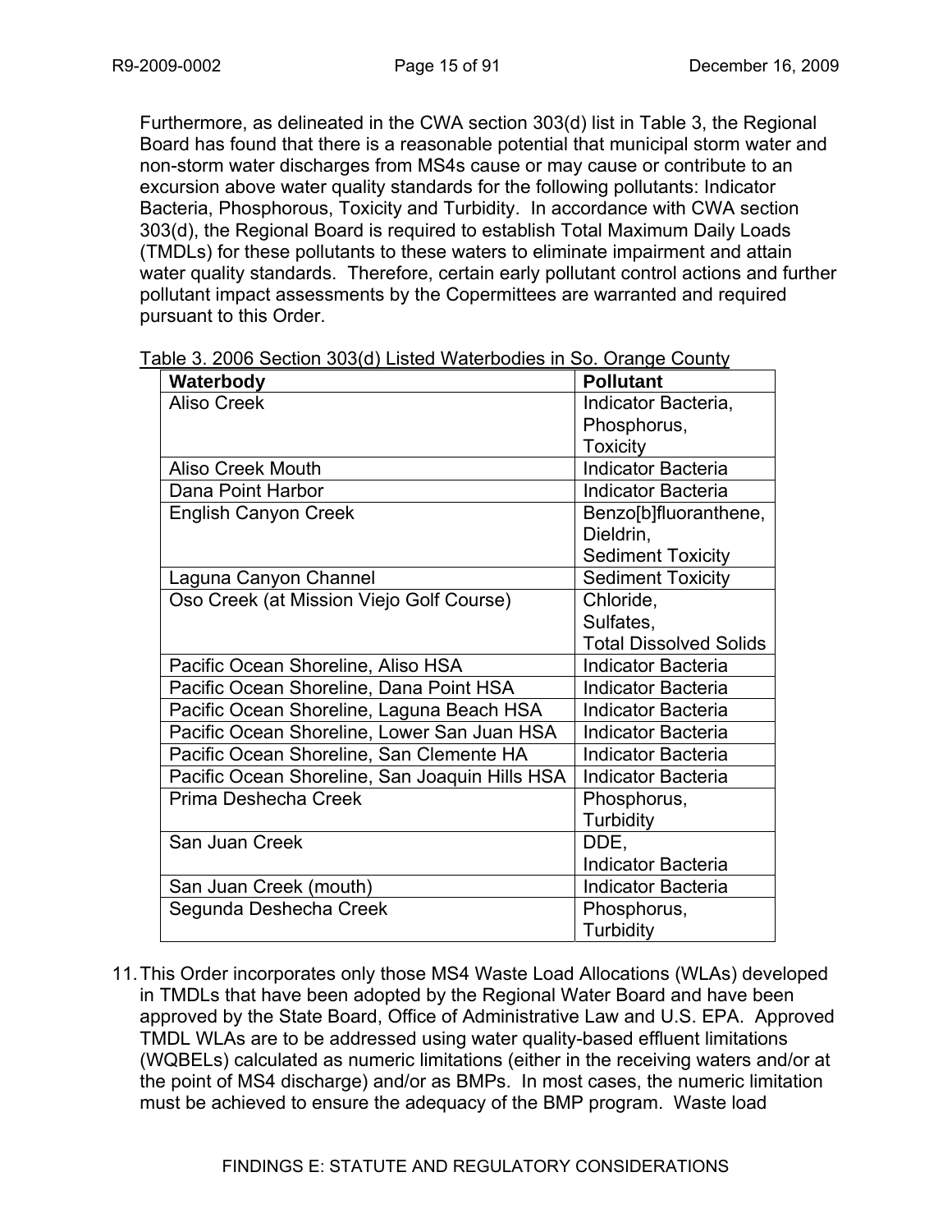Furthermore, as delineated in the CWA section 303(d) list in Table 3, the Regional Board has found that there is a reasonable potential that municipal storm water and non-storm water discharges from MS4s cause or may cause or contribute to an excursion above water quality standards for the following pollutants: Indicator Bacteria, Phosphorous, Toxicity and Turbidity. In accordance with CWA section 303(d), the Regional Board is required to establish Total Maximum Daily Loads (TMDLs) for these pollutants to these waters to eliminate impairment and attain water quality standards. Therefore, certain early pollutant control actions and further pollutant impact assessments by the Copermittees are warranted and required pursuant to this Order.

Table 3. 2006 Section 303(d) Listed Waterbodies in So. Orange County

| Waterbody | Pollutant |
|---|---|
| Aliso Creek | Indicator Bacteria, Phosphorus, Toxicity |
| Aliso Creek Mouth | Indicator Bacteria |
| Dana Point Harbor | Indicator Bacteria |
| English Canyon Creek | Benzo[b]fluoranthene, Dieldrin, Sediment Toxicity |
| Laguna Canyon Channel | Sediment Toxicity |
| Oso Creek (at Mission Viejo Golf Course) | Chloride, Sulfates, Total Dissolved Solids |
| Pacific Ocean Shoreline, Aliso HSA | Indicator Bacteria |
| Pacific Ocean Shoreline, Dana Point HSA | Indicator Bacteria |
| Pacific Ocean Shoreline, Laguna Beach HSA | Indicator Bacteria |
| Pacific Ocean Shoreline, Lower San Juan HSA | Indicator Bacteria |
| Pacific Ocean Shoreline, San Clemente HA | Indicator Bacteria |
| Pacific Ocean Shoreline, San Joaquin Hills HSA | Indicator Bacteria |
| Prima Deshecha Creek | Phosphorus, Turbidity |
| San Juan Creek | DDE, Indicator Bacteria |
| San Juan Creek (mouth) | Indicator Bacteria |
| Segunda Deshecha Creek | Phosphorus, Turbidity |

11. This Order incorporates only those MS4 Waste Load Allocations (WLAs) developed in TMDLs that have been adopted by the Regional Water Board and have been approved by the State Board, Office of Administrative Law and U.S. EPA. Approved TMDL WLAs are to be addressed using water quality-based effluent limitations (WQBELs) calculated as numeric limitations (either in the receiving waters and/or at the point of MS4 discharge) and/or as BMPs. In most cases, the numeric limitation must be achieved to ensure the adequacy of the BMP program. Waste load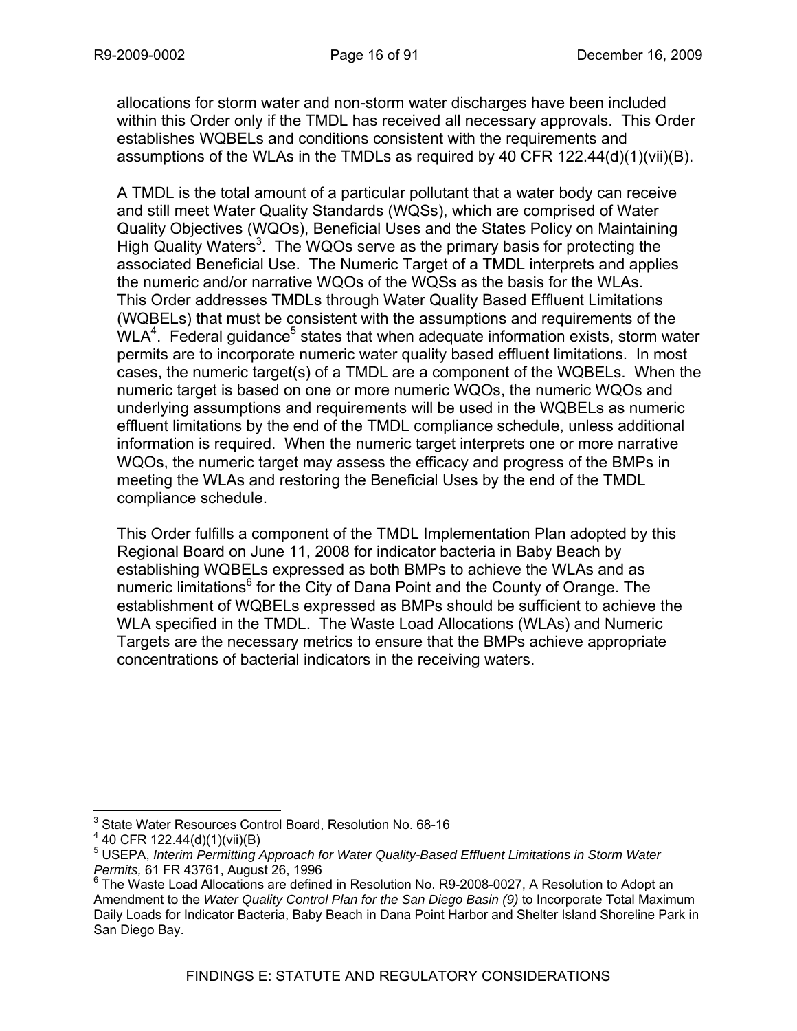allocations for storm water and non-storm water discharges have been included within this Order only if the TMDL has received all necessary approvals. This Order establishes WQBELs and conditions consistent with the requirements and assumptions of the WLAs in the TMDLs as required by 40 CFR 122.44(d)(1)(vii)(B).

A TMDL is the total amount of a particular pollutant that a water body can receive and still meet Water Quality Standards (WQSs), which are comprised of Water Quality Objectives (WQOs), Beneficial Uses and the States Policy on Maintaining High Quality Waters[3]. The WQOs serve as the primary basis for protecting the associated Beneficial Use. The Numeric Target of a TMDL interprets and applies the numeric and/or narrative WQOs of the WQSs as the basis for the WLAs. This Order addresses TMDLs through Water Quality Based Effluent Limitations (WQBELs) that must be consistent with the assumptions and requirements of the WLA[4]. Federal guidance[5] states that when adequate information exists, storm water permits are to incorporate numeric water quality based effluent limitations. In most cases, the numeric target(s) of a TMDL are a component of the WQBELs. When the numeric target is based on one or more numeric WQOs, the numeric WQOs and underlying assumptions and requirements will be used in the WQBELs as numeric effluent limitations by the end of the TMDL compliance schedule, unless additional information is required. When the numeric target interprets one or more narrative WQOs, the numeric target may assess the efficacy and progress of the BMPs in meeting the WLAs and restoring the Beneficial Uses by the end of the TMDL compliance schedule.

This Order fulfills a component of the TMDL Implementation Plan adopted by this Regional Board on June 11, 2008 for indicator bacteria in Baby Beach by establishing WQBELs expressed as both BMPs to achieve the WLAs and as numeric limitations[6] for the City of Dana Point and the County of Orange. The establishment of WQBELs expressed as BMPs should be sufficient to achieve the WLA specified in the TMDL. The Waste Load Allocations (WLAs) and Numeric Targets are the necessary metrics to ensure that the BMPs achieve appropriate concentrations of bacterial indicators in the receiving waters.

---

[3] State Water Resources Control Board, Resolution No. 68-16

[4] 40 CFR 122.44(d)(1)(vii)(B)

[5] USEPA, *Interim Permitting Approach for Water Quality-Based Effluent Limitations in Storm Water Permits,* 61 FR 43761, August 26, 1996

[6] The Waste Load Allocations are defined in Resolution No. R9-2008-0027, A Resolution to Adopt an Amendment to the *Water Quality Control Plan for the San Diego Basin (9)* to Incorporate Total Maximum Daily Loads for Indicator Bacteria, Baby Beach in Dana Point Harbor and Shelter Island Shoreline Park in San Diego Bay.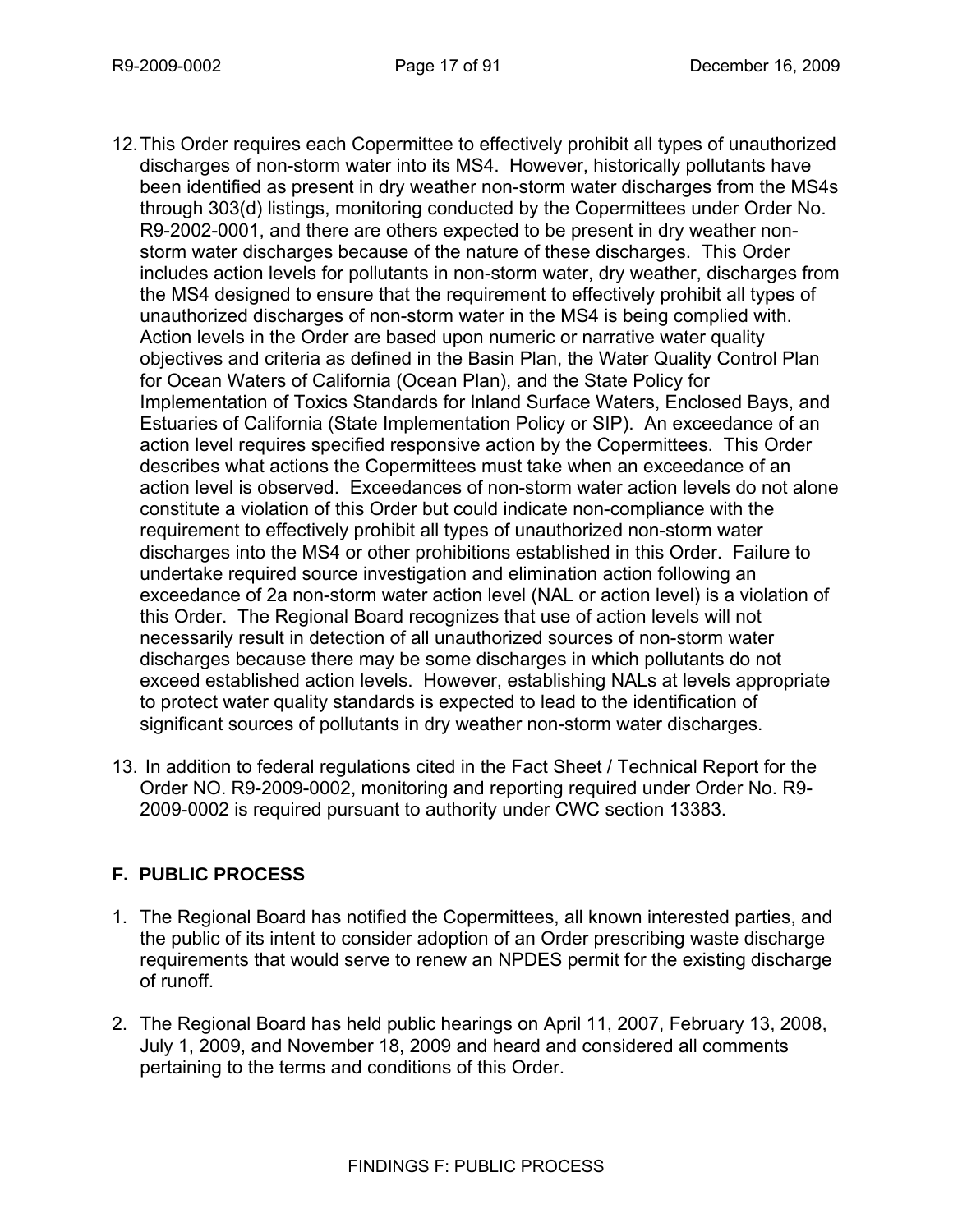12. This Order requires each Copermittee to effectively prohibit all types of unauthorized discharges of non-storm water into its MS4. However, historically pollutants have been identified as present in dry weather non-storm water discharges from the MS4s through 303(d) listings, monitoring conducted by the Copermittees under Order No. R9-2002-0001, and there are others expected to be present in dry weather non-storm water discharges because of the nature of these discharges. This Order includes action levels for pollutants in non-storm water, dry weather, discharges from the MS4 designed to ensure that the requirement to effectively prohibit all types of unauthorized discharges of non-storm water in the MS4 is being complied with. Action levels in the Order are based upon numeric or narrative water quality objectives and criteria as defined in the Basin Plan, the Water Quality Control Plan for Ocean Waters of California (Ocean Plan), and the State Policy for Implementation of Toxics Standards for Inland Surface Waters, Enclosed Bays, and Estuaries of California (State Implementation Policy or SIP). An exceedance of an action level requires specified responsive action by the Copermittees. This Order describes what actions the Copermittees must take when an exceedance of an action level is observed. Exceedances of non-storm water action levels do not alone constitute a violation of this Order but could indicate non-compliance with the requirement to effectively prohibit all types of unauthorized non-storm water discharges into the MS4 or other prohibitions established in this Order. Failure to undertake required source investigation and elimination action following an exceedance of 2a non-storm water action level (NAL or action level) is a violation of this Order. The Regional Board recognizes that use of action levels will not necessarily result in detection of all unauthorized sources of non-storm water discharges because there may be some discharges in which pollutants do not exceed established action levels. However, establishing NALs at levels appropriate to protect water quality standards is expected to lead to the identification of significant sources of pollutants in dry weather non-storm water discharges.

13. In addition to federal regulations cited in the Fact Sheet / Technical Report for the Order NO. R9-2009-0002, monitoring and reporting required under Order No. R9-2009-0002 is required pursuant to authority under CWC section 13383.

## F. PUBLIC PROCESS

1. The Regional Board has notified the Copermittees, all known interested parties, and the public of its intent to consider adoption of an Order prescribing waste discharge requirements that would serve to renew an NPDES permit for the existing discharge of runoff.

2. The Regional Board has held public hearings on April 11, 2007, February 13, 2008, July 1, 2009, and November 18, 2009 and heard and considered all comments pertaining to the terms and conditions of this Order.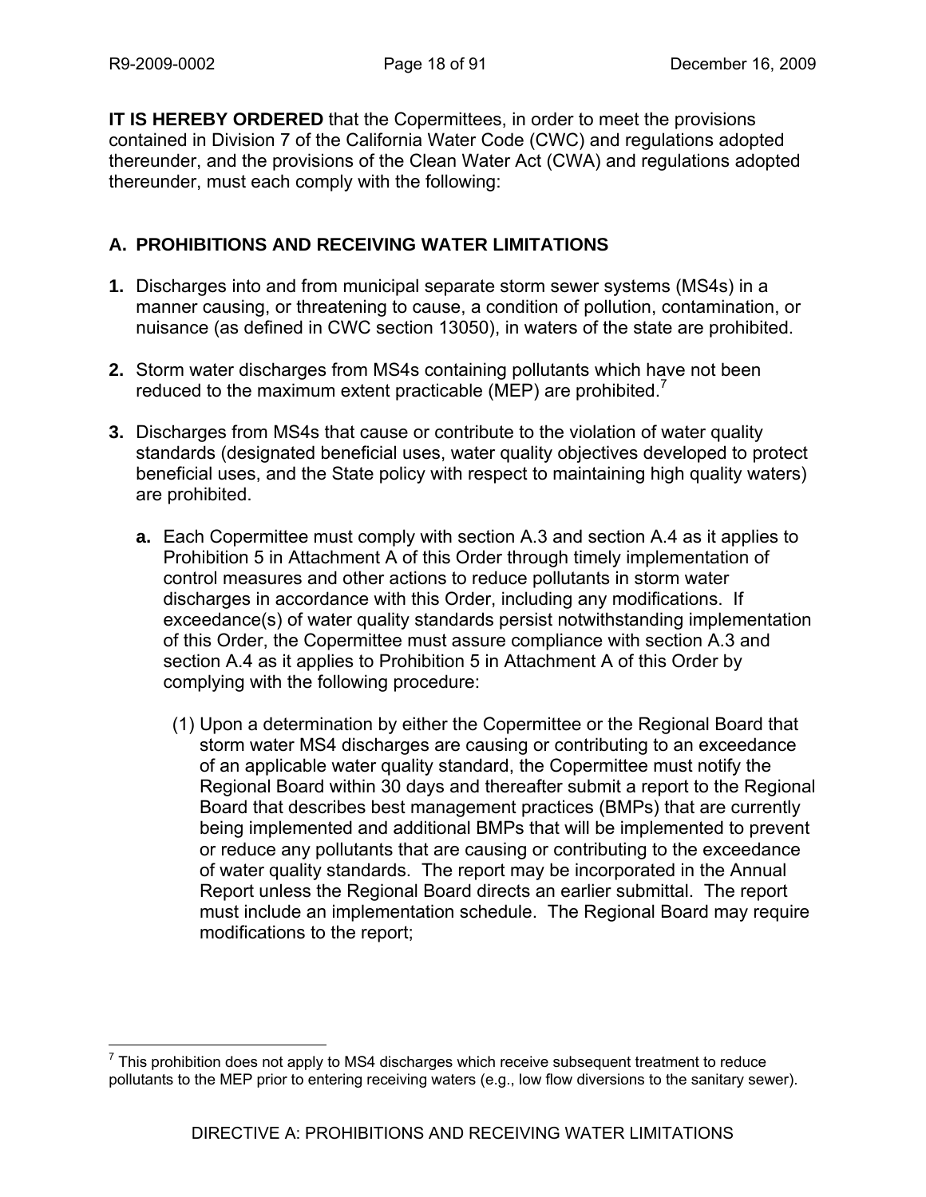**IT IS HEREBY ORDERED** that the Copermittees, in order to meet the provisions contained in Division 7 of the California Water Code (CWC) and regulations adopted thereunder, and the provisions of the Clean Water Act (CWA) and regulations adopted thereunder, must each comply with the following:

## A. PROHIBITIONS AND RECEIVING WATER LIMITATIONS

**1.** Discharges into and from municipal separate storm sewer systems (MS4s) in a manner causing, or threatening to cause, a condition of pollution, contamination, or nuisance (as defined in CWC section 13050), in waters of the state are prohibited.

**2.** Storm water discharges from MS4s containing pollutants which have not been reduced to the maximum extent practicable (MEP) are prohibited.[7]

**3.** Discharges from MS4s that cause or contribute to the violation of water quality standards (designated beneficial uses, water quality objectives developed to protect beneficial uses, and the State policy with respect to maintaining high quality waters) are prohibited.

  **a.** Each Copermittee must comply with section A.3 and section A.4 as it applies to Prohibition 5 in Attachment A of this Order through timely implementation of control measures and other actions to reduce pollutants in storm water discharges in accordance with this Order, including any modifications. If exceedance(s) of water quality standards persist notwithstanding implementation of this Order, the Copermittee must assure compliance with section A.3 and section A.4 as it applies to Prohibition 5 in Attachment A of this Order by complying with the following procedure:

    (1) Upon a determination by either the Copermittee or the Regional Board that storm water MS4 discharges are causing or contributing to an exceedance of an applicable water quality standard, the Copermittee must notify the Regional Board within 30 days and thereafter submit a report to the Regional Board that describes best management practices (BMPs) that are currently being implemented and additional BMPs that will be implemented to prevent or reduce any pollutants that are causing or contributing to the exceedance of water quality standards. The report may be incorporated in the Annual Report unless the Regional Board directs an earlier submittal. The report must include an implementation schedule. The Regional Board may require modifications to the report;

---

[7] This prohibition does not apply to MS4 discharges which receive subsequent treatment to reduce pollutants to the MEP prior to entering receiving waters (e.g., low flow diversions to the sanitary sewer).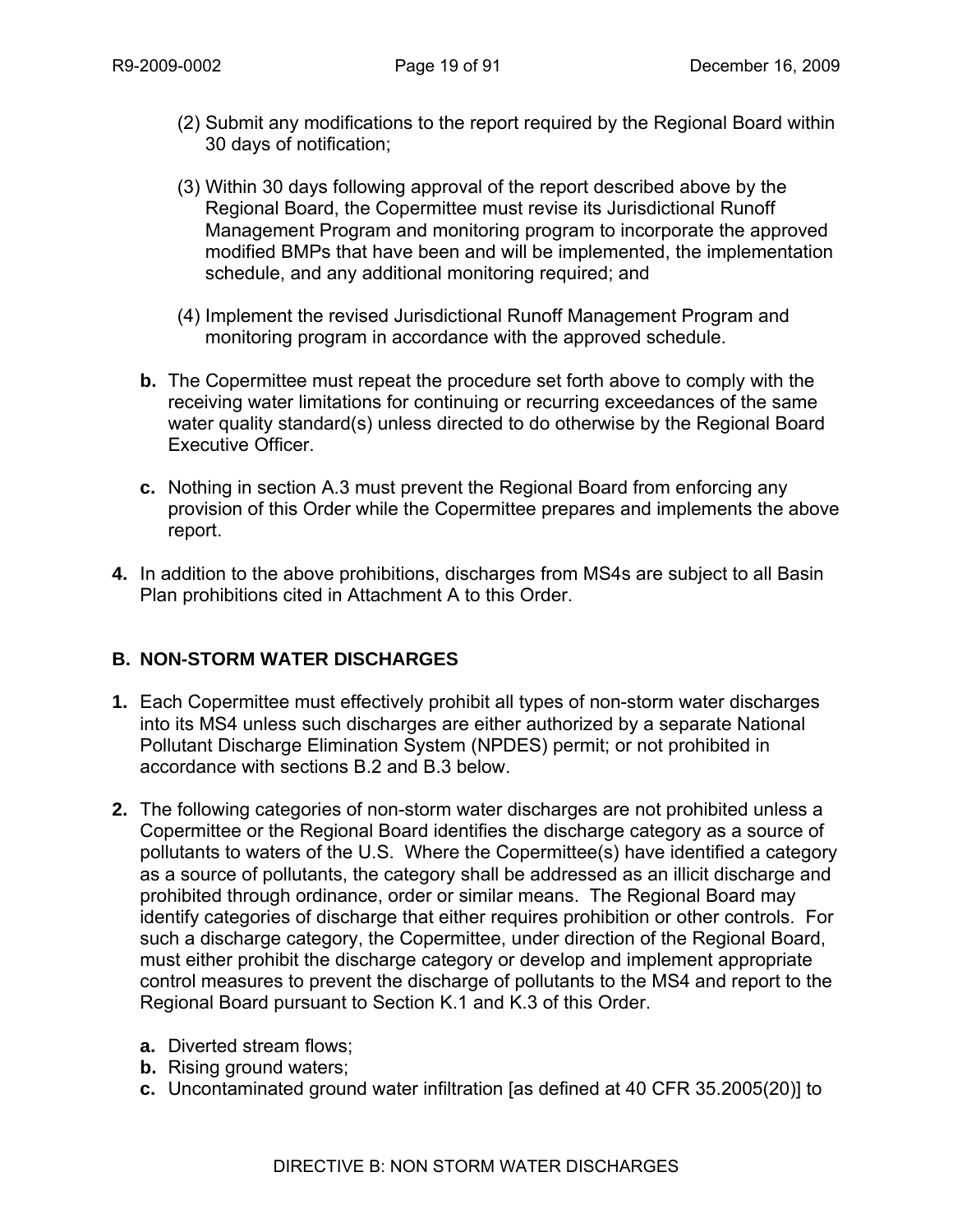(2) Submit any modifications to the report required by the Regional Board within 30 days of notification;

(3) Within 30 days following approval of the report described above by the Regional Board, the Copermittee must revise its Jurisdictional Runoff Management Program and monitoring program to incorporate the approved modified BMPs that have been and will be implemented, the implementation schedule, and any additional monitoring required; and

(4) Implement the revised Jurisdictional Runoff Management Program and monitoring program in accordance with the approved schedule.

**b.** The Copermittee must repeat the procedure set forth above to comply with the receiving water limitations for continuing or recurring exceedances of the same water quality standard(s) unless directed to do otherwise by the Regional Board Executive Officer.

**c.** Nothing in section A.3 must prevent the Regional Board from enforcing any provision of this Order while the Copermittee prepares and implements the above report.

**4.** In addition to the above prohibitions, discharges from MS4s are subject to all Basin Plan prohibitions cited in Attachment A to this Order.

## B. NON-STORM WATER DISCHARGES

**1.** Each Copermittee must effectively prohibit all types of non-storm water discharges into its MS4 unless such discharges are either authorized by a separate National Pollutant Discharge Elimination System (NPDES) permit; or not prohibited in accordance with sections B.2 and B.3 below.

**2.** The following categories of non-storm water discharges are not prohibited unless a Copermittee or the Regional Board identifies the discharge category as a source of pollutants to waters of the U.S. Where the Copermittee(s) have identified a category as a source of pollutants, the category shall be addressed as an illicit discharge and prohibited through ordinance, order or similar means. The Regional Board may identify categories of discharge that either requires prohibition or other controls. For such a discharge category, the Copermittee, under direction of the Regional Board, must either prohibit the discharge category or develop and implement appropriate control measures to prevent the discharge of pollutants to the MS4 and report to the Regional Board pursuant to Section K.1 and K.3 of this Order.

**a.** Diverted stream flows;
**b.** Rising ground waters;
**c.** Uncontaminated ground water infiltration [as defined at 40 CFR 35.2005(20)] to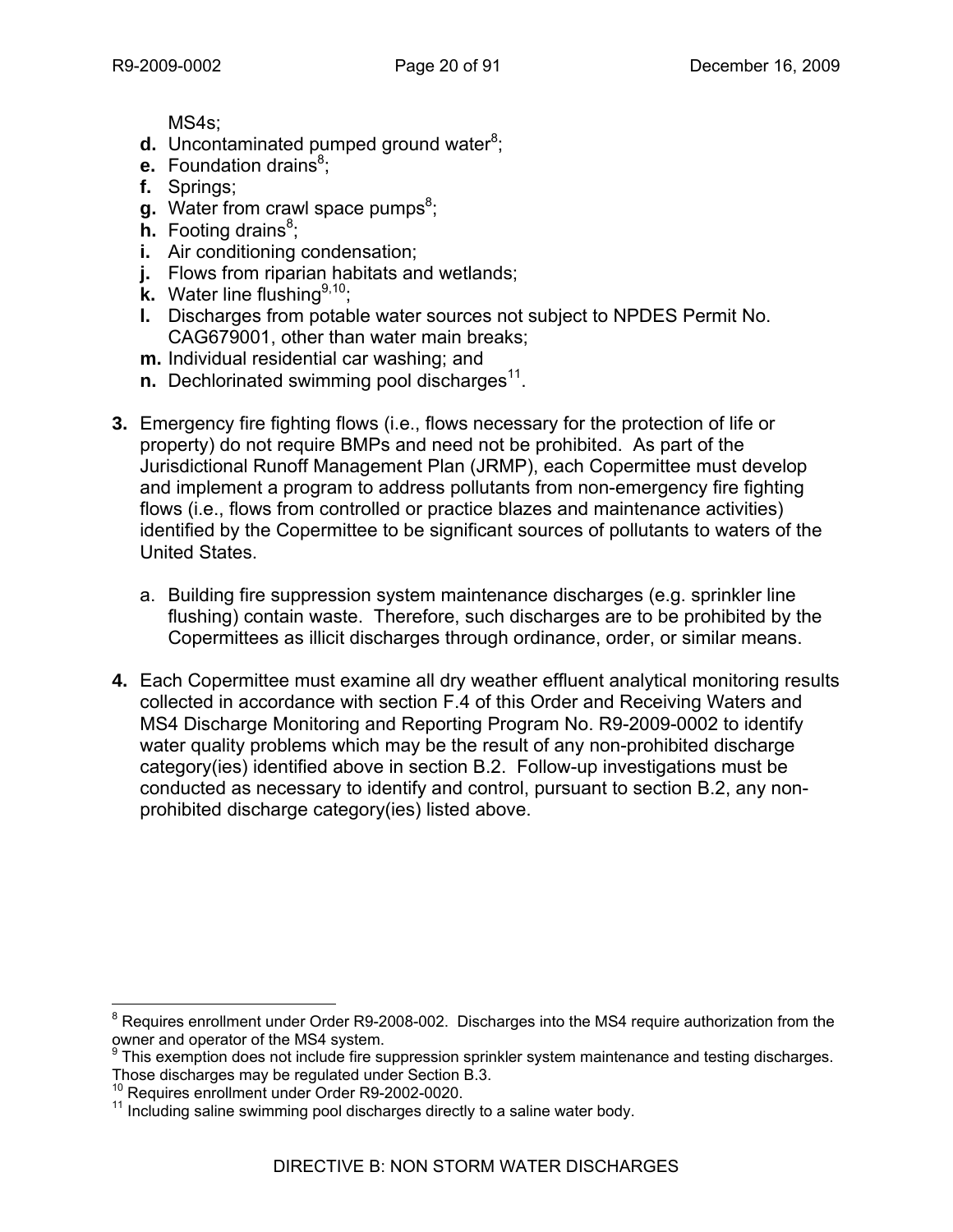MS4s;

**d.** Uncontaminated pumped ground water[8];
**e.** Foundation drains[8];
**f.** Springs;
**g.** Water from crawl space pumps[8];
**h.** Footing drains[8];
**i.** Air conditioning condensation;
**j.** Flows from riparian habitats and wetlands;
**k.** Water line flushing[9,10];
**l.** Discharges from potable water sources not subject to NPDES Permit No. CAG679001, other than water main breaks;
**m.** Individual residential car washing; and
**n.** Dechlorinated swimming pool discharges[11].

**3.** Emergency fire fighting flows (i.e., flows necessary for the protection of life or property) do not require BMPs and need not be prohibited. As part of the Jurisdictional Runoff Management Plan (JRMP), each Copermittee must develop and implement a program to address pollutants from non-emergency fire fighting flows (i.e., flows from controlled or practice blazes and maintenance activities) identified by the Copermittee to be significant sources of pollutants to waters of the United States.

a. Building fire suppression system maintenance discharges (e.g. sprinkler line flushing) contain waste. Therefore, such discharges are to be prohibited by the Copermittees as illicit discharges through ordinance, order, or similar means.

**4.** Each Copermittee must examine all dry weather effluent analytical monitoring results collected in accordance with section F.4 of this Order and Receiving Waters and MS4 Discharge Monitoring and Reporting Program No. R9-2009-0002 to identify water quality problems which may be the result of any non-prohibited discharge category(ies) identified above in section B.2. Follow-up investigations must be conducted as necessary to identify and control, pursuant to section B.2, any non-prohibited discharge category(ies) listed above.

---

[8] Requires enrollment under Order R9-2008-002. Discharges into the MS4 require authorization from the owner and operator of the MS4 system.

[9] This exemption does not include fire suppression sprinkler system maintenance and testing discharges. Those discharges may be regulated under Section B.3.

[10] Requires enrollment under Order R9-2002-0020.

[11] Including saline swimming pool discharges directly to a saline water body.

DIRECTIVE B: NON STORM WATER DISCHARGES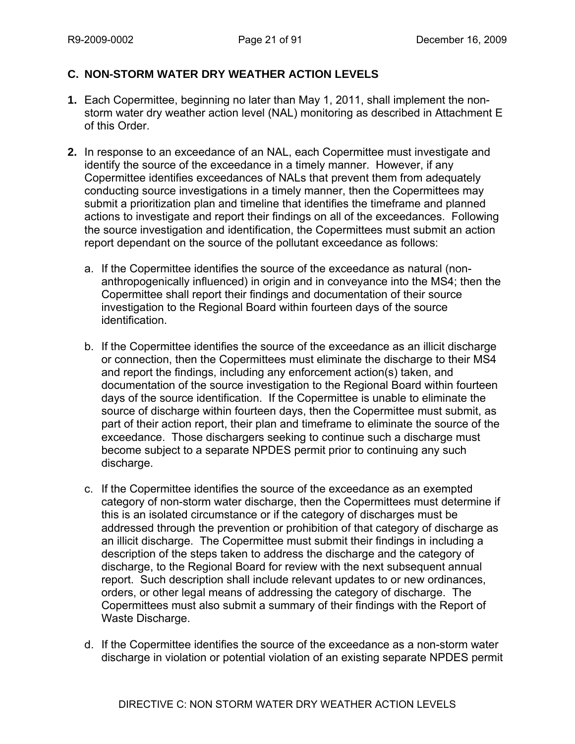## C. NON-STORM WATER DRY WEATHER ACTION LEVELS

**1.** Each Copermittee, beginning no later than May 1, 2011, shall implement the non-storm water dry weather action level (NAL) monitoring as described in Attachment E of this Order.

**2.** In response to an exceedance of an NAL, each Copermittee must investigate and identify the source of the exceedance in a timely manner. However, if any Copermittee identifies exceedances of NALs that prevent them from adequately conducting source investigations in a timely manner, then the Copermittees may submit a prioritization plan and timeline that identifies the timeframe and planned actions to investigate and report their findings on all of the exceedances. Following the source investigation and identification, the Copermittees must submit an action report dependant on the source of the pollutant exceedance as follows:

a. If the Copermittee identifies the source of the exceedance as natural (non-anthropogenically influenced) in origin and in conveyance into the MS4; then the Copermittee shall report their findings and documentation of their source investigation to the Regional Board within fourteen days of the source identification.

b. If the Copermittee identifies the source of the exceedance as an illicit discharge or connection, then the Copermittees must eliminate the discharge to their MS4 and report the findings, including any enforcement action(s) taken, and documentation of the source investigation to the Regional Board within fourteen days of the source identification. If the Copermittee is unable to eliminate the source of discharge within fourteen days, then the Copermittee must submit, as part of their action report, their plan and timeframe to eliminate the source of the exceedance. Those dischargers seeking to continue such a discharge must become subject to a separate NPDES permit prior to continuing any such discharge.

c. If the Copermittee identifies the source of the exceedance as an exempted category of non-storm water discharge, then the Copermittees must determine if this is an isolated circumstance or if the category of discharges must be addressed through the prevention or prohibition of that category of discharge as an illicit discharge. The Copermittee must submit their findings in including a description of the steps taken to address the discharge and the category of discharge, to the Regional Board for review with the next subsequent annual report. Such description shall include relevant updates to or new ordinances, orders, or other legal means of addressing the category of discharge. The Copermittees must also submit a summary of their findings with the Report of Waste Discharge.

d. If the Copermittee identifies the source of the exceedance as a non-storm water discharge in violation or potential violation of an existing separate NPDES permit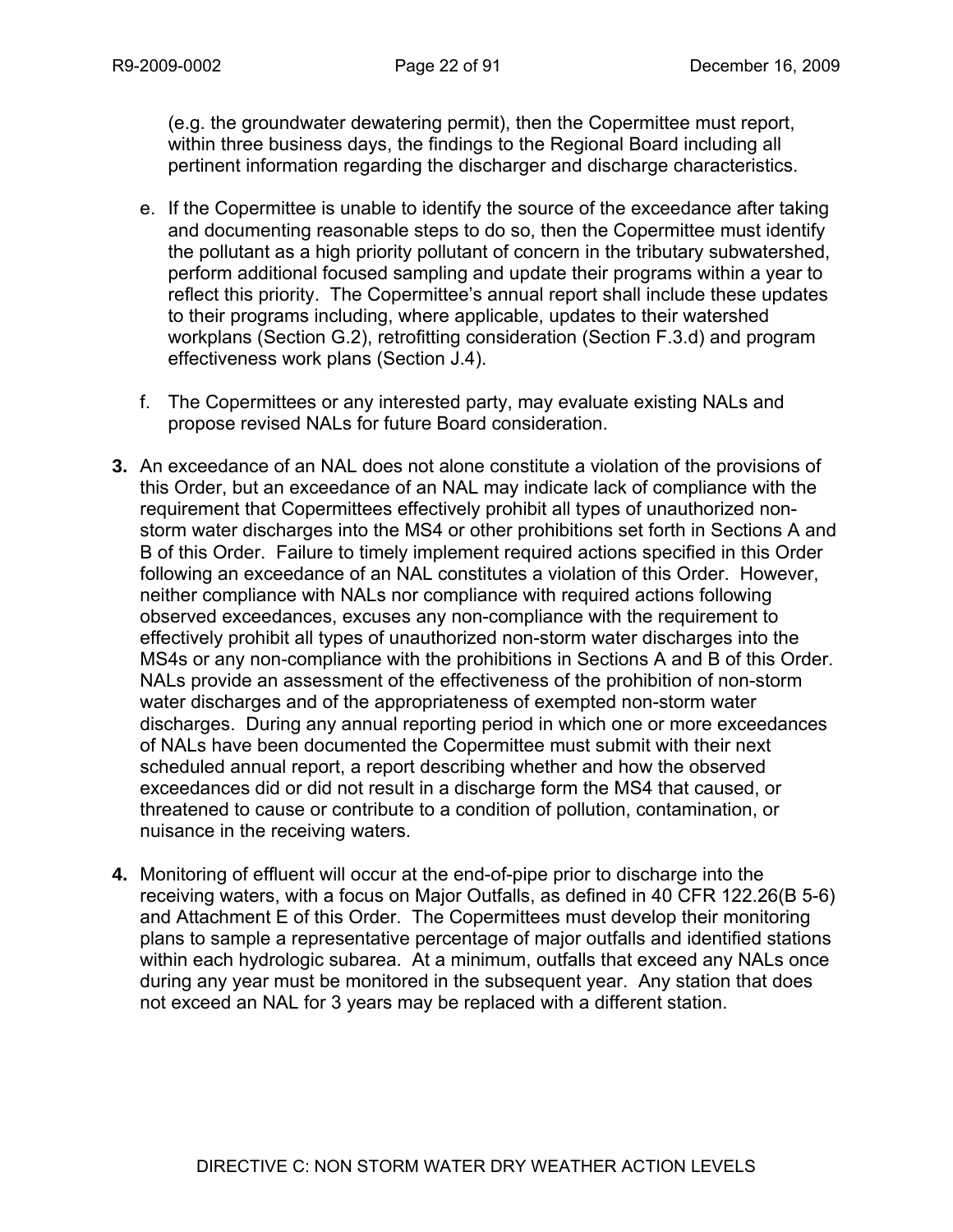(e.g. the groundwater dewatering permit), then the Copermittee must report, within three business days, the findings to the Regional Board including all pertinent information regarding the discharger and discharge characteristics.

e. If the Copermittee is unable to identify the source of the exceedance after taking and documenting reasonable steps to do so, then the Copermittee must identify the pollutant as a high priority pollutant of concern in the tributary subwatershed, perform additional focused sampling and update their programs within a year to reflect this priority. The Copermittee's annual report shall include these updates to their programs including, where applicable, updates to their watershed workplans (Section G.2), retrofitting consideration (Section F.3.d) and program effectiveness work plans (Section J.4).

f. The Copermittees or any interested party, may evaluate existing NALs and propose revised NALs for future Board consideration.

**3.** An exceedance of an NAL does not alone constitute a violation of the provisions of this Order, but an exceedance of an NAL may indicate lack of compliance with the requirement that Copermittees effectively prohibit all types of unauthorized non-storm water discharges into the MS4 or other prohibitions set forth in Sections A and B of this Order. Failure to timely implement required actions specified in this Order following an exceedance of an NAL constitutes a violation of this Order. However, neither compliance with NALs nor compliance with required actions following observed exceedances, excuses any non-compliance with the requirement to effectively prohibit all types of unauthorized non-storm water discharges into the MS4s or any non-compliance with the prohibitions in Sections A and B of this Order. NALs provide an assessment of the effectiveness of the prohibition of non-storm water discharges and of the appropriateness of exempted non-storm water discharges. During any annual reporting period in which one or more exceedances of NALs have been documented the Copermittee must submit with their next scheduled annual report, a report describing whether and how the observed exceedances did or did not result in a discharge form the MS4 that caused, or threatened to cause or contribute to a condition of pollution, contamination, or nuisance in the receiving waters.

**4.** Monitoring of effluent will occur at the end-of-pipe prior to discharge into the receiving waters, with a focus on Major Outfalls, as defined in 40 CFR 122.26(B 5-6) and Attachment E of this Order. The Copermittees must develop their monitoring plans to sample a representative percentage of major outfalls and identified stations within each hydrologic subarea. At a minimum, outfalls that exceed any NALs once during any year must be monitored in the subsequent year. Any station that does not exceed an NAL for 3 years may be replaced with a different station.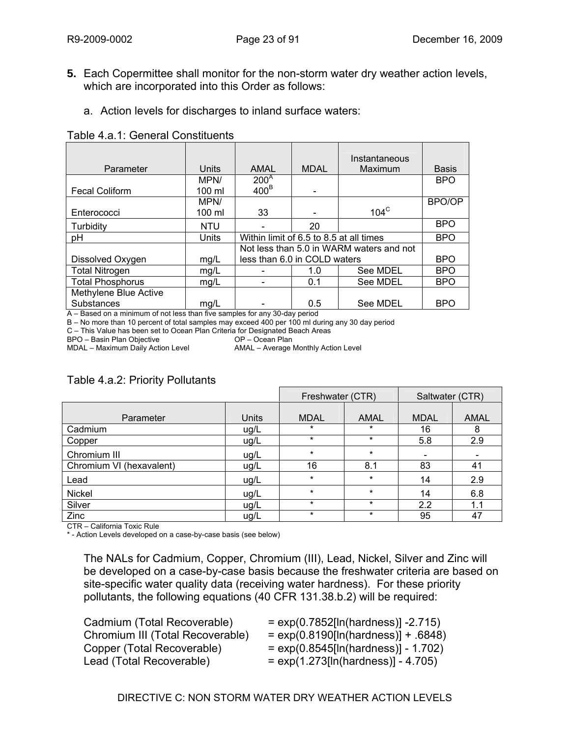**5.** Each Copermittee shall monitor for the non-storm water dry weather action levels, which are incorporated into this Order as follows:

a. Action levels for discharges to inland surface waters:

Table 4.a.1: General Constituents

| Parameter | Units | AMAL | MDAL | Instantaneous Maximum | Basis |
|---|---|---|---|---|---|
| Fecal Coliform | MPN/ 100 ml | 200[A] 400[B] | - | | BPO |
| Enterococci | MPN/ 100 ml | 33 | - | 104[C] | BPO/OP |
| Turbidity | NTU | - | 20 | | BPO |
| pH | Units | Within limit of 6.5 to 8.5 at all times | | | BPO |
| Dissolved Oxygen | mg/L | Not less than 5.0 in WARM waters and not less than 6.0 in COLD waters | | | BPO |
| Total Nitrogen | mg/L | - | 1.0 | See MDEL | BPO |
| Total Phosphorus | mg/L | - | 0.1 | See MDEL | BPO |
| Methylene Blue Active Substances | mg/L | - | 0.5 | See MDEL | BPO |

A – Based on a minimum of not less than five samples for any 30-day period
B – No more than 10 percent of total samples may exceed 400 per 100 ml during any 30 day period
C – This Value has been set to Ocean Plan Criteria for Designated Beach Areas
BPO – Basin Plan Objective OP – Ocean Plan
MDAL – Maximum Daily Action Level AMAL – Average Monthly Action Level

Table 4.a.2: Priority Pollutants

| | | Freshwater (CTR) | | Saltwater (CTR) | |
|---|---|---|---|---|---|
| Parameter | Units | MDAL | AMAL | MDAL | AMAL |
| Cadmium | ug/L | * | * | 16 | 8 |
| Copper | ug/L | * | * | 5.8 | 2.9 |
| Chromium III | ug/L | * | * | - | - |
| Chromium VI (hexavalent) | ug/L | 16 | 8.1 | 83 | 41 |
| Lead | ug/L | * | * | 14 | 2.9 |
| Nickel | ug/L | * | * | 14 | 6.8 |
| Silver | ug/L | * | * | 2.2 | 1.1 |
| Zinc | ug/L | * | * | 95 | 47 |

CTR – California Toxic Rule
\* - Action Levels developed on a case-by-case basis (see below)

The NALs for Cadmium, Copper, Chromium (III), Lead, Nickel, Silver and Zinc will be developed on a case-by-case basis because the freshwater criteria are based on site-specific water quality data (receiving water hardness). For these priority pollutants, the following equations (40 CFR 131.38.b.2) will be required:

Cadmium (Total Recoverable) $= \exp(0.7852[\ln(\text{hardness})] - 2.715)$
Chromium III (Total Recoverable) $= \exp(0.8190[\ln(\text{hardness})] + .6848)$
Copper (Total Recoverable) $= \exp(0.8545[\ln(\text{hardness})] - 1.702)$
Lead (Total Recoverable) $= \exp(1.273[\ln(\text{hardness})] - 4.705)$

DIRECTIVE C: NON STORM WATER DRY WEATHER ACTION LEVELS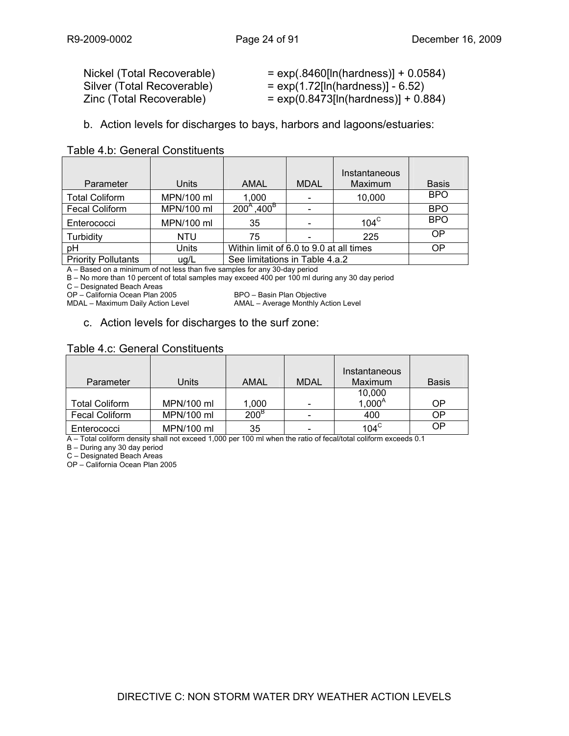| | |
|---|---|
| Nickel (Total Recoverable) | $= \exp(.8460[\ln(\text{hardness})] + 0.0584)$ |
| Silver (Total Recoverable) | $= \exp(1.72[\ln(\text{hardness})] - 6.52)$ |
| Zinc (Total Recoverable) | $= \exp(0.8473[\ln(\text{hardness})] + 0.884)$ |

b. Action levels for discharges to bays, harbors and lagoons/estuaries:

Table 4.b: General Constituents

| Parameter | Units | AMAL | MDAL | Instantaneous Maximum | Basis |
|---|---|---|---|---|---|
| Total Coliform | MPN/100 ml | 1,000 | - | 10,000 | BPO |
| Fecal Coliform | MPN/100 ml | $200^{A}$, $400^{B}$ | - | | BPO |
| Enterococci | MPN/100 ml | 35 | - | $104^{C}$ | BPO |
| Turbidity | NTU | 75 | - | 225 | OP |
| pH | Units | Within limit of 6.0 to 9.0 at all times | | | OP |
| Priority Pollutants | ug/L | See limitations in Table 4.a.2 | | | |

A – Based on a minimum of not less than five samples for any 30-day period
B – No more than 10 percent of total samples may exceed 400 per 100 ml during any 30 day period
C – Designated Beach Areas
OP – California Ocean Plan 2005 BPO – Basin Plan Objective
MDAL – Maximum Daily Action Level AMAL – Average Monthly Action Level

c. Action levels for discharges to the surf zone:

Table 4.c: General Constituents

| Parameter | Units | AMAL | MDAL | Instantaneous Maximum | Basis |
|---|---|---|---|---|---|
| Total Coliform | MPN/100 ml | 1,000 | - | 10,000 $1,000^{A}$ | OP |
| Fecal Coliform | MPN/100 ml | $200^{B}$ | - | 400 | OP |
| Enterococci | MPN/100 ml | 35 | - | $104^{C}$ | OP |

A – Total coliform density shall not exceed 1,000 per 100 ml when the ratio of fecal/total coliform exceeds 0.1
B – During any 30 day period
C – Designated Beach Areas
OP – California Ocean Plan 2005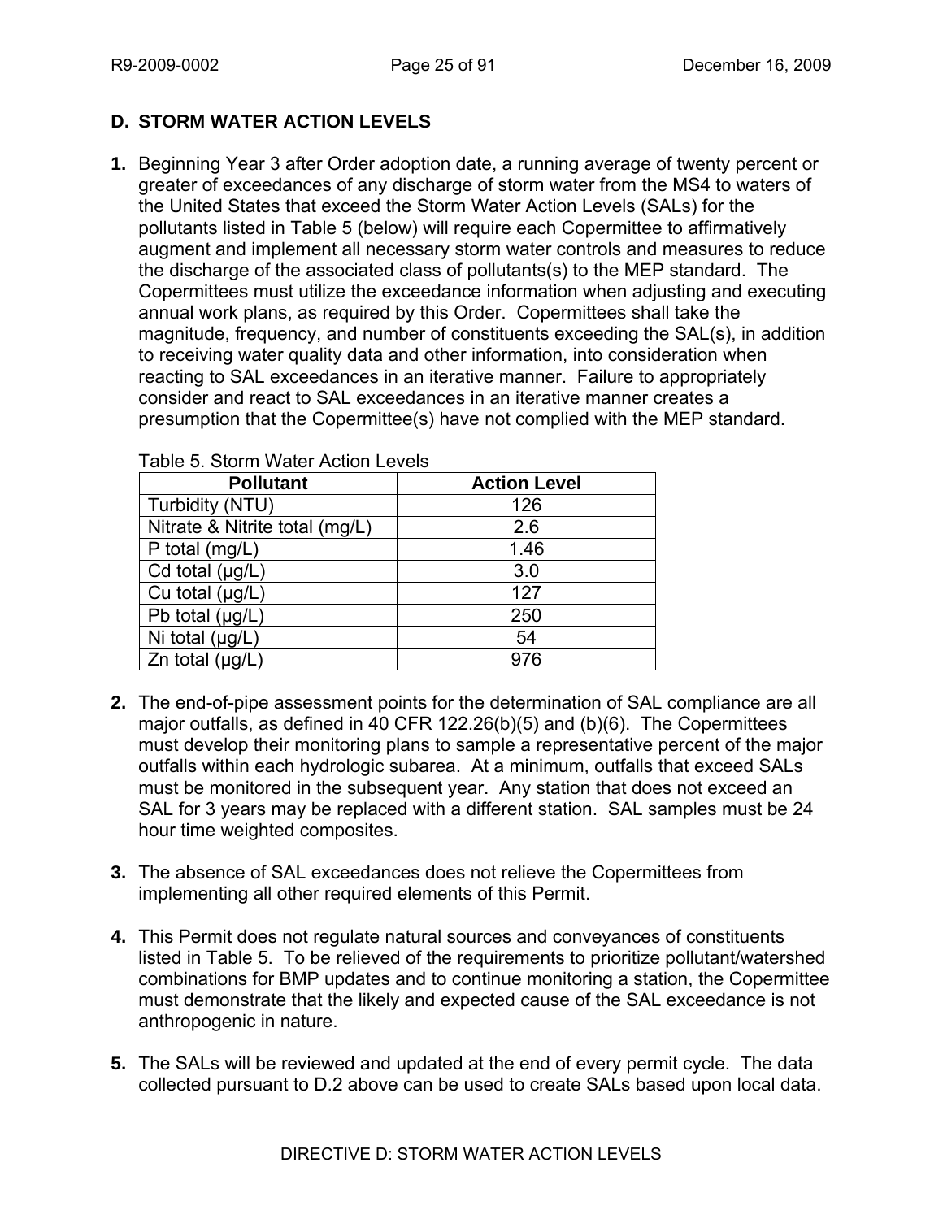## D. STORM WATER ACTION LEVELS

**1.** Beginning Year 3 after Order adoption date, a running average of twenty percent or greater of exceedances of any discharge of storm water from the MS4 to waters of the United States that exceed the Storm Water Action Levels (SALs) for the pollutants listed in Table 5 (below) will require each Copermittee to affirmatively augment and implement all necessary storm water controls and measures to reduce the discharge of the associated class of pollutants(s) to the MEP standard. The Copermittees must utilize the exceedance information when adjusting and executing annual work plans, as required by this Order. Copermittees shall take the magnitude, frequency, and number of constituents exceeding the SAL(s), in addition to receiving water quality data and other information, into consideration when reacting to SAL exceedances in an iterative manner. Failure to appropriately consider and react to SAL exceedances in an iterative manner creates a presumption that the Copermittee(s) have not complied with the MEP standard.

Table 5. Storm Water Action Levels

| Pollutant | Action Level |
|---|---|
| Turbidity (NTU) | 126 |
| Nitrate & Nitrite total (mg/L) | 2.6 |
| P total (mg/L) | 1.46 |
| Cd total (µg/L) | 3.0 |
| Cu total (µg/L) | 127 |
| Pb total (µg/L) | 250 |
| Ni total (µg/L) | 54 |
| Zn total (µg/L) | 976 |

**2.** The end-of-pipe assessment points for the determination of SAL compliance are all major outfalls, as defined in 40 CFR 122.26(b)(5) and (b)(6). The Copermittees must develop their monitoring plans to sample a representative percent of the major outfalls within each hydrologic subarea. At a minimum, outfalls that exceed SALs must be monitored in the subsequent year. Any station that does not exceed an SAL for 3 years may be replaced with a different station. SAL samples must be 24 hour time weighted composites.

**3.** The absence of SAL exceedances does not relieve the Copermittees from implementing all other required elements of this Permit.

**4.** This Permit does not regulate natural sources and conveyances of constituents listed in Table 5. To be relieved of the requirements to prioritize pollutant/watershed combinations for BMP updates and to continue monitoring a station, the Copermittee must demonstrate that the likely and expected cause of the SAL exceedance is not anthropogenic in nature.

**5.** The SALs will be reviewed and updated at the end of every permit cycle. The data collected pursuant to D.2 above can be used to create SALs based upon local data.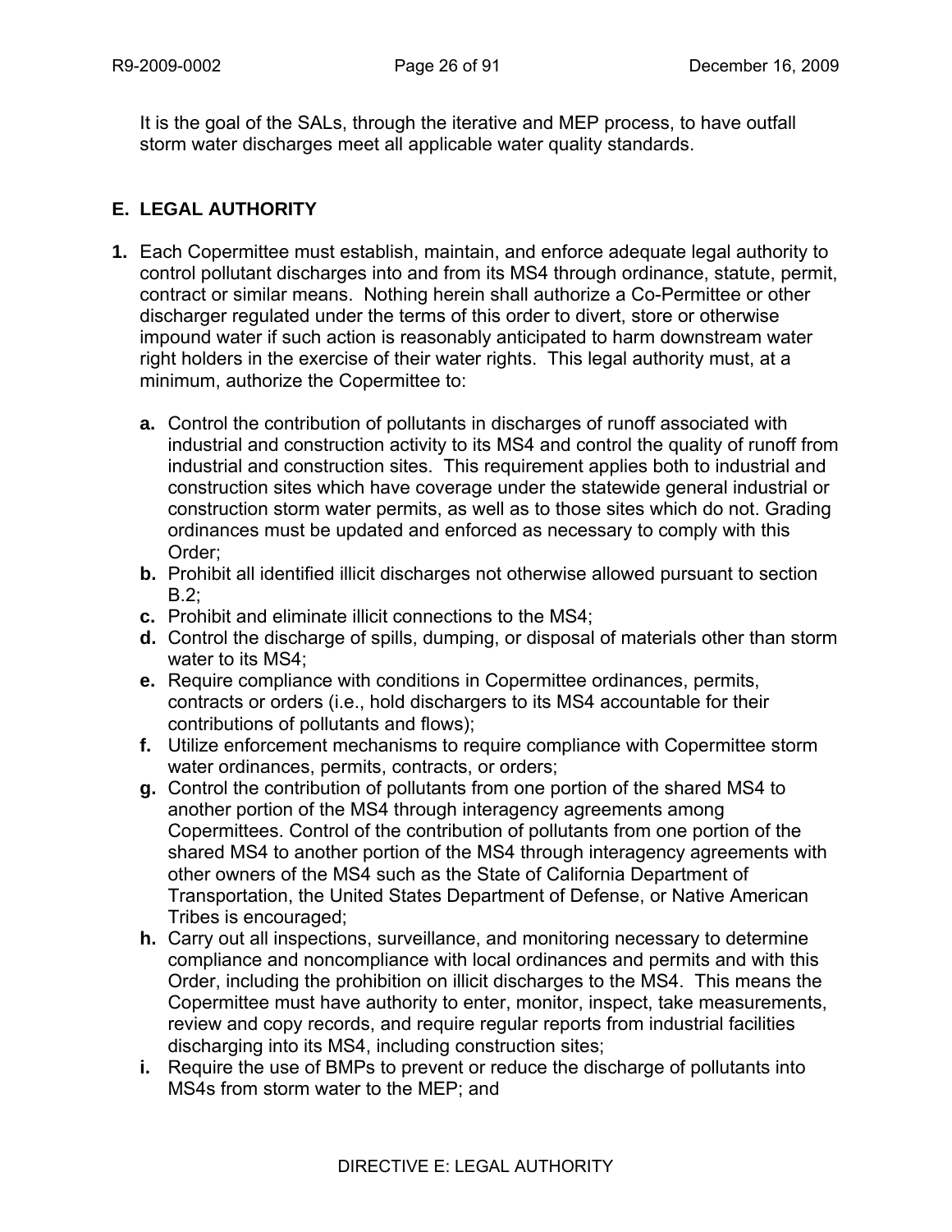It is the goal of the SALs, through the iterative and MEP process, to have outfall storm water discharges meet all applicable water quality standards.

## E. LEGAL AUTHORITY

**1.** Each Copermittee must establish, maintain, and enforce adequate legal authority to control pollutant discharges into and from its MS4 through ordinance, statute, permit, contract or similar means. Nothing herein shall authorize a Co-Permittee or other discharger regulated under the terms of this order to divert, store or otherwise impound water if such action is reasonably anticipated to harm downstream water right holders in the exercise of their water rights. This legal authority must, at a minimum, authorize the Copermittee to:

- **a.** Control the contribution of pollutants in discharges of runoff associated with industrial and construction activity to its MS4 and control the quality of runoff from industrial and construction sites. This requirement applies both to industrial and construction sites which have coverage under the statewide general industrial or construction storm water permits, as well as to those sites which do not. Grading ordinances must be updated and enforced as necessary to comply with this Order;
- **b.** Prohibit all identified illicit discharges not otherwise allowed pursuant to section B.2;
- **c.** Prohibit and eliminate illicit connections to the MS4;
- **d.** Control the discharge of spills, dumping, or disposal of materials other than storm water to its MS4;
- **e.** Require compliance with conditions in Copermittee ordinances, permits, contracts or orders (i.e., hold dischargers to its MS4 accountable for their contributions of pollutants and flows);
- **f.** Utilize enforcement mechanisms to require compliance with Copermittee storm water ordinances, permits, contracts, or orders;
- **g.** Control the contribution of pollutants from one portion of the shared MS4 to another portion of the MS4 through interagency agreements among Copermittees. Control of the contribution of pollutants from one portion of the shared MS4 to another portion of the MS4 through interagency agreements with other owners of the MS4 such as the State of California Department of Transportation, the United States Department of Defense, or Native American Tribes is encouraged;
- **h.** Carry out all inspections, surveillance, and monitoring necessary to determine compliance and noncompliance with local ordinances and permits and with this Order, including the prohibition on illicit discharges to the MS4. This means the Copermittee must have authority to enter, monitor, inspect, take measurements, review and copy records, and require regular reports from industrial facilities discharging into its MS4, including construction sites;
- **i.** Require the use of BMPs to prevent or reduce the discharge of pollutants into MS4s from storm water to the MEP; and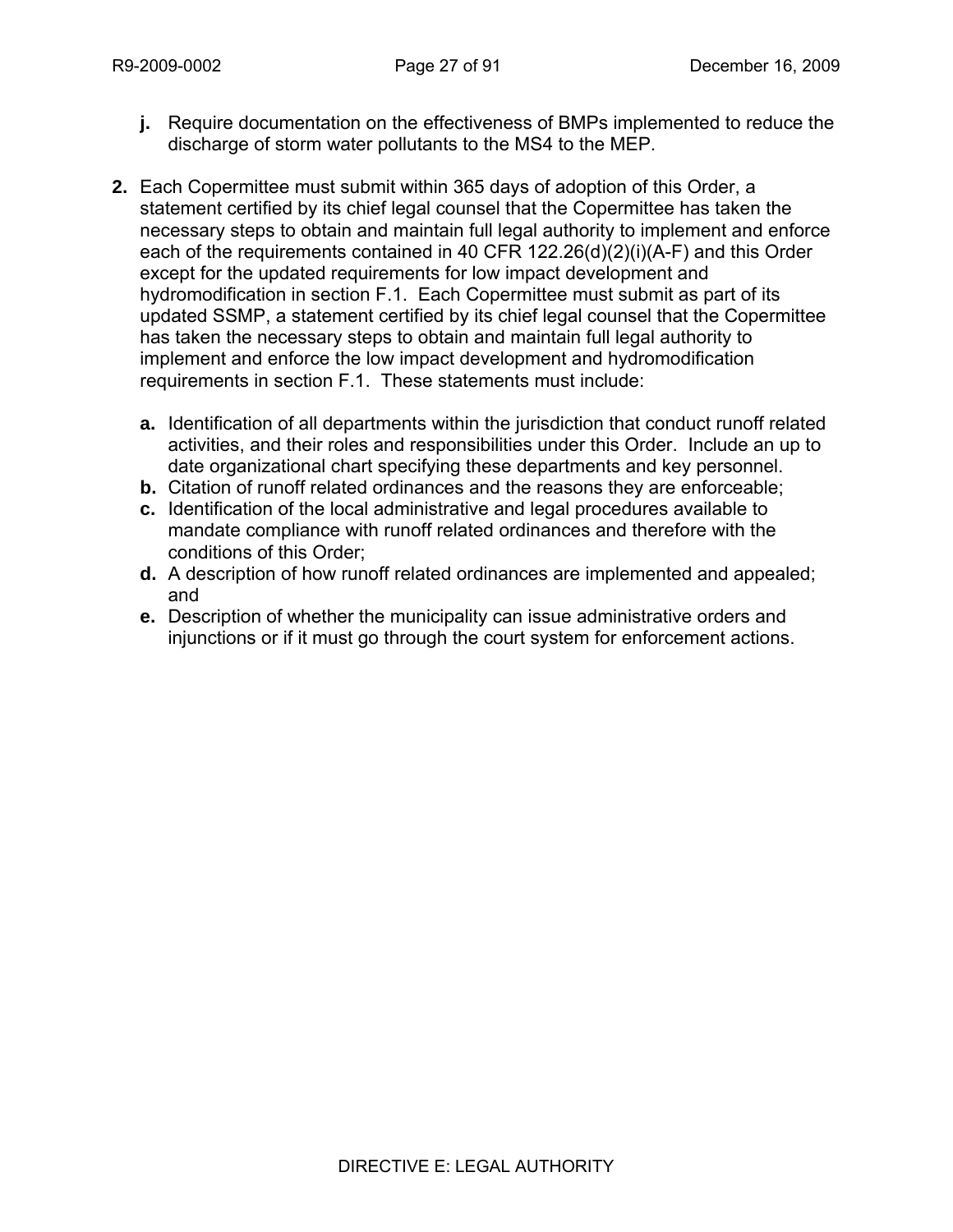**j.** Require documentation on the effectiveness of BMPs implemented to reduce the discharge of storm water pollutants to the MS4 to the MEP.

**2.** Each Copermittee must submit within 365 days of adoption of this Order, a statement certified by its chief legal counsel that the Copermittee has taken the necessary steps to obtain and maintain full legal authority to implement and enforce each of the requirements contained in 40 CFR 122.26(d)(2)(i)(A-F) and this Order except for the updated requirements for low impact development and hydromodification in section F.1. Each Copermittee must submit as part of its updated SSMP, a statement certified by its chief legal counsel that the Copermittee has taken the necessary steps to obtain and maintain full legal authority to implement and enforce the low impact development and hydromodification requirements in section F.1. These statements must include:

**a.** Identification of all departments within the jurisdiction that conduct runoff related activities, and their roles and responsibilities under this Order. Include an up to date organizational chart specifying these departments and key personnel.

**b.** Citation of runoff related ordinances and the reasons they are enforceable;

**c.** Identification of the local administrative and legal procedures available to mandate compliance with runoff related ordinances and therefore with the conditions of this Order;

**d.** A description of how runoff related ordinances are implemented and appealed; and

**e.** Description of whether the municipality can issue administrative orders and injunctions or if it must go through the court system for enforcement actions.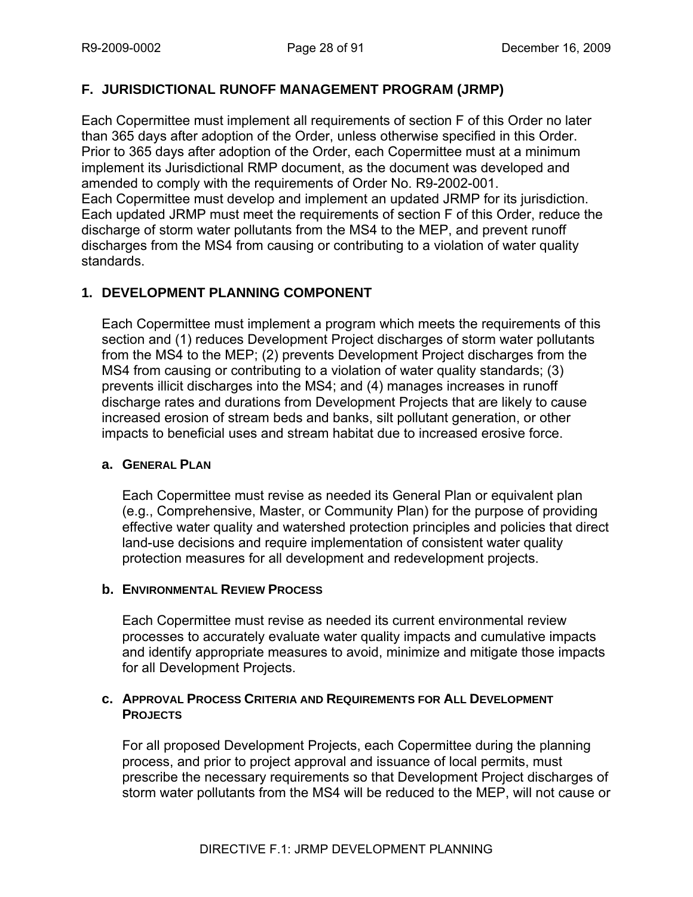## F. JURISDICTIONAL RUNOFF MANAGEMENT PROGRAM (JRMP)

Each Copermittee must implement all requirements of section F of this Order no later than 365 days after adoption of the Order, unless otherwise specified in this Order. Prior to 365 days after adoption of the Order, each Copermittee must at a minimum implement its Jurisdictional RMP document, as the document was developed and amended to comply with the requirements of Order No. R9-2002-001.
Each Copermittee must develop and implement an updated JRMP for its jurisdiction. Each updated JRMP must meet the requirements of section F of this Order, reduce the discharge of storm water pollutants from the MS4 to the MEP, and prevent runoff discharges from the MS4 from causing or contributing to a violation of water quality standards.

### 1. DEVELOPMENT PLANNING COMPONENT

Each Copermittee must implement a program which meets the requirements of this section and (1) reduces Development Project discharges of storm water pollutants from the MS4 to the MEP; (2) prevents Development Project discharges from the MS4 from causing or contributing to a violation of water quality standards; (3) prevents illicit discharges into the MS4; and (4) manages increases in runoff discharge rates and durations from Development Projects that are likely to cause increased erosion of stream beds and banks, silt pollutant generation, or other impacts to beneficial uses and stream habitat due to increased erosive force.

#### a. GENERAL PLAN

Each Copermittee must revise as needed its General Plan or equivalent plan (e.g., Comprehensive, Master, or Community Plan) for the purpose of providing effective water quality and watershed protection principles and policies that direct land-use decisions and require implementation of consistent water quality protection measures for all development and redevelopment projects.

#### b. ENVIRONMENTAL REVIEW PROCESS

Each Copermittee must revise as needed its current environmental review processes to accurately evaluate water quality impacts and cumulative impacts and identify appropriate measures to avoid, minimize and mitigate those impacts for all Development Projects.

#### c. APPROVAL PROCESS CRITERIA AND REQUIREMENTS FOR ALL DEVELOPMENT PROJECTS

For all proposed Development Projects, each Copermittee during the planning process, and prior to project approval and issuance of local permits, must prescribe the necessary requirements so that Development Project discharges of storm water pollutants from the MS4 will be reduced to the MEP, will not cause or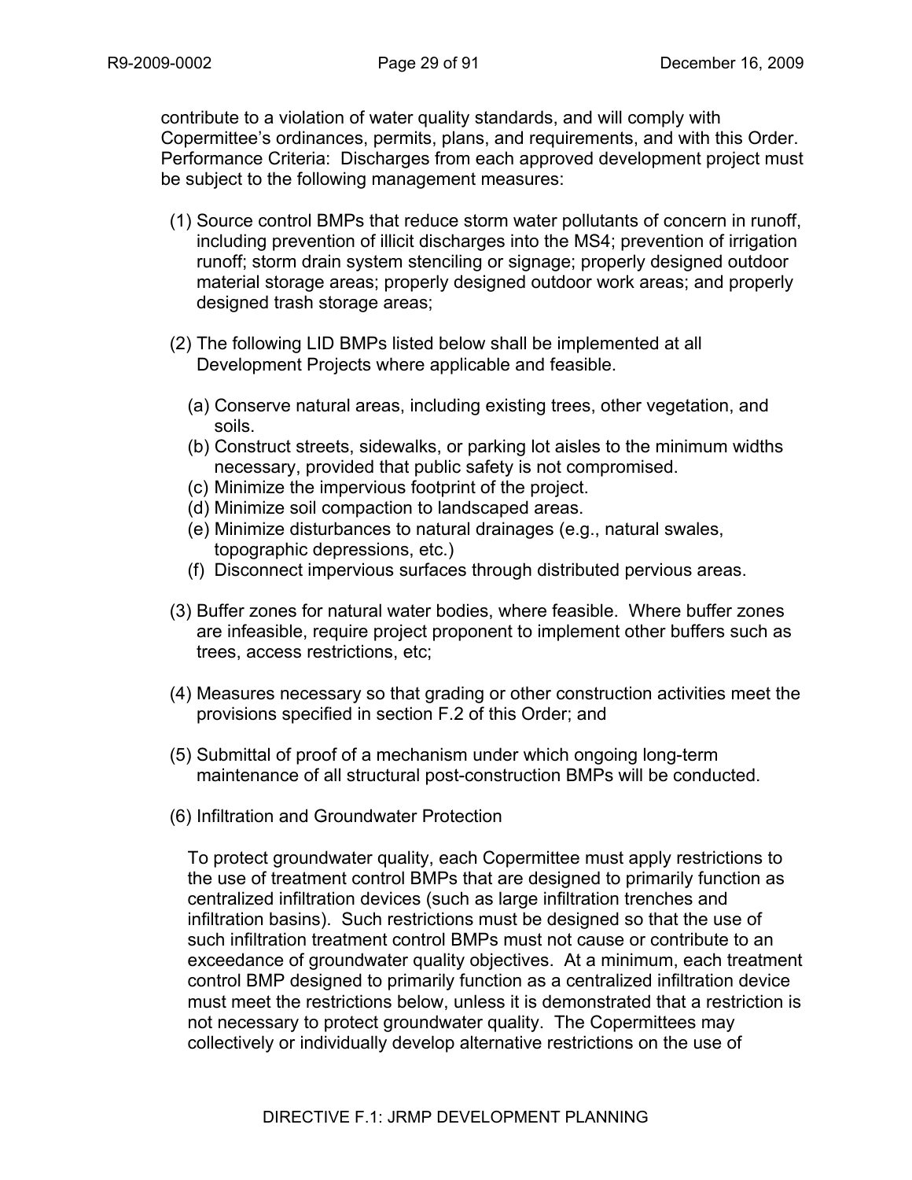contribute to a violation of water quality standards, and will comply with Copermittee's ordinances, permits, plans, and requirements, and with this Order. Performance Criteria: Discharges from each approved development project must be subject to the following management measures:

(1) Source control BMPs that reduce storm water pollutants of concern in runoff, including prevention of illicit discharges into the MS4; prevention of irrigation runoff; storm drain system stenciling or signage; properly designed outdoor material storage areas; properly designed outdoor work areas; and properly designed trash storage areas;

(2) The following LID BMPs listed below shall be implemented at all Development Projects where applicable and feasible.

   (a) Conserve natural areas, including existing trees, other vegetation, and soils.
   (b) Construct streets, sidewalks, or parking lot aisles to the minimum widths necessary, provided that public safety is not compromised.
   (c) Minimize the impervious footprint of the project.
   (d) Minimize soil compaction to landscaped areas.
   (e) Minimize disturbances to natural drainages (e.g., natural swales, topographic depressions, etc.)
   (f) Disconnect impervious surfaces through distributed pervious areas.

(3) Buffer zones for natural water bodies, where feasible. Where buffer zones are infeasible, require project proponent to implement other buffers such as trees, access restrictions, etc;

(4) Measures necessary so that grading or other construction activities meet the provisions specified in section F.2 of this Order; and

(5) Submittal of proof of a mechanism under which ongoing long-term maintenance of all structural post-construction BMPs will be conducted.

(6) Infiltration and Groundwater Protection

   To protect groundwater quality, each Copermittee must apply restrictions to the use of treatment control BMPs that are designed to primarily function as centralized infiltration devices (such as large infiltration trenches and infiltration basins). Such restrictions must be designed so that the use of such infiltration treatment control BMPs must not cause or contribute to an exceedance of groundwater quality objectives. At a minimum, each treatment control BMP designed to primarily function as a centralized infiltration device must meet the restrictions below, unless it is demonstrated that a restriction is not necessary to protect groundwater quality. The Copermittees may collectively or individually develop alternative restrictions on the use of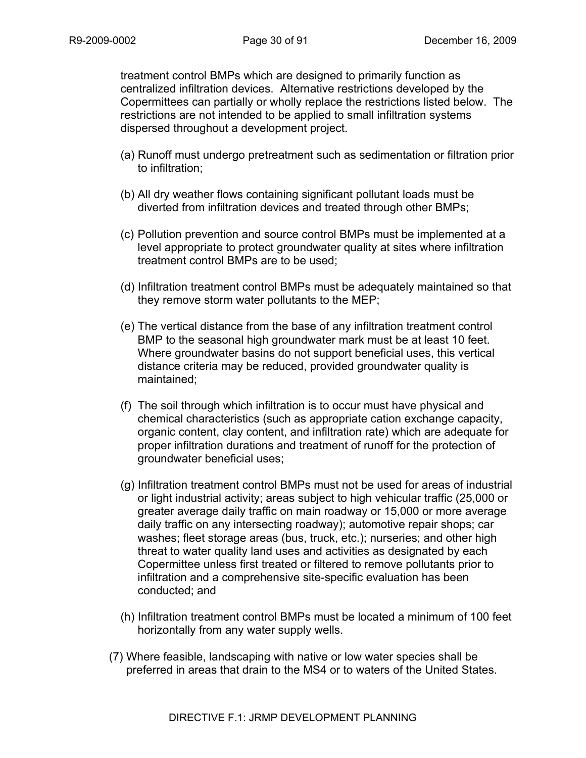treatment control BMPs which are designed to primarily function as centralized infiltration devices. Alternative restrictions developed by the Copermittees can partially or wholly replace the restrictions listed below. The restrictions are not intended to be applied to small infiltration systems dispersed throughout a development project.

(a) Runoff must undergo pretreatment such as sedimentation or filtration prior to infiltration;

(b) All dry weather flows containing significant pollutant loads must be diverted from infiltration devices and treated through other BMPs;

(c) Pollution prevention and source control BMPs must be implemented at a level appropriate to protect groundwater quality at sites where infiltration treatment control BMPs are to be used;

(d) Infiltration treatment control BMPs must be adequately maintained so that they remove storm water pollutants to the MEP;

(e) The vertical distance from the base of any infiltration treatment control BMP to the seasonal high groundwater mark must be at least 10 feet. Where groundwater basins do not support beneficial uses, this vertical distance criteria may be reduced, provided groundwater quality is maintained;

(f) The soil through which infiltration is to occur must have physical and chemical characteristics (such as appropriate cation exchange capacity, organic content, clay content, and infiltration rate) which are adequate for proper infiltration durations and treatment of runoff for the protection of groundwater beneficial uses;

(g) Infiltration treatment control BMPs must not be used for areas of industrial or light industrial activity; areas subject to high vehicular traffic (25,000 or greater average daily traffic on main roadway or 15,000 or more average daily traffic on any intersecting roadway); automotive repair shops; car washes; fleet storage areas (bus, truck, etc.); nurseries; and other high threat to water quality land uses and activities as designated by each Copermittee unless first treated or filtered to remove pollutants prior to infiltration and a comprehensive site-specific evaluation has been conducted; and

(h) Infiltration treatment control BMPs must be located a minimum of 100 feet horizontally from any water supply wells.

(7) Where feasible, landscaping with native or low water species shall be preferred in areas that drain to the MS4 or to waters of the United States.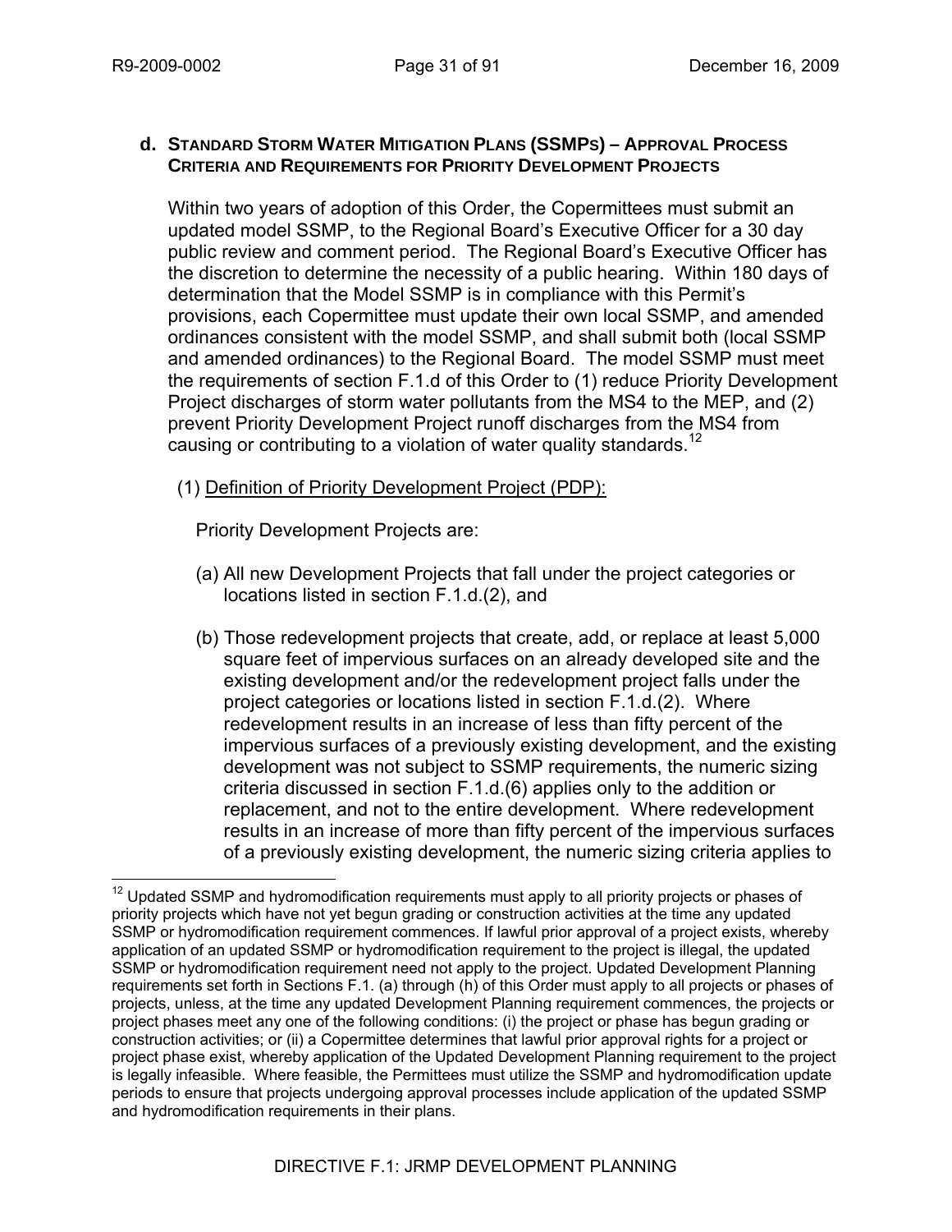**d. STANDARD STORM WATER MITIGATION PLANS (SSMPS) – APPROVAL PROCESS CRITERIA AND REQUIREMENTS FOR PRIORITY DEVELOPMENT PROJECTS**

Within two years of adoption of this Order, the Copermittees must submit an updated model SSMP, to the Regional Board's Executive Officer for a 30 day public review and comment period. The Regional Board's Executive Officer has the discretion to determine the necessity of a public hearing. Within 180 days of determination that the Model SSMP is in compliance with this Permit's provisions, each Copermittee must update their own local SSMP, and amended ordinances consistent with the model SSMP, and shall submit both (local SSMP and amended ordinances) to the Regional Board. The model SSMP must meet the requirements of section F.1.d of this Order to (1) reduce Priority Development Project discharges of storm water pollutants from the MS4 to the MEP, and (2) prevent Priority Development Project runoff discharges from the MS4 from causing or contributing to a violation of water quality standards.[12]

(1) Definition of Priority Development Project (PDP):

Priority Development Projects are:

(a) All new Development Projects that fall under the project categories or locations listed in section F.1.d.(2), and

(b) Those redevelopment projects that create, add, or replace at least 5,000 square feet of impervious surfaces on an already developed site and the existing development and/or the redevelopment project falls under the project categories or locations listed in section F.1.d.(2). Where redevelopment results in an increase of less than fifty percent of the impervious surfaces of a previously existing development, and the existing development was not subject to SSMP requirements, the numeric sizing criteria discussed in section F.1.d.(6) applies only to the addition or replacement, and not to the entire development. Where redevelopment results in an increase of more than fifty percent of the impervious surfaces of a previously existing development, the numeric sizing criteria applies to

---

[12] Updated SSMP and hydromodification requirements must apply to all priority projects or phases of priority projects which have not yet begun grading or construction activities at the time any updated SSMP or hydromodification requirement commences. If lawful prior approval of a project exists, whereby application of an updated SSMP or hydromodification requirement to the project is illegal, the updated SSMP or hydromodification requirement need not apply to the project. Updated Development Planning requirements set forth in Sections F.1. (a) through (h) of this Order must apply to all projects or phases of projects, unless, at the time any updated Development Planning requirement commences, the projects or project phases meet any one of the following conditions: (i) the project or phase has begun grading or construction activities; or (ii) a Copermittee determines that lawful prior approval rights for a project or project phase exist, whereby application of the Updated Development Planning requirement to the project is legally infeasible. Where feasible, the Permittees must utilize the SSMP and hydromodification update periods to ensure that projects undergoing approval processes include application of the updated SSMP and hydromodification requirements in their plans.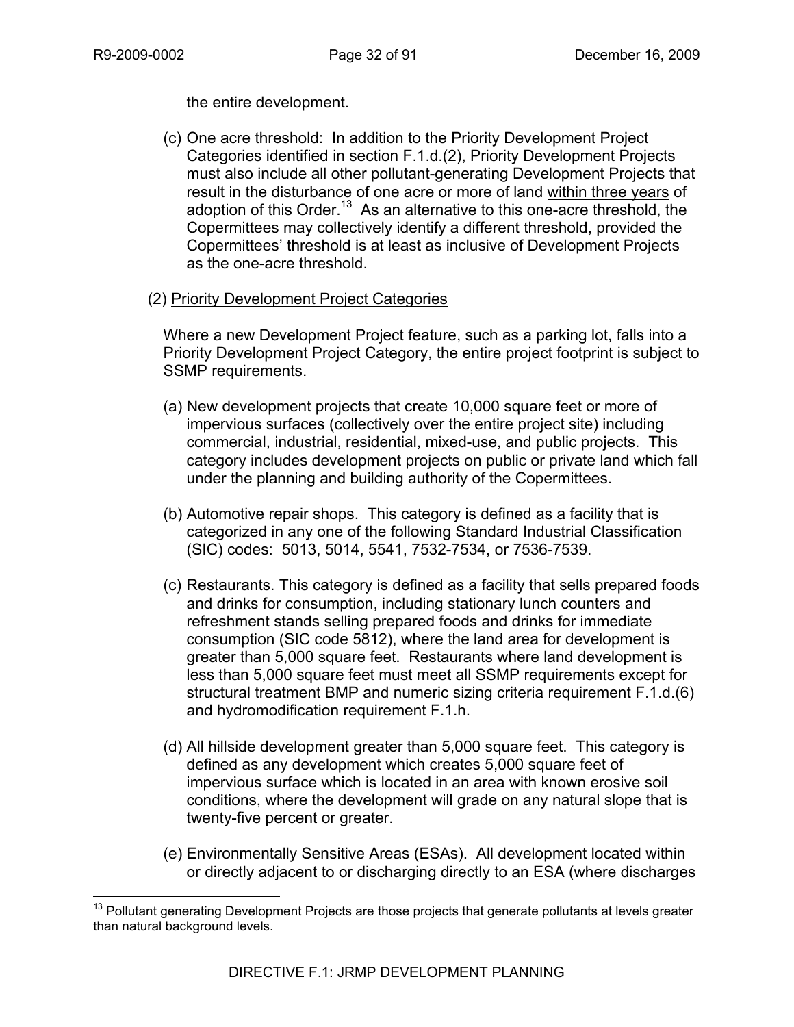the entire development.

(c) One acre threshold: In addition to the Priority Development Project Categories identified in section F.1.d.(2), Priority Development Projects must also include all other pollutant-generating Development Projects that result in the disturbance of one acre or more of land <u>within three years</u> of adoption of this Order.[13] As an alternative to this one-acre threshold, the Copermittees may collectively identify a different threshold, provided the Copermittees' threshold is at least as inclusive of Development Projects as the one-acre threshold.

(2) <u>Priority Development Project Categories</u>

Where a new Development Project feature, such as a parking lot, falls into a Priority Development Project Category, the entire project footprint is subject to SSMP requirements.

(a) New development projects that create 10,000 square feet or more of impervious surfaces (collectively over the entire project site) including commercial, industrial, residential, mixed-use, and public projects. This category includes development projects on public or private land which fall under the planning and building authority of the Copermittees.

(b) Automotive repair shops. This category is defined as a facility that is categorized in any one of the following Standard Industrial Classification (SIC) codes: 5013, 5014, 5541, 7532-7534, or 7536-7539.

(c) Restaurants. This category is defined as a facility that sells prepared foods and drinks for consumption, including stationary lunch counters and refreshment stands selling prepared foods and drinks for immediate consumption (SIC code 5812), where the land area for development is greater than 5,000 square feet. Restaurants where land development is less than 5,000 square feet must meet all SSMP requirements except for structural treatment BMP and numeric sizing criteria requirement F.1.d.(6) and hydromodification requirement F.1.h.

(d) All hillside development greater than 5,000 square feet. This category is defined as any development which creates 5,000 square feet of impervious surface which is located in an area with known erosive soil conditions, where the development will grade on any natural slope that is twenty-five percent or greater.

(e) Environmentally Sensitive Areas (ESAs). All development located within or directly adjacent to or discharging directly to an ESA (where discharges

[13] Pollutant generating Development Projects are those projects that generate pollutants at levels greater than natural background levels.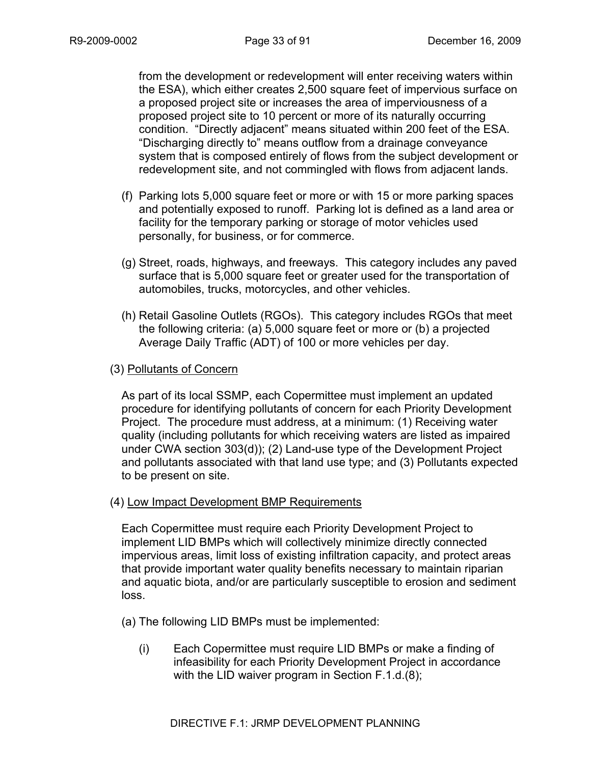from the development or redevelopment will enter receiving waters within the ESA), which either creates 2,500 square feet of impervious surface on a proposed project site or increases the area of imperviousness of a proposed project site to 10 percent or more of its naturally occurring condition. "Directly adjacent" means situated within 200 feet of the ESA. "Discharging directly to" means outflow from a drainage conveyance system that is composed entirely of flows from the subject development or redevelopment site, and not commingled with flows from adjacent lands.

(f) Parking lots 5,000 square feet or more or with 15 or more parking spaces and potentially exposed to runoff. Parking lot is defined as a land area or facility for the temporary parking or storage of motor vehicles used personally, for business, or for commerce.

(g) Street, roads, highways, and freeways. This category includes any paved surface that is 5,000 square feet or greater used for the transportation of automobiles, trucks, motorcycles, and other vehicles.

(h) Retail Gasoline Outlets (RGOs). This category includes RGOs that meet the following criteria: (a) 5,000 square feet or more or (b) a projected Average Daily Traffic (ADT) of 100 or more vehicles per day.

(3) Pollutants of Concern

As part of its local SSMP, each Copermittee must implement an updated procedure for identifying pollutants of concern for each Priority Development Project. The procedure must address, at a minimum: (1) Receiving water quality (including pollutants for which receiving waters are listed as impaired under CWA section 303(d)); (2) Land-use type of the Development Project and pollutants associated with that land use type; and (3) Pollutants expected to be present on site.

(4) Low Impact Development BMP Requirements

Each Copermittee must require each Priority Development Project to implement LID BMPs which will collectively minimize directly connected impervious areas, limit loss of existing infiltration capacity, and protect areas that provide important water quality benefits necessary to maintain riparian and aquatic biota, and/or are particularly susceptible to erosion and sediment loss.

(a) The following LID BMPs must be implemented:

(i) Each Copermittee must require LID BMPs or make a finding of infeasibility for each Priority Development Project in accordance with the LID waiver program in Section F.1.d.(8);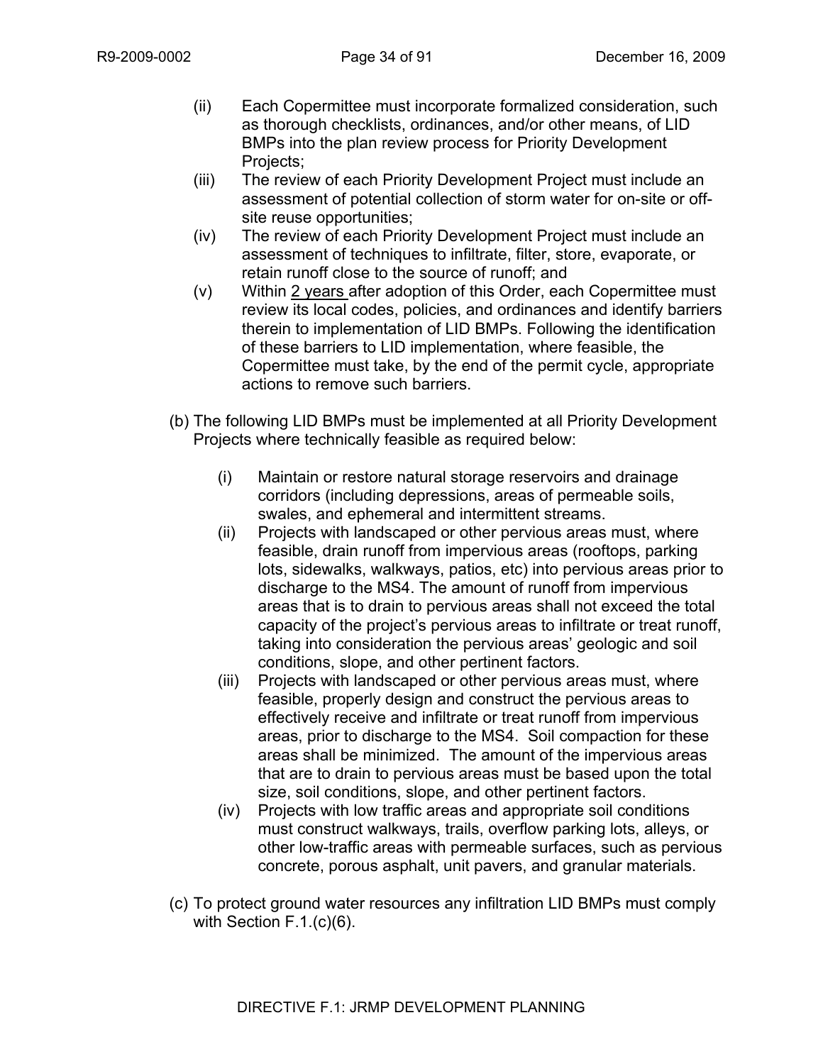(ii) Each Copermittee must incorporate formalized consideration, such as thorough checklists, ordinances, and/or other means, of LID BMPs into the plan review process for Priority Development Projects;

(iii) The review of each Priority Development Project must include an assessment of potential collection of storm water for on-site or off-site reuse opportunities;

(iv) The review of each Priority Development Project must include an assessment of techniques to infiltrate, filter, store, evaporate, or retain runoff close to the source of runoff; and

(v) Within <u>2 years</u> after adoption of this Order, each Copermittee must review its local codes, policies, and ordinances and identify barriers therein to implementation of LID BMPs. Following the identification of these barriers to LID implementation, where feasible, the Copermittee must take, by the end of the permit cycle, appropriate actions to remove such barriers.

(b) The following LID BMPs must be implemented at all Priority Development Projects where technically feasible as required below:

(i) Maintain or restore natural storage reservoirs and drainage corridors (including depressions, areas of permeable soils, swales, and ephemeral and intermittent streams.

(ii) Projects with landscaped or other pervious areas must, where feasible, drain runoff from impervious areas (rooftops, parking lots, sidewalks, walkways, patios, etc) into pervious areas prior to discharge to the MS4. The amount of runoff from impervious areas that is to drain to pervious areas shall not exceed the total capacity of the project's pervious areas to infiltrate or treat runoff, taking into consideration the pervious areas' geologic and soil conditions, slope, and other pertinent factors.

(iii) Projects with landscaped or other pervious areas must, where feasible, properly design and construct the pervious areas to effectively receive and infiltrate or treat runoff from impervious areas, prior to discharge to the MS4. Soil compaction for these areas shall be minimized. The amount of the impervious areas that are to drain to pervious areas must be based upon the total size, soil conditions, slope, and other pertinent factors.

(iv) Projects with low traffic areas and appropriate soil conditions must construct walkways, trails, overflow parking lots, alleys, or other low-traffic areas with permeable surfaces, such as pervious concrete, porous asphalt, unit pavers, and granular materials.

(c) To protect ground water resources any infiltration LID BMPs must comply with Section F.1.(c)(6).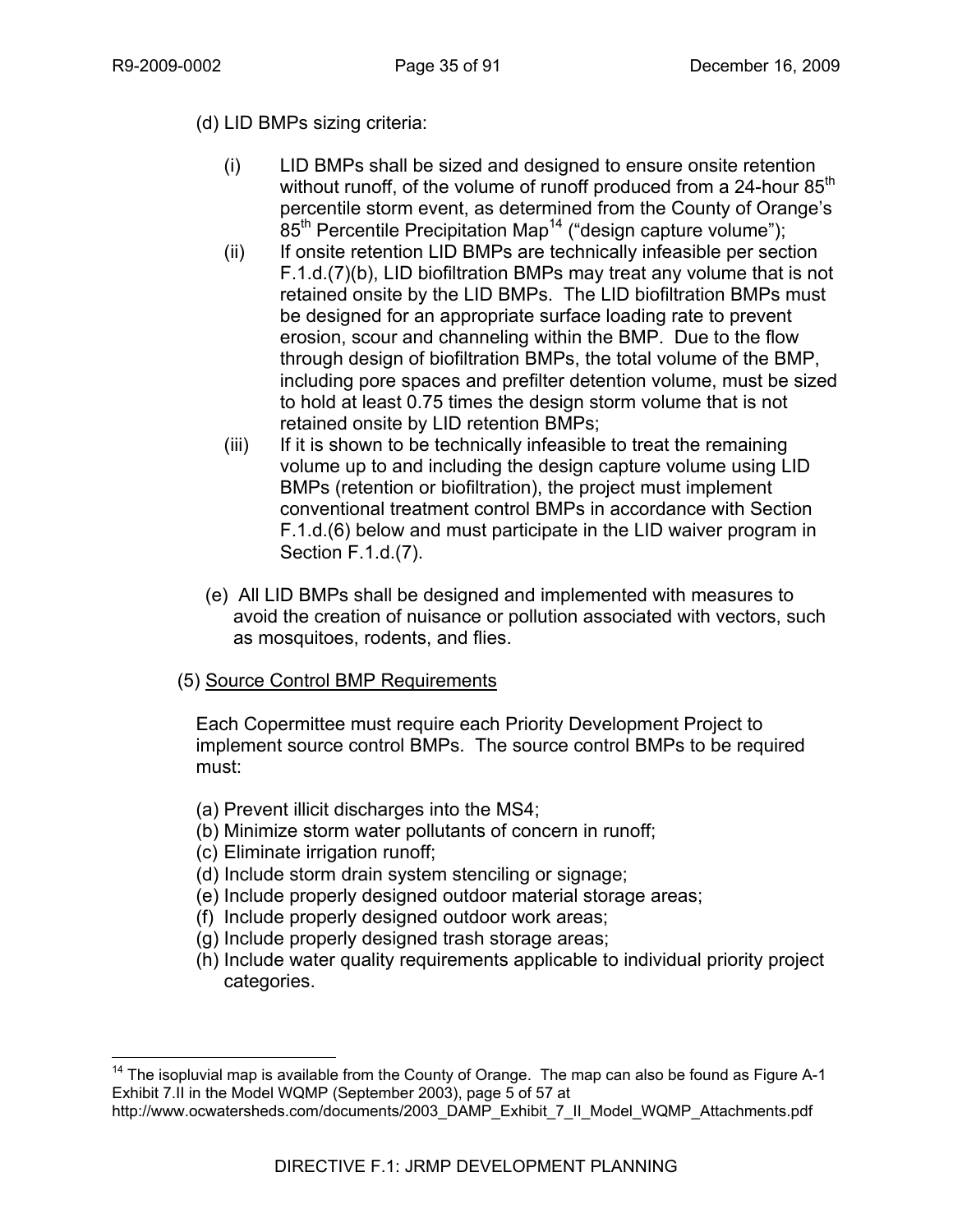(d) LID BMPs sizing criteria:

(i) LID BMPs shall be sized and designed to ensure onsite retention without runoff, of the volume of runoff produced from a 24-hour 85th percentile storm event, as determined from the County of Orange's 85th Percentile Precipitation Map[14] ("design capture volume");

(ii) If onsite retention LID BMPs are technically infeasible per section F.1.d.(7)(b), LID biofiltration BMPs may treat any volume that is not retained onsite by the LID BMPs. The LID biofiltration BMPs must be designed for an appropriate surface loading rate to prevent erosion, scour and channeling within the BMP. Due to the flow through design of biofiltration BMPs, the total volume of the BMP, including pore spaces and prefilter detention volume, must be sized to hold at least 0.75 times the design storm volume that is not retained onsite by LID retention BMPs;

(iii) If it is shown to be technically infeasible to treat the remaining volume up to and including the design capture volume using LID BMPs (retention or biofiltration), the project must implement conventional treatment control BMPs in accordance with Section F.1.d.(6) below and must participate in the LID waiver program in Section F.1.d.(7).

(e) All LID BMPs shall be designed and implemented with measures to avoid the creation of nuisance or pollution associated with vectors, such as mosquitoes, rodents, and flies.

(5) Source Control BMP Requirements

Each Copermittee must require each Priority Development Project to implement source control BMPs. The source control BMPs to be required must:

(a) Prevent illicit discharges into the MS4;
(b) Minimize storm water pollutants of concern in runoff;
(c) Eliminate irrigation runoff;
(d) Include storm drain system stenciling or signage;
(e) Include properly designed outdoor material storage areas;
(f) Include properly designed outdoor work areas;
(g) Include properly designed trash storage areas;
(h) Include water quality requirements applicable to individual priority project categories.

---

[14] The isopluvial map is available from the County of Orange. The map can also be found as Figure A-1 Exhibit 7.II in the Model WQMP (September 2003), page 5 of 57 at http://www.ocwatersheds.com/documents/2003_DAMP_Exhibit_7_II_Model_WQMP_Attachments.pdf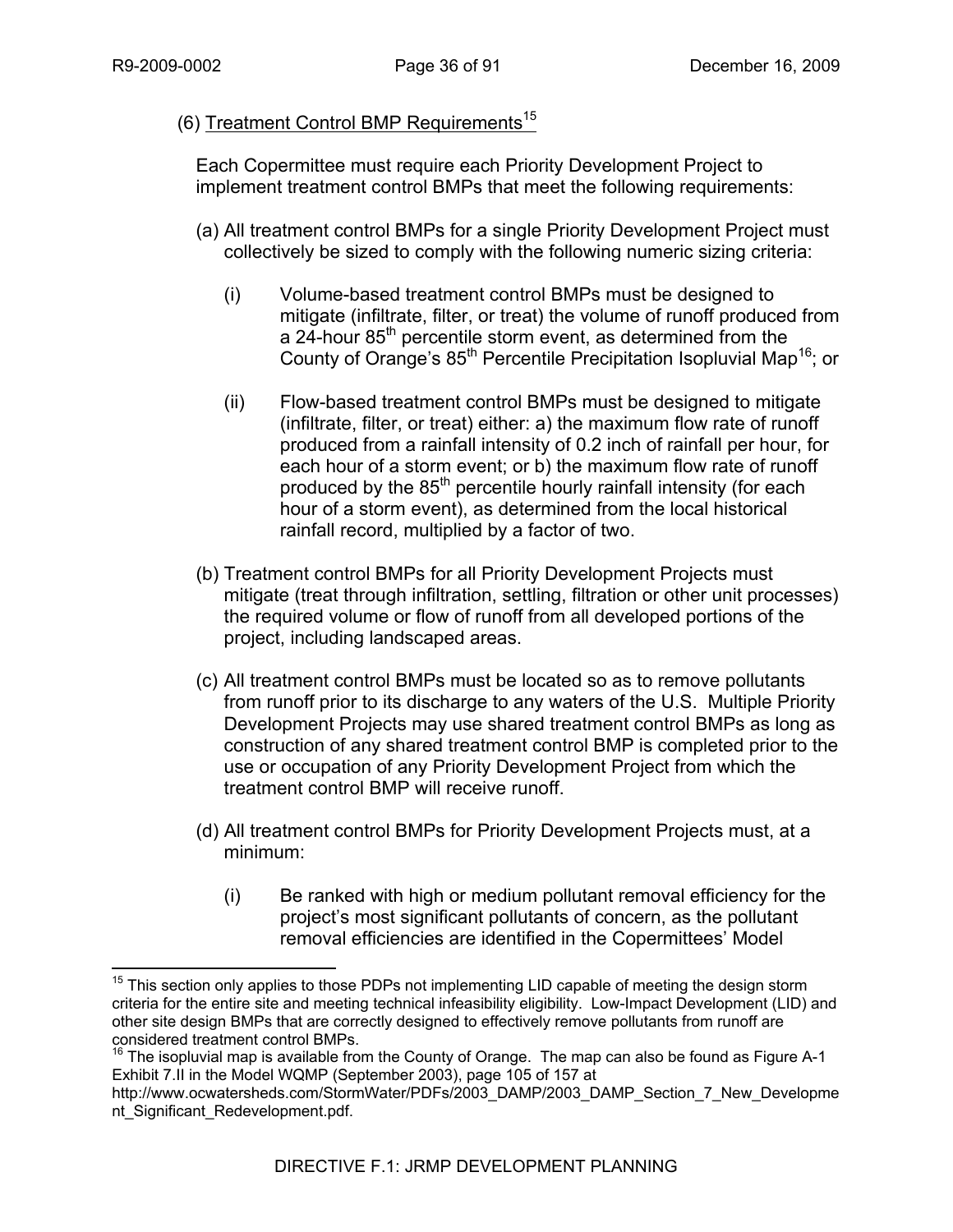(6) Treatment Control BMP Requirements[15]

Each Copermittee must require each Priority Development Project to implement treatment control BMPs that meet the following requirements:

(a) All treatment control BMPs for a single Priority Development Project must collectively be sized to comply with the following numeric sizing criteria:

(i) Volume-based treatment control BMPs must be designed to mitigate (infiltrate, filter, or treat) the volume of runoff produced from a 24-hour 85th percentile storm event, as determined from the County of Orange's 85th Percentile Precipitation Isopluvial Map[16]; or

(ii) Flow-based treatment control BMPs must be designed to mitigate (infiltrate, filter, or treat) either: a) the maximum flow rate of runoff produced from a rainfall intensity of 0.2 inch of rainfall per hour, for each hour of a storm event; or b) the maximum flow rate of runoff produced by the 85th percentile hourly rainfall intensity (for each hour of a storm event), as determined from the local historical rainfall record, multiplied by a factor of two.

(b) Treatment control BMPs for all Priority Development Projects must mitigate (treat through infiltration, settling, filtration or other unit processes) the required volume or flow of runoff from all developed portions of the project, including landscaped areas.

(c) All treatment control BMPs must be located so as to remove pollutants from runoff prior to its discharge to any waters of the U.S. Multiple Priority Development Projects may use shared treatment control BMPs as long as construction of any shared treatment control BMP is completed prior to the use or occupation of any Priority Development Project from which the treatment control BMP will receive runoff.

(d) All treatment control BMPs for Priority Development Projects must, at a minimum:

(i) Be ranked with high or medium pollutant removal efficiency for the project's most significant pollutants of concern, as the pollutant removal efficiencies are identified in the Copermittees' Model

---

[15] This section only applies to those PDPs not implementing LID capable of meeting the design storm criteria for the entire site and meeting technical infeasibility eligibility. Low-Impact Development (LID) and other site design BMPs that are correctly designed to effectively remove pollutants from runoff are considered treatment control BMPs.

[16] The isopluvial map is available from the County of Orange. The map can also be found as Figure A-1 Exhibit 7.II in the Model WQMP (September 2003), page 105 of 157 at http://www.ocwatersheds.com/StormWater/PDFs/2003_DAMP/2003_DAMP_Section_7_New_Development_Significant_Redevelopment.pdf.

DIRECTIVE F.1: JRMP DEVELOPMENT PLANNING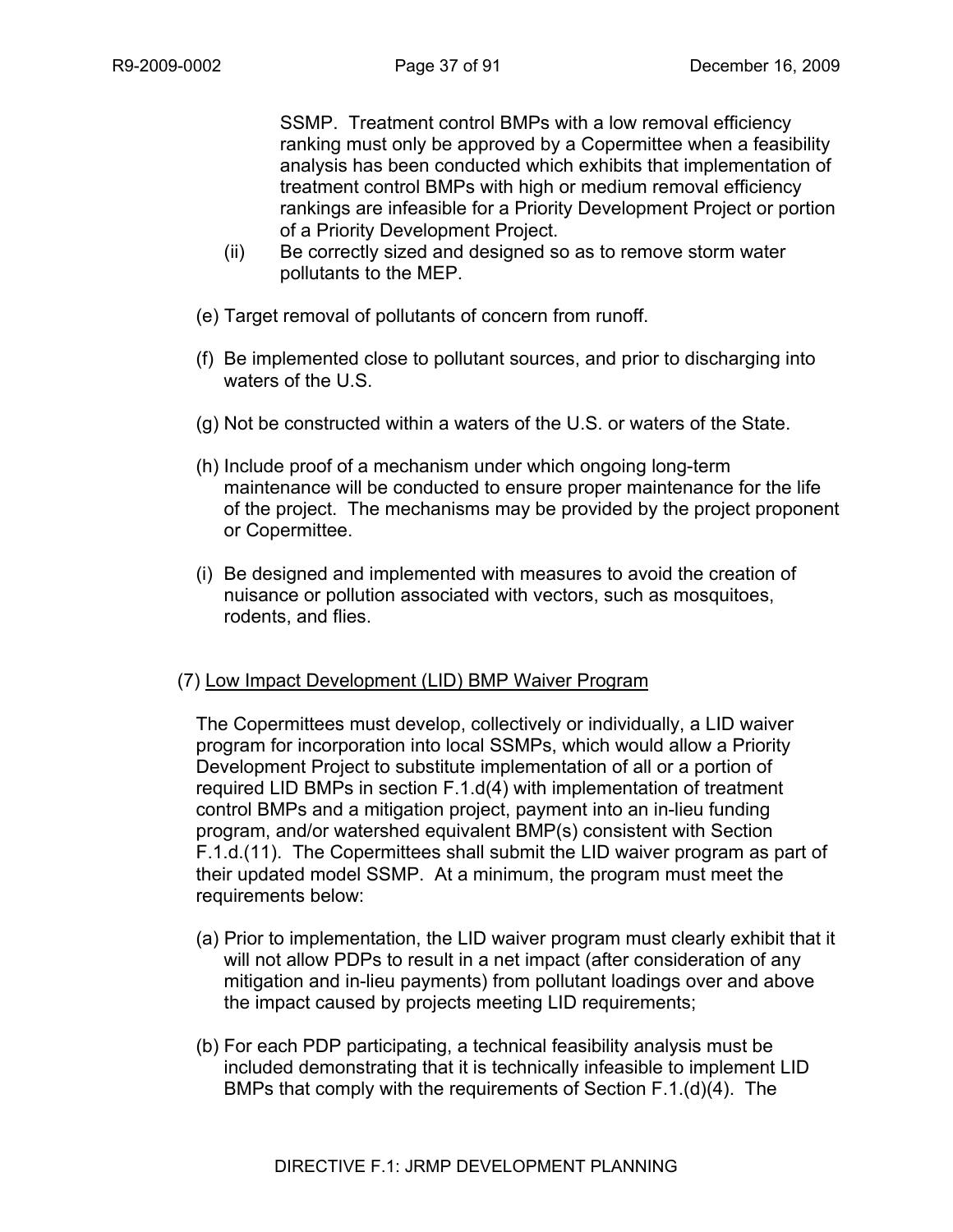SSMP. Treatment control BMPs with a low removal efficiency ranking must only be approved by a Copermittee when a feasibility analysis has been conducted which exhibits that implementation of treatment control BMPs with high or medium removal efficiency rankings are infeasible for a Priority Development Project or portion of a Priority Development Project.

(ii) Be correctly sized and designed so as to remove storm water pollutants to the MEP.

(e) Target removal of pollutants of concern from runoff.

(f) Be implemented close to pollutant sources, and prior to discharging into waters of the U.S.

(g) Not be constructed within a waters of the U.S. or waters of the State.

(h) Include proof of a mechanism under which ongoing long-term maintenance will be conducted to ensure proper maintenance for the life of the project. The mechanisms may be provided by the project proponent or Copermittee.

(i) Be designed and implemented with measures to avoid the creation of nuisance or pollution associated with vectors, such as mosquitoes, rodents, and flies.

(7) <u>Low Impact Development (LID) BMP Waiver Program</u>

The Copermittees must develop, collectively or individually, a LID waiver program for incorporation into local SSMPs, which would allow a Priority Development Project to substitute implementation of all or a portion of required LID BMPs in section F.1.d(4) with implementation of treatment control BMPs and a mitigation project, payment into an in-lieu funding program, and/or watershed equivalent BMP(s) consistent with Section F.1.d.(11). The Copermittees shall submit the LID waiver program as part of their updated model SSMP. At a minimum, the program must meet the requirements below:

(a) Prior to implementation, the LID waiver program must clearly exhibit that it will not allow PDPs to result in a net impact (after consideration of any mitigation and in-lieu payments) from pollutant loadings over and above the impact caused by projects meeting LID requirements;

(b) For each PDP participating, a technical feasibility analysis must be included demonstrating that it is technically infeasible to implement LID BMPs that comply with the requirements of Section F.1.(d)(4). The

DIRECTIVE F.1: JRMP DEVELOPMENT PLANNING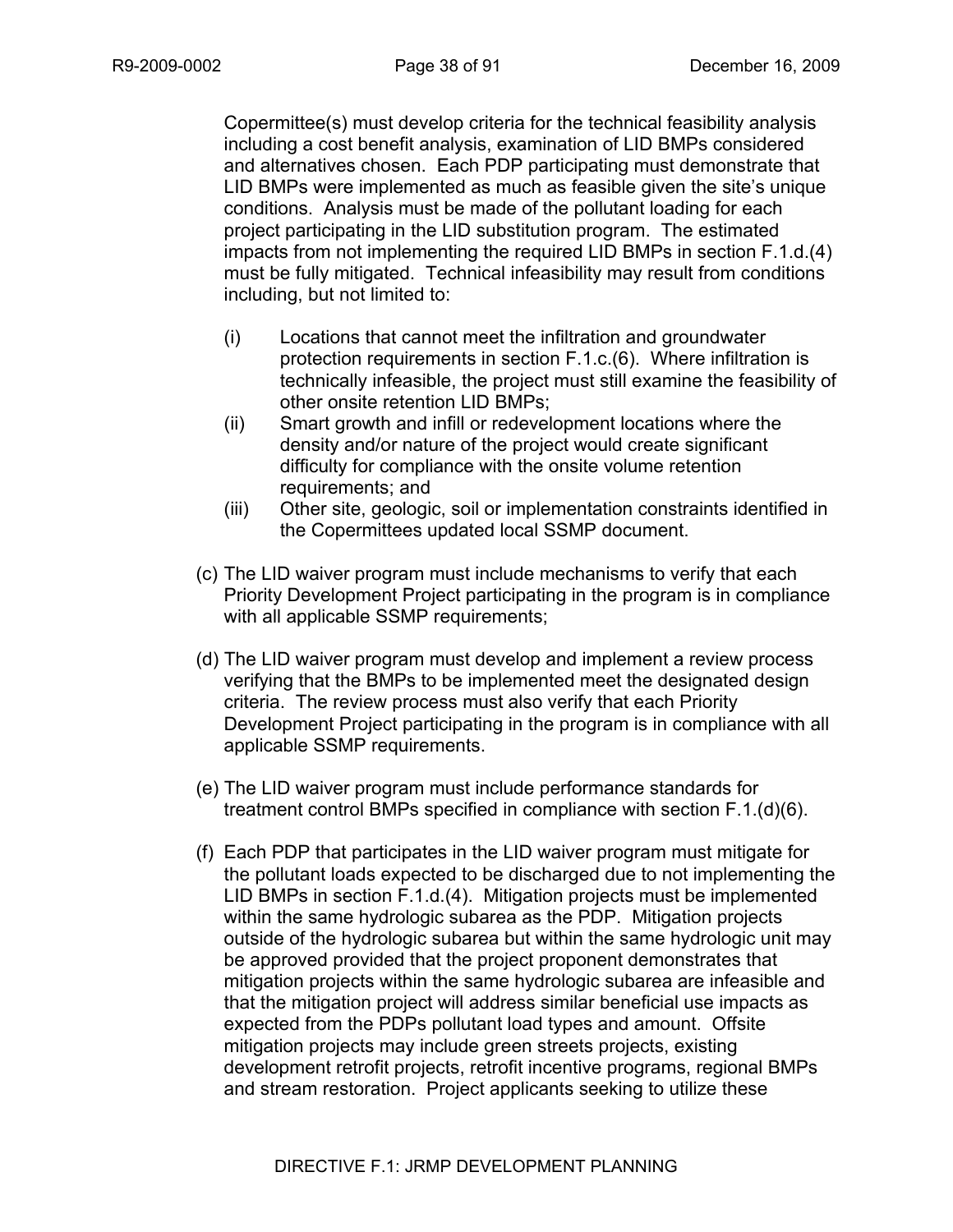Copermittee(s) must develop criteria for the technical feasibility analysis including a cost benefit analysis, examination of LID BMPs considered and alternatives chosen. Each PDP participating must demonstrate that LID BMPs were implemented as much as feasible given the site's unique conditions. Analysis must be made of the pollutant loading for each project participating in the LID substitution program. The estimated impacts from not implementing the required LID BMPs in section F.1.d.(4) must be fully mitigated. Technical infeasibility may result from conditions including, but not limited to:

- (i) Locations that cannot meet the infiltration and groundwater protection requirements in section F.1.c.(6). Where infiltration is technically infeasible, the project must still examine the feasibility of other onsite retention LID BMPs;
- (ii) Smart growth and infill or redevelopment locations where the density and/or nature of the project would create significant difficulty for compliance with the onsite volume retention requirements; and
- (iii) Other site, geologic, soil or implementation constraints identified in the Copermittees updated local SSMP document.

(c) The LID waiver program must include mechanisms to verify that each Priority Development Project participating in the program is in compliance with all applicable SSMP requirements;

(d) The LID waiver program must develop and implement a review process verifying that the BMPs to be implemented meet the designated design criteria. The review process must also verify that each Priority Development Project participating in the program is in compliance with all applicable SSMP requirements.

(e) The LID waiver program must include performance standards for treatment control BMPs specified in compliance with section F.1.(d)(6).

(f) Each PDP that participates in the LID waiver program must mitigate for the pollutant loads expected to be discharged due to not implementing the LID BMPs in section F.1.d.(4). Mitigation projects must be implemented within the same hydrologic subarea as the PDP. Mitigation projects outside of the hydrologic subarea but within the same hydrologic unit may be approved provided that the project proponent demonstrates that mitigation projects within the same hydrologic subarea are infeasible and that the mitigation project will address similar beneficial use impacts as expected from the PDPs pollutant load types and amount. Offsite mitigation projects may include green streets projects, existing development retrofit projects, retrofit incentive programs, regional BMPs and stream restoration. Project applicants seeking to utilize these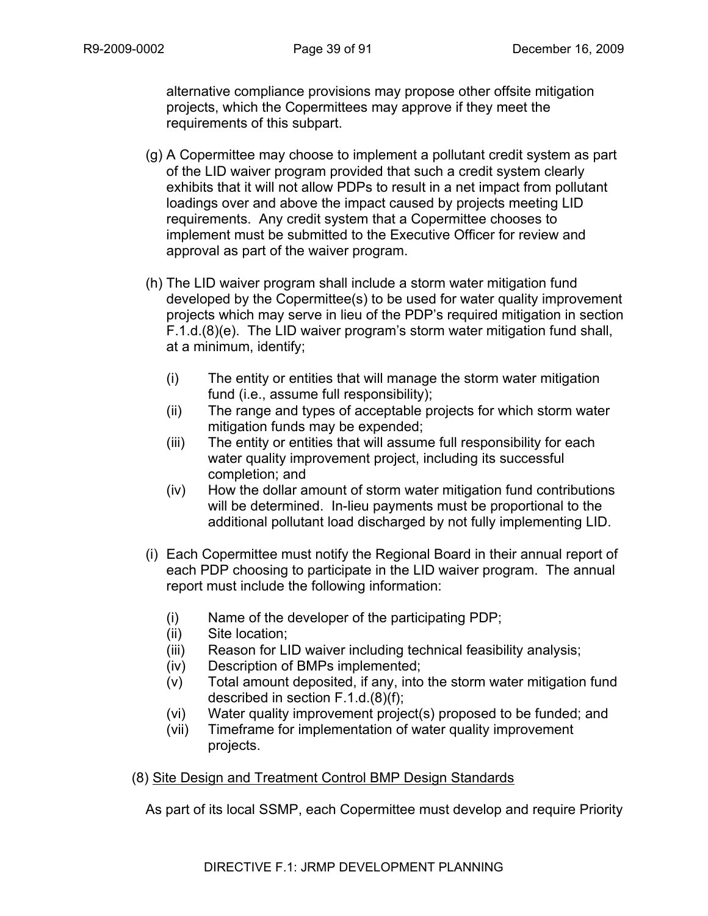alternative compliance provisions may propose other offsite mitigation projects, which the Copermittees may approve if they meet the requirements of this subpart.

(g) A Copermittee may choose to implement a pollutant credit system as part of the LID waiver program provided that such a credit system clearly exhibits that it will not allow PDPs to result in a net impact from pollutant loadings over and above the impact caused by projects meeting LID requirements. Any credit system that a Copermittee chooses to implement must be submitted to the Executive Officer for review and approval as part of the waiver program.

(h) The LID waiver program shall include a storm water mitigation fund developed by the Copermittee(s) to be used for water quality improvement projects which may serve in lieu of the PDP's required mitigation in section F.1.d.(8)(e). The LID waiver program's storm water mitigation fund shall, at a minimum, identify;

- (i) The entity or entities that will manage the storm water mitigation fund (i.e., assume full responsibility);
- (ii) The range and types of acceptable projects for which storm water mitigation funds may be expended;
- (iii) The entity or entities that will assume full responsibility for each water quality improvement project, including its successful completion; and
- (iv) How the dollar amount of storm water mitigation fund contributions will be determined. In-lieu payments must be proportional to the additional pollutant load discharged by not fully implementing LID.

(i) Each Copermittee must notify the Regional Board in their annual report of each PDP choosing to participate in the LID waiver program. The annual report must include the following information:

- (i) Name of the developer of the participating PDP;
- (ii) Site location;
- (iii) Reason for LID waiver including technical feasibility analysis;
- (iv) Description of BMPs implemented;
- (v) Total amount deposited, if any, into the storm water mitigation fund described in section F.1.d.(8)(f);
- (vi) Water quality improvement project(s) proposed to be funded; and
- (vii) Timeframe for implementation of water quality improvement projects.

(8) Site Design and Treatment Control BMP Design Standards

As part of its local SSMP, each Copermittee must develop and require Priority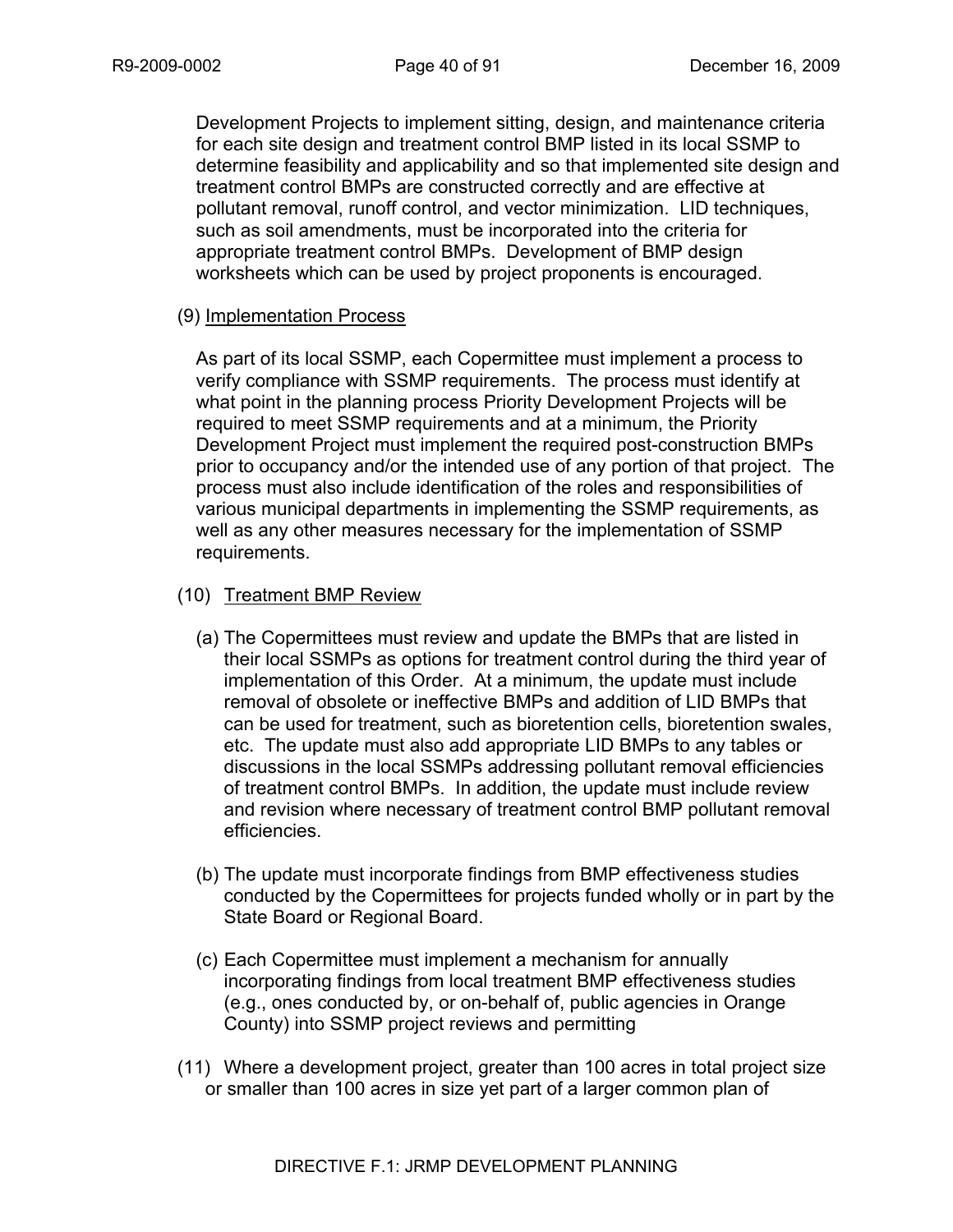Development Projects to implement sitting, design, and maintenance criteria for each site design and treatment control BMP listed in its local SSMP to determine feasibility and applicability and so that implemented site design and treatment control BMPs are constructed correctly and are effective at pollutant removal, runoff control, and vector minimization. LID techniques, such as soil amendments, must be incorporated into the criteria for appropriate treatment control BMPs. Development of BMP design worksheets which can be used by project proponents is encouraged.

(9) Implementation Process

As part of its local SSMP, each Copermittee must implement a process to verify compliance with SSMP requirements. The process must identify at what point in the planning process Priority Development Projects will be required to meet SSMP requirements and at a minimum, the Priority Development Project must implement the required post-construction BMPs prior to occupancy and/or the intended use of any portion of that project. The process must also include identification of the roles and responsibilities of various municipal departments in implementing the SSMP requirements, as well as any other measures necessary for the implementation of SSMP requirements.

(10) Treatment BMP Review

(a) The Copermittees must review and update the BMPs that are listed in their local SSMPs as options for treatment control during the third year of implementation of this Order. At a minimum, the update must include removal of obsolete or ineffective BMPs and addition of LID BMPs that can be used for treatment, such as bioretention cells, bioretention swales, etc. The update must also add appropriate LID BMPs to any tables or discussions in the local SSMPs addressing pollutant removal efficiencies of treatment control BMPs. In addition, the update must include review and revision where necessary of treatment control BMP pollutant removal efficiencies.

(b) The update must incorporate findings from BMP effectiveness studies conducted by the Copermittees for projects funded wholly or in part by the State Board or Regional Board.

(c) Each Copermittee must implement a mechanism for annually incorporating findings from local treatment BMP effectiveness studies (e.g., ones conducted by, or on-behalf of, public agencies in Orange County) into SSMP project reviews and permitting

(11) Where a development project, greater than 100 acres in total project size or smaller than 100 acres in size yet part of a larger common plan of

DIRECTIVE F.1: JRMP DEVELOPMENT PLANNING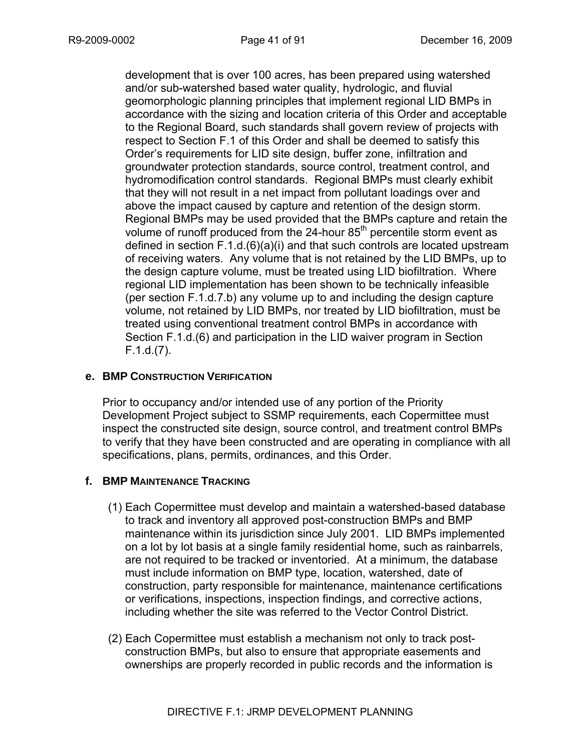development that is over 100 acres, has been prepared using watershed and/or sub-watershed based water quality, hydrologic, and fluvial geomorphologic planning principles that implement regional LID BMPs in accordance with the sizing and location criteria of this Order and acceptable to the Regional Board, such standards shall govern review of projects with respect to Section F.1 of this Order and shall be deemed to satisfy this Order's requirements for LID site design, buffer zone, infiltration and groundwater protection standards, source control, treatment control, and hydromodification control standards. Regional BMPs must clearly exhibit that they will not result in a net impact from pollutant loadings over and above the impact caused by capture and retention of the design storm. Regional BMPs may be used provided that the BMPs capture and retain the volume of runoff produced from the 24-hour 85th percentile storm event as defined in section F.1.d.(6)(a)(i) and that such controls are located upstream of receiving waters. Any volume that is not retained by the LID BMPs, up to the design capture volume, must be treated using LID biofiltration. Where regional LID implementation has been shown to be technically infeasible (per section F.1.d.7.b) any volume up to and including the design capture volume, not retained by LID BMPs, nor treated by LID biofiltration, must be treated using conventional treatment control BMPs in accordance with Section F.1.d.(6) and participation in the LID waiver program in Section F.1.d.(7).

**e. BMP CONSTRUCTION VERIFICATION**

Prior to occupancy and/or intended use of any portion of the Priority Development Project subject to SSMP requirements, each Copermittee must inspect the constructed site design, source control, and treatment control BMPs to verify that they have been constructed and are operating in compliance with all specifications, plans, permits, ordinances, and this Order.

**f. BMP MAINTENANCE TRACKING**

(1) Each Copermittee must develop and maintain a watershed-based database to track and inventory all approved post-construction BMPs and BMP maintenance within its jurisdiction since July 2001. LID BMPs implemented on a lot by lot basis at a single family residential home, such as rainbarrels, are not required to be tracked or inventoried. At a minimum, the database must include information on BMP type, location, watershed, date of construction, party responsible for maintenance, maintenance certifications or verifications, inspections, inspection findings, and corrective actions, including whether the site was referred to the Vector Control District.

(2) Each Copermittee must establish a mechanism not only to track post-construction BMPs, but also to ensure that appropriate easements and ownerships are properly recorded in public records and the information is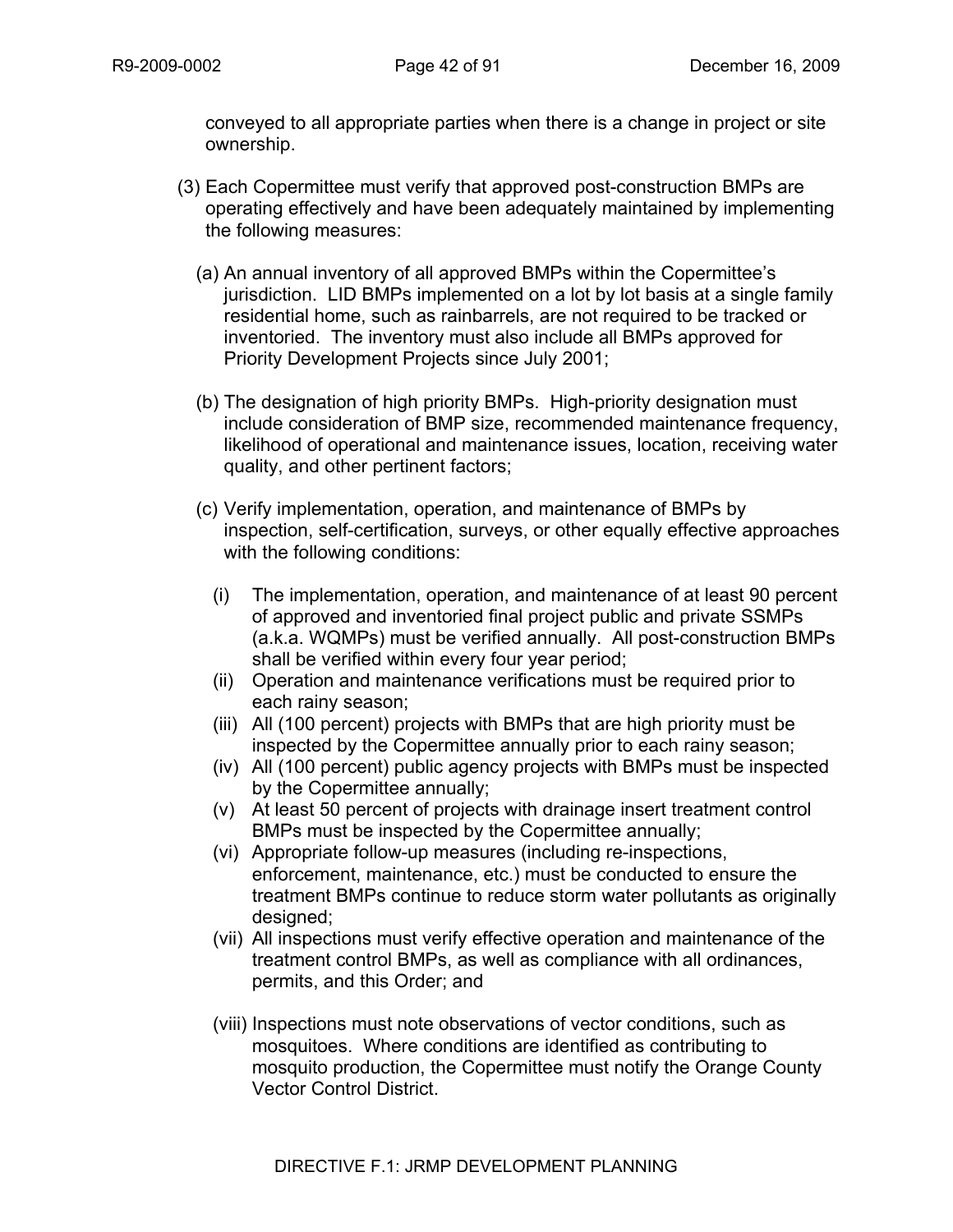conveyed to all appropriate parties when there is a change in project or site ownership.

(3) Each Copermittee must verify that approved post-construction BMPs are operating effectively and have been adequately maintained by implementing the following measures:

(a) An annual inventory of all approved BMPs within the Copermittee's jurisdiction. LID BMPs implemented on a lot by lot basis at a single family residential home, such as rainbarrels, are not required to be tracked or inventoried. The inventory must also include all BMPs approved for Priority Development Projects since July 2001;

(b) The designation of high priority BMPs. High-priority designation must include consideration of BMP size, recommended maintenance frequency, likelihood of operational and maintenance issues, location, receiving water quality, and other pertinent factors;

(c) Verify implementation, operation, and maintenance of BMPs by inspection, self-certification, surveys, or other equally effective approaches with the following conditions:

(i) The implementation, operation, and maintenance of at least 90 percent of approved and inventoried final project public and private SSMPs (a.k.a. WQMPs) must be verified annually. All post-construction BMPs shall be verified within every four year period;
(ii) Operation and maintenance verifications must be required prior to each rainy season;
(iii) All (100 percent) projects with BMPs that are high priority must be inspected by the Copermittee annually prior to each rainy season;
(iv) All (100 percent) public agency projects with BMPs must be inspected by the Copermittee annually;
(v) At least 50 percent of projects with drainage insert treatment control BMPs must be inspected by the Copermittee annually;
(vi) Appropriate follow-up measures (including re-inspections, enforcement, maintenance, etc.) must be conducted to ensure the treatment BMPs continue to reduce storm water pollutants as originally designed;
(vii) All inspections must verify effective operation and maintenance of the treatment control BMPs, as well as compliance with all ordinances, permits, and this Order; and
(viii) Inspections must note observations of vector conditions, such as mosquitoes. Where conditions are identified as contributing to mosquito production, the Copermittee must notify the Orange County Vector Control District.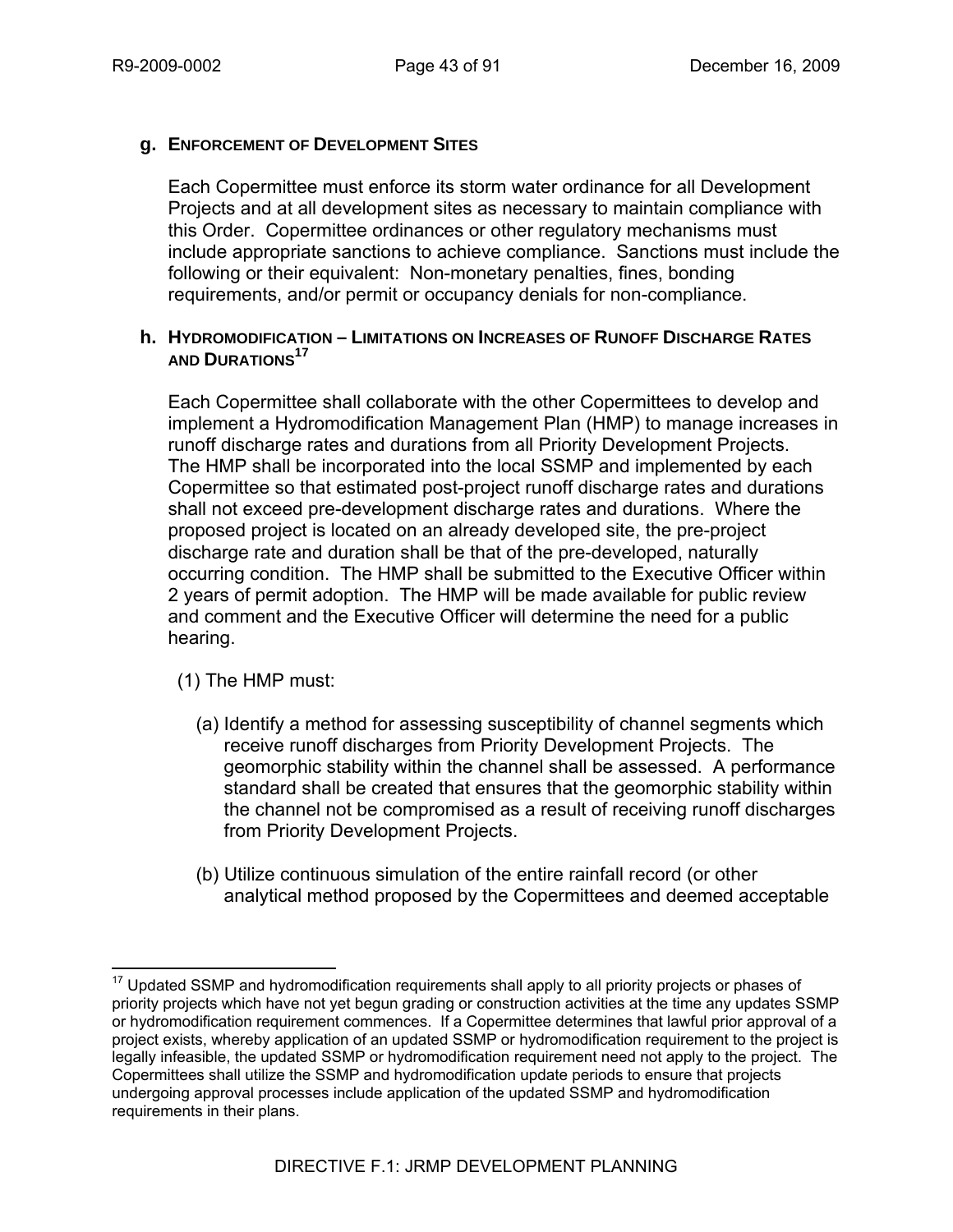**g. ENFORCEMENT OF DEVELOPMENT SITES**

Each Copermittee must enforce its storm water ordinance for all Development Projects and at all development sites as necessary to maintain compliance with this Order. Copermittee ordinances or other regulatory mechanisms must include appropriate sanctions to achieve compliance. Sanctions must include the following or their equivalent: Non-monetary penalties, fines, bonding requirements, and/or permit or occupancy denials for non-compliance.

**h. HYDROMODIFICATION – LIMITATIONS ON INCREASES OF RUNOFF DISCHARGE RATES AND DURATIONS**[17]

Each Copermittee shall collaborate with the other Copermittees to develop and implement a Hydromodification Management Plan (HMP) to manage increases in runoff discharge rates and durations from all Priority Development Projects. The HMP shall be incorporated into the local SSMP and implemented by each Copermittee so that estimated post-project runoff discharge rates and durations shall not exceed pre-development discharge rates and durations. Where the proposed project is located on an already developed site, the pre-project discharge rate and duration shall be that of the pre-developed, naturally occurring condition. The HMP shall be submitted to the Executive Officer within 2 years of permit adoption. The HMP will be made available for public review and comment and the Executive Officer will determine the need for a public hearing.

(1) The HMP must:

(a) Identify a method for assessing susceptibility of channel segments which receive runoff discharges from Priority Development Projects. The geomorphic stability within the channel shall be assessed. A performance standard shall be created that ensures that the geomorphic stability within the channel not be compromised as a result of receiving runoff discharges from Priority Development Projects.

(b) Utilize continuous simulation of the entire rainfall record (or other analytical method proposed by the Copermittees and deemed acceptable

---

[17] Updated SSMP and hydromodification requirements shall apply to all priority projects or phases of priority projects which have not yet begun grading or construction activities at the time any updates SSMP or hydromodification requirement commences. If a Copermittee determines that lawful prior approval of a project exists, whereby application of an updated SSMP or hydromodification requirement to the project is legally infeasible, the updated SSMP or hydromodification requirement need not apply to the project. The Copermittees shall utilize the SSMP and hydromodification update periods to ensure that projects undergoing approval processes include application of the updated SSMP and hydromodification requirements in their plans.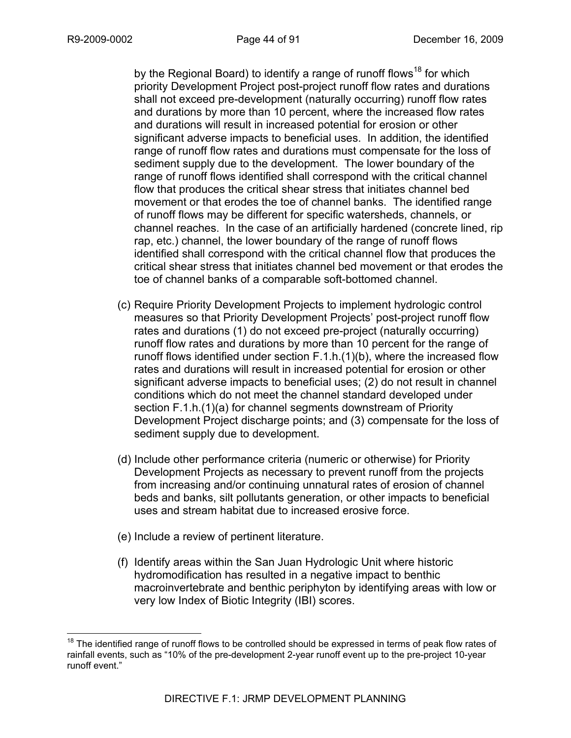by the Regional Board) to identify a range of runoff flows[18] for which priority Development Project post-project runoff flow rates and durations shall not exceed pre-development (naturally occurring) runoff flow rates and durations by more than 10 percent, where the increased flow rates and durations will result in increased potential for erosion or other significant adverse impacts to beneficial uses. In addition, the identified range of runoff flow rates and durations must compensate for the loss of sediment supply due to the development. The lower boundary of the range of runoff flows identified shall correspond with the critical channel flow that produces the critical shear stress that initiates channel bed movement or that erodes the toe of channel banks. The identified range of runoff flows may be different for specific watersheds, channels, or channel reaches. In the case of an artificially hardened (concrete lined, rip rap, etc.) channel, the lower boundary of the range of runoff flows identified shall correspond with the critical channel flow that produces the critical shear stress that initiates channel bed movement or that erodes the toe of channel banks of a comparable soft-bottomed channel.

(c) Require Priority Development Projects to implement hydrologic control measures so that Priority Development Projects' post-project runoff flow rates and durations (1) do not exceed pre-project (naturally occurring) runoff flow rates and durations by more than 10 percent for the range of runoff flows identified under section F.1.h.(1)(b), where the increased flow rates and durations will result in increased potential for erosion or other significant adverse impacts to beneficial uses; (2) do not result in channel conditions which do not meet the channel standard developed under section F.1.h.(1)(a) for channel segments downstream of Priority Development Project discharge points; and (3) compensate for the loss of sediment supply due to development.

(d) Include other performance criteria (numeric or otherwise) for Priority Development Projects as necessary to prevent runoff from the projects from increasing and/or continuing unnatural rates of erosion of channel beds and banks, silt pollutants generation, or other impacts to beneficial uses and stream habitat due to increased erosive force.

(e) Include a review of pertinent literature.

(f) Identify areas within the San Juan Hydrologic Unit where historic hydromodification has resulted in a negative impact to benthic macroinvertebrate and benthic periphyton by identifying areas with low or very low Index of Biotic Integrity (IBI) scores.

[18] The identified range of runoff flows to be controlled should be expressed in terms of peak flow rates of rainfall events, such as "10% of the pre-development 2-year runoff event up to the pre-project 10-year runoff event."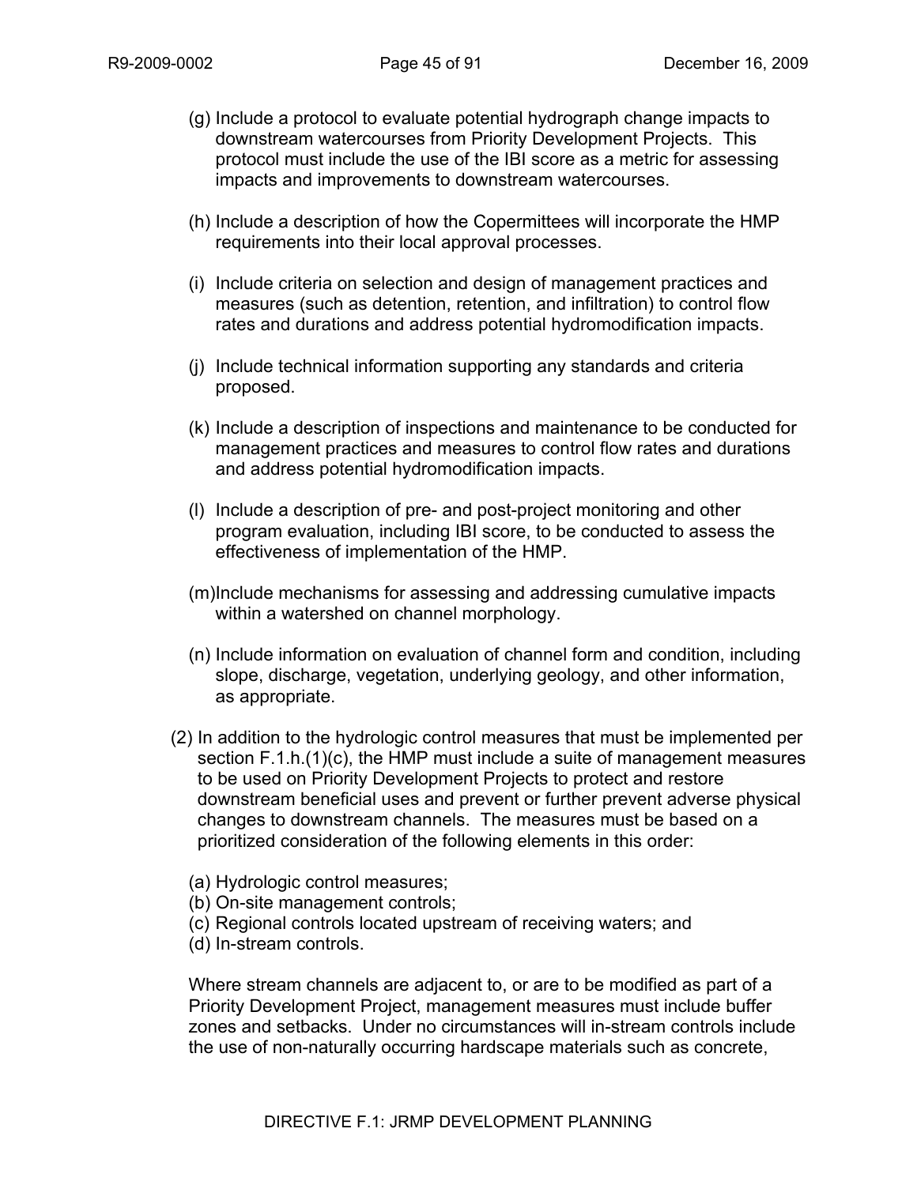(g) Include a protocol to evaluate potential hydrograph change impacts to downstream watercourses from Priority Development Projects. This protocol must include the use of the IBI score as a metric for assessing impacts and improvements to downstream watercourses.

(h) Include a description of how the Copermittees will incorporate the HMP requirements into their local approval processes.

(i) Include criteria on selection and design of management practices and measures (such as detention, retention, and infiltration) to control flow rates and durations and address potential hydromodification impacts.

(j) Include technical information supporting any standards and criteria proposed.

(k) Include a description of inspections and maintenance to be conducted for management practices and measures to control flow rates and durations and address potential hydromodification impacts.

(l) Include a description of pre- and post-project monitoring and other program evaluation, including IBI score, to be conducted to assess the effectiveness of implementation of the HMP.

(m) Include mechanisms for assessing and addressing cumulative impacts within a watershed on channel morphology.

(n) Include information on evaluation of channel form and condition, including slope, discharge, vegetation, underlying geology, and other information, as appropriate.

(2) In addition to the hydrologic control measures that must be implemented per section F.1.h.(1)(c), the HMP must include a suite of management measures to be used on Priority Development Projects to protect and restore downstream beneficial uses and prevent or further prevent adverse physical changes to downstream channels. The measures must be based on a prioritized consideration of the following elements in this order:

(a) Hydrologic control measures;
(b) On-site management controls;
(c) Regional controls located upstream of receiving waters; and
(d) In-stream controls.

Where stream channels are adjacent to, or are to be modified as part of a Priority Development Project, management measures must include buffer zones and setbacks. Under no circumstances will in-stream controls include the use of non-naturally occurring hardscape materials such as concrete,

DIRECTIVE F.1: JRMP DEVELOPMENT PLANNING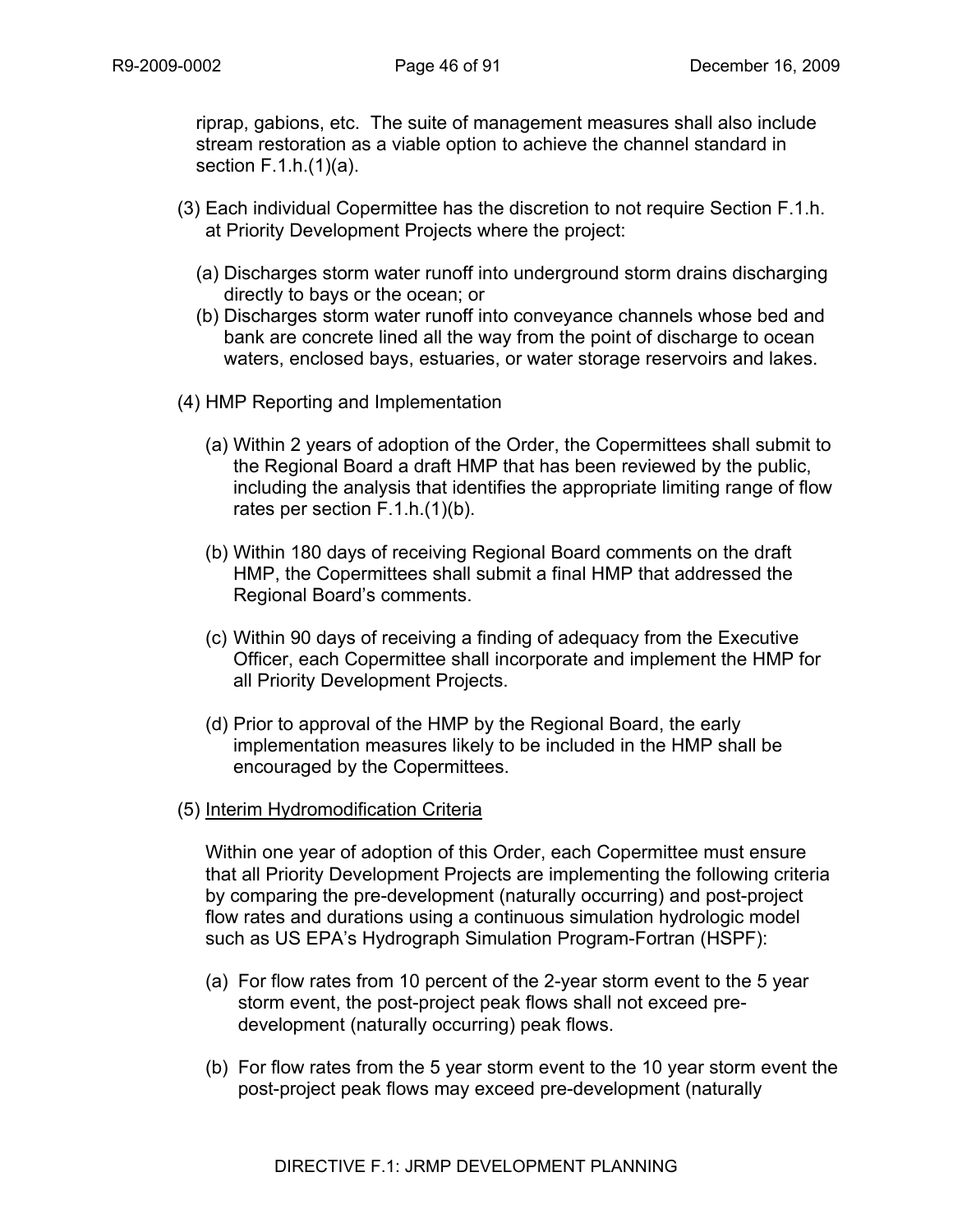riprap, gabions, etc. The suite of management measures shall also include stream restoration as a viable option to achieve the channel standard in section F.1.h.(1)(a).

(3) Each individual Copermittee has the discretion to not require Section F.1.h. at Priority Development Projects where the project:

(a) Discharges storm water runoff into underground storm drains discharging directly to bays or the ocean; or

(b) Discharges storm water runoff into conveyance channels whose bed and bank are concrete lined all the way from the point of discharge to ocean waters, enclosed bays, estuaries, or water storage reservoirs and lakes.

(4) HMP Reporting and Implementation

(a) Within 2 years of adoption of the Order, the Copermittees shall submit to the Regional Board a draft HMP that has been reviewed by the public, including the analysis that identifies the appropriate limiting range of flow rates per section F.1.h.(1)(b).

(b) Within 180 days of receiving Regional Board comments on the draft HMP, the Copermittees shall submit a final HMP that addressed the Regional Board's comments.

(c) Within 90 days of receiving a finding of adequacy from the Executive Officer, each Copermittee shall incorporate and implement the HMP for all Priority Development Projects.

(d) Prior to approval of the HMP by the Regional Board, the early implementation measures likely to be included in the HMP shall be encouraged by the Copermittees.

(5) Interim Hydromodification Criteria

Within one year of adoption of this Order, each Copermittee must ensure that all Priority Development Projects are implementing the following criteria by comparing the pre-development (naturally occurring) and post-project flow rates and durations using a continuous simulation hydrologic model such as US EPA's Hydrograph Simulation Program-Fortran (HSPF):

(a) For flow rates from 10 percent of the 2-year storm event to the 5 year storm event, the post-project peak flows shall not exceed pre-development (naturally occurring) peak flows.

(b) For flow rates from the 5 year storm event to the 10 year storm event the post-project peak flows may exceed pre-development (naturally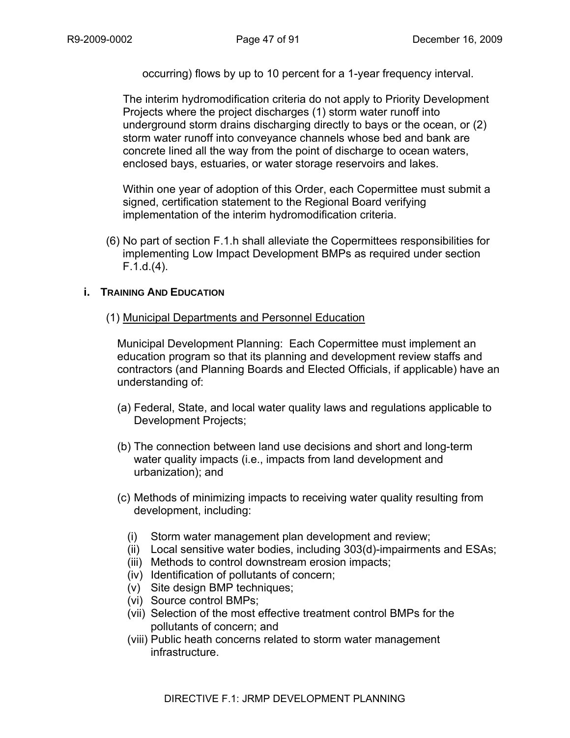occurring) flows by up to 10 percent for a 1-year frequency interval.

The interim hydromodification criteria do not apply to Priority Development Projects where the project discharges (1) storm water runoff into underground storm drains discharging directly to bays or the ocean, or (2) storm water runoff into conveyance channels whose bed and bank are concrete lined all the way from the point of discharge to ocean waters, enclosed bays, estuaries, or water storage reservoirs and lakes.

Within one year of adoption of this Order, each Copermittee must submit a signed, certification statement to the Regional Board verifying implementation of the interim hydromodification criteria.

(6) No part of section F.1.h shall alleviate the Copermittees responsibilities for implementing Low Impact Development BMPs as required under section F.1.d.(4).

**i. TRAINING AND EDUCATION**

(1) Municipal Departments and Personnel Education

Municipal Development Planning: Each Copermittee must implement an education program so that its planning and development review staffs and contractors (and Planning Boards and Elected Officials, if applicable) have an understanding of:

(a) Federal, State, and local water quality laws and regulations applicable to Development Projects;

(b) The connection between land use decisions and short and long-term water quality impacts (i.e., impacts from land development and urbanization); and

(c) Methods of minimizing impacts to receiving water quality resulting from development, including:

(i) Storm water management plan development and review;
(ii) Local sensitive water bodies, including 303(d)-impairments and ESAs;
(iii) Methods to control downstream erosion impacts;
(iv) Identification of pollutants of concern;
(v) Site design BMP techniques;
(vi) Source control BMPs;
(vii) Selection of the most effective treatment control BMPs for the pollutants of concern; and
(viii) Public heath concerns related to storm water management infrastructure.

DIRECTIVE F.1: JRMP DEVELOPMENT PLANNING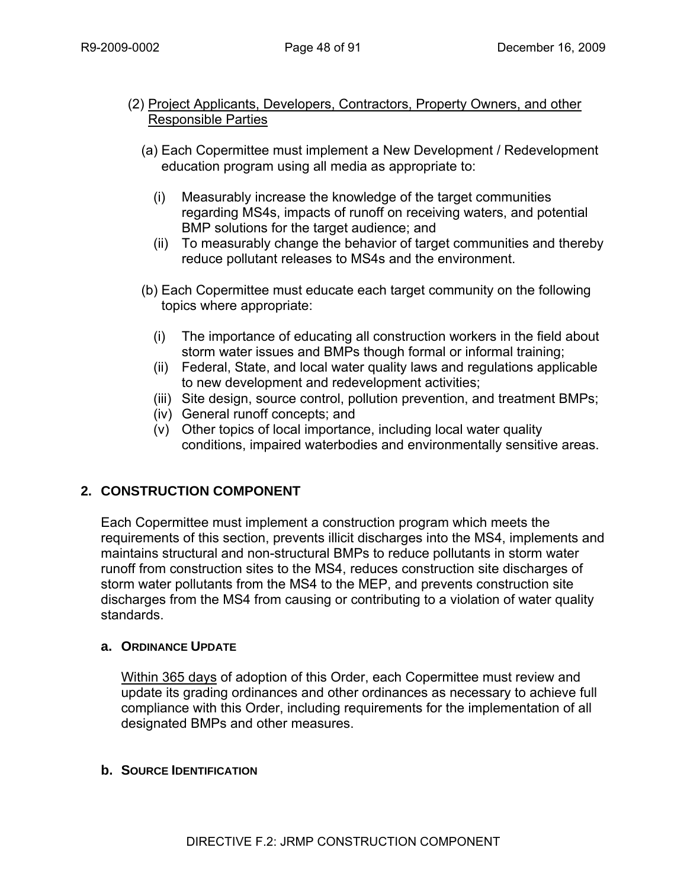(2) <u>Project Applicants, Developers, Contractors, Property Owners, and other Responsible Parties</u>

(a) Each Copermittee must implement a New Development / Redevelopment education program using all media as appropriate to:

- (i) Measurably increase the knowledge of the target communities regarding MS4s, impacts of runoff on receiving waters, and potential BMP solutions for the target audience; and
- (ii) To measurably change the behavior of target communities and thereby reduce pollutant releases to MS4s and the environment.

(b) Each Copermittee must educate each target community on the following topics where appropriate:

- (i) The importance of educating all construction workers in the field about storm water issues and BMPs though formal or informal training;
- (ii) Federal, State, and local water quality laws and regulations applicable to new development and redevelopment activities;
- (iii) Site design, source control, pollution prevention, and treatment BMPs;
- (iv) General runoff concepts; and
- (v) Other topics of local importance, including local water quality conditions, impaired waterbodies and environmentally sensitive areas.

## 2. CONSTRUCTION COMPONENT

Each Copermittee must implement a construction program which meets the requirements of this section, prevents illicit discharges into the MS4, implements and maintains structural and non-structural BMPs to reduce pollutants in storm water runoff from construction sites to the MS4, reduces construction site discharges of storm water pollutants from the MS4 to the MEP, and prevents construction site discharges from the MS4 from causing or contributing to a violation of water quality standards.

### a. ORDINANCE UPDATE

<u>Within 365 days</u> of adoption of this Order, each Copermittee must review and update its grading ordinances and other ordinances as necessary to achieve full compliance with this Order, including requirements for the implementation of all designated BMPs and other measures.

### b. SOURCE IDENTIFICATION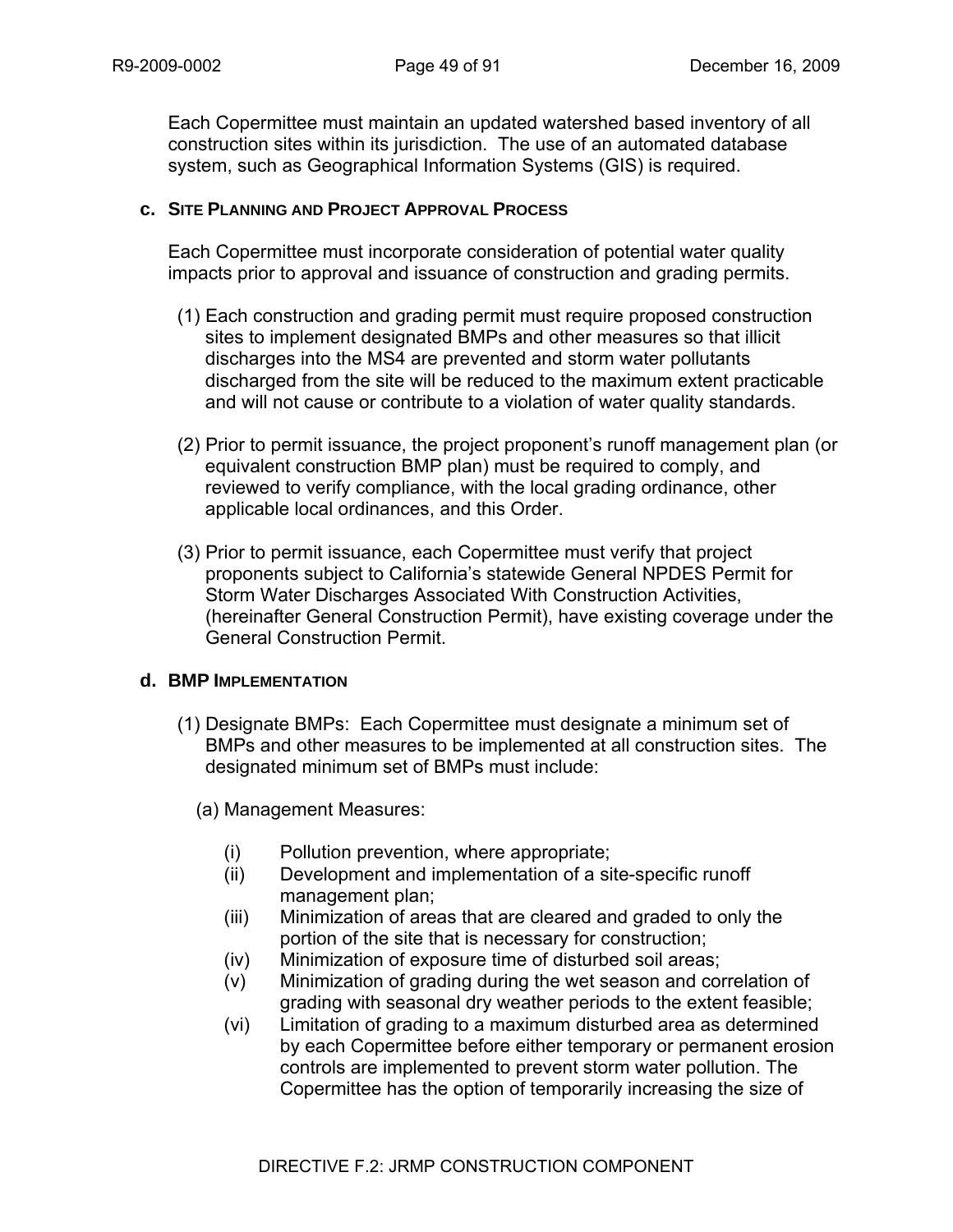Each Copermittee must maintain an updated watershed based inventory of all construction sites within its jurisdiction. The use of an automated database system, such as Geographical Information Systems (GIS) is required.

**c. SITE PLANNING AND PROJECT APPROVAL PROCESS**

Each Copermittee must incorporate consideration of potential water quality impacts prior to approval and issuance of construction and grading permits.

(1) Each construction and grading permit must require proposed construction sites to implement designated BMPs and other measures so that illicit discharges into the MS4 are prevented and storm water pollutants discharged from the site will be reduced to the maximum extent practicable and will not cause or contribute to a violation of water quality standards.

(2) Prior to permit issuance, the project proponent's runoff management plan (or equivalent construction BMP plan) must be required to comply, and reviewed to verify compliance, with the local grading ordinance, other applicable local ordinances, and this Order.

(3) Prior to permit issuance, each Copermittee must verify that project proponents subject to California's statewide General NPDES Permit for Storm Water Discharges Associated With Construction Activities, (hereinafter General Construction Permit), have existing coverage under the General Construction Permit.

**d. BMP IMPLEMENTATION**

(1) Designate BMPs: Each Copermittee must designate a minimum set of BMPs and other measures to be implemented at all construction sites. The designated minimum set of BMPs must include:

(a) Management Measures:

(i) Pollution prevention, where appropriate;
(ii) Development and implementation of a site-specific runoff management plan;
(iii) Minimization of areas that are cleared and graded to only the portion of the site that is necessary for construction;
(iv) Minimization of exposure time of disturbed soil areas;
(v) Minimization of grading during the wet season and correlation of grading with seasonal dry weather periods to the extent feasible;
(vi) Limitation of grading to a maximum disturbed area as determined by each Copermittee before either temporary or permanent erosion controls are implemented to prevent storm water pollution. The Copermittee has the option of temporarily increasing the size of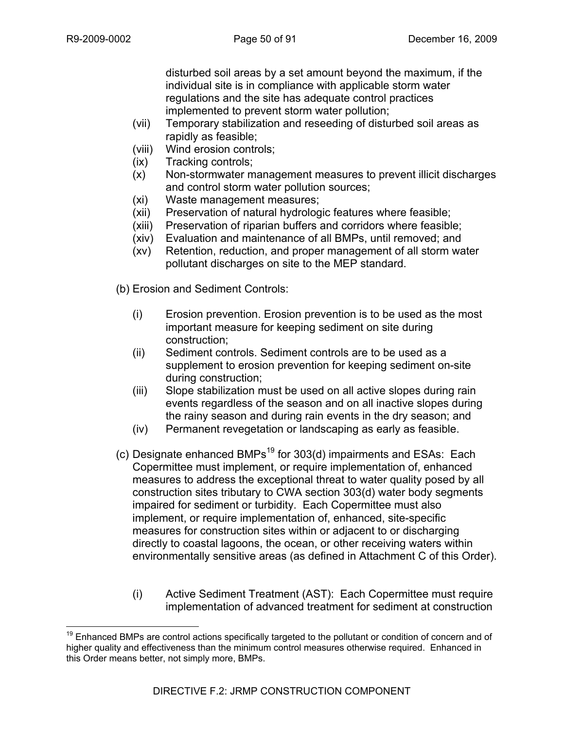disturbed soil areas by a set amount beyond the maximum, if the individual site is in compliance with applicable storm water regulations and the site has adequate control practices implemented to prevent storm water pollution;

(vii) Temporary stabilization and reseeding of disturbed soil areas as rapidly as feasible;

(viii) Wind erosion controls;

(ix) Tracking controls;

(x) Non-stormwater management measures to prevent illicit discharges and control storm water pollution sources;

(xi) Waste management measures;

(xii) Preservation of natural hydrologic features where feasible;

(xiii) Preservation of riparian buffers and corridors where feasible;

(xiv) Evaluation and maintenance of all BMPs, until removed; and

(xv) Retention, reduction, and proper management of all storm water pollutant discharges on site to the MEP standard.

(b) Erosion and Sediment Controls:

(i) Erosion prevention. Erosion prevention is to be used as the most important measure for keeping sediment on site during construction;

(ii) Sediment controls. Sediment controls are to be used as a supplement to erosion prevention for keeping sediment on-site during construction;

(iii) Slope stabilization must be used on all active slopes during rain events regardless of the season and on all inactive slopes during the rainy season and during rain events in the dry season; and

(iv) Permanent revegetation or landscaping as early as feasible.

(c) Designate enhanced BMPs[19] for 303(d) impairments and ESAs: Each Copermittee must implement, or require implementation of, enhanced measures to address the exceptional threat to water quality posed by all construction sites tributary to CWA section 303(d) water body segments impaired for sediment or turbidity. Each Copermittee must also implement, or require implementation of, enhanced, site-specific measures for construction sites within or adjacent to or discharging directly to coastal lagoons, the ocean, or other receiving waters within environmentally sensitive areas (as defined in Attachment C of this Order).

(i) Active Sediment Treatment (AST): Each Copermittee must require implementation of advanced treatment for sediment at construction

[19] Enhanced BMPs are control actions specifically targeted to the pollutant or condition of concern and of higher quality and effectiveness than the minimum control measures otherwise required. Enhanced in this Order means better, not simply more, BMPs.

DIRECTIVE F.2: JRMP CONSTRUCTION COMPONENT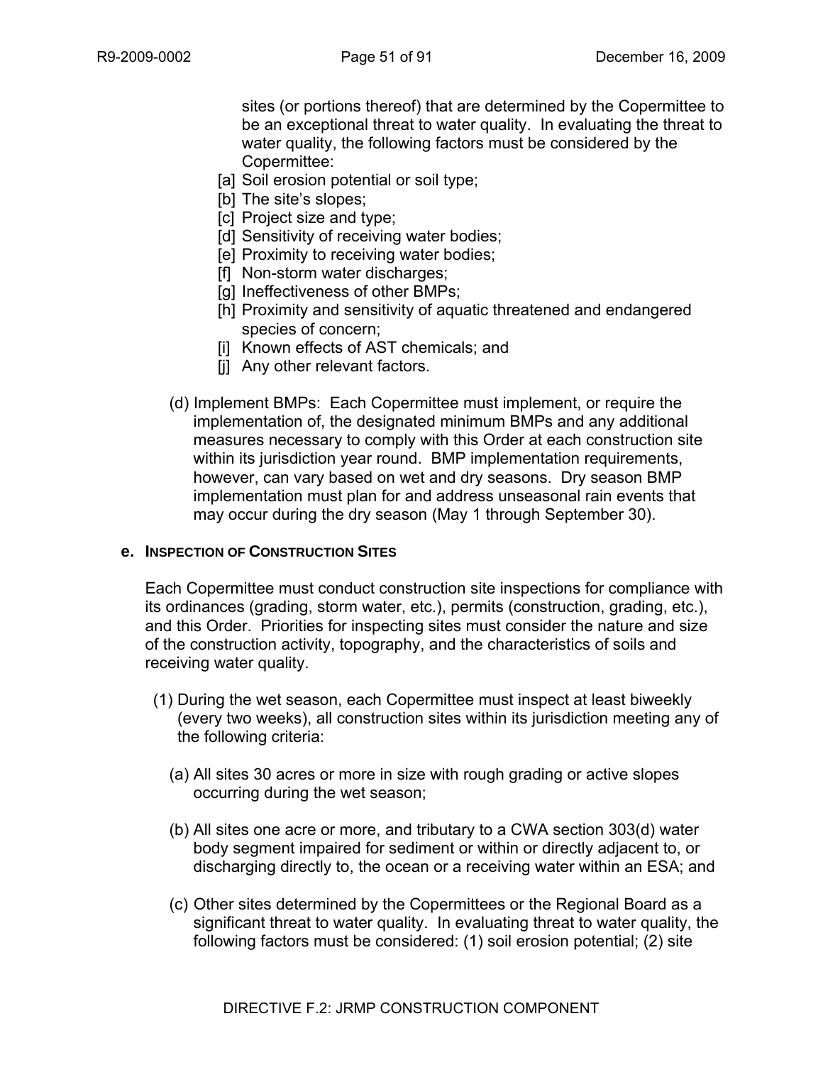sites (or portions thereof) that are determined by the Copermittee to be an exceptional threat to water quality. In evaluating the threat to water quality, the following factors must be considered by the Copermittee:

[a] Soil erosion potential or soil type;
[b] The site's slopes;
[c] Project size and type;
[d] Sensitivity of receiving water bodies;
[e] Proximity to receiving water bodies;
[f] Non-storm water discharges;
[g] Ineffectiveness of other BMPs;
[h] Proximity and sensitivity of aquatic threatened and endangered species of concern;
[i] Known effects of AST chemicals; and
[j] Any other relevant factors.

(d) Implement BMPs: Each Copermittee must implement, or require the implementation of, the designated minimum BMPs and any additional measures necessary to comply with this Order at each construction site within its jurisdiction year round. BMP implementation requirements, however, can vary based on wet and dry seasons. Dry season BMP implementation must plan for and address unseasonal rain events that may occur during the dry season (May 1 through September 30).

**e. INSPECTION OF CONSTRUCTION SITES**

Each Copermittee must conduct construction site inspections for compliance with its ordinances (grading, storm water, etc.), permits (construction, grading, etc.), and this Order. Priorities for inspecting sites must consider the nature and size of the construction activity, topography, and the characteristics of soils and receiving water quality.

(1) During the wet season, each Copermittee must inspect at least biweekly (every two weeks), all construction sites within its jurisdiction meeting any of the following criteria:

(a) All sites 30 acres or more in size with rough grading or active slopes occurring during the wet season;

(b) All sites one acre or more, and tributary to a CWA section 303(d) water body segment impaired for sediment or within or directly adjacent to, or discharging directly to, the ocean or a receiving water within an ESA; and

(c) Other sites determined by the Copermittees or the Regional Board as a significant threat to water quality. In evaluating threat to water quality, the following factors must be considered: (1) soil erosion potential; (2) site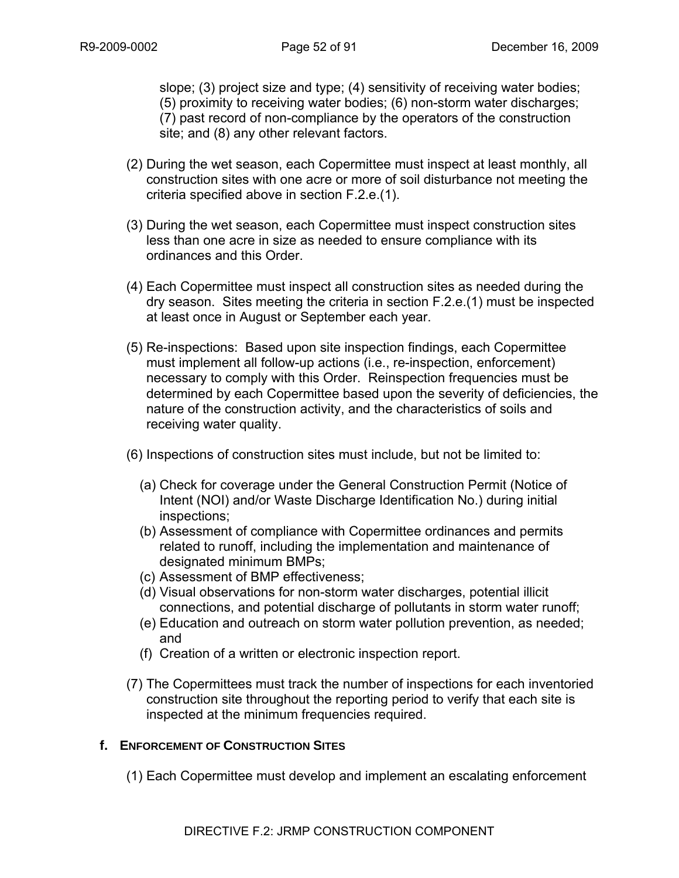slope; (3) project size and type; (4) sensitivity of receiving water bodies; (5) proximity to receiving water bodies; (6) non-storm water discharges; (7) past record of non-compliance by the operators of the construction site; and (8) any other relevant factors.

(2) During the wet season, each Copermittee must inspect at least monthly, all construction sites with one acre or more of soil disturbance not meeting the criteria specified above in section F.2.e.(1).

(3) During the wet season, each Copermittee must inspect construction sites less than one acre in size as needed to ensure compliance with its ordinances and this Order.

(4) Each Copermittee must inspect all construction sites as needed during the dry season. Sites meeting the criteria in section F.2.e.(1) must be inspected at least once in August or September each year.

(5) Re-inspections: Based upon site inspection findings, each Copermittee must implement all follow-up actions (i.e., re-inspection, enforcement) necessary to comply with this Order. Reinspection frequencies must be determined by each Copermittee based upon the severity of deficiencies, the nature of the construction activity, and the characteristics of soils and receiving water quality.

(6) Inspections of construction sites must include, but not be limited to:

(a) Check for coverage under the General Construction Permit (Notice of Intent (NOI) and/or Waste Discharge Identification No.) during initial inspections;
(b) Assessment of compliance with Copermittee ordinances and permits related to runoff, including the implementation and maintenance of designated minimum BMPs;
(c) Assessment of BMP effectiveness;
(d) Visual observations for non-storm water discharges, potential illicit connections, and potential discharge of pollutants in storm water runoff;
(e) Education and outreach on storm water pollution prevention, as needed; and
(f) Creation of a written or electronic inspection report.

(7) The Copermittees must track the number of inspections for each inventoried construction site throughout the reporting period to verify that each site is inspected at the minimum frequencies required.

**f. ENFORCEMENT OF CONSTRUCTION SITES**

(1) Each Copermittee must develop and implement an escalating enforcement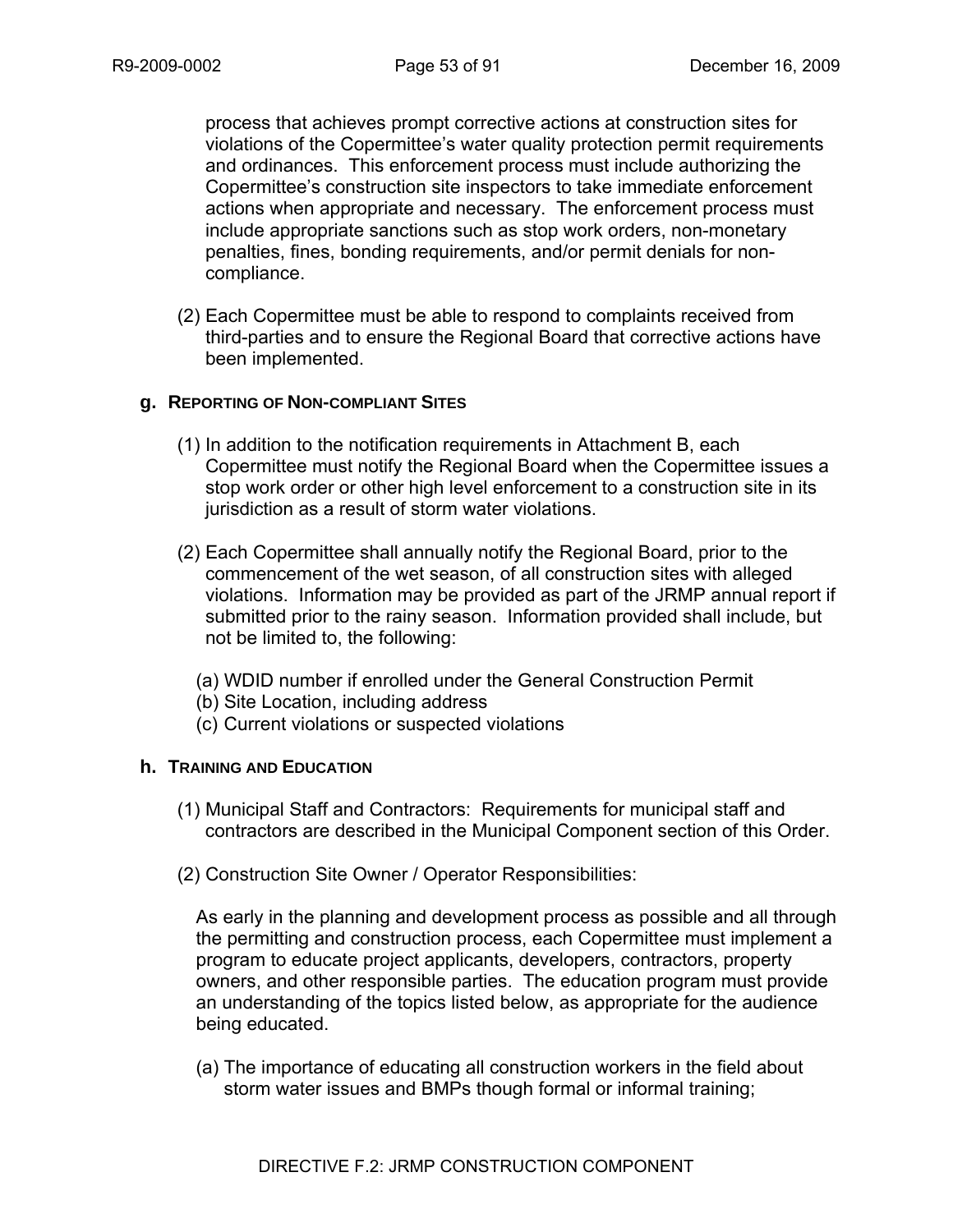process that achieves prompt corrective actions at construction sites for violations of the Copermittee's water quality protection permit requirements and ordinances. This enforcement process must include authorizing the Copermittee's construction site inspectors to take immediate enforcement actions when appropriate and necessary. The enforcement process must include appropriate sanctions such as stop work orders, non-monetary penalties, fines, bonding requirements, and/or permit denials for non-compliance.

(2) Each Copermittee must be able to respond to complaints received from third-parties and to ensure the Regional Board that corrective actions have been implemented.

**g. REPORTING OF NON-COMPLIANT SITES**

(1) In addition to the notification requirements in Attachment B, each Copermittee must notify the Regional Board when the Copermittee issues a stop work order or other high level enforcement to a construction site in its jurisdiction as a result of storm water violations.

(2) Each Copermittee shall annually notify the Regional Board, prior to the commencement of the wet season, of all construction sites with alleged violations. Information may be provided as part of the JRMP annual report if submitted prior to the rainy season. Information provided shall include, but not be limited to, the following:

(a) WDID number if enrolled under the General Construction Permit
(b) Site Location, including address
(c) Current violations or suspected violations

**h. TRAINING AND EDUCATION**

(1) Municipal Staff and Contractors: Requirements for municipal staff and contractors are described in the Municipal Component section of this Order.

(2) Construction Site Owner / Operator Responsibilities:

As early in the planning and development process as possible and all through the permitting and construction process, each Copermittee must implement a program to educate project applicants, developers, contractors, property owners, and other responsible parties. The education program must provide an understanding of the topics listed below, as appropriate for the audience being educated.

(a) The importance of educating all construction workers in the field about storm water issues and BMPs though formal or informal training;

DIRECTIVE F.2: JRMP CONSTRUCTION COMPONENT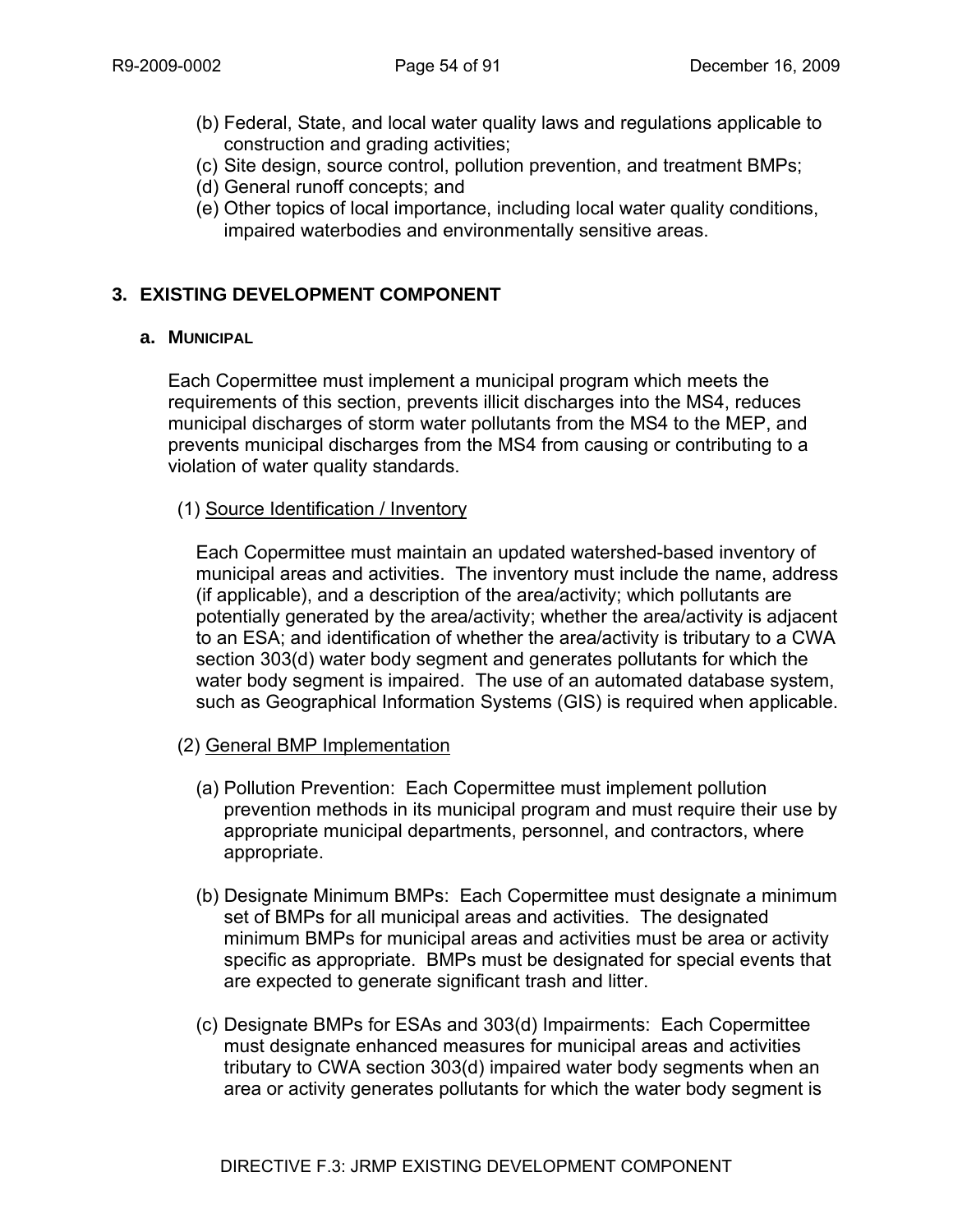(b) Federal, State, and local water quality laws and regulations applicable to construction and grading activities;
(c) Site design, source control, pollution prevention, and treatment BMPs;
(d) General runoff concepts; and
(e) Other topics of local importance, including local water quality conditions, impaired waterbodies and environmentally sensitive areas.

## 3. EXISTING DEVELOPMENT COMPONENT

### a. MUNICIPAL

Each Copermittee must implement a municipal program which meets the requirements of this section, prevents illicit discharges into the MS4, reduces municipal discharges of storm water pollutants from the MS4 to the MEP, and prevents municipal discharges from the MS4 from causing or contributing to a violation of water quality standards.

(1) Source Identification / Inventory

Each Copermittee must maintain an updated watershed-based inventory of municipal areas and activities. The inventory must include the name, address (if applicable), and a description of the area/activity; which pollutants are potentially generated by the area/activity; whether the area/activity is adjacent to an ESA; and identification of whether the area/activity is tributary to a CWA section 303(d) water body segment and generates pollutants for which the water body segment is impaired. The use of an automated database system, such as Geographical Information Systems (GIS) is required when applicable.

(2) General BMP Implementation

(a) Pollution Prevention: Each Copermittee must implement pollution prevention methods in its municipal program and must require their use by appropriate municipal departments, personnel, and contractors, where appropriate.

(b) Designate Minimum BMPs: Each Copermittee must designate a minimum set of BMPs for all municipal areas and activities. The designated minimum BMPs for municipal areas and activities must be area or activity specific as appropriate. BMPs must be designated for special events that are expected to generate significant trash and litter.

(c) Designate BMPs for ESAs and 303(d) Impairments: Each Copermittee must designate enhanced measures for municipal areas and activities tributary to CWA section 303(d) impaired water body segments when an area or activity generates pollutants for which the water body segment is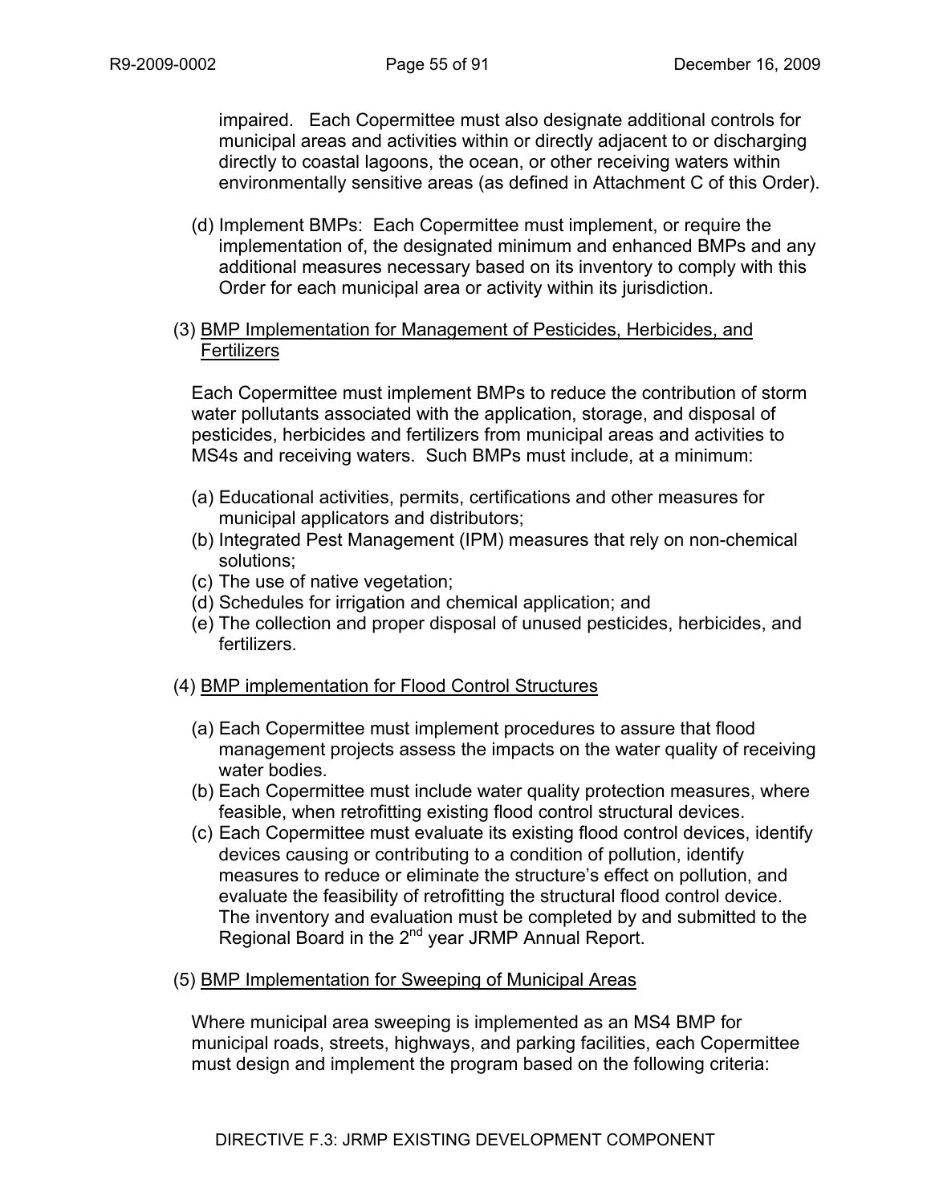impaired. Each Copermittee must also designate additional controls for municipal areas and activities within or directly adjacent to or discharging directly to coastal lagoons, the ocean, or other receiving waters within environmentally sensitive areas (as defined in Attachment C of this Order).

(d) Implement BMPs: Each Copermittee must implement, or require the implementation of, the designated minimum and enhanced BMPs and any additional measures necessary based on its inventory to comply with this Order for each municipal area or activity within its jurisdiction.

(3) <u>BMP Implementation for Management of Pesticides, Herbicides, and Fertilizers</u>

Each Copermittee must implement BMPs to reduce the contribution of storm water pollutants associated with the application, storage, and disposal of pesticides, herbicides and fertilizers from municipal areas and activities to MS4s and receiving waters. Such BMPs must include, at a minimum:

(a) Educational activities, permits, certifications and other measures for municipal applicators and distributors;
(b) Integrated Pest Management (IPM) measures that rely on non-chemical solutions;
(c) The use of native vegetation;
(d) Schedules for irrigation and chemical application; and
(e) The collection and proper disposal of unused pesticides, herbicides, and fertilizers.

(4) <u>BMP implementation for Flood Control Structures</u>

(a) Each Copermittee must implement procedures to assure that flood management projects assess the impacts on the water quality of receiving water bodies.
(b) Each Copermittee must include water quality protection measures, where feasible, when retrofitting existing flood control structural devices.
(c) Each Copermittee must evaluate its existing flood control devices, identify devices causing or contributing to a condition of pollution, identify measures to reduce or eliminate the structure's effect on pollution, and evaluate the feasibility of retrofitting the structural flood control device. The inventory and evaluation must be completed by and submitted to the Regional Board in the 2nd year JRMP Annual Report.

(5) <u>BMP Implementation for Sweeping of Municipal Areas</u>

Where municipal area sweeping is implemented as an MS4 BMP for municipal roads, streets, highways, and parking facilities, each Copermittee must design and implement the program based on the following criteria: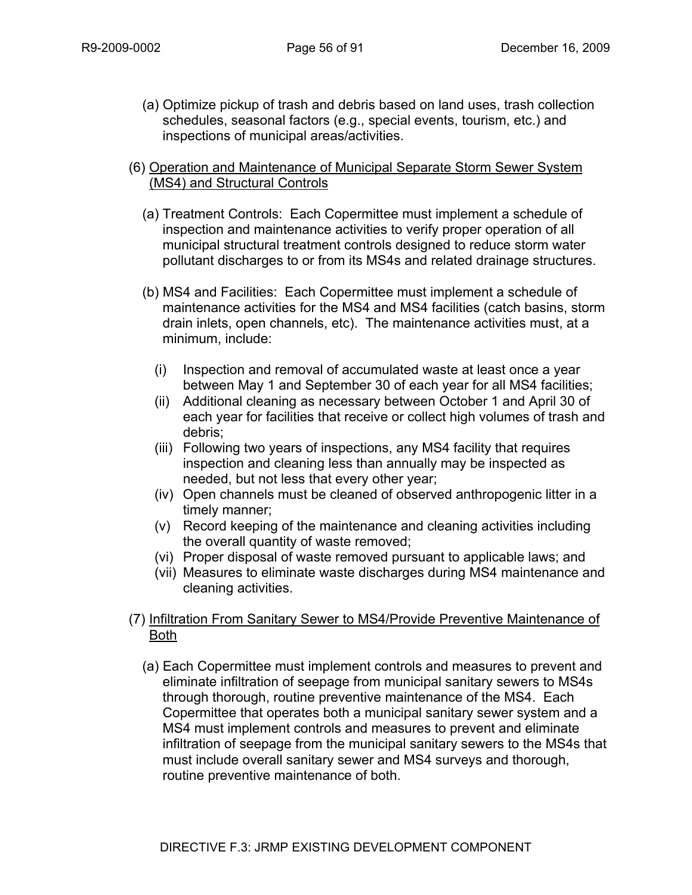(a) Optimize pickup of trash and debris based on land uses, trash collection schedules, seasonal factors (e.g., special events, tourism, etc.) and inspections of municipal areas/activities.

(6) <u>Operation and Maintenance of Municipal Separate Storm Sewer System (MS4) and Structural Controls</u>

(a) Treatment Controls: Each Copermittee must implement a schedule of inspection and maintenance activities to verify proper operation of all municipal structural treatment controls designed to reduce storm water pollutant discharges to or from its MS4s and related drainage structures.

(b) MS4 and Facilities: Each Copermittee must implement a schedule of maintenance activities for the MS4 and MS4 facilities (catch basins, storm drain inlets, open channels, etc). The maintenance activities must, at a minimum, include:

(i) Inspection and removal of accumulated waste at least once a year between May 1 and September 30 of each year for all MS4 facilities;
(ii) Additional cleaning as necessary between October 1 and April 30 of each year for facilities that receive or collect high volumes of trash and debris;
(iii) Following two years of inspections, any MS4 facility that requires inspection and cleaning less than annually may be inspected as needed, but not less that every other year;
(iv) Open channels must be cleaned of observed anthropogenic litter in a timely manner;
(v) Record keeping of the maintenance and cleaning activities including the overall quantity of waste removed;
(vi) Proper disposal of waste removed pursuant to applicable laws; and
(vii) Measures to eliminate waste discharges during MS4 maintenance and cleaning activities.

(7) <u>Infiltration From Sanitary Sewer to MS4/Provide Preventive Maintenance of Both</u>

(a) Each Copermittee must implement controls and measures to prevent and eliminate infiltration of seepage from municipal sanitary sewers to MS4s through thorough, routine preventive maintenance of the MS4. Each Copermittee that operates both a municipal sanitary sewer system and a MS4 must implement controls and measures to prevent and eliminate infiltration of seepage from the municipal sanitary sewers to the MS4s that must include overall sanitary sewer and MS4 surveys and thorough, routine preventive maintenance of both.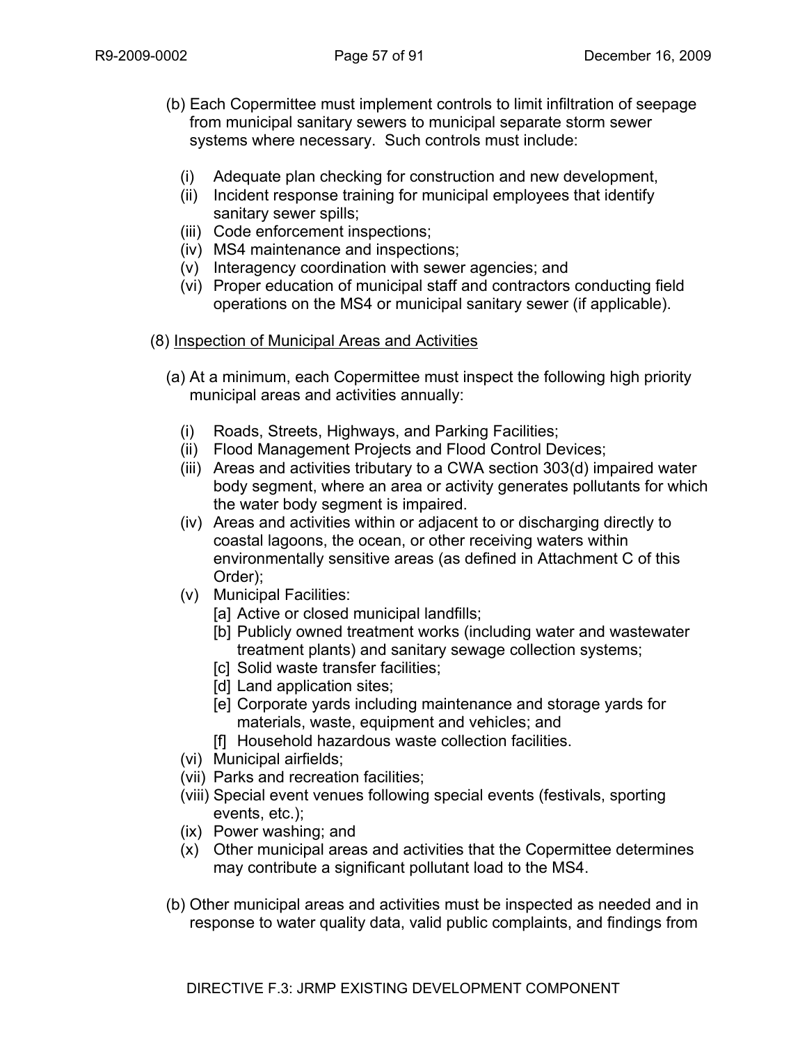(b) Each Copermittee must implement controls to limit infiltration of seepage from municipal sanitary sewers to municipal separate storm sewer systems where necessary. Such controls must include:

   (i) Adequate plan checking for construction and new development,
   (ii) Incident response training for municipal employees that identify sanitary sewer spills;
   (iii) Code enforcement inspections;
   (iv) MS4 maintenance and inspections;
   (v) Interagency coordination with sewer agencies; and
   (vi) Proper education of municipal staff and contractors conducting field operations on the MS4 or municipal sanitary sewer (if applicable).

(8) <u>Inspection of Municipal Areas and Activities</u>

(a) At a minimum, each Copermittee must inspect the following high priority municipal areas and activities annually:

   (i) Roads, Streets, Highways, and Parking Facilities;
   (ii) Flood Management Projects and Flood Control Devices;
   (iii) Areas and activities tributary to a CWA section 303(d) impaired water body segment, where an area or activity generates pollutants for which the water body segment is impaired.
   (iv) Areas and activities within or adjacent to or discharging directly to coastal lagoons, the ocean, or other receiving waters within environmentally sensitive areas (as defined in Attachment C of this Order);
   (v) Municipal Facilities:
      [a] Active or closed municipal landfills;
      [b] Publicly owned treatment works (including water and wastewater treatment plants) and sanitary sewage collection systems;
      [c] Solid waste transfer facilities;
      [d] Land application sites;
      [e] Corporate yards including maintenance and storage yards for materials, waste, equipment and vehicles; and
      [f] Household hazardous waste collection facilities.
   (vi) Municipal airfields;
   (vii) Parks and recreation facilities;
   (viii) Special event venues following special events (festivals, sporting events, etc.);
   (ix) Power washing; and
   (x) Other municipal areas and activities that the Copermittee determines may contribute a significant pollutant load to the MS4.

(b) Other municipal areas and activities must be inspected as needed and in response to water quality data, valid public complaints, and findings from

DIRECTIVE F.3: JRMP EXISTING DEVELOPMENT COMPONENT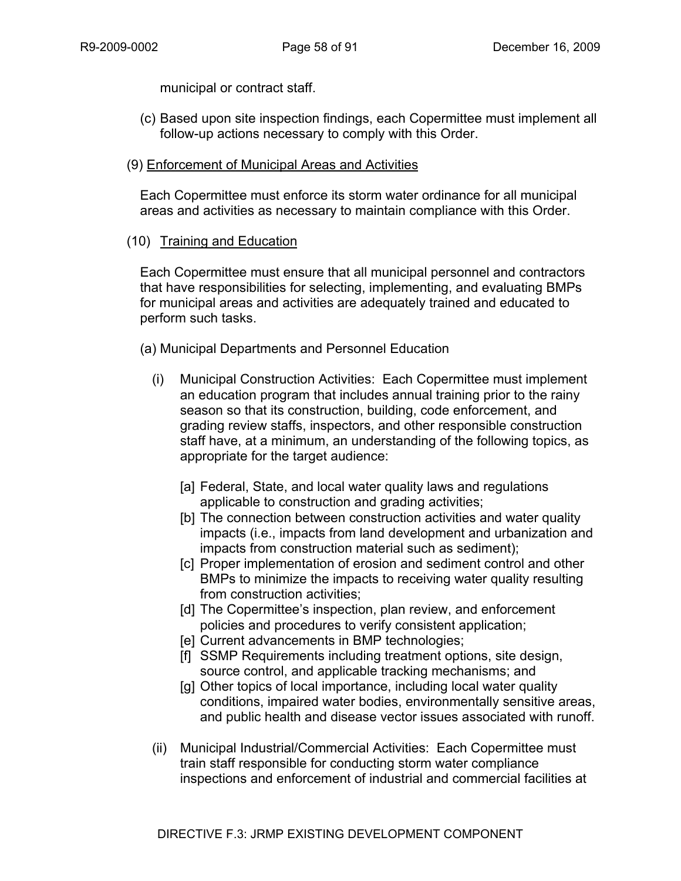municipal or contract staff.

(c) Based upon site inspection findings, each Copermittee must implement all follow-up actions necessary to comply with this Order.

(9) Enforcement of Municipal Areas and Activities

Each Copermittee must enforce its storm water ordinance for all municipal areas and activities as necessary to maintain compliance with this Order.

(10) Training and Education

Each Copermittee must ensure that all municipal personnel and contractors that have responsibilities for selecting, implementing, and evaluating BMPs for municipal areas and activities are adequately trained and educated to perform such tasks.

(a) Municipal Departments and Personnel Education

(i) Municipal Construction Activities: Each Copermittee must implement an education program that includes annual training prior to the rainy season so that its construction, building, code enforcement, and grading review staffs, inspectors, and other responsible construction staff have, at a minimum, an understanding of the following topics, as appropriate for the target audience:

[a] Federal, State, and local water quality laws and regulations applicable to construction and grading activities;
[b] The connection between construction activities and water quality impacts (i.e., impacts from land development and urbanization and impacts from construction material such as sediment);
[c] Proper implementation of erosion and sediment control and other BMPs to minimize the impacts to receiving water quality resulting from construction activities;
[d] The Copermittee's inspection, plan review, and enforcement policies and procedures to verify consistent application;
[e] Current advancements in BMP technologies;
[f] SSMP Requirements including treatment options, site design, source control, and applicable tracking mechanisms; and
[g] Other topics of local importance, including local water quality conditions, impaired water bodies, environmentally sensitive areas, and public health and disease vector issues associated with runoff.

(ii) Municipal Industrial/Commercial Activities: Each Copermittee must train staff responsible for conducting storm water compliance inspections and enforcement of industrial and commercial facilities at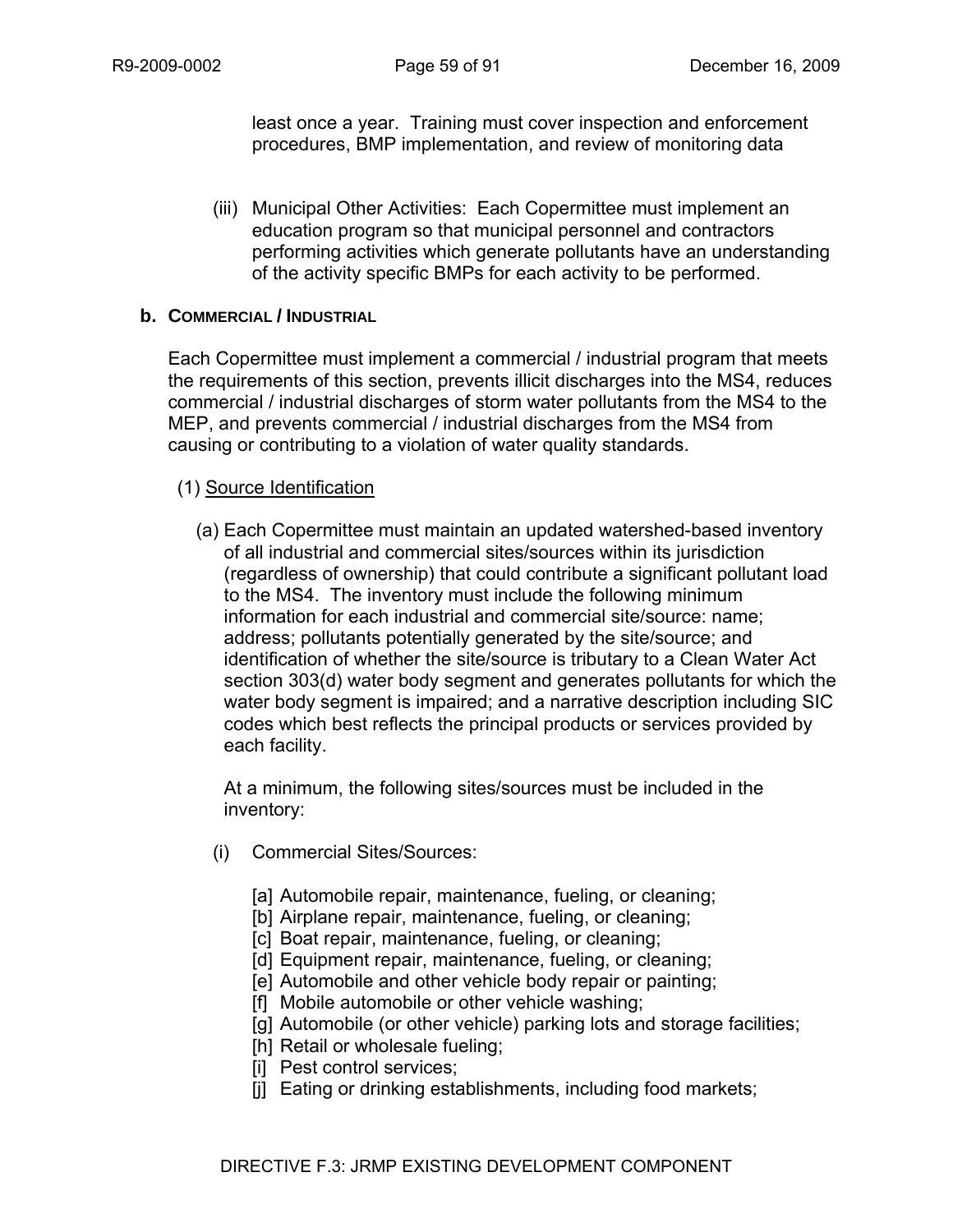least once a year. Training must cover inspection and enforcement procedures, BMP implementation, and review of monitoring data

(iii) Municipal Other Activities: Each Copermittee must implement an education program so that municipal personnel and contractors performing activities which generate pollutants have an understanding of the activity specific BMPs for each activity to be performed.

**b. COMMERCIAL / INDUSTRIAL**

Each Copermittee must implement a commercial / industrial program that meets the requirements of this section, prevents illicit discharges into the MS4, reduces commercial / industrial discharges of storm water pollutants from the MS4 to the MEP, and prevents commercial / industrial discharges from the MS4 from causing or contributing to a violation of water quality standards.

(1) Source Identification

(a) Each Copermittee must maintain an updated watershed-based inventory of all industrial and commercial sites/sources within its jurisdiction (regardless of ownership) that could contribute a significant pollutant load to the MS4. The inventory must include the following minimum information for each industrial and commercial site/source: name; address; pollutants potentially generated by the site/source; and identification of whether the site/source is tributary to a Clean Water Act section 303(d) water body segment and generates pollutants for which the water body segment is impaired; and a narrative description including SIC codes which best reflects the principal products or services provided by each facility.

At a minimum, the following sites/sources must be included in the inventory:

(i) Commercial Sites/Sources:

[a] Automobile repair, maintenance, fueling, or cleaning;
[b] Airplane repair, maintenance, fueling, or cleaning;
[c] Boat repair, maintenance, fueling, or cleaning;
[d] Equipment repair, maintenance, fueling, or cleaning;
[e] Automobile and other vehicle body repair or painting;
[f] Mobile automobile or other vehicle washing;
[g] Automobile (or other vehicle) parking lots and storage facilities;
[h] Retail or wholesale fueling;
[i] Pest control services;
[j] Eating or drinking establishments, including food markets;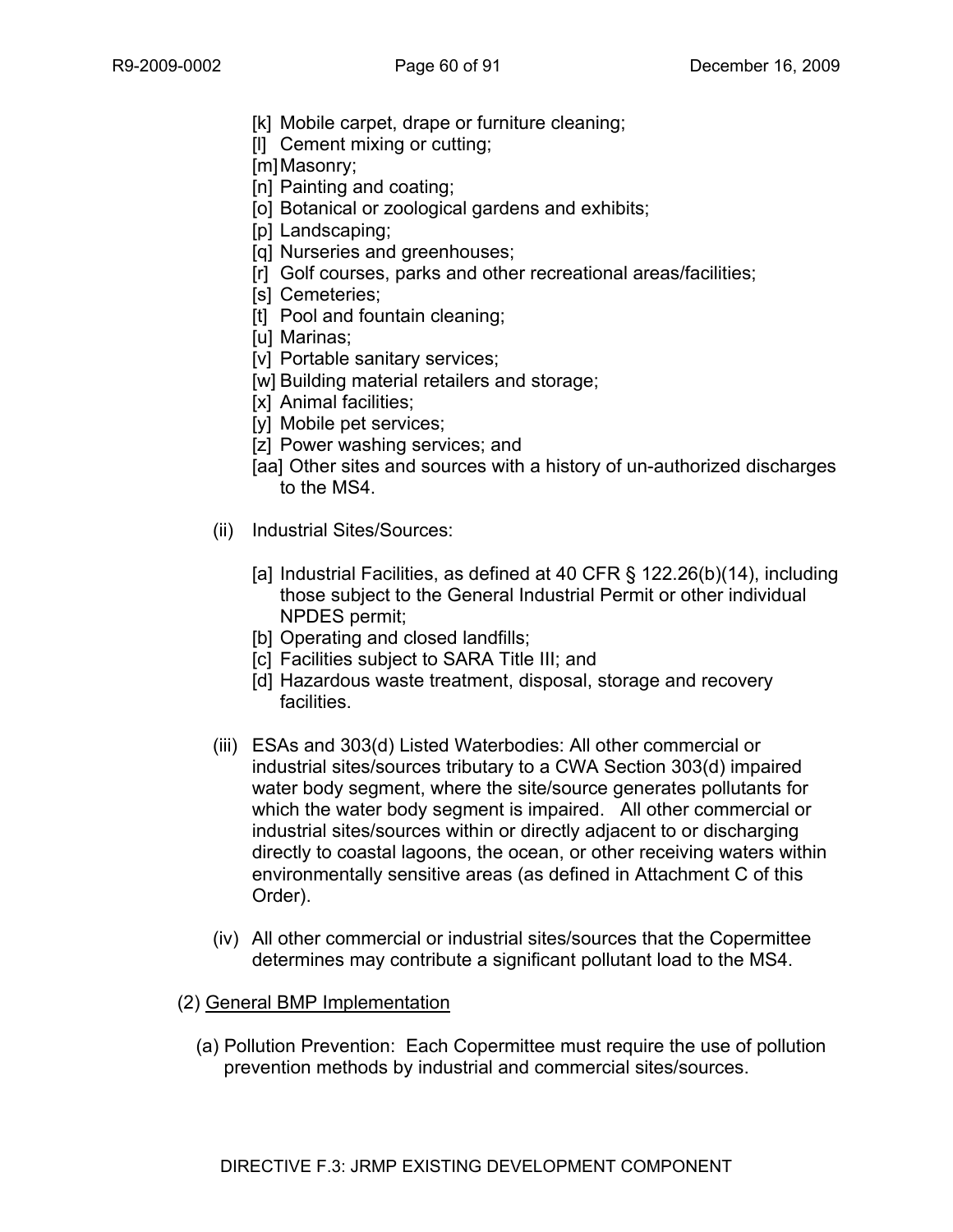[k] Mobile carpet, drape or furniture cleaning;
[l] Cement mixing or cutting;
[m] Masonry;
[n] Painting and coating;
[o] Botanical or zoological gardens and exhibits;
[p] Landscaping;
[q] Nurseries and greenhouses;
[r] Golf courses, parks and other recreational areas/facilities;
[s] Cemeteries;
[t] Pool and fountain cleaning;
[u] Marinas;
[v] Portable sanitary services;
[w] Building material retailers and storage;
[x] Animal facilities;
[y] Mobile pet services;
[z] Power washing services; and
[aa] Other sites and sources with a history of un-authorized discharges to the MS4.

(ii) Industrial Sites/Sources:

[a] Industrial Facilities, as defined at 40 CFR § 122.26(b)(14), including those subject to the General Industrial Permit or other individual NPDES permit;
[b] Operating and closed landfills;
[c] Facilities subject to SARA Title III; and
[d] Hazardous waste treatment, disposal, storage and recovery facilities.

(iii) ESAs and 303(d) Listed Waterbodies: All other commercial or industrial sites/sources tributary to a CWA Section 303(d) impaired water body segment, where the site/source generates pollutants for which the water body segment is impaired. All other commercial or industrial sites/sources within or directly adjacent to or discharging directly to coastal lagoons, the ocean, or other receiving waters within environmentally sensitive areas (as defined in Attachment C of this Order).

(iv) All other commercial or industrial sites/sources that the Copermittee determines may contribute a significant pollutant load to the MS4.

(2) General BMP Implementation

(a) Pollution Prevention: Each Copermittee must require the use of pollution prevention methods by industrial and commercial sites/sources.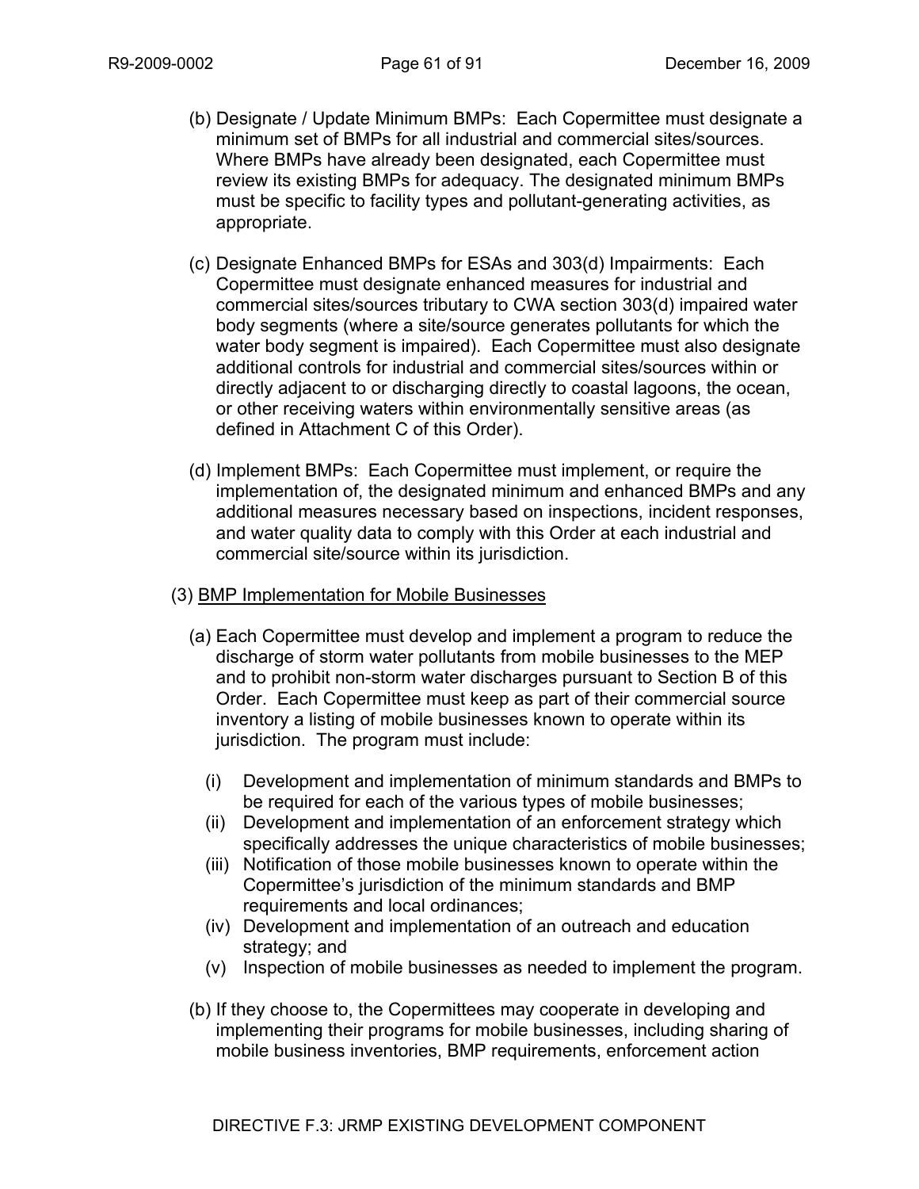(b) Designate / Update Minimum BMPs: Each Copermittee must designate a minimum set of BMPs for all industrial and commercial sites/sources. Where BMPs have already been designated, each Copermittee must review its existing BMPs for adequacy. The designated minimum BMPs must be specific to facility types and pollutant-generating activities, as appropriate.

(c) Designate Enhanced BMPs for ESAs and 303(d) Impairments: Each Copermittee must designate enhanced measures for industrial and commercial sites/sources tributary to CWA section 303(d) impaired water body segments (where a site/source generates pollutants for which the water body segment is impaired). Each Copermittee must also designate additional controls for industrial and commercial sites/sources within or directly adjacent to or discharging directly to coastal lagoons, the ocean, or other receiving waters within environmentally sensitive areas (as defined in Attachment C of this Order).

(d) Implement BMPs: Each Copermittee must implement, or require the implementation of, the designated minimum and enhanced BMPs and any additional measures necessary based on inspections, incident responses, and water quality data to comply with this Order at each industrial and commercial site/source within its jurisdiction.

(3) <u>BMP Implementation for Mobile Businesses</u>

(a) Each Copermittee must develop and implement a program to reduce the discharge of storm water pollutants from mobile businesses to the MEP and to prohibit non-storm water discharges pursuant to Section B of this Order. Each Copermittee must keep as part of their commercial source inventory a listing of mobile businesses known to operate within its jurisdiction. The program must include:

- (i) Development and implementation of minimum standards and BMPs to be required for each of the various types of mobile businesses;
- (ii) Development and implementation of an enforcement strategy which specifically addresses the unique characteristics of mobile businesses;
- (iii) Notification of those mobile businesses known to operate within the Copermittee's jurisdiction of the minimum standards and BMP requirements and local ordinances;
- (iv) Development and implementation of an outreach and education strategy; and
- (v) Inspection of mobile businesses as needed to implement the program.

(b) If they choose to, the Copermittees may cooperate in developing and implementing their programs for mobile businesses, including sharing of mobile business inventories, BMP requirements, enforcement action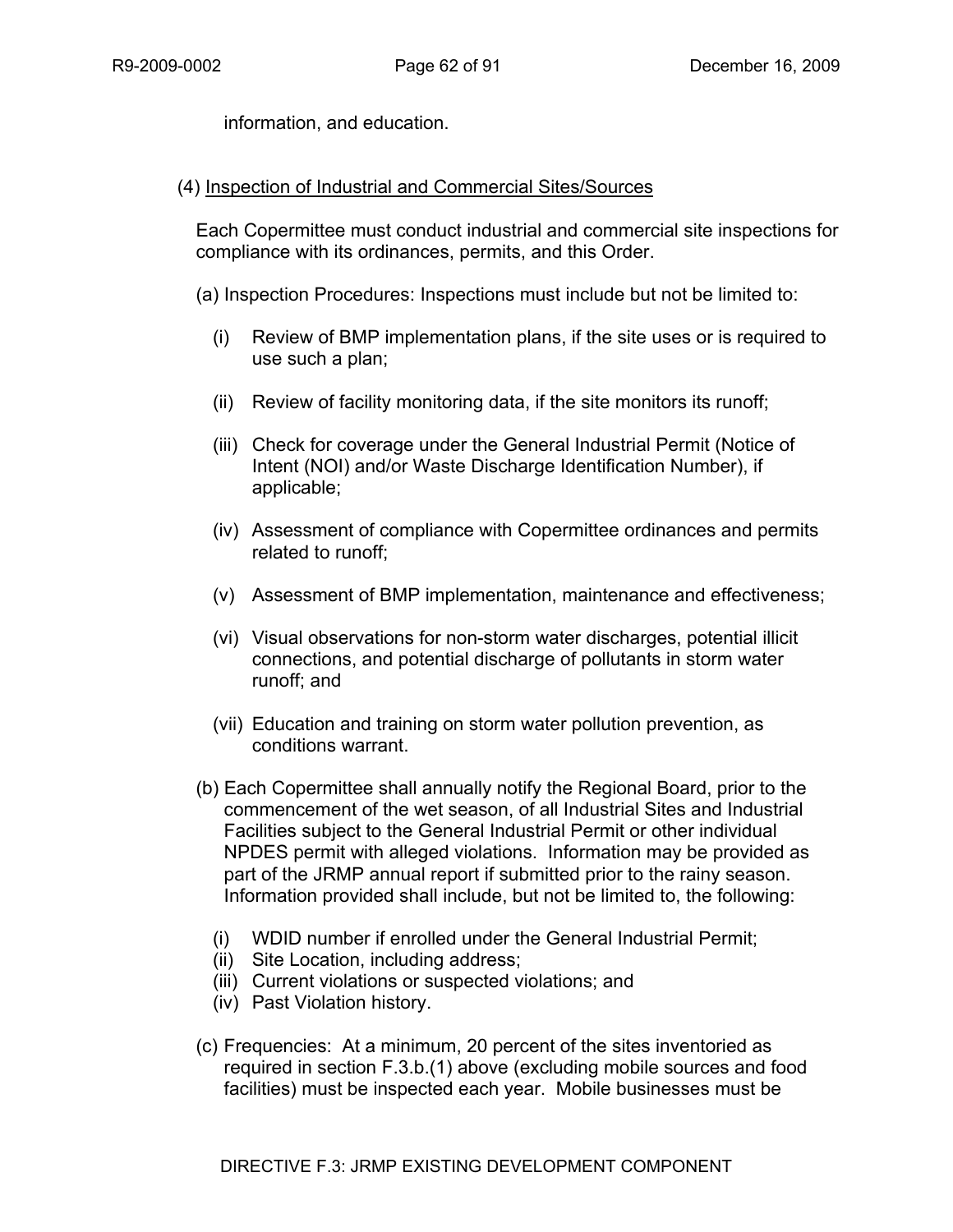information, and education.

(4) Inspection of Industrial and Commercial Sites/Sources

Each Copermittee must conduct industrial and commercial site inspections for compliance with its ordinances, permits, and this Order.

(a) Inspection Procedures: Inspections must include but not be limited to:

- (i) Review of BMP implementation plans, if the site uses or is required to use such a plan;
- (ii) Review of facility monitoring data, if the site monitors its runoff;
- (iii) Check for coverage under the General Industrial Permit (Notice of Intent (NOI) and/or Waste Discharge Identification Number), if applicable;
- (iv) Assessment of compliance with Copermittee ordinances and permits related to runoff;
- (v) Assessment of BMP implementation, maintenance and effectiveness;
- (vi) Visual observations for non-storm water discharges, potential illicit connections, and potential discharge of pollutants in storm water runoff; and
- (vii) Education and training on storm water pollution prevention, as conditions warrant.

(b) Each Copermittee shall annually notify the Regional Board, prior to the commencement of the wet season, of all Industrial Sites and Industrial Facilities subject to the General Industrial Permit or other individual NPDES permit with alleged violations. Information may be provided as part of the JRMP annual report if submitted prior to the rainy season. Information provided shall include, but not be limited to, the following:

- (i) WDID number if enrolled under the General Industrial Permit;
- (ii) Site Location, including address;
- (iii) Current violations or suspected violations; and
- (iv) Past Violation history.

(c) Frequencies: At a minimum, 20 percent of the sites inventoried as required in section F.3.b.(1) above (excluding mobile sources and food facilities) must be inspected each year. Mobile businesses must be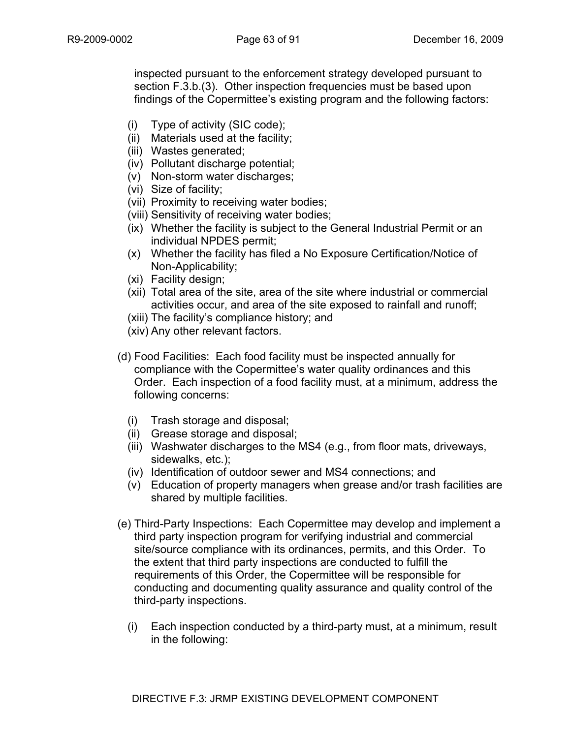inspected pursuant to the enforcement strategy developed pursuant to section F.3.b.(3). Other inspection frequencies must be based upon findings of the Copermittee's existing program and the following factors:

- (i) Type of activity (SIC code);
- (ii) Materials used at the facility;
- (iii) Wastes generated;
- (iv) Pollutant discharge potential;
- (v) Non-storm water discharges;
- (vi) Size of facility;
- (vii) Proximity to receiving water bodies;
- (viii) Sensitivity of receiving water bodies;
- (ix) Whether the facility is subject to the General Industrial Permit or an individual NPDES permit;
- (x) Whether the facility has filed a No Exposure Certification/Notice of Non-Applicability;
- (xi) Facility design;
- (xii) Total area of the site, area of the site where industrial or commercial activities occur, and area of the site exposed to rainfall and runoff;
- (xiii) The facility's compliance history; and
- (xiv) Any other relevant factors.

(d) Food Facilities: Each food facility must be inspected annually for compliance with the Copermittee's water quality ordinances and this Order. Each inspection of a food facility must, at a minimum, address the following concerns:

- (i) Trash storage and disposal;
- (ii) Grease storage and disposal;
- (iii) Washwater discharges to the MS4 (e.g., from floor mats, driveways, sidewalks, etc.);
- (iv) Identification of outdoor sewer and MS4 connections; and
- (v) Education of property managers when grease and/or trash facilities are shared by multiple facilities.

(e) Third-Party Inspections: Each Copermittee may develop and implement a third party inspection program for verifying industrial and commercial site/source compliance with its ordinances, permits, and this Order. To the extent that third party inspections are conducted to fulfill the requirements of this Order, the Copermittee will be responsible for conducting and documenting quality assurance and quality control of the third-party inspections.

- (i) Each inspection conducted by a third-party must, at a minimum, result in the following: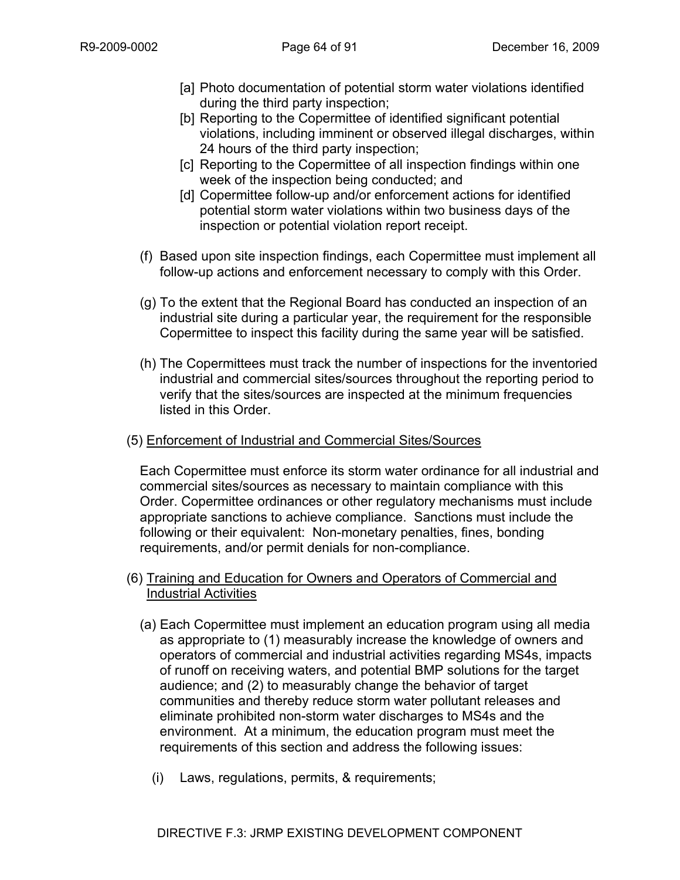[a] Photo documentation of potential storm water violations identified during the third party inspection;

[b] Reporting to the Copermittee of identified significant potential violations, including imminent or observed illegal discharges, within 24 hours of the third party inspection;

[c] Reporting to the Copermittee of all inspection findings within one week of the inspection being conducted; and

[d] Copermittee follow-up and/or enforcement actions for identified potential storm water violations within two business days of the inspection or potential violation report receipt.

(f) Based upon site inspection findings, each Copermittee must implement all follow-up actions and enforcement necessary to comply with this Order.

(g) To the extent that the Regional Board has conducted an inspection of an industrial site during a particular year, the requirement for the responsible Copermittee to inspect this facility during the same year will be satisfied.

(h) The Copermittees must track the number of inspections for the inventoried industrial and commercial sites/sources throughout the reporting period to verify that the sites/sources are inspected at the minimum frequencies listed in this Order.

(5) <u>Enforcement of Industrial and Commercial Sites/Sources</u>

Each Copermittee must enforce its storm water ordinance for all industrial and commercial sites/sources as necessary to maintain compliance with this Order. Copermittee ordinances or other regulatory mechanisms must include appropriate sanctions to achieve compliance. Sanctions must include the following or their equivalent: Non-monetary penalties, fines, bonding requirements, and/or permit denials for non-compliance.

(6) <u>Training and Education for Owners and Operators of Commercial and Industrial Activities</u>

(a) Each Copermittee must implement an education program using all media as appropriate to (1) measurably increase the knowledge of owners and operators of commercial and industrial activities regarding MS4s, impacts of runoff on receiving waters, and potential BMP solutions for the target audience; and (2) to measurably change the behavior of target communities and thereby reduce storm water pollutant releases and eliminate prohibited non-storm water discharges to MS4s and the environment. At a minimum, the education program must meet the requirements of this section and address the following issues:

(i) Laws, regulations, permits, & requirements;

DIRECTIVE F.3: JRMP EXISTING DEVELOPMENT COMPONENT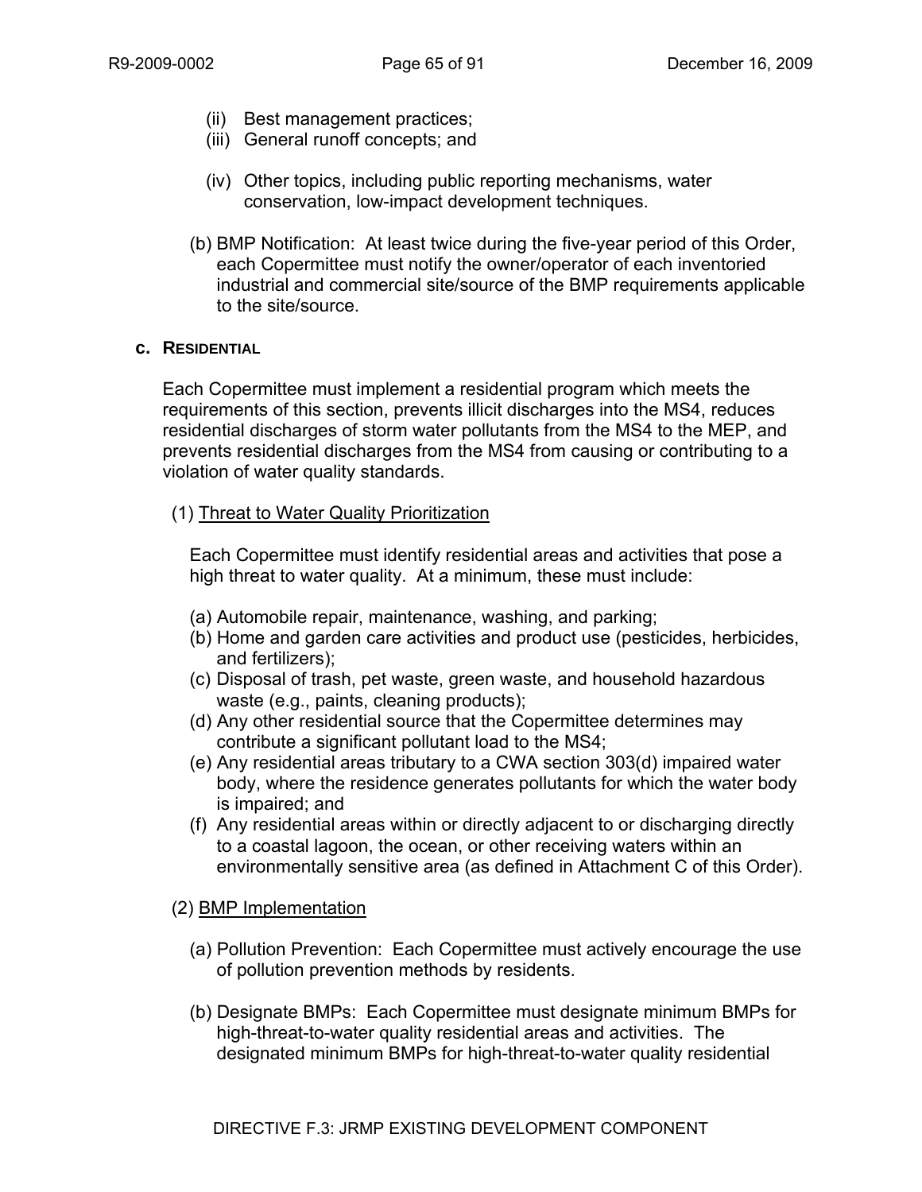(ii) Best management practices;
(iii) General runoff concepts; and

(iv) Other topics, including public reporting mechanisms, water conservation, low-impact development techniques.

(b) BMP Notification: At least twice during the five-year period of this Order, each Copermittee must notify the owner/operator of each inventoried industrial and commercial site/source of the BMP requirements applicable to the site/source.

**c. RESIDENTIAL**

Each Copermittee must implement a residential program which meets the requirements of this section, prevents illicit discharges into the MS4, reduces residential discharges of storm water pollutants from the MS4 to the MEP, and prevents residential discharges from the MS4 from causing or contributing to a violation of water quality standards.

(1) Threat to Water Quality Prioritization

Each Copermittee must identify residential areas and activities that pose a high threat to water quality. At a minimum, these must include:

(a) Automobile repair, maintenance, washing, and parking;
(b) Home and garden care activities and product use (pesticides, herbicides, and fertilizers);
(c) Disposal of trash, pet waste, green waste, and household hazardous waste (e.g., paints, cleaning products);
(d) Any other residential source that the Copermittee determines may contribute a significant pollutant load to the MS4;
(e) Any residential areas tributary to a CWA section 303(d) impaired water body, where the residence generates pollutants for which the water body is impaired; and
(f) Any residential areas within or directly adjacent to or discharging directly to a coastal lagoon, the ocean, or other receiving waters within an environmentally sensitive area (as defined in Attachment C of this Order).

(2) BMP Implementation

(a) Pollution Prevention: Each Copermittee must actively encourage the use of pollution prevention methods by residents.

(b) Designate BMPs: Each Copermittee must designate minimum BMPs for high-threat-to-water quality residential areas and activities. The designated minimum BMPs for high-threat-to-water quality residential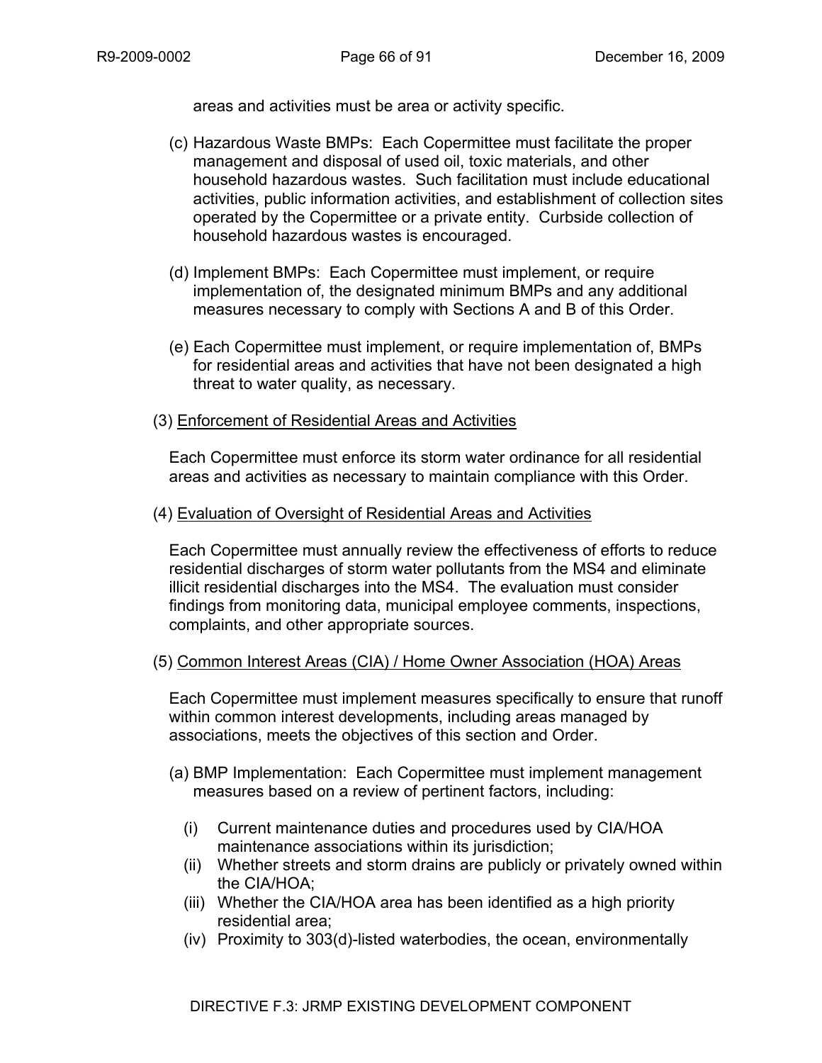areas and activities must be area or activity specific.

(c) Hazardous Waste BMPs: Each Copermittee must facilitate the proper management and disposal of used oil, toxic materials, and other household hazardous wastes. Such facilitation must include educational activities, public information activities, and establishment of collection sites operated by the Copermittee or a private entity. Curbside collection of household hazardous wastes is encouraged.

(d) Implement BMPs: Each Copermittee must implement, or require implementation of, the designated minimum BMPs and any additional measures necessary to comply with Sections A and B of this Order.

(e) Each Copermittee must implement, or require implementation of, BMPs for residential areas and activities that have not been designated a high threat to water quality, as necessary.

(3) Enforcement of Residential Areas and Activities

Each Copermittee must enforce its storm water ordinance for all residential areas and activities as necessary to maintain compliance with this Order.

(4) Evaluation of Oversight of Residential Areas and Activities

Each Copermittee must annually review the effectiveness of efforts to reduce residential discharges of storm water pollutants from the MS4 and eliminate illicit residential discharges into the MS4. The evaluation must consider findings from monitoring data, municipal employee comments, inspections, complaints, and other appropriate sources.

(5) Common Interest Areas (CIA) / Home Owner Association (HOA) Areas

Each Copermittee must implement measures specifically to ensure that runoff within common interest developments, including areas managed by associations, meets the objectives of this section and Order.

(a) BMP Implementation: Each Copermittee must implement management measures based on a review of pertinent factors, including:

(i) Current maintenance duties and procedures used by CIA/HOA maintenance associations within its jurisdiction;
(ii) Whether streets and storm drains are publicly or privately owned within the CIA/HOA;
(iii) Whether the CIA/HOA area has been identified as a high priority residential area;
(iv) Proximity to 303(d)-listed waterbodies, the ocean, environmentally

DIRECTIVE F.3: JRMP EXISTING DEVELOPMENT COMPONENT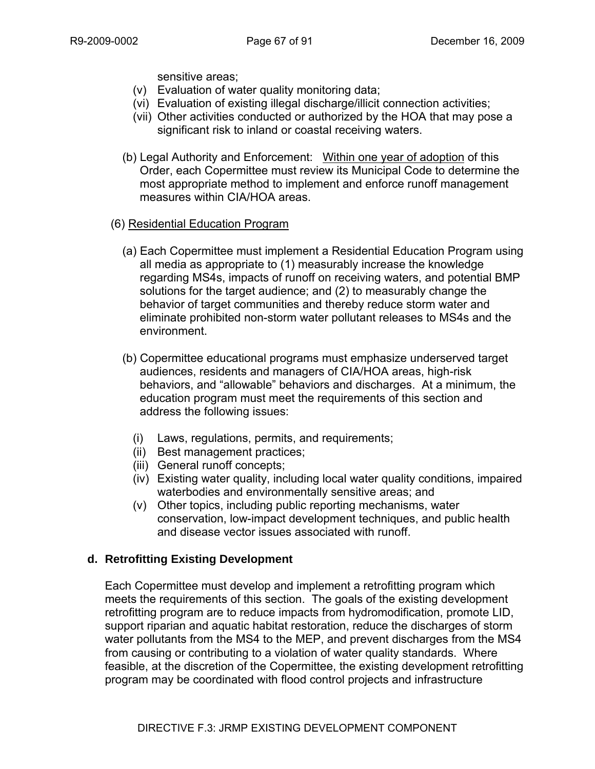sensitive areas;

(v) Evaluation of water quality monitoring data;

(vi) Evaluation of existing illegal discharge/illicit connection activities;

(vii) Other activities conducted or authorized by the HOA that may pose a significant risk to inland or coastal receiving waters.

(b) Legal Authority and Enforcement: Within one year of adoption of this Order, each Copermittee must review its Municipal Code to determine the most appropriate method to implement and enforce runoff management measures within CIA/HOA areas.

(6) Residential Education Program

(a) Each Copermittee must implement a Residential Education Program using all media as appropriate to (1) measurably increase the knowledge regarding MS4s, impacts of runoff on receiving waters, and potential BMP solutions for the target audience; and (2) to measurably change the behavior of target communities and thereby reduce storm water and eliminate prohibited non-storm water pollutant releases to MS4s and the environment.

(b) Copermittee educational programs must emphasize underserved target audiences, residents and managers of CIA/HOA areas, high-risk behaviors, and "allowable" behaviors and discharges. At a minimum, the education program must meet the requirements of this section and address the following issues:

(i) Laws, regulations, permits, and requirements;

(ii) Best management practices;

(iii) General runoff concepts;

(iv) Existing water quality, including local water quality conditions, impaired waterbodies and environmentally sensitive areas; and

(v) Other topics, including public reporting mechanisms, water conservation, low-impact development techniques, and public health and disease vector issues associated with runoff.

**d. Retrofitting Existing Development**

Each Copermittee must develop and implement a retrofitting program which meets the requirements of this section. The goals of the existing development retrofitting program are to reduce impacts from hydromodification, promote LID, support riparian and aquatic habitat restoration, reduce the discharges of storm water pollutants from the MS4 to the MEP, and prevent discharges from the MS4 from causing or contributing to a violation of water quality standards. Where feasible, at the discretion of the Copermittee, the existing development retrofitting program may be coordinated with flood control projects and infrastructure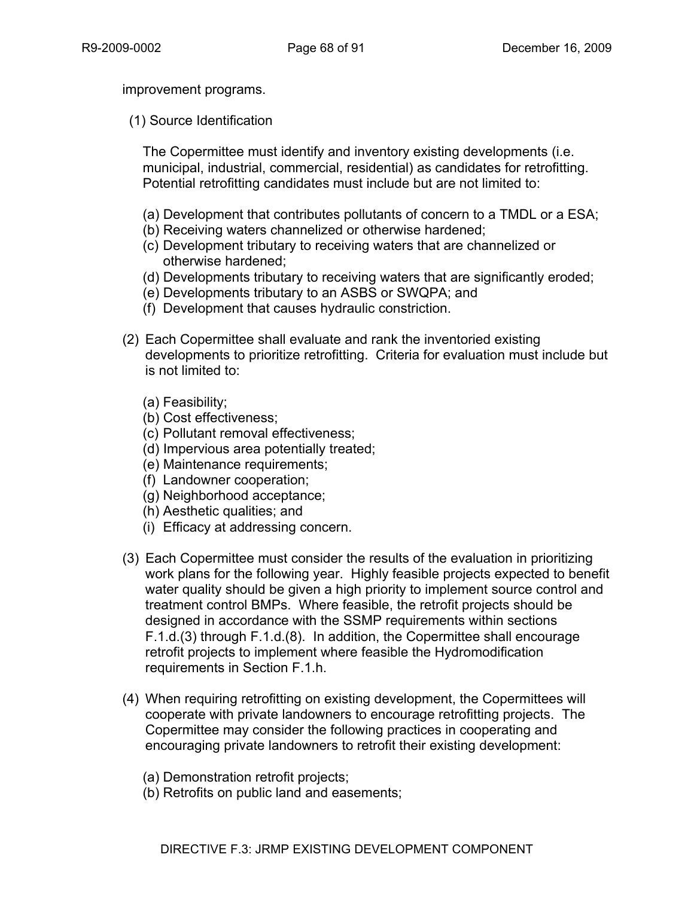improvement programs.

(1) Source Identification

The Copermittee must identify and inventory existing developments (i.e. municipal, industrial, commercial, residential) as candidates for retrofitting. Potential retrofitting candidates must include but are not limited to:

(a) Development that contributes pollutants of concern to a TMDL or a ESA;
(b) Receiving waters channelized or otherwise hardened;
(c) Development tributary to receiving waters that are channelized or otherwise hardened;
(d) Developments tributary to receiving waters that are significantly eroded;
(e) Developments tributary to an ASBS or SWQPA; and
(f) Development that causes hydraulic constriction.

(2) Each Copermittee shall evaluate and rank the inventoried existing developments to prioritize retrofitting. Criteria for evaluation must include but is not limited to:

(a) Feasibility;
(b) Cost effectiveness;
(c) Pollutant removal effectiveness;
(d) Impervious area potentially treated;
(e) Maintenance requirements;
(f) Landowner cooperation;
(g) Neighborhood acceptance;
(h) Aesthetic qualities; and
(i) Efficacy at addressing concern.

(3) Each Copermittee must consider the results of the evaluation in prioritizing work plans for the following year. Highly feasible projects expected to benefit water quality should be given a high priority to implement source control and treatment control BMPs. Where feasible, the retrofit projects should be designed in accordance with the SSMP requirements within sections F.1.d.(3) through F.1.d.(8). In addition, the Copermittee shall encourage retrofit projects to implement where feasible the Hydromodification requirements in Section F.1.h.

(4) When requiring retrofitting on existing development, the Copermittees will cooperate with private landowners to encourage retrofitting projects. The Copermittee may consider the following practices in cooperating and encouraging private landowners to retrofit their existing development:

(a) Demonstration retrofit projects;
(b) Retrofits on public land and easements;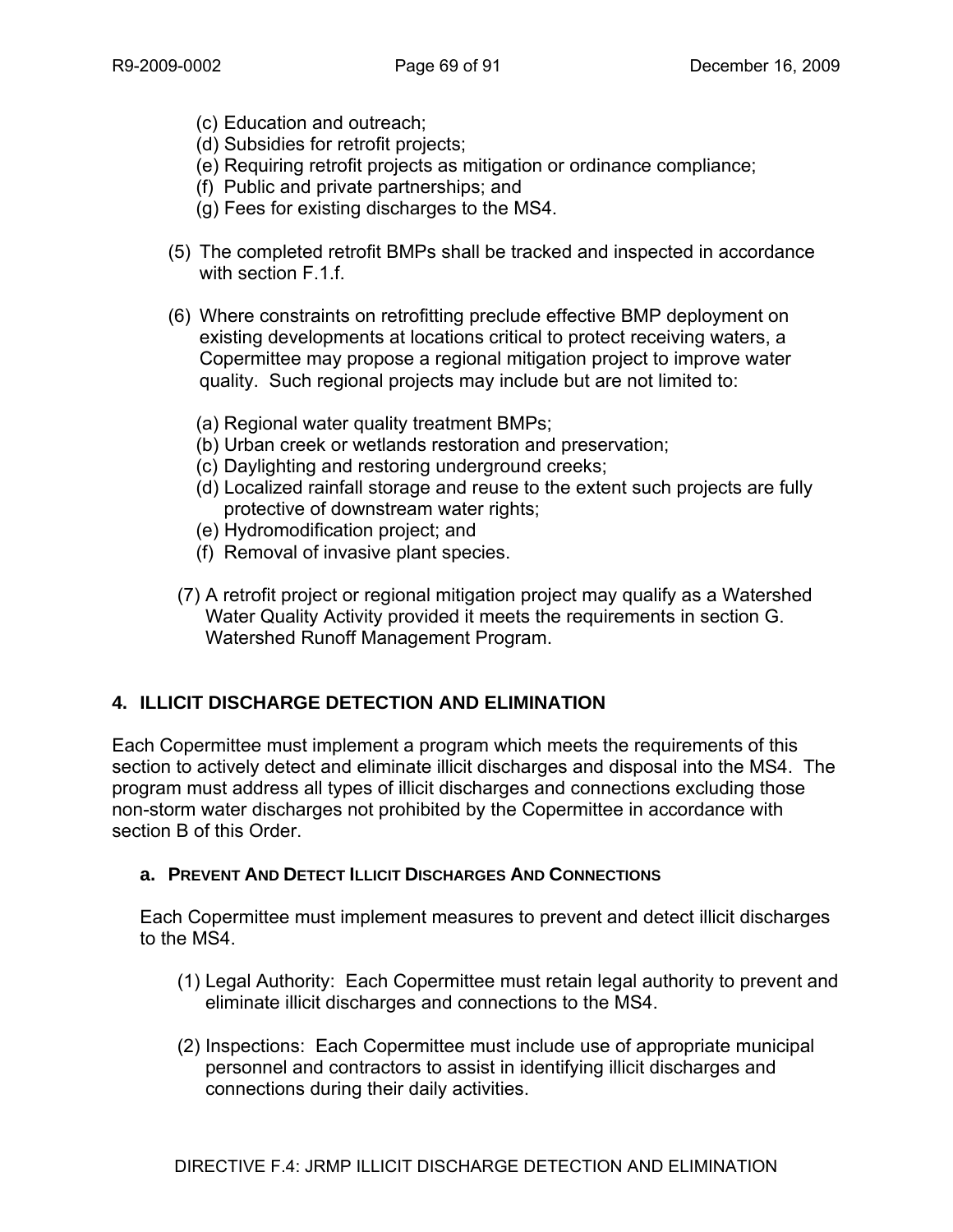(c) Education and outreach;
(d) Subsidies for retrofit projects;
(e) Requiring retrofit projects as mitigation or ordinance compliance;
(f) Public and private partnerships; and
(g) Fees for existing discharges to the MS4.

(5) The completed retrofit BMPs shall be tracked and inspected in accordance with section F.1.f.

(6) Where constraints on retrofitting preclude effective BMP deployment on existing developments at locations critical to protect receiving waters, a Copermittee may propose a regional mitigation project to improve water quality. Such regional projects may include but are not limited to:

(a) Regional water quality treatment BMPs;
(b) Urban creek or wetlands restoration and preservation;
(c) Daylighting and restoring underground creeks;
(d) Localized rainfall storage and reuse to the extent such projects are fully protective of downstream water rights;
(e) Hydromodification project; and
(f) Removal of invasive plant species.

(7) A retrofit project or regional mitigation project may qualify as a Watershed Water Quality Activity provided it meets the requirements in section G. Watershed Runoff Management Program.

## 4. ILLICIT DISCHARGE DETECTION AND ELIMINATION

Each Copermittee must implement a program which meets the requirements of this section to actively detect and eliminate illicit discharges and disposal into the MS4. The program must address all types of illicit discharges and connections excluding those non-storm water discharges not prohibited by the Copermittee in accordance with section B of this Order.

### a. PREVENT AND DETECT ILLICIT DISCHARGES AND CONNECTIONS

Each Copermittee must implement measures to prevent and detect illicit discharges to the MS4.

(1) Legal Authority: Each Copermittee must retain legal authority to prevent and eliminate illicit discharges and connections to the MS4.

(2) Inspections: Each Copermittee must include use of appropriate municipal personnel and contractors to assist in identifying illicit discharges and connections during their daily activities.

DIRECTIVE F.4: JRMP ILLICIT DISCHARGE DETECTION AND ELIMINATION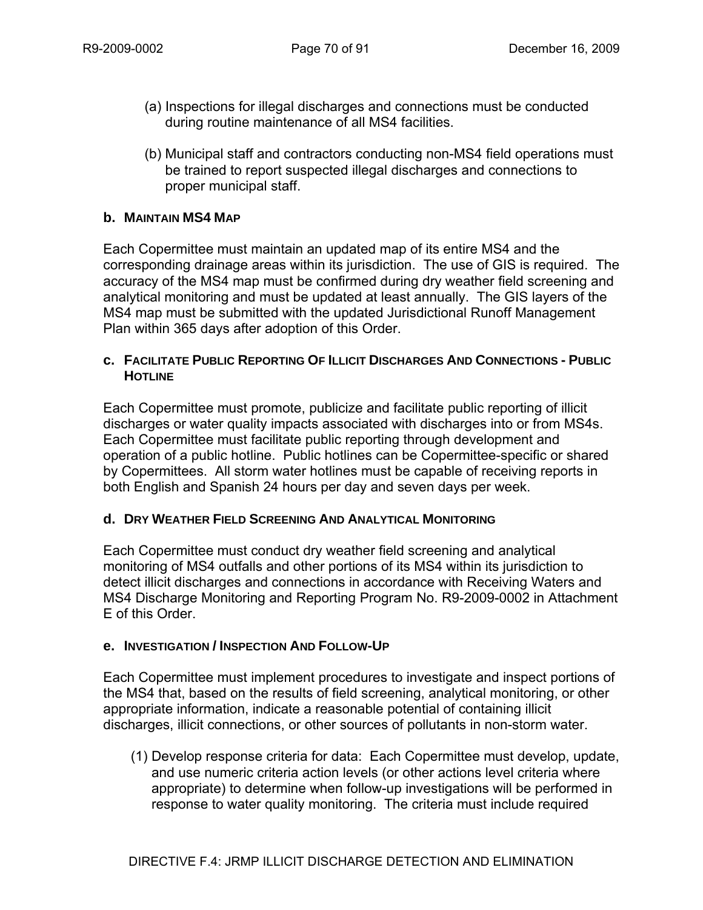(a) Inspections for illegal discharges and connections must be conducted during routine maintenance of all MS4 facilities.

(b) Municipal staff and contractors conducting non-MS4 field operations must be trained to report suspected illegal discharges and connections to proper municipal staff.

### b. MAINTAIN MS4 MAP

Each Copermittee must maintain an updated map of its entire MS4 and the corresponding drainage areas within its jurisdiction. The use of GIS is required. The accuracy of the MS4 map must be confirmed during dry weather field screening and analytical monitoring and must be updated at least annually. The GIS layers of the MS4 map must be submitted with the updated Jurisdictional Runoff Management Plan within 365 days after adoption of this Order.

### c. FACILITATE PUBLIC REPORTING OF ILLICIT DISCHARGES AND CONNECTIONS - PUBLIC HOTLINE

Each Copermittee must promote, publicize and facilitate public reporting of illicit discharges or water quality impacts associated with discharges into or from MS4s. Each Copermittee must facilitate public reporting through development and operation of a public hotline. Public hotlines can be Copermittee-specific or shared by Copermittees. All storm water hotlines must be capable of receiving reports in both English and Spanish 24 hours per day and seven days per week.

### d. DRY WEATHER FIELD SCREENING AND ANALYTICAL MONITORING

Each Copermittee must conduct dry weather field screening and analytical monitoring of MS4 outfalls and other portions of its MS4 within its jurisdiction to detect illicit discharges and connections in accordance with Receiving Waters and MS4 Discharge Monitoring and Reporting Program No. R9-2009-0002 in Attachment E of this Order.

### e. INVESTIGATION / INSPECTION AND FOLLOW-UP

Each Copermittee must implement procedures to investigate and inspect portions of the MS4 that, based on the results of field screening, analytical monitoring, or other appropriate information, indicate a reasonable potential of containing illicit discharges, illicit connections, or other sources of pollutants in non-storm water.

(1) Develop response criteria for data: Each Copermittee must develop, update, and use numeric criteria action levels (or other actions level criteria where appropriate) to determine when follow-up investigations will be performed in response to water quality monitoring. The criteria must include required

DIRECTIVE F.4: JRMP ILLICIT DISCHARGE DETECTION AND ELIMINATION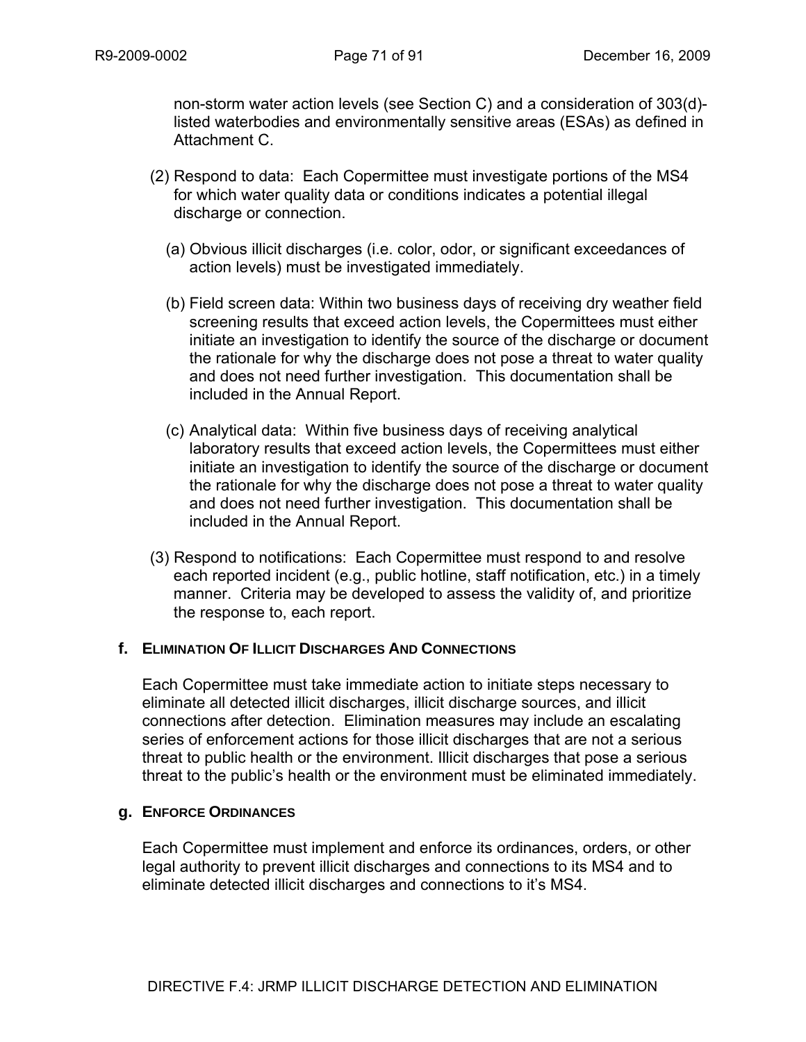non-storm water action levels (see Section C) and a consideration of 303(d)-listed waterbodies and environmentally sensitive areas (ESAs) as defined in Attachment C.

(2) Respond to data: Each Copermittee must investigate portions of the MS4 for which water quality data or conditions indicates a potential illegal discharge or connection.

(a) Obvious illicit discharges (i.e. color, odor, or significant exceedances of action levels) must be investigated immediately.

(b) Field screen data: Within two business days of receiving dry weather field screening results that exceed action levels, the Copermittees must either initiate an investigation to identify the source of the discharge or document the rationale for why the discharge does not pose a threat to water quality and does not need further investigation. This documentation shall be included in the Annual Report.

(c) Analytical data: Within five business days of receiving analytical laboratory results that exceed action levels, the Copermittees must either initiate an investigation to identify the source of the discharge or document the rationale for why the discharge does not pose a threat to water quality and does not need further investigation. This documentation shall be included in the Annual Report.

(3) Respond to notifications: Each Copermittee must respond to and resolve each reported incident (e.g., public hotline, staff notification, etc.) in a timely manner. Criteria may be developed to assess the validity of, and prioritize the response to, each report.

**f. ELIMINATION OF ILLICIT DISCHARGES AND CONNECTIONS**

Each Copermittee must take immediate action to initiate steps necessary to eliminate all detected illicit discharges, illicit discharge sources, and illicit connections after detection. Elimination measures may include an escalating series of enforcement actions for those illicit discharges that are not a serious threat to public health or the environment. Illicit discharges that pose a serious threat to the public's health or the environment must be eliminated immediately.

**g. ENFORCE ORDINANCES**

Each Copermittee must implement and enforce its ordinances, orders, or other legal authority to prevent illicit discharges and connections to its MS4 and to eliminate detected illicit discharges and connections to it's MS4.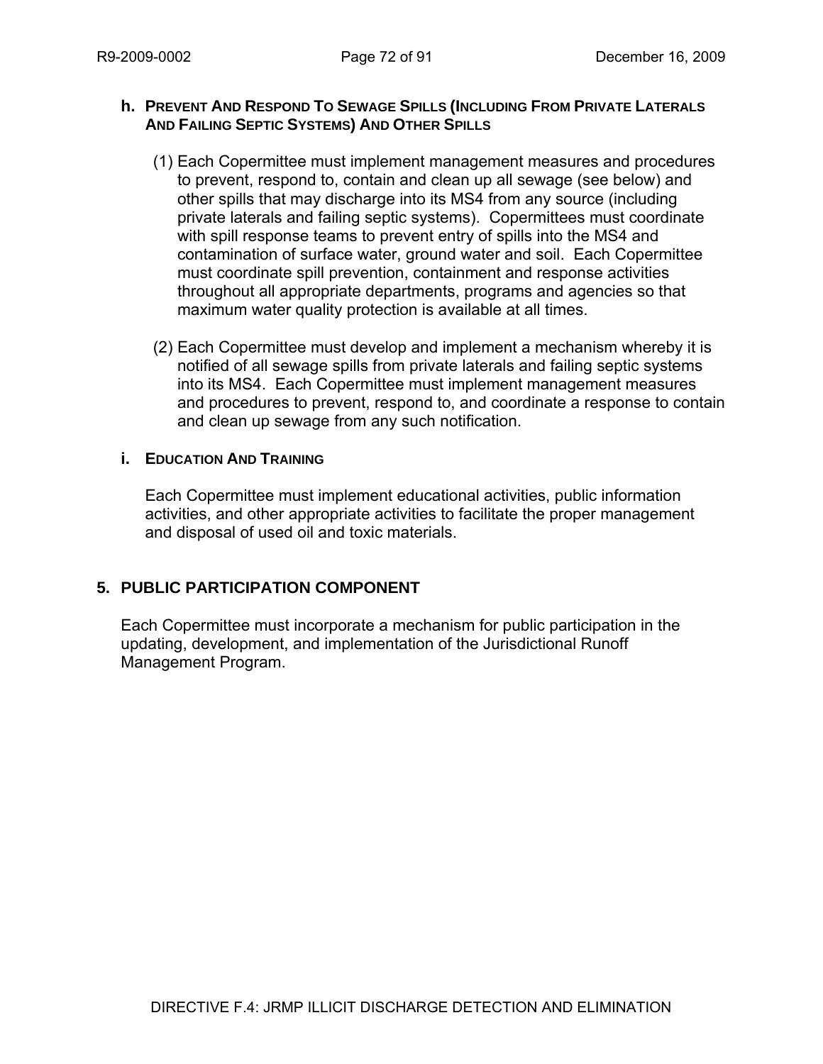#### h. PREVENT AND RESPOND TO SEWAGE SPILLS (INCLUDING FROM PRIVATE LATERALS AND FAILING SEPTIC SYSTEMS) AND OTHER SPILLS

(1) Each Copermittee must implement management measures and procedures to prevent, respond to, contain and clean up all sewage (see below) and other spills that may discharge into its MS4 from any source (including private laterals and failing septic systems). Copermittees must coordinate with spill response teams to prevent entry of spills into the MS4 and contamination of surface water, ground water and soil. Each Copermittee must coordinate spill prevention, containment and response activities throughout all appropriate departments, programs and agencies so that maximum water quality protection is available at all times.

(2) Each Copermittee must develop and implement a mechanism whereby it is notified of all sewage spills from private laterals and failing septic systems into its MS4. Each Copermittee must implement management measures and procedures to prevent, respond to, and coordinate a response to contain and clean up sewage from any such notification.

#### i. EDUCATION AND TRAINING

Each Copermittee must implement educational activities, public information activities, and other appropriate activities to facilitate the proper management and disposal of used oil and toxic materials.

### 5. PUBLIC PARTICIPATION COMPONENT

Each Copermittee must incorporate a mechanism for public participation in the updating, development, and implementation of the Jurisdictional Runoff Management Program.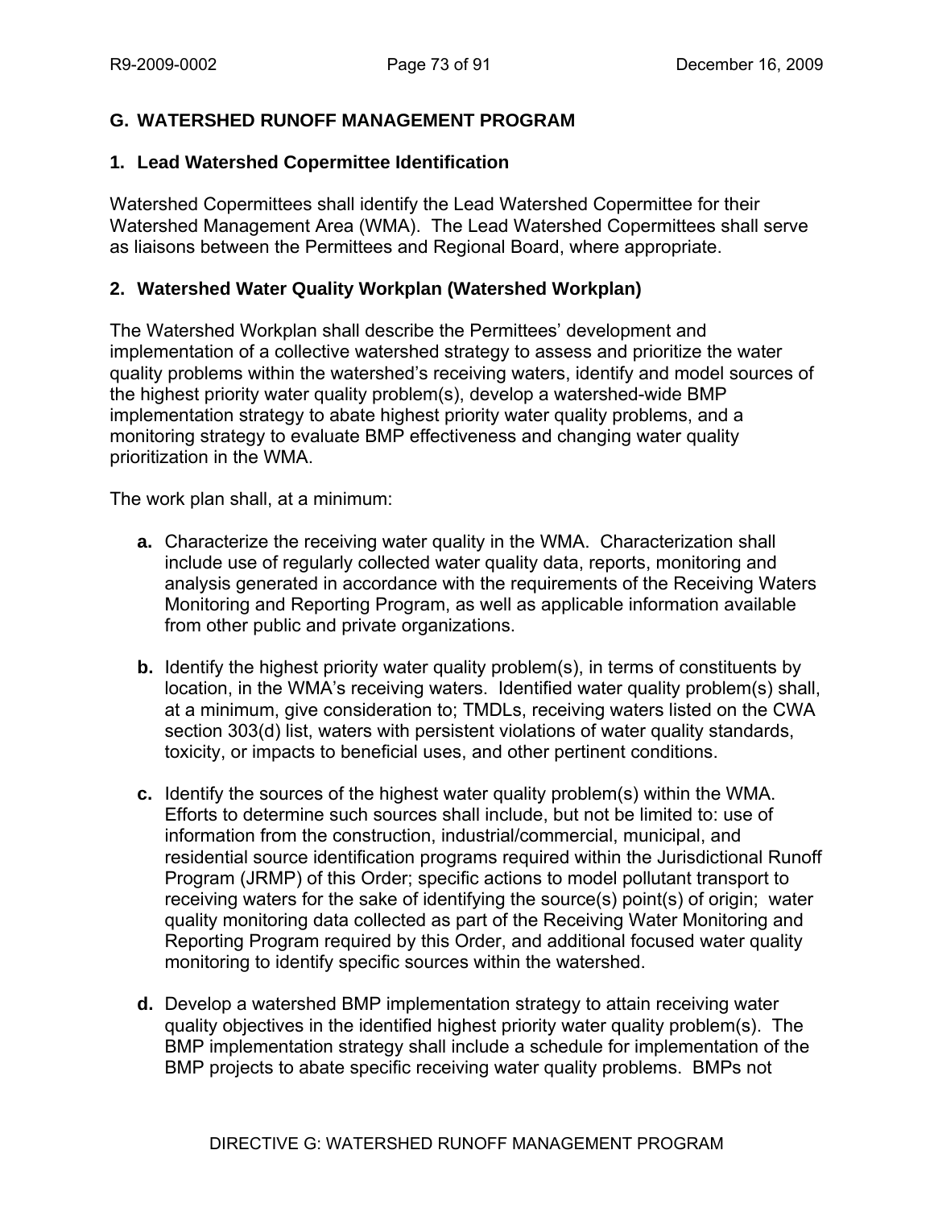## G. WATERSHED RUNOFF MANAGEMENT PROGRAM

### 1. Lead Watershed Copermittee Identification

Watershed Copermittees shall identify the Lead Watershed Copermittee for their Watershed Management Area (WMA). The Lead Watershed Copermittees shall serve as liaisons between the Permittees and Regional Board, where appropriate.

### 2. Watershed Water Quality Workplan (Watershed Workplan)

The Watershed Workplan shall describe the Permittees' development and implementation of a collective watershed strategy to assess and prioritize the water quality problems within the watershed's receiving waters, identify and model sources of the highest priority water quality problem(s), develop a watershed-wide BMP implementation strategy to abate highest priority water quality problems, and a monitoring strategy to evaluate BMP effectiveness and changing water quality prioritization in the WMA.

The work plan shall, at a minimum:

**a.** Characterize the receiving water quality in the WMA. Characterization shall include use of regularly collected water quality data, reports, monitoring and analysis generated in accordance with the requirements of the Receiving Waters Monitoring and Reporting Program, as well as applicable information available from other public and private organizations.

**b.** Identify the highest priority water quality problem(s), in terms of constituents by location, in the WMA's receiving waters. Identified water quality problem(s) shall, at a minimum, give consideration to; TMDLs, receiving waters listed on the CWA section 303(d) list, waters with persistent violations of water quality standards, toxicity, or impacts to beneficial uses, and other pertinent conditions.

**c.** Identify the sources of the highest water quality problem(s) within the WMA. Efforts to determine such sources shall include, but not be limited to: use of information from the construction, industrial/commercial, municipal, and residential source identification programs required within the Jurisdictional Runoff Program (JRMP) of this Order; specific actions to model pollutant transport to receiving waters for the sake of identifying the source(s) point(s) of origin; water quality monitoring data collected as part of the Receiving Water Monitoring and Reporting Program required by this Order, and additional focused water quality monitoring to identify specific sources within the watershed.

**d.** Develop a watershed BMP implementation strategy to attain receiving water quality objectives in the identified highest priority water quality problem(s). The BMP implementation strategy shall include a schedule for implementation of the BMP projects to abate specific receiving water quality problems. BMPs not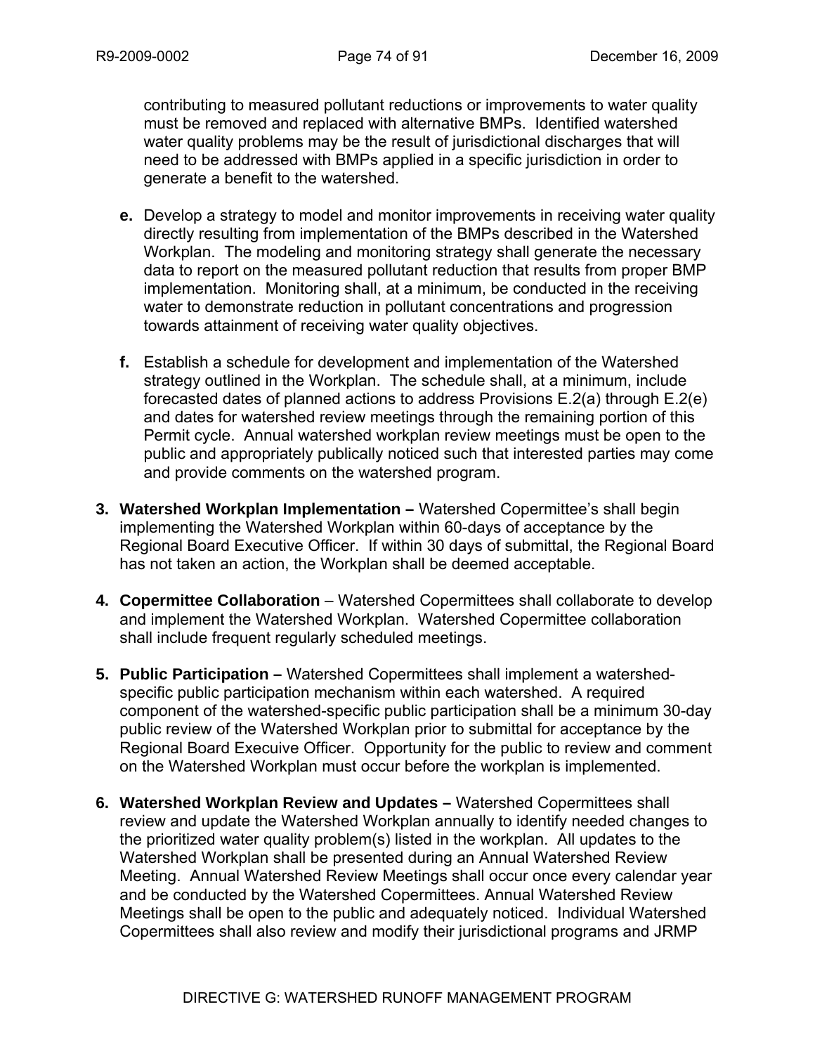contributing to measured pollutant reductions or improvements to water quality must be removed and replaced with alternative BMPs. Identified watershed water quality problems may be the result of jurisdictional discharges that will need to be addressed with BMPs applied in a specific jurisdiction in order to generate a benefit to the watershed.

**e.** Develop a strategy to model and monitor improvements in receiving water quality directly resulting from implementation of the BMPs described in the Watershed Workplan. The modeling and monitoring strategy shall generate the necessary data to report on the measured pollutant reduction that results from proper BMP implementation. Monitoring shall, at a minimum, be conducted in the receiving water to demonstrate reduction in pollutant concentrations and progression towards attainment of receiving water quality objectives.

**f.** Establish a schedule for development and implementation of the Watershed strategy outlined in the Workplan. The schedule shall, at a minimum, include forecasted dates of planned actions to address Provisions E.2(a) through E.2(e) and dates for watershed review meetings through the remaining portion of this Permit cycle. Annual watershed workplan review meetings must be open to the public and appropriately publically noticed such that interested parties may come and provide comments on the watershed program.

**3. Watershed Workplan Implementation –** Watershed Copermittee's shall begin implementing the Watershed Workplan within 60-days of acceptance by the Regional Board Executive Officer. If within 30 days of submittal, the Regional Board has not taken an action, the Workplan shall be deemed acceptable.

**4. Copermittee Collaboration** – Watershed Copermittees shall collaborate to develop and implement the Watershed Workplan. Watershed Copermittee collaboration shall include frequent regularly scheduled meetings.

**5. Public Participation –** Watershed Copermittees shall implement a watershed-specific public participation mechanism within each watershed. A required component of the watershed-specific public participation shall be a minimum 30-day public review of the Watershed Workplan prior to submittal for acceptance by the Regional Board Execuive Officer. Opportunity for the public to review and comment on the Watershed Workplan must occur before the workplan is implemented.

**6. Watershed Workplan Review and Updates –** Watershed Copermittees shall review and update the Watershed Workplan annually to identify needed changes to the prioritized water quality problem(s) listed in the workplan. All updates to the Watershed Workplan shall be presented during an Annual Watershed Review Meeting. Annual Watershed Review Meetings shall occur once every calendar year and be conducted by the Watershed Copermittees. Annual Watershed Review Meetings shall be open to the public and adequately noticed. Individual Watershed Copermittees shall also review and modify their jurisdictional programs and JRMP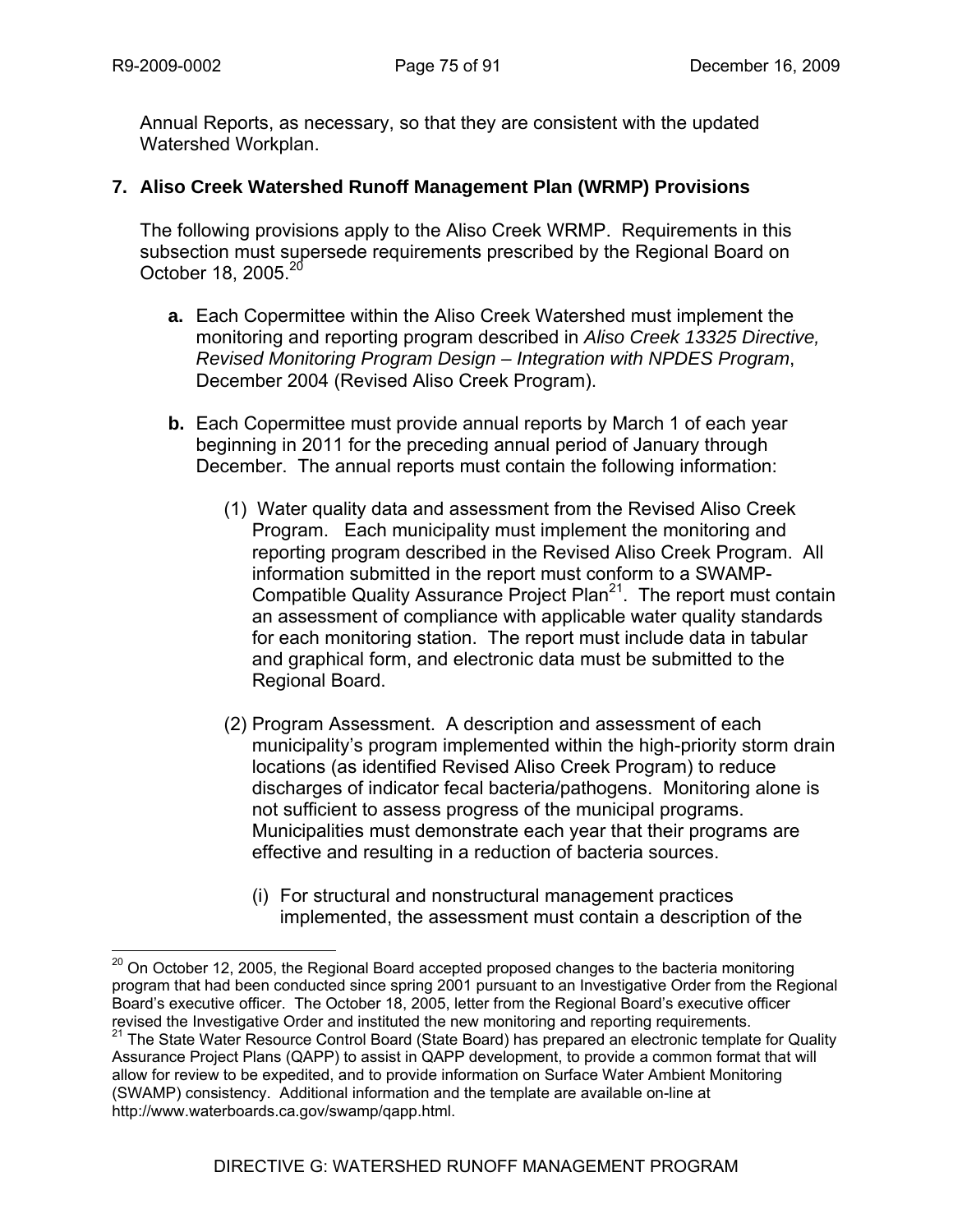Annual Reports, as necessary, so that they are consistent with the updated Watershed Workplan.

**7. Aliso Creek Watershed Runoff Management Plan (WRMP) Provisions**

The following provisions apply to the Aliso Creek WRMP. Requirements in this subsection must supersede requirements prescribed by the Regional Board on October 18, 2005.[20]

**a.** Each Copermittee within the Aliso Creek Watershed must implement the monitoring and reporting program described in *Aliso Creek 13325 Directive, Revised Monitoring Program Design – Integration with NPDES Program*, December 2004 (Revised Aliso Creek Program).

**b.** Each Copermittee must provide annual reports by March 1 of each year beginning in 2011 for the preceding annual period of January through December. The annual reports must contain the following information:

(1) Water quality data and assessment from the Revised Aliso Creek Program. Each municipality must implement the monitoring and reporting program described in the Revised Aliso Creek Program. All information submitted in the report must conform to a SWAMP-Compatible Quality Assurance Project Plan[21]. The report must contain an assessment of compliance with applicable water quality standards for each monitoring station. The report must include data in tabular and graphical form, and electronic data must be submitted to the Regional Board.

(2) Program Assessment. A description and assessment of each municipality's program implemented within the high-priority storm drain locations (as identified Revised Aliso Creek Program) to reduce discharges of indicator fecal bacteria/pathogens. Monitoring alone is not sufficient to assess progress of the municipal programs. Municipalities must demonstrate each year that their programs are effective and resulting in a reduction of bacteria sources.

(i) For structural and nonstructural management practices implemented, the assessment must contain a description of the

---

[20] On October 12, 2005, the Regional Board accepted proposed changes to the bacteria monitoring program that had been conducted since spring 2001 pursuant to an Investigative Order from the Regional Board's executive officer. The October 18, 2005, letter from the Regional Board's executive officer revised the Investigative Order and instituted the new monitoring and reporting requirements.

[21] The State Water Resource Control Board (State Board) has prepared an electronic template for Quality Assurance Project Plans (QAPP) to assist in QAPP development, to provide a common format that will allow for review to be expedited, and to provide information on Surface Water Ambient Monitoring (SWAMP) consistency. Additional information and the template are available on-line at http://www.waterboards.ca.gov/swamp/qapp.html.

DIRECTIVE G: WATERSHED RUNOFF MANAGEMENT PROGRAM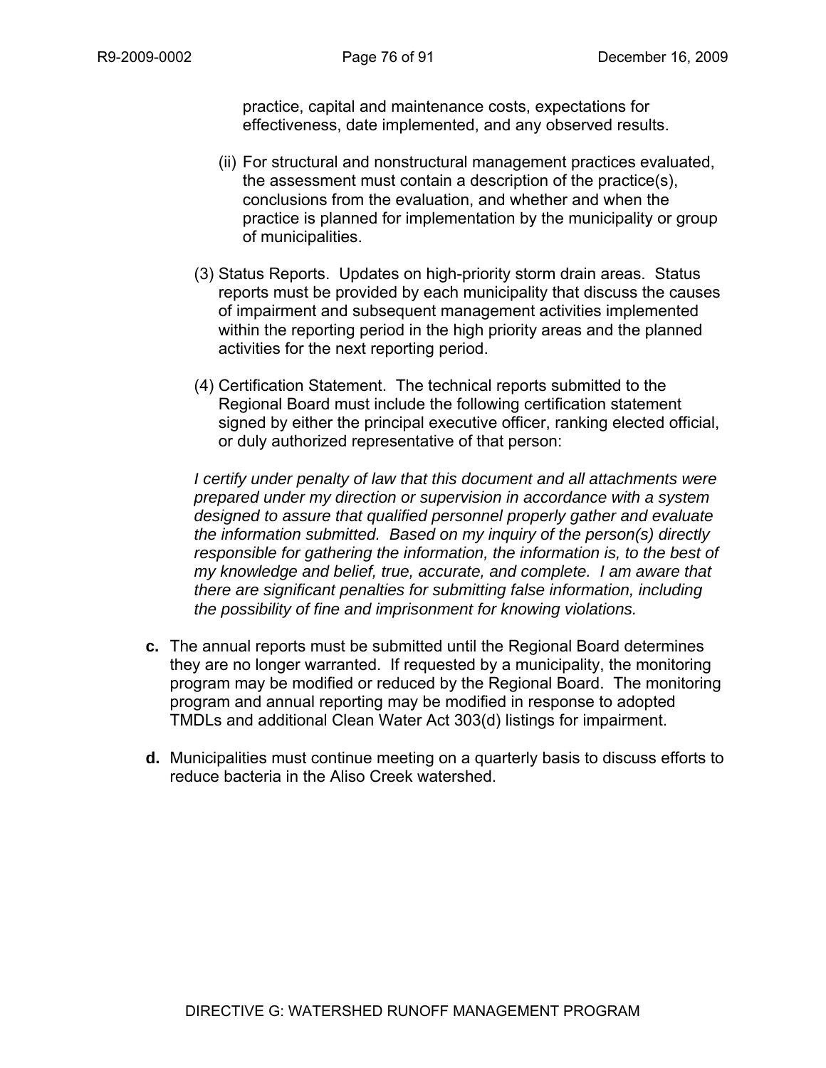practice, capital and maintenance costs, expectations for effectiveness, date implemented, and any observed results.

(ii) For structural and nonstructural management practices evaluated, the assessment must contain a description of the practice(s), conclusions from the evaluation, and whether and when the practice is planned for implementation by the municipality or group of municipalities.

(3) Status Reports. Updates on high-priority storm drain areas. Status reports must be provided by each municipality that discuss the causes of impairment and subsequent management activities implemented within the reporting period in the high priority areas and the planned activities for the next reporting period.

(4) Certification Statement. The technical reports submitted to the Regional Board must include the following certification statement signed by either the principal executive officer, ranking elected official, or duly authorized representative of that person:

*I certify under penalty of law that this document and all attachments were prepared under my direction or supervision in accordance with a system designed to assure that qualified personnel properly gather and evaluate the information submitted. Based on my inquiry of the person(s) directly responsible for gathering the information, the information is, to the best of my knowledge and belief, true, accurate, and complete. I am aware that there are significant penalties for submitting false information, including the possibility of fine and imprisonment for knowing violations.*

**c.** The annual reports must be submitted until the Regional Board determines they are no longer warranted. If requested by a municipality, the monitoring program may be modified or reduced by the Regional Board. The monitoring program and annual reporting may be modified in response to adopted TMDLs and additional Clean Water Act 303(d) listings for impairment.

**d.** Municipalities must continue meeting on a quarterly basis to discuss efforts to reduce bacteria in the Aliso Creek watershed.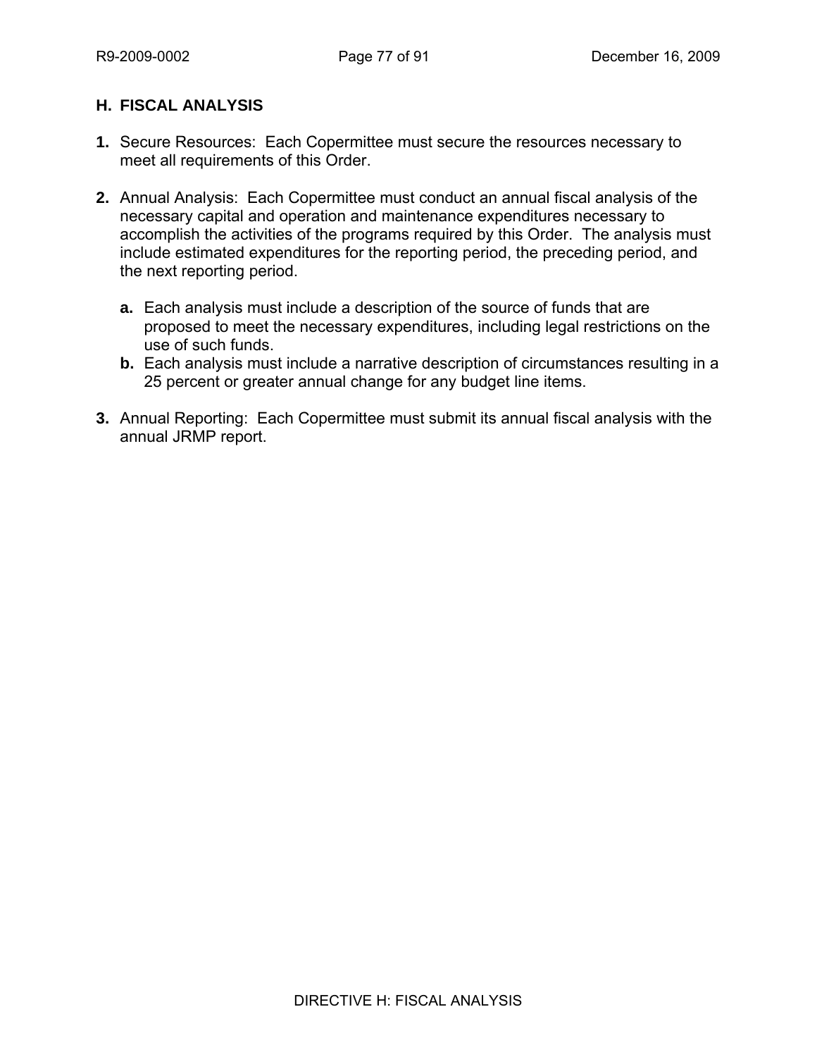## H. FISCAL ANALYSIS

**1.** Secure Resources: Each Copermittee must secure the resources necessary to meet all requirements of this Order.

**2.** Annual Analysis: Each Copermittee must conduct an annual fiscal analysis of the necessary capital and operation and maintenance expenditures necessary to accomplish the activities of the programs required by this Order. The analysis must include estimated expenditures for the reporting period, the preceding period, and the next reporting period.

   **a.** Each analysis must include a description of the source of funds that are proposed to meet the necessary expenditures, including legal restrictions on the use of such funds.

   **b.** Each analysis must include a narrative description of circumstances resulting in a 25 percent or greater annual change for any budget line items.

**3.** Annual Reporting: Each Copermittee must submit its annual fiscal analysis with the annual JRMP report.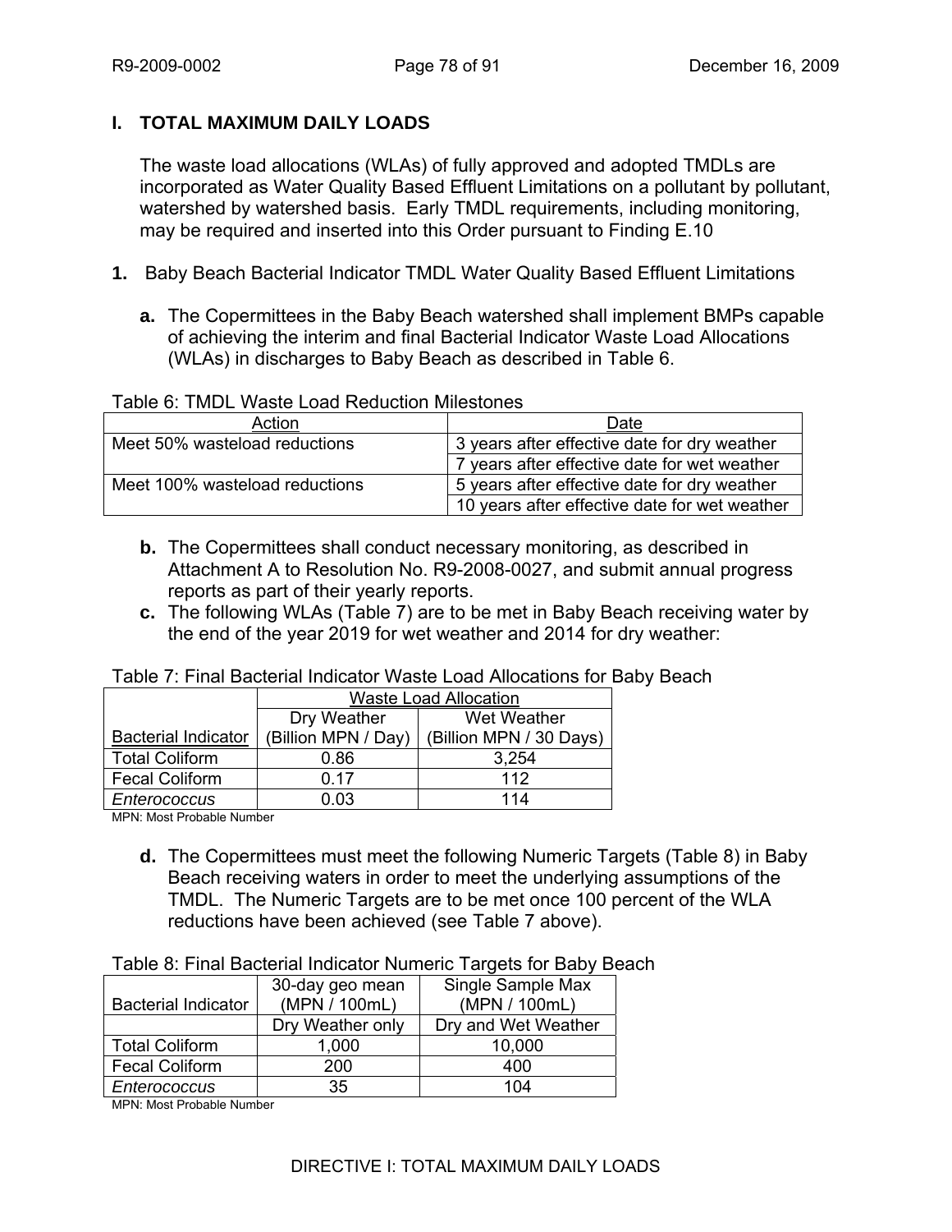## I. TOTAL MAXIMUM DAILY LOADS

The waste load allocations (WLAs) of fully approved and adopted TMDLs are incorporated as Water Quality Based Effluent Limitations on a pollutant by pollutant, watershed by watershed basis. Early TMDL requirements, including monitoring, may be required and inserted into this Order pursuant to Finding E.10

**1.** Baby Beach Bacterial Indicator TMDL Water Quality Based Effluent Limitations

**a.** The Copermittees in the Baby Beach watershed shall implement BMPs capable of achieving the interim and final Bacterial Indicator Waste Load Allocations (WLAs) in discharges to Baby Beach as described in Table 6.

Table 6: TMDL Waste Load Reduction Milestones

| Action | Date |
|---|---|
| Meet 50% wasteload reductions | 3 years after effective date for dry weather |
| | 7 years after effective date for wet weather |
| Meet 100% wasteload reductions | 5 years after effective date for dry weather |
| | 10 years after effective date for wet weather |

**b.** The Copermittees shall conduct necessary monitoring, as described in Attachment A to Resolution No. R9-2008-0027, and submit annual progress reports as part of their yearly reports.

**c.** The following WLAs (Table 7) are to be met in Baby Beach receiving water by the end of the year 2019 for wet weather and 2014 for dry weather:

Table 7: Final Bacterial Indicator Waste Load Allocations for Baby Beach

| | Waste Load Allocation | |
|---|---|---|
| Bacterial Indicator | Dry Weather (Billion MPN / Day) | Wet Weather (Billion MPN / 30 Days) |
| Total Coliform | 0.86 | 3,254 |
| Fecal Coliform | 0.17 | 112 |
| *Enterococcus* | 0.03 | 114 |

MPN: Most Probable Number

**d.** The Copermittees must meet the following Numeric Targets (Table 8) in Baby Beach receiving waters in order to meet the underlying assumptions of the TMDL. The Numeric Targets are to be met once 100 percent of the WLA reductions have been achieved (see Table 7 above).

Table 8: Final Bacterial Indicator Numeric Targets for Baby Beach

| Bacterial Indicator | 30-day geo mean (MPN / 100mL) | Single Sample Max (MPN / 100mL) |
|---|---|---|
| | Dry Weather only | Dry and Wet Weather |
| Total Coliform | 1,000 | 10,000 |
| Fecal Coliform | 200 | 400 |
| *Enterococcus* | 35 | 104 |

MPN: Most Probable Number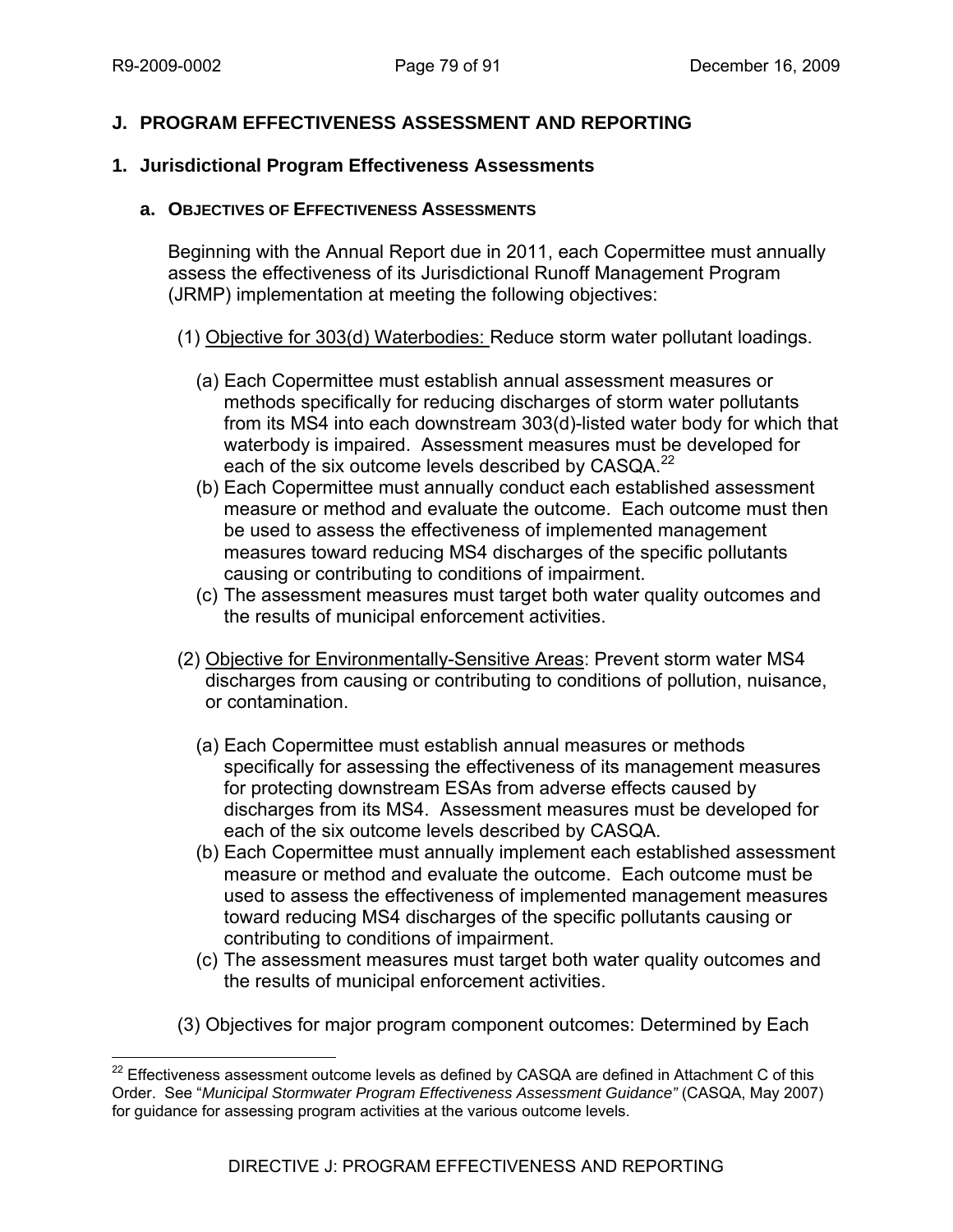## J. PROGRAM EFFECTIVENESS ASSESSMENT AND REPORTING

### 1. Jurisdictional Program Effectiveness Assessments

#### a. OBJECTIVES OF EFFECTIVENESS ASSESSMENTS

Beginning with the Annual Report due in 2011, each Copermittee must annually assess the effectiveness of its Jurisdictional Runoff Management Program (JRMP) implementation at meeting the following objectives:

(1) Objective for 303(d) Waterbodies: Reduce storm water pollutant loadings.

(a) Each Copermittee must establish annual assessment measures or methods specifically for reducing discharges of storm water pollutants from its MS4 into each downstream 303(d)-listed water body for which that waterbody is impaired. Assessment measures must be developed for each of the six outcome levels described by CASQA.[22]

(b) Each Copermittee must annually conduct each established assessment measure or method and evaluate the outcome. Each outcome must then be used to assess the effectiveness of implemented management measures toward reducing MS4 discharges of the specific pollutants causing or contributing to conditions of impairment.

(c) The assessment measures must target both water quality outcomes and the results of municipal enforcement activities.

(2) Objective for Environmentally-Sensitive Areas: Prevent storm water MS4 discharges from causing or contributing to conditions of pollution, nuisance, or contamination.

(a) Each Copermittee must establish annual measures or methods specifically for assessing the effectiveness of its management measures for protecting downstream ESAs from adverse effects caused by discharges from its MS4. Assessment measures must be developed for each of the six outcome levels described by CASQA.

(b) Each Copermittee must annually implement each established assessment measure or method and evaluate the outcome. Each outcome must be used to assess the effectiveness of implemented management measures toward reducing MS4 discharges of the specific pollutants causing or contributing to conditions of impairment.

(c) The assessment measures must target both water quality outcomes and the results of municipal enforcement activities.

(3) Objectives for major program component outcomes: Determined by Each

---

[22] Effectiveness assessment outcome levels as defined by CASQA are defined in Attachment C of this Order. See "*Municipal Stormwater Program Effectiveness Assessment Guidance"* (CASQA, May 2007) for guidance for assessing program activities at the various outcome levels.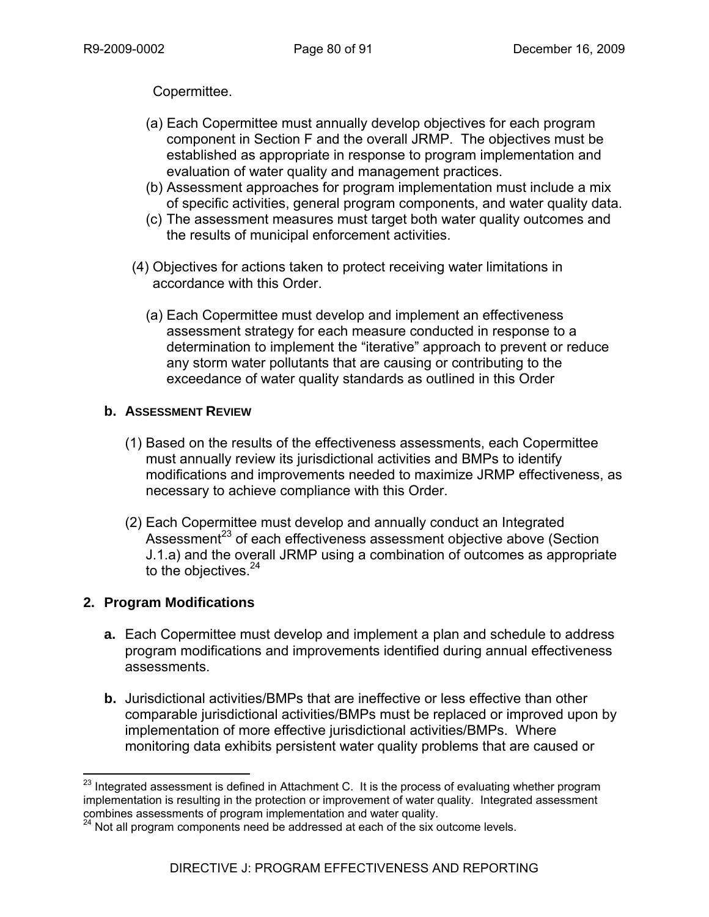Copermittee.

(a) Each Copermittee must annually develop objectives for each program component in Section F and the overall JRMP. The objectives must be established as appropriate in response to program implementation and evaluation of water quality and management practices.

(b) Assessment approaches for program implementation must include a mix of specific activities, general program components, and water quality data.

(c) The assessment measures must target both water quality outcomes and the results of municipal enforcement activities.

(4) Objectives for actions taken to protect receiving water limitations in accordance with this Order.

(a) Each Copermittee must develop and implement an effectiveness assessment strategy for each measure conducted in response to a determination to implement the "iterative" approach to prevent or reduce any storm water pollutants that are causing or contributing to the exceedance of water quality standards as outlined in this Order

**b. ASSESSMENT REVIEW**

(1) Based on the results of the effectiveness assessments, each Copermittee must annually review its jurisdictional activities and BMPs to identify modifications and improvements needed to maximize JRMP effectiveness, as necessary to achieve compliance with this Order.

(2) Each Copermittee must develop and annually conduct an Integrated Assessment[23] of each effectiveness assessment objective above (Section J.1.a) and the overall JRMP using a combination of outcomes as appropriate to the objectives.[24]

## 2. Program Modifications

**a.** Each Copermittee must develop and implement a plan and schedule to address program modifications and improvements identified during annual effectiveness assessments.

**b.** Jurisdictional activities/BMPs that are ineffective or less effective than other comparable jurisdictional activities/BMPs must be replaced or improved upon by implementation of more effective jurisdictional activities/BMPs. Where monitoring data exhibits persistent water quality problems that are caused or

---

[23] Integrated assessment is defined in Attachment C. It is the process of evaluating whether program implementation is resulting in the protection or improvement of water quality. Integrated assessment combines assessments of program implementation and water quality.

[24] Not all program components need be addressed at each of the six outcome levels.

DIRECTIVE J: PROGRAM EFFECTIVENESS AND REPORTING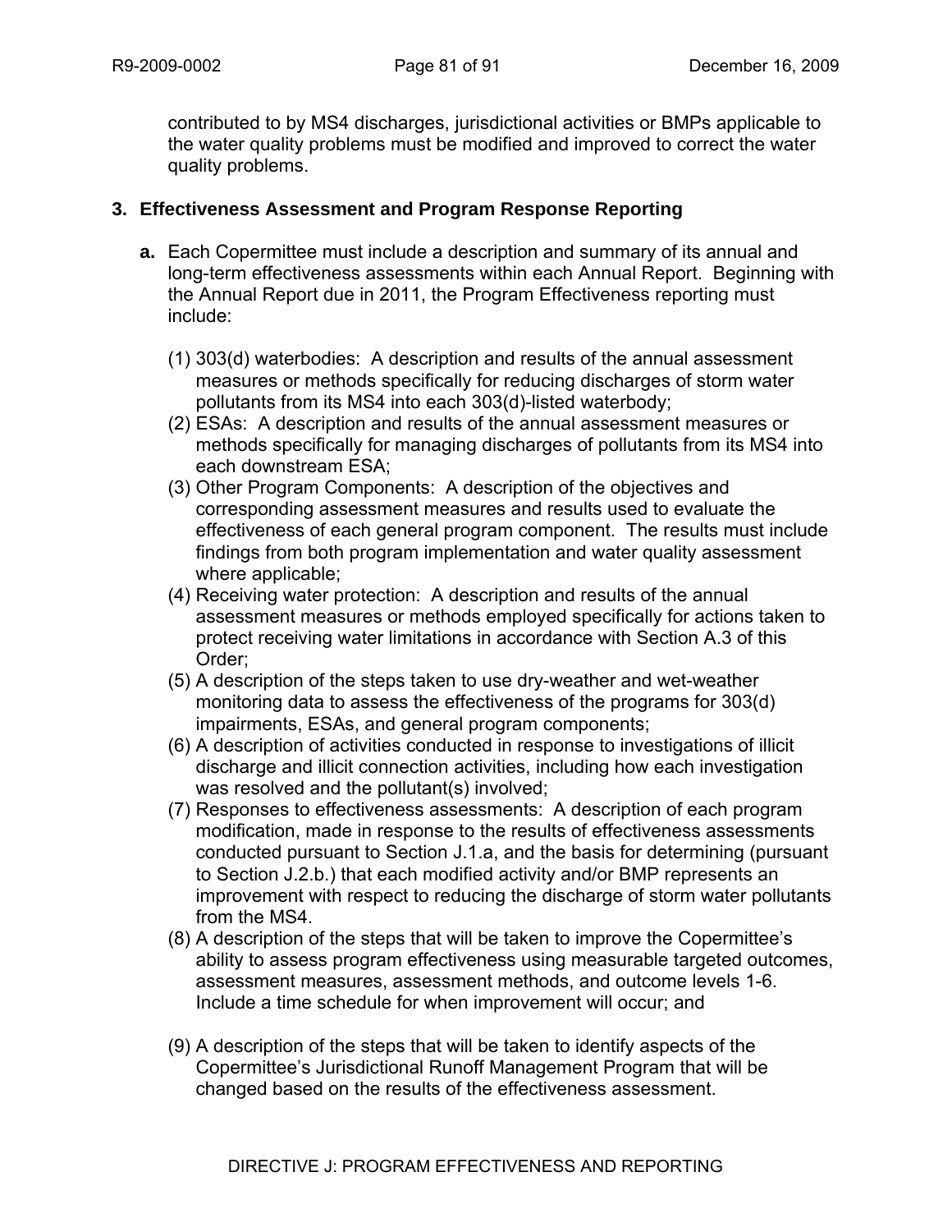contributed to by MS4 discharges, jurisdictional activities or BMPs applicable to the water quality problems must be modified and improved to correct the water quality problems.

### 3. Effectiveness Assessment and Program Response Reporting

**a.** Each Copermittee must include a description and summary of its annual and long-term effectiveness assessments within each Annual Report. Beginning with the Annual Report due in 2011, the Program Effectiveness reporting must include:

(1) 303(d) waterbodies: A description and results of the annual assessment measures or methods specifically for reducing discharges of storm water pollutants from its MS4 into each 303(d)-listed waterbody;

(2) ESAs: A description and results of the annual assessment measures or methods specifically for managing discharges of pollutants from its MS4 into each downstream ESA;

(3) Other Program Components: A description of the objectives and corresponding assessment measures and results used to evaluate the effectiveness of each general program component. The results must include findings from both program implementation and water quality assessment where applicable;

(4) Receiving water protection: A description and results of the annual assessment measures or methods employed specifically for actions taken to protect receiving water limitations in accordance with Section A.3 of this Order;

(5) A description of the steps taken to use dry-weather and wet-weather monitoring data to assess the effectiveness of the programs for 303(d) impairments, ESAs, and general program components;

(6) A description of activities conducted in response to investigations of illicit discharge and illicit connection activities, including how each investigation was resolved and the pollutant(s) involved;

(7) Responses to effectiveness assessments: A description of each program modification, made in response to the results of effectiveness assessments conducted pursuant to Section J.1.a, and the basis for determining (pursuant to Section J.2.b.) that each modified activity and/or BMP represents an improvement with respect to reducing the discharge of storm water pollutants from the MS4.

(8) A description of the steps that will be taken to improve the Copermittee's ability to assess program effectiveness using measurable targeted outcomes, assessment measures, assessment methods, and outcome levels 1-6. Include a time schedule for when improvement will occur; and

(9) A description of the steps that will be taken to identify aspects of the Copermittee's Jurisdictional Runoff Management Program that will be changed based on the results of the effectiveness assessment.

DIRECTIVE J: PROGRAM EFFECTIVENESS AND REPORTING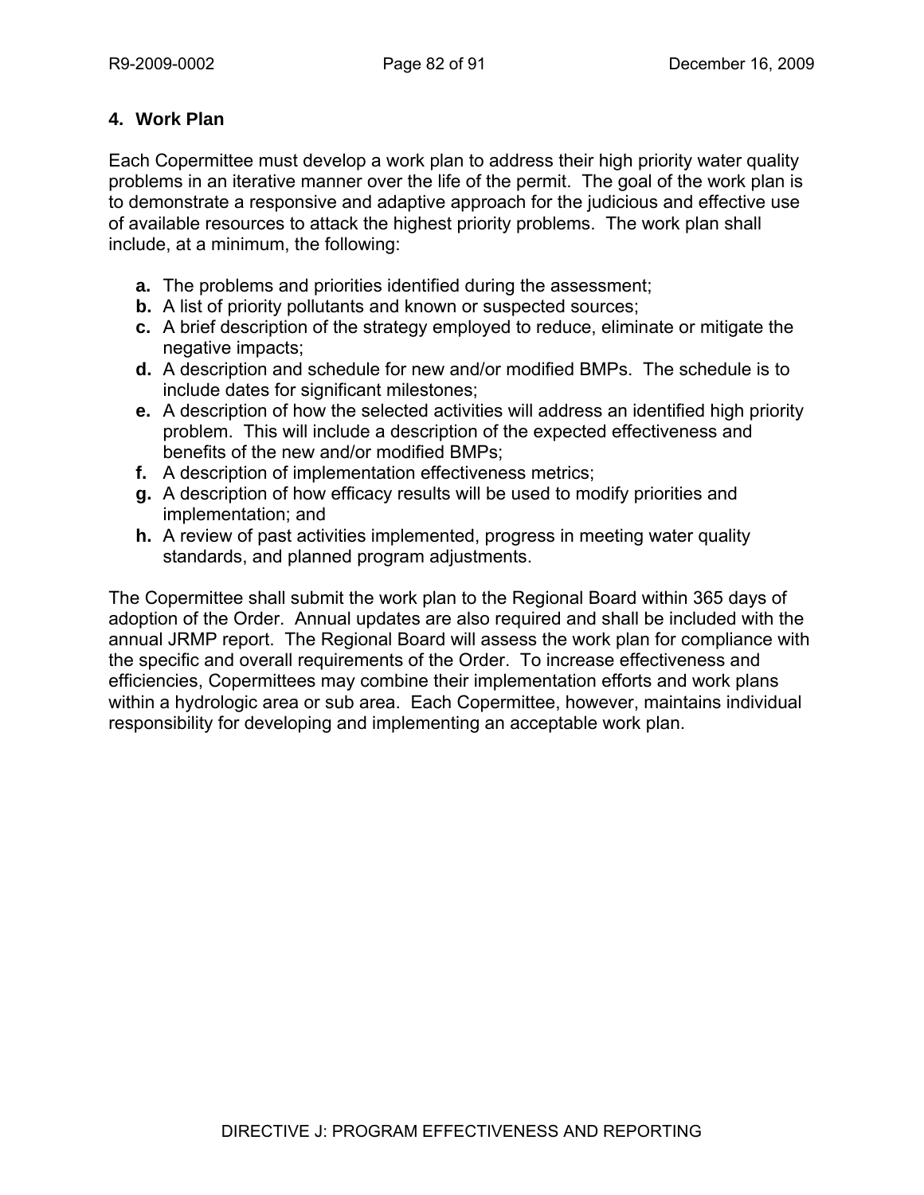### 4. Work Plan

Each Copermittee must develop a work plan to address their high priority water quality problems in an iterative manner over the life of the permit. The goal of the work plan is to demonstrate a responsive and adaptive approach for the judicious and effective use of available resources to attack the highest priority problems. The work plan shall include, at a minimum, the following:

- **a.** The problems and priorities identified during the assessment;
- **b.** A list of priority pollutants and known or suspected sources;
- **c.** A brief description of the strategy employed to reduce, eliminate or mitigate the negative impacts;
- **d.** A description and schedule for new and/or modified BMPs. The schedule is to include dates for significant milestones;
- **e.** A description of how the selected activities will address an identified high priority problem. This will include a description of the expected effectiveness and benefits of the new and/or modified BMPs;
- **f.** A description of implementation effectiveness metrics;
- **g.** A description of how efficacy results will be used to modify priorities and implementation; and
- **h.** A review of past activities implemented, progress in meeting water quality standards, and planned program adjustments.

The Copermittee shall submit the work plan to the Regional Board within 365 days of adoption of the Order. Annual updates are also required and shall be included with the annual JRMP report. The Regional Board will assess the work plan for compliance with the specific and overall requirements of the Order. To increase effectiveness and efficiencies, Copermittees may combine their implementation efforts and work plans within a hydrologic area or sub area. Each Copermittee, however, maintains individual responsibility for developing and implementing an acceptable work plan.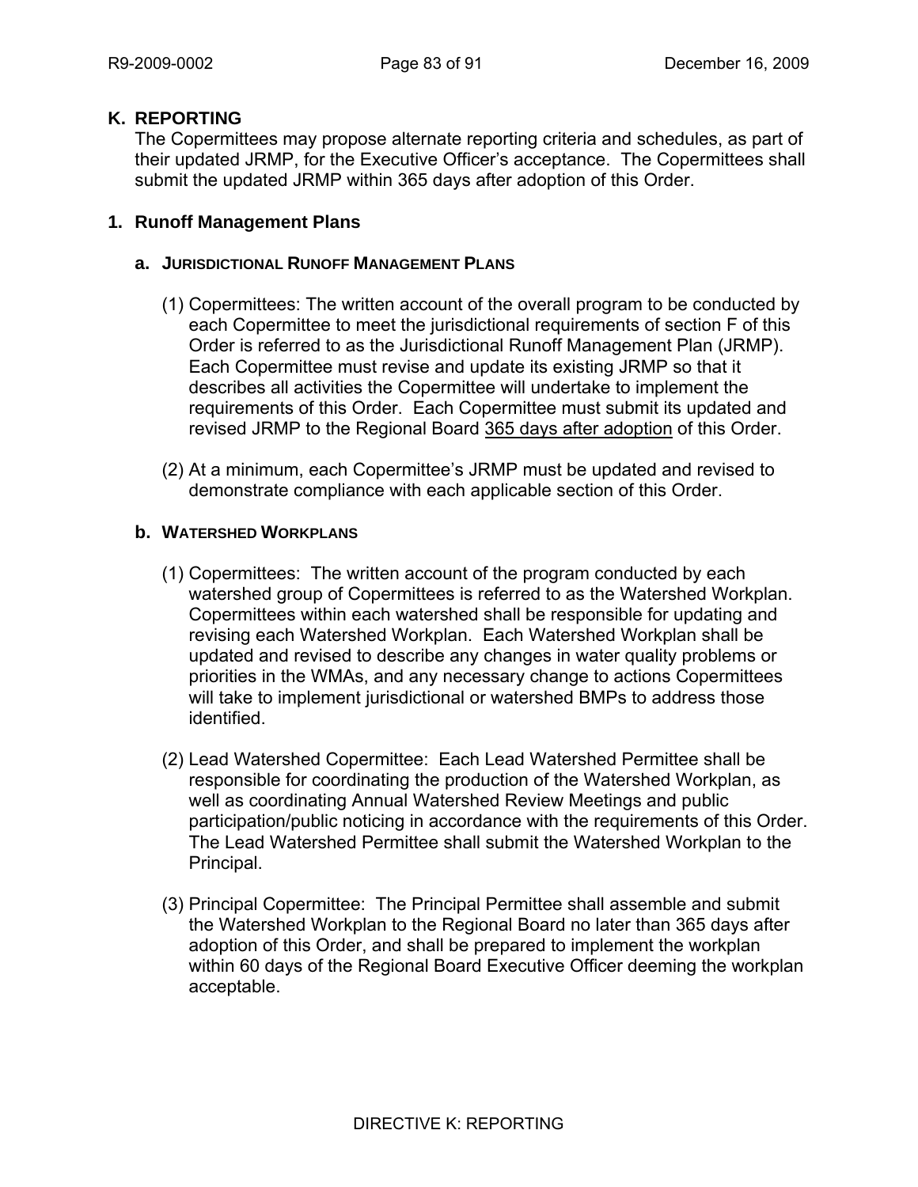## K. REPORTING

The Copermittees may propose alternate reporting criteria and schedules, as part of their updated JRMP, for the Executive Officer's acceptance. The Copermittees shall submit the updated JRMP within 365 days after adoption of this Order.

### 1. Runoff Management Plans

#### a. JURISDICTIONAL RUNOFF MANAGEMENT PLANS

(1) Copermittees: The written account of the overall program to be conducted by each Copermittee to meet the jurisdictional requirements of section F of this Order is referred to as the Jurisdictional Runoff Management Plan (JRMP). Each Copermittee must revise and update its existing JRMP so that it describes all activities the Copermittee will undertake to implement the requirements of this Order. Each Copermittee must submit its updated and revised JRMP to the Regional Board <u>365 days after adoption</u> of this Order.

(2) At a minimum, each Copermittee's JRMP must be updated and revised to demonstrate compliance with each applicable section of this Order.

#### b. WATERSHED WORKPLANS

(1) Copermittees: The written account of the program conducted by each watershed group of Copermittees is referred to as the Watershed Workplan. Copermittees within each watershed shall be responsible for updating and revising each Watershed Workplan. Each Watershed Workplan shall be updated and revised to describe any changes in water quality problems or priorities in the WMAs, and any necessary change to actions Copermittees will take to implement jurisdictional or watershed BMPs to address those identified.

(2) Lead Watershed Copermittee: Each Lead Watershed Permittee shall be responsible for coordinating the production of the Watershed Workplan, as well as coordinating Annual Watershed Review Meetings and public participation/public noticing in accordance with the requirements of this Order. The Lead Watershed Permittee shall submit the Watershed Workplan to the Principal.

(3) Principal Copermittee: The Principal Permittee shall assemble and submit the Watershed Workplan to the Regional Board no later than 365 days after adoption of this Order, and shall be prepared to implement the workplan within 60 days of the Regional Board Executive Officer deeming the workplan acceptable.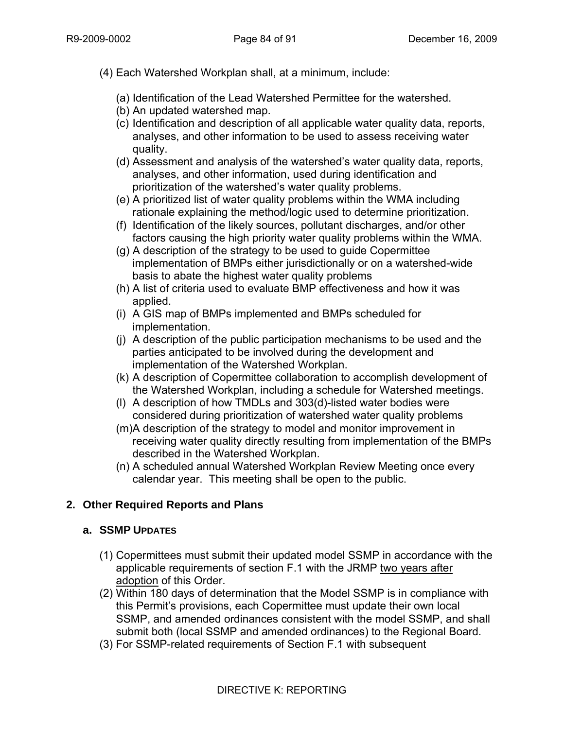(4) Each Watershed Workplan shall, at a minimum, include:

(a) Identification of the Lead Watershed Permittee for the watershed.
(b) An updated watershed map.
(c) Identification and description of all applicable water quality data, reports, analyses, and other information to be used to assess receiving water quality.
(d) Assessment and analysis of the watershed's water quality data, reports, analyses, and other information, used during identification and prioritization of the watershed's water quality problems.
(e) A prioritized list of water quality problems within the WMA including rationale explaining the method/logic used to determine prioritization.
(f) Identification of the likely sources, pollutant discharges, and/or other factors causing the high priority water quality problems within the WMA.
(g) A description of the strategy to be used to guide Copermittee implementation of BMPs either jurisdictionally or on a watershed-wide basis to abate the highest water quality problems
(h) A list of criteria used to evaluate BMP effectiveness and how it was applied.
(i) A GIS map of BMPs implemented and BMPs scheduled for implementation.
(j) A description of the public participation mechanisms to be used and the parties anticipated to be involved during the development and implementation of the Watershed Workplan.
(k) A description of Copermittee collaboration to accomplish development of the Watershed Workplan, including a schedule for Watershed meetings.
(l) A description of how TMDLs and 303(d)-listed water bodies were considered during prioritization of watershed water quality problems
(m) A description of the strategy to model and monitor improvement in receiving water quality directly resulting from implementation of the BMPs described in the Watershed Workplan.
(n) A scheduled annual Watershed Workplan Review Meeting once every calendar year. This meeting shall be open to the public.

## 2. Other Required Reports and Plans

### a. SSMP UPDATES

(1) Copermittees must submit their updated model SSMP in accordance with the applicable requirements of section F.1 with the JRMP two years after adoption of this Order.
(2) Within 180 days of determination that the Model SSMP is in compliance with this Permit's provisions, each Copermittee must update their own local SSMP, and amended ordinances consistent with the model SSMP, and shall submit both (local SSMP and amended ordinances) to the Regional Board.
(3) For SSMP-related requirements of Section F.1 with subsequent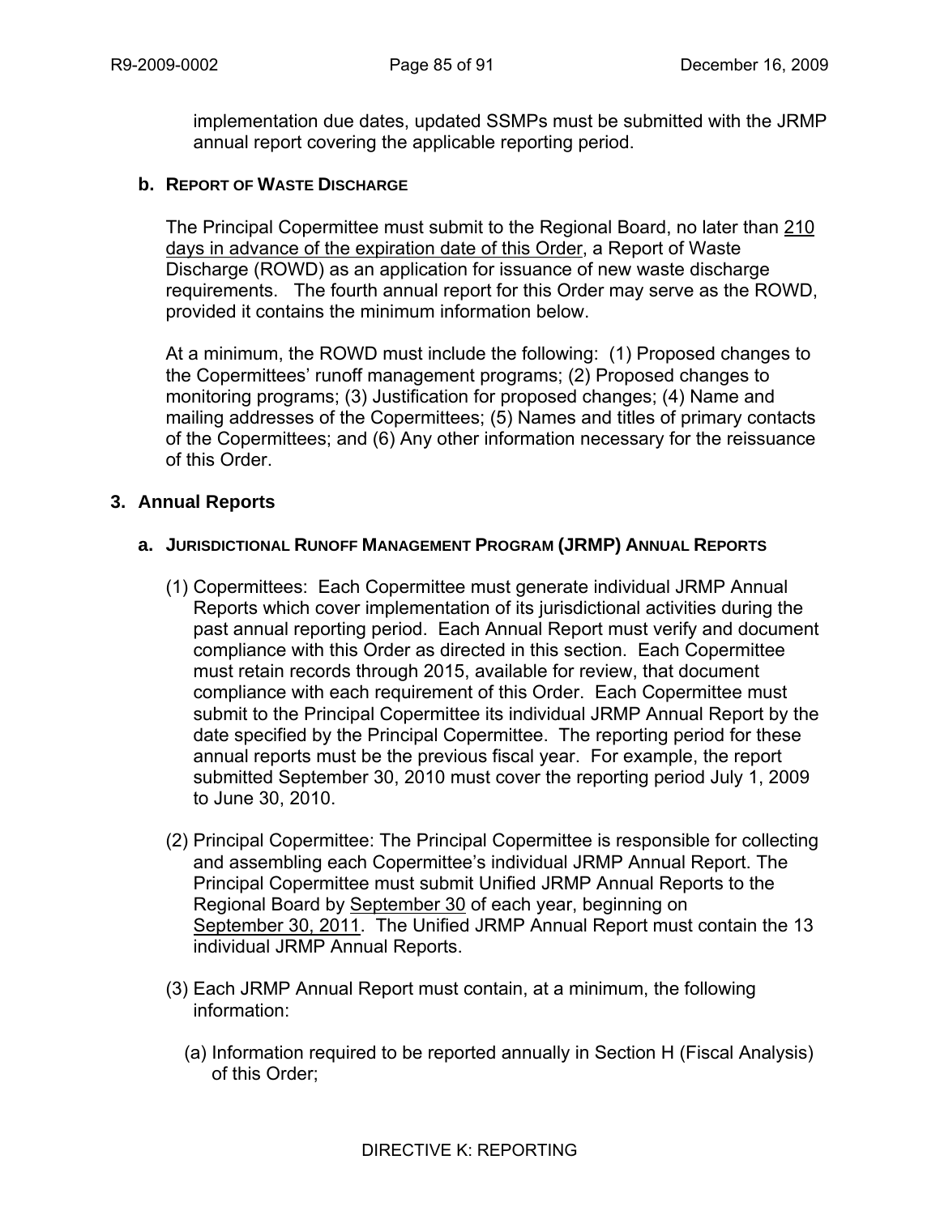implementation due dates, updated SSMPs must be submitted with the JRMP annual report covering the applicable reporting period.

**b. REPORT OF WASTE DISCHARGE**

The Principal Copermittee must submit to the Regional Board, no later than 210 days in advance of the expiration date of this Order, a Report of Waste Discharge (ROWD) as an application for issuance of new waste discharge requirements. The fourth annual report for this Order may serve as the ROWD, provided it contains the minimum information below.

At a minimum, the ROWD must include the following: (1) Proposed changes to the Copermittees' runoff management programs; (2) Proposed changes to monitoring programs; (3) Justification for proposed changes; (4) Name and mailing addresses of the Copermittees; (5) Names and titles of primary contacts of the Copermittees; and (6) Any other information necessary for the reissuance of this Order.

## 3. Annual Reports

**a. JURISDICTIONAL RUNOFF MANAGEMENT PROGRAM (JRMP) ANNUAL REPORTS**

(1) Copermittees: Each Copermittee must generate individual JRMP Annual Reports which cover implementation of its jurisdictional activities during the past annual reporting period. Each Annual Report must verify and document compliance with this Order as directed in this section. Each Copermittee must retain records through 2015, available for review, that document compliance with each requirement of this Order. Each Copermittee must submit to the Principal Copermittee its individual JRMP Annual Report by the date specified by the Principal Copermittee. The reporting period for these annual reports must be the previous fiscal year. For example, the report submitted September 30, 2010 must cover the reporting period July 1, 2009 to June 30, 2010.

(2) Principal Copermittee: The Principal Copermittee is responsible for collecting and assembling each Copermittee's individual JRMP Annual Report. The Principal Copermittee must submit Unified JRMP Annual Reports to the Regional Board by September 30 of each year, beginning on September 30, 2011. The Unified JRMP Annual Report must contain the 13 individual JRMP Annual Reports.

(3) Each JRMP Annual Report must contain, at a minimum, the following information:

(a) Information required to be reported annually in Section H (Fiscal Analysis) of this Order;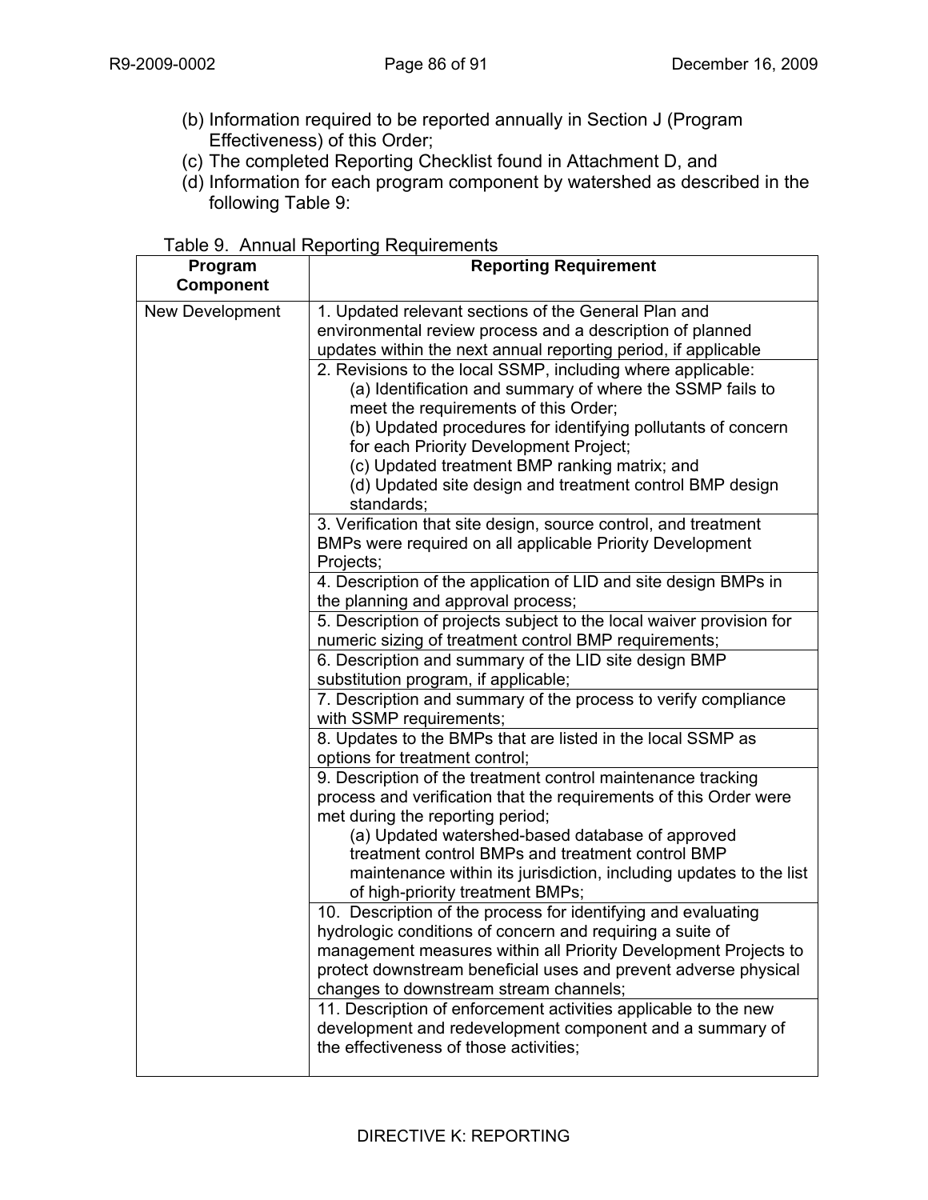(b) Information required to be reported annually in Section J (Program Effectiveness) of this Order;
(c) The completed Reporting Checklist found in Attachment D, and
(d) Information for each program component by watershed as described in the following Table 9:

Table 9. Annual Reporting Requirements

| Program Component | Reporting Requirement |
|---|---|
| New Development | 1. Updated relevant sections of the General Plan and environmental review process and a description of planned updates within the next annual reporting period, if applicable |
| | 2. Revisions to the local SSMP, including where applicable:<br>(a) Identification and summary of where the SSMP fails to meet the requirements of this Order;<br>(b) Updated procedures for identifying pollutants of concern for each Priority Development Project;<br>(c) Updated treatment BMP ranking matrix; and<br>(d) Updated site design and treatment control BMP design standards; |
| | 3. Verification that site design, source control, and treatment BMPs were required on all applicable Priority Development Projects; |
| | 4. Description of the application of LID and site design BMPs in the planning and approval process; |
| | 5. Description of projects subject to the local waiver provision for numeric sizing of treatment control BMP requirements; |
| | 6. Description and summary of the LID site design BMP substitution program, if applicable; |
| | 7. Description and summary of the process to verify compliance with SSMP requirements; |
| | 8. Updates to the BMPs that are listed in the local SSMP as options for treatment control; |
| | 9. Description of the treatment control maintenance tracking process and verification that the requirements of this Order were met during the reporting period;<br>(a) Updated watershed-based database of approved treatment control BMPs and treatment control BMP maintenance within its jurisdiction, including updates to the list of high-priority treatment BMPs; |
| | 10. Description of the process for identifying and evaluating hydrologic conditions of concern and requiring a suite of management measures within all Priority Development Projects to protect downstream beneficial uses and prevent adverse physical changes to downstream stream channels; |
| | 11. Description of enforcement activities applicable to the new development and redevelopment component and a summary of the effectiveness of those activities; |

DIRECTIVE K: REPORTING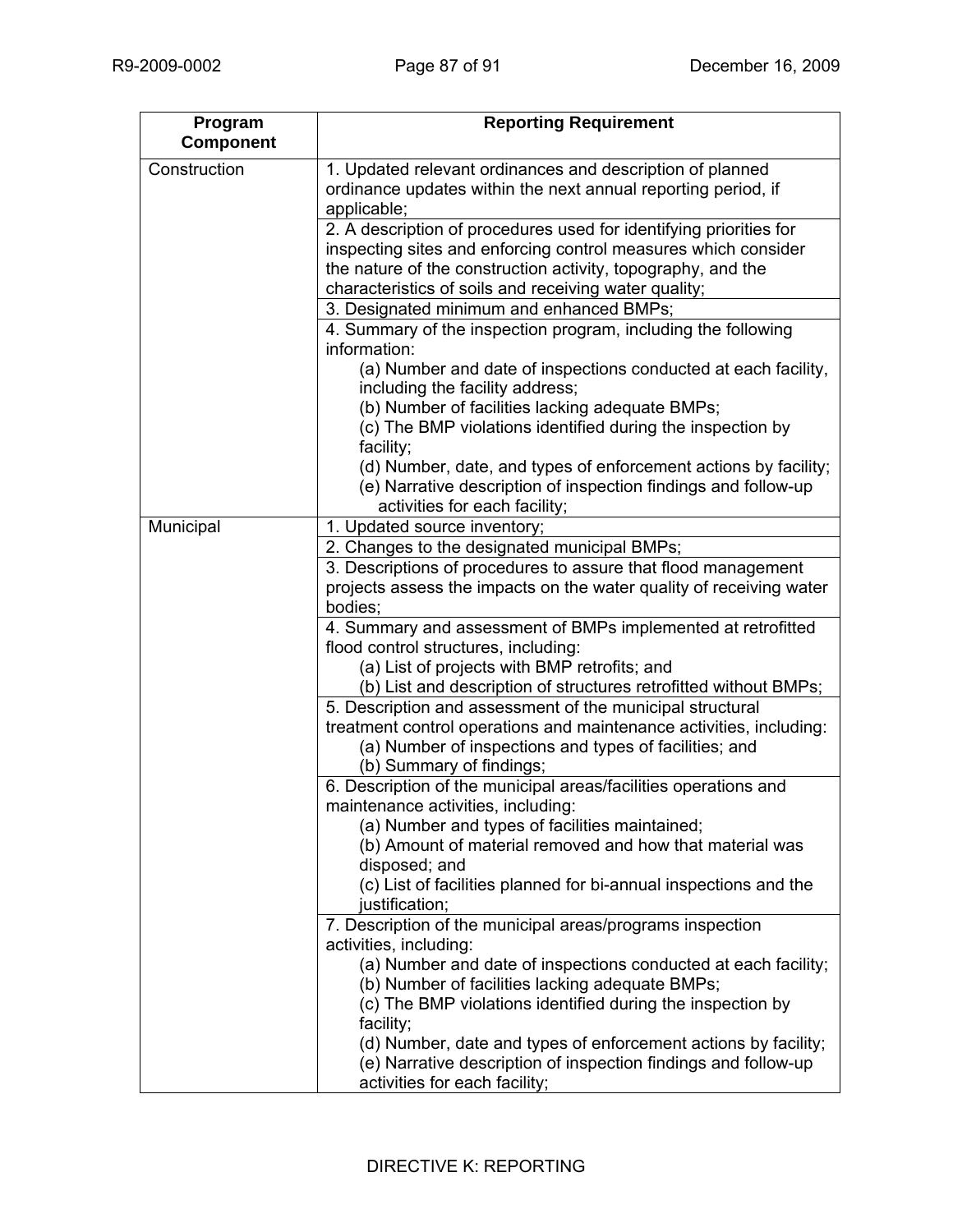| Program Component | Reporting Requirement |
|---|---|
| Construction | 1. Updated relevant ordinances and description of planned ordinance updates within the next annual reporting period, if applicable; |
| | 2. A description of procedures used for identifying priorities for inspecting sites and enforcing control measures which consider the nature of the construction activity, topography, and the characteristics of soils and receiving water quality; |
| | 3. Designated minimum and enhanced BMPs; |
| | 4. Summary of the inspection program, including the following information:<br>(a) Number and date of inspections conducted at each facility, including the facility address;<br>(b) Number of facilities lacking adequate BMPs;<br>(c) The BMP violations identified during the inspection by facility;<br>(d) Number, date, and types of enforcement actions by facility;<br>(e) Narrative description of inspection findings and follow-up activities for each facility; |
| Municipal | 1. Updated source inventory; |
| | 2. Changes to the designated municipal BMPs; |
| | 3. Descriptions of procedures to assure that flood management projects assess the impacts on the water quality of receiving water bodies; |
| | 4. Summary and assessment of BMPs implemented at retrofitted flood control structures, including:<br>(a) List of projects with BMP retrofits; and<br>(b) List and description of structures retrofitted without BMPs; |
| | 5. Description and assessment of the municipal structural treatment control operations and maintenance activities, including:<br>(a) Number of inspections and types of facilities; and<br>(b) Summary of findings; |
| | 6. Description of the municipal areas/facilities operations and maintenance activities, including:<br>(a) Number and types of facilities maintained;<br>(b) Amount of material removed and how that material was disposed; and<br>(c) List of facilities planned for bi-annual inspections and the justification; |
| | 7. Description of the municipal areas/programs inspection activities, including:<br>(a) Number and date of inspections conducted at each facility;<br>(b) Number of facilities lacking adequate BMPs;<br>(c) The BMP violations identified during the inspection by facility;<br>(d) Number, date and types of enforcement actions by facility;<br>(e) Narrative description of inspection findings and follow-up activities for each facility; |

DIRECTIVE K: REPORTING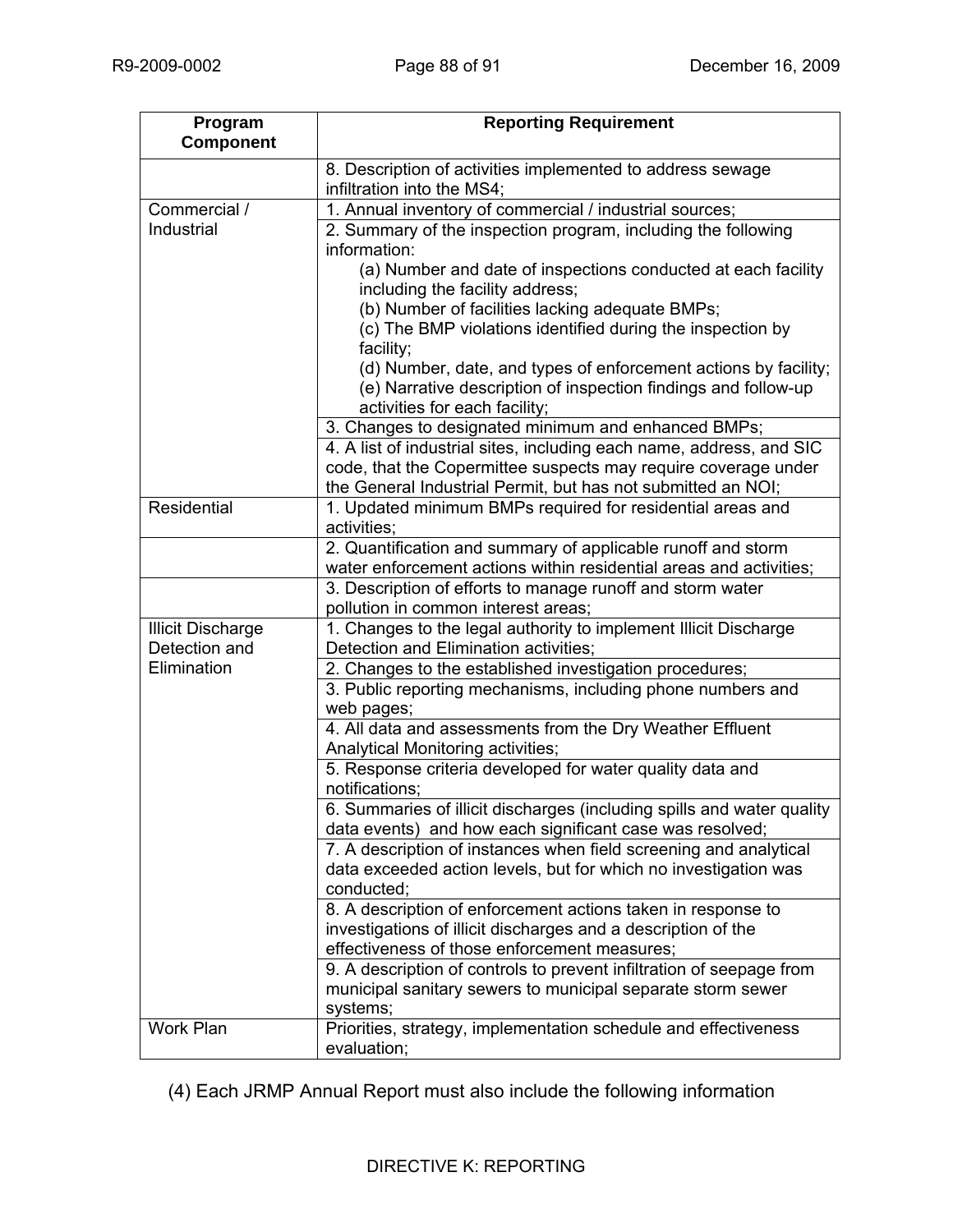| Program Component | Reporting Requirement |
|---|---|
| | 8. Description of activities implemented to address sewage infiltration into the MS4; |
| Commercial / Industrial | 1. Annual inventory of commercial / industrial sources; |
| | 2. Summary of the inspection program, including the following information:<br>(a) Number and date of inspections conducted at each facility including the facility address;<br>(b) Number of facilities lacking adequate BMPs;<br>(c) The BMP violations identified during the inspection by facility;<br>(d) Number, date, and types of enforcement actions by facility;<br>(e) Narrative description of inspection findings and follow-up activities for each facility; |
| | 3. Changes to designated minimum and enhanced BMPs; |
| | 4. A list of industrial sites, including each name, address, and SIC code, that the Copermittee suspects may require coverage under the General Industrial Permit, but has not submitted an NOI; |
| Residential | 1. Updated minimum BMPs required for residential areas and activities; |
| | 2. Quantification and summary of applicable runoff and storm water enforcement actions within residential areas and activities; |
| | 3. Description of efforts to manage runoff and storm water pollution in common interest areas; |
| Illicit Discharge Detection and Elimination | 1. Changes to the legal authority to implement Illicit Discharge Detection and Elimination activities; |
| | 2. Changes to the established investigation procedures; |
| | 3. Public reporting mechanisms, including phone numbers and web pages; |
| | 4. All data and assessments from the Dry Weather Effluent Analytical Monitoring activities; |
| | 5. Response criteria developed for water quality data and notifications; |
| | 6. Summaries of illicit discharges (including spills and water quality data events) and how each significant case was resolved; |
| | 7. A description of instances when field screening and analytical data exceeded action levels, but for which no investigation was conducted; |
| | 8. A description of enforcement actions taken in response to investigations of illicit discharges and a description of the effectiveness of those enforcement measures; |
| | 9. A description of controls to prevent infiltration of seepage from municipal sanitary sewers to municipal separate storm sewer systems; |
| Work Plan | Priorities, strategy, implementation schedule and effectiveness evaluation; |

(4) Each JRMP Annual Report must also include the following information

DIRECTIVE K: REPORTING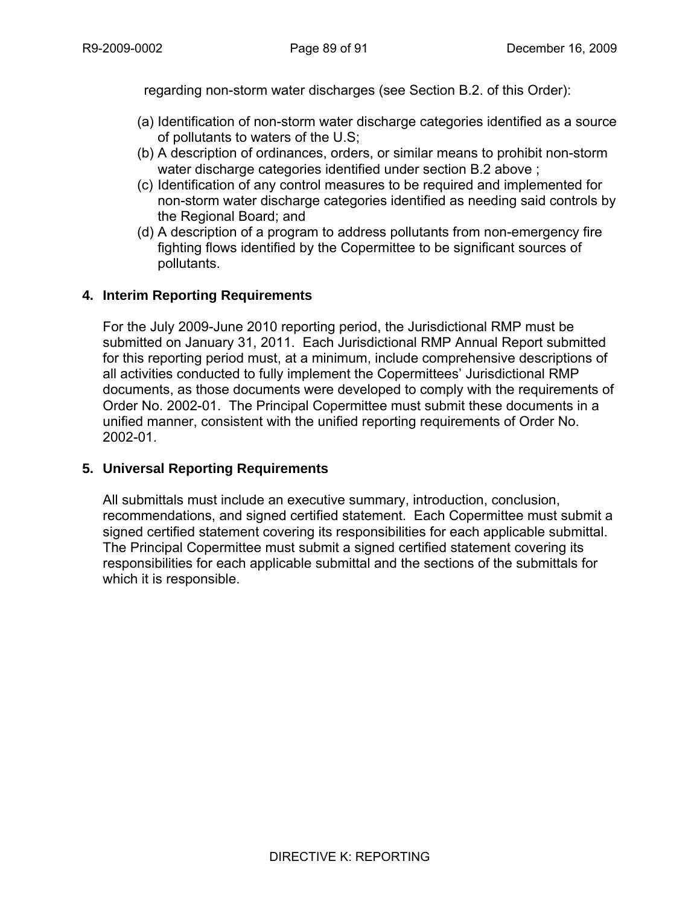regarding non-storm water discharges (see Section B.2. of this Order):

(a) Identification of non-storm water discharge categories identified as a source of pollutants to waters of the U.S;
(b) A description of ordinances, orders, or similar means to prohibit non-storm water discharge categories identified under section B.2 above ;
(c) Identification of any control measures to be required and implemented for non-storm water discharge categories identified as needing said controls by the Regional Board; and
(d) A description of a program to address pollutants from non-emergency fire fighting flows identified by the Copermittee to be significant sources of pollutants.

**4. Interim Reporting Requirements**

For the July 2009-June 2010 reporting period, the Jurisdictional RMP must be submitted on January 31, 2011. Each Jurisdictional RMP Annual Report submitted for this reporting period must, at a minimum, include comprehensive descriptions of all activities conducted to fully implement the Copermittees' Jurisdictional RMP documents, as those documents were developed to comply with the requirements of Order No. 2002-01. The Principal Copermittee must submit these documents in a unified manner, consistent with the unified reporting requirements of Order No. 2002-01.

**5. Universal Reporting Requirements**

All submittals must include an executive summary, introduction, conclusion, recommendations, and signed certified statement. Each Copermittee must submit a signed certified statement covering its responsibilities for each applicable submittal. The Principal Copermittee must submit a signed certified statement covering its responsibilities for each applicable submittal and the sections of the submittals for which it is responsible.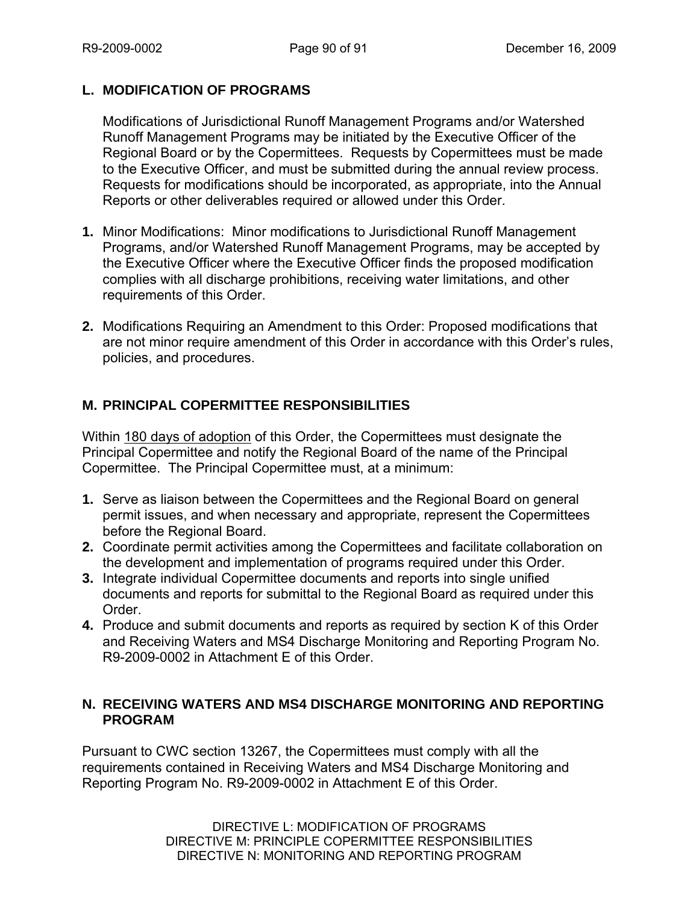## L. MODIFICATION OF PROGRAMS

Modifications of Jurisdictional Runoff Management Programs and/or Watershed Runoff Management Programs may be initiated by the Executive Officer of the Regional Board or by the Copermittees. Requests by Copermittees must be made to the Executive Officer, and must be submitted during the annual review process. Requests for modifications should be incorporated, as appropriate, into the Annual Reports or other deliverables required or allowed under this Order.

**1.** Minor Modifications: Minor modifications to Jurisdictional Runoff Management Programs, and/or Watershed Runoff Management Programs, may be accepted by the Executive Officer where the Executive Officer finds the proposed modification complies with all discharge prohibitions, receiving water limitations, and other requirements of this Order.

**2.** Modifications Requiring an Amendment to this Order: Proposed modifications that are not minor require amendment of this Order in accordance with this Order's rules, policies, and procedures.

## M. PRINCIPAL COPERMITTEE RESPONSIBILITIES

Within 180 days of adoption of this Order, the Copermittees must designate the Principal Copermittee and notify the Regional Board of the name of the Principal Copermittee. The Principal Copermittee must, at a minimum:

**1.** Serve as liaison between the Copermittees and the Regional Board on general permit issues, and when necessary and appropriate, represent the Copermittees before the Regional Board.

**2.** Coordinate permit activities among the Copermittees and facilitate collaboration on the development and implementation of programs required under this Order.

**3.** Integrate individual Copermittee documents and reports into single unified documents and reports for submittal to the Regional Board as required under this Order.

**4.** Produce and submit documents and reports as required by section K of this Order and Receiving Waters and MS4 Discharge Monitoring and Reporting Program No. R9-2009-0002 in Attachment E of this Order.

## N. RECEIVING WATERS AND MS4 DISCHARGE MONITORING AND REPORTING PROGRAM

Pursuant to CWC section 13267, the Copermittees must comply with all the requirements contained in Receiving Waters and MS4 Discharge Monitoring and Reporting Program No. R9-2009-0002 in Attachment E of this Order.

DIRECTIVE L: MODIFICATION OF PROGRAMS
DIRECTIVE M: PRINCIPLE COPERMITTEE RESPONSIBILITIES
DIRECTIVE N: MONITORING AND REPORTING PROGRAM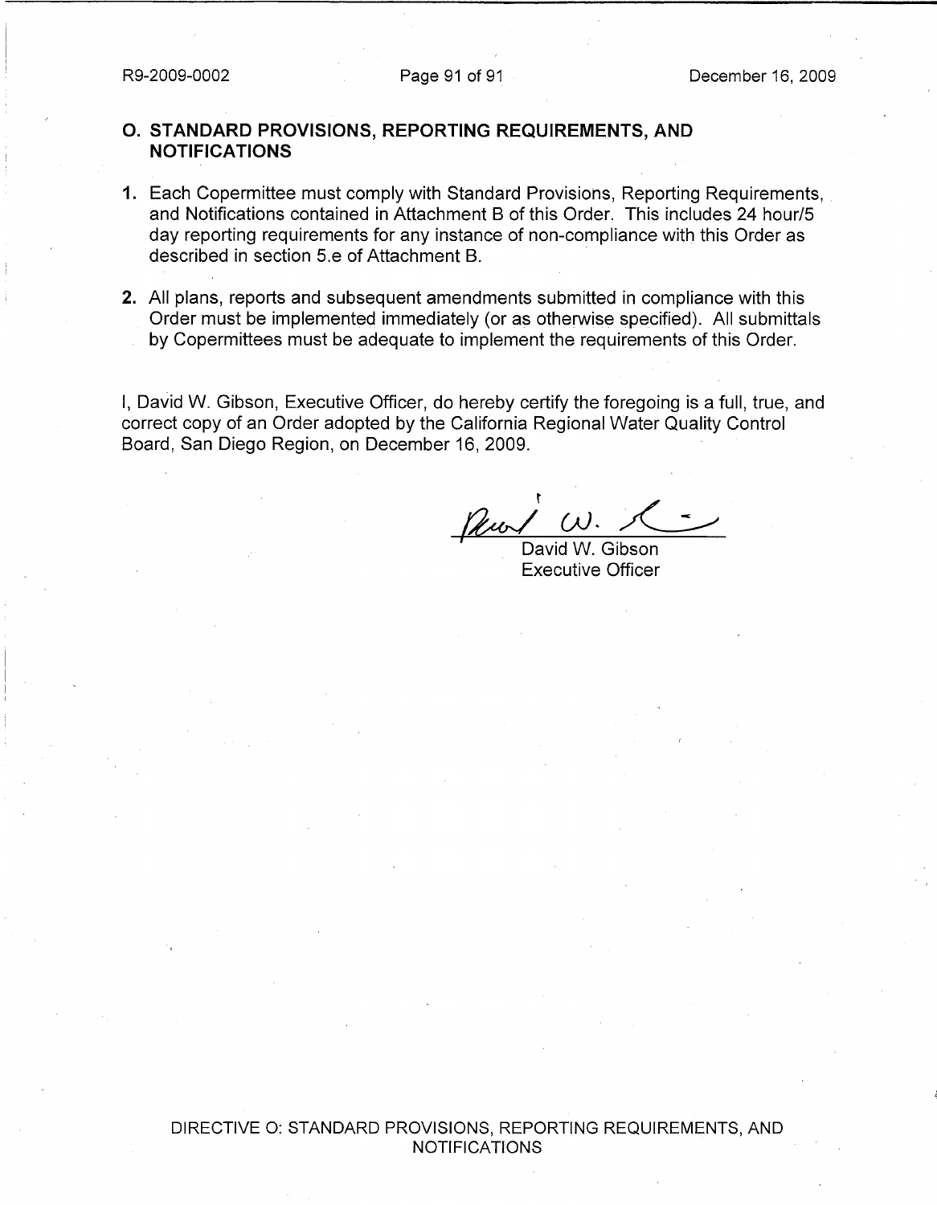## O. STANDARD PROVISIONS, REPORTING REQUIREMENTS, AND NOTIFICATIONS

1. Each Copermittee must comply with Standard Provisions, Reporting Requirements, and Notifications contained in Attachment B of this Order. This includes 24 hour/5 day reporting requirements for any instance of non-compliance with this Order as described in section 5.e of Attachment B.

2. All plans, reports and subsequent amendments submitted in compliance with this Order must be implemented immediately (or as otherwise specified). All submittals by Copermittees must be adequate to implement the requirements of this Order.

I, David W. Gibson, Executive Officer, do hereby certify the foregoing is a full, true, and correct copy of an Order adopted by the California Regional Water Quality Control Board, San Diego Region, on December 16, 2009.

David W. Gibson
Executive Officer